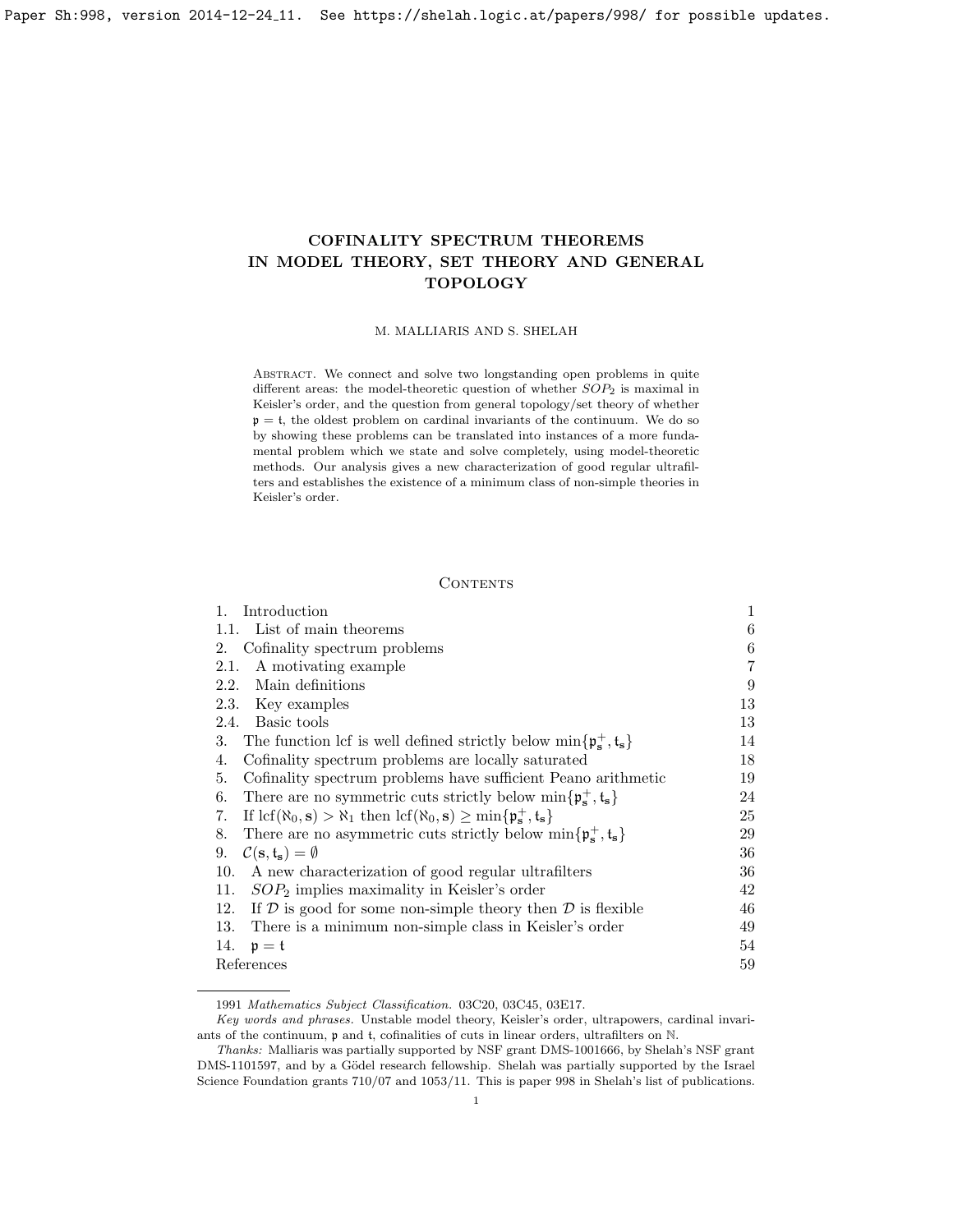# COFINALITY SPECTRUM THEOREMS IN MODEL THEORY, SET THEORY AND GENERAL TOPOLOGY

M. MALLIARIS AND S. SHELAH

Abstract. We connect and solve two longstanding open problems in quite different areas: the model-theoretic question of whether $SOP_2$ is maximal in Keisler's order, and the question from general topology/set theory of whether $\mathfrak{p} = \mathfrak{t}$, the oldest problem on cardinal invariants of the continuum. We do so by showing these problems can be translated into instances of a more fundamental problem which we state and solve completely, using model-theoretic methods. Our analysis gives a new characterization of good regular ultrafilters and establishes the existence of a minimum class of non-simple theories in Keisler's order.

## Contents

| | |
|---|---|
| 1. Introduction | 1 |
| 1.1. List of main theorems | 6 |
| 2. Cofinality spectrum problems | 6 |
| 2.1. A motivating example | 7 |
| 2.2. Main definitions | 9 |
| 2.3. Key examples | 13 |
| 2.4. Basic tools | 13 |
| 3. The function lcf is well defined strictly below $\min\{\mathfrak{p}^+_{\mathbf{s}}, \mathfrak{t}_{\mathbf{s}}\}$ | 14 |
| 4. Cofinality spectrum problems are locally saturated | 18 |
| 5. Cofinality spectrum problems have sufficient Peano arithmetic | 19 |
| 6. There are no symmetric cuts strictly below $\min\{\mathfrak{p}_{\mathbf{s}}, \mathfrak{t}_{\mathbf{s}}\}$ | 24 |
| 7. If $\operatorname{lcf}(\aleph_0, \mathbf{s}) > \aleph_1$ then $\operatorname{lcf}(\aleph_0, \mathbf{s}) \geq \min\{\mathfrak{p}^+_{\mathbf{s}}, \mathfrak{t}_{\mathbf{s}}\}$ | 25 |
| 8. There are no asymmetric cuts strictly below $\min\{\mathfrak{p}^+_{\mathbf{s}}, \mathfrak{t}_{\mathbf{s}}\}$ | 29 |
| 9. $\mathcal{C}(\mathbf{s}, \mathfrak{t}_{\mathbf{s}}) = \emptyset$ | 36 |
| 10. A new characterization of good regular ultrafilters | 36 |
| 11. $SOP_2$ implies maximality in Keisler's order | 42 |
| 12. If $\mathcal{D}$ is good for some non-simple theory then $\mathcal{D}$ is flexible | 46 |
| 13. There is a minimum non-simple class in Keisler's order | 49 |
| 14. $\mathfrak{p} = \mathfrak{t}$ | 54 |
| References | 59 |

---

1991 *Mathematics Subject Classification.* 03C20, 03C45, 03E17.

*Key words and phrases.* Unstable model theory, Keisler's order, ultrapowers, cardinal invariants of the continuum, $\mathfrak{p}$ and $\mathfrak{t}$, cofinalities of cuts in linear orders, ultrafilters on $\mathbb{N}$.

*Thanks:* Malliaris was partially supported by NSF grant DMS-1001666, by Shelah's NSF grant DMS-1101597, and by a Gödel research fellowship. Shelah was partially supported by the Israel Science Foundation grants 710/07 and 1053/11. This is paper 998 in Shelah's list of publications.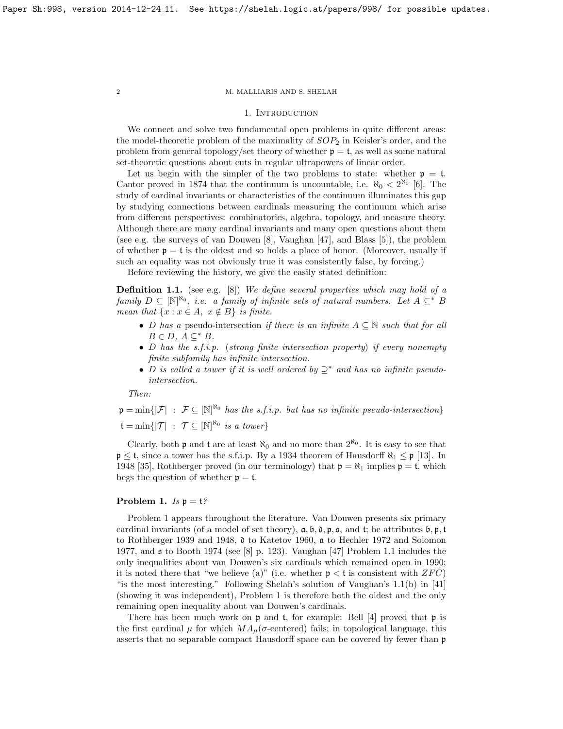## 1. Introduction

We connect and solve two fundamental open problems in quite different areas: the model-theoretic problem of the maximality of $SOP_2$ in Keisler's order, and the problem from general topology/set theory of whether $\mathfrak{p} = \mathfrak{t}$, as well as some natural set-theoretic questions about cuts in regular ultrapowers of linear order.

Let us begin with the simpler of the two problems to state: whether $\mathfrak{p} = \mathfrak{t}$. Cantor proved in 1874 that the continuum is uncountable, i.e. $\aleph_0 < 2^{\aleph_0}$ [6]. The study of cardinal invariants or characteristics of the continuum illuminates this gap by studying connections between cardinals measuring the continuum which arise from different perspectives: combinatorics, algebra, topology, and measure theory. Although there are many cardinal invariants and many open questions about them (see e.g. the surveys of van Douwen [8], Vaughan [47], and Blass [5]), the problem of whether $\mathfrak{p} = \mathfrak{t}$ is the oldest and so holds a place of honor. (Moreover, usually if such an equality was not obviously true it was consistently false, by forcing.)

Before reviewing the history, we give the easily stated definition:

**Definition 1.1.** (see e.g. [8]) *We define several properties which may hold of a family $D \subseteq [\mathbb{N}]^{\aleph_0}$, i.e. a family of infinite sets of natural numbers. Let $A \subseteq^* B$ mean that $\{x : x \in A,\ x \notin B\}$ is finite.*

- *$D$ has a* pseudo-intersection *if there is an infinite $A \subseteq \mathbb{N}$ such that for all $B \in D$, $A \subseteq^* B$.*
- *$D$ has the* s.f.i.p. *(strong finite intersection property) if every nonempty finite subfamily has infinite intersection.*
- *$D$ is called a* tower *if it is well ordered by $\supseteq^*$ and has no infinite pseudo-intersection.*

*Then:*

$$\mathfrak{p} = \min\{|\mathcal{F}| \ : \ \mathcal{F} \subseteq [\mathbb{N}]^{\aleph_0} \text{ has the s.f.i.p. but has no infinite pseudo-intersection}\}$$
$$\mathfrak{t} = \min\{|\mathcal{T}| \ : \ \mathcal{T} \subseteq [\mathbb{N}]^{\aleph_0} \text{ is a tower}\}$$

Clearly, both $\mathfrak{p}$ and $\mathfrak{t}$ are at least $\aleph_0$ and no more than $2^{\aleph_0}$. It is easy to see that $\mathfrak{p} \leq \mathfrak{t}$, since a tower has the s.f.i.p. By a 1934 theorem of Hausdorff $\aleph_1 \leq \mathfrak{p}$ [13]. In 1948 [35], Rothberger proved (in our terminology) that $\mathfrak{p} = \aleph_1$ implies $\mathfrak{p} = \mathfrak{t}$, which begs the question of whether $\mathfrak{p} = \mathfrak{t}$.

**Problem 1.** *Is $\mathfrak{p} = \mathfrak{t}$?*

Problem 1 appears throughout the literature. Van Douwen presents six primary cardinal invariants (of a model of set theory), $\mathfrak{a}, \mathfrak{b}, \mathfrak{d}, \mathfrak{p}, \mathfrak{s}$, and $\mathfrak{t}$; he attributes $\mathfrak{b}, \mathfrak{p}, \mathfrak{t}$ to Rothberger 1939 and 1948, $\mathfrak{d}$ to Katetov 1960, $\mathfrak{a}$ to Hechler 1972 and Solomon 1977, and $\mathfrak{s}$ to Booth 1974 (see [8] p. 123). Vaughan [47] Problem 1.1 includes the only inequalities about van Douwen's six cardinals which remained open in 1990; it is noted there that "we believe (a)" (i.e. whether $\mathfrak{p} < \mathfrak{t}$ is consistent with $ZFC$) "is the most interesting." Following Shelah's solution of Vaughan's 1.1(b) in [41] (showing it was independent), Problem 1 is therefore both the oldest and the only remaining open inequality about van Douwen's cardinals.

There has been much work on $\mathfrak{p}$ and $\mathfrak{t}$, for example: Bell [4] proved that $\mathfrak{p}$ is the first cardinal $\mu$ for which $MA_\mu$($\sigma$-centered) fails; in topological language, this asserts that no separable compact Hausdorff space can be covered by fewer than $\mathfrak{p}$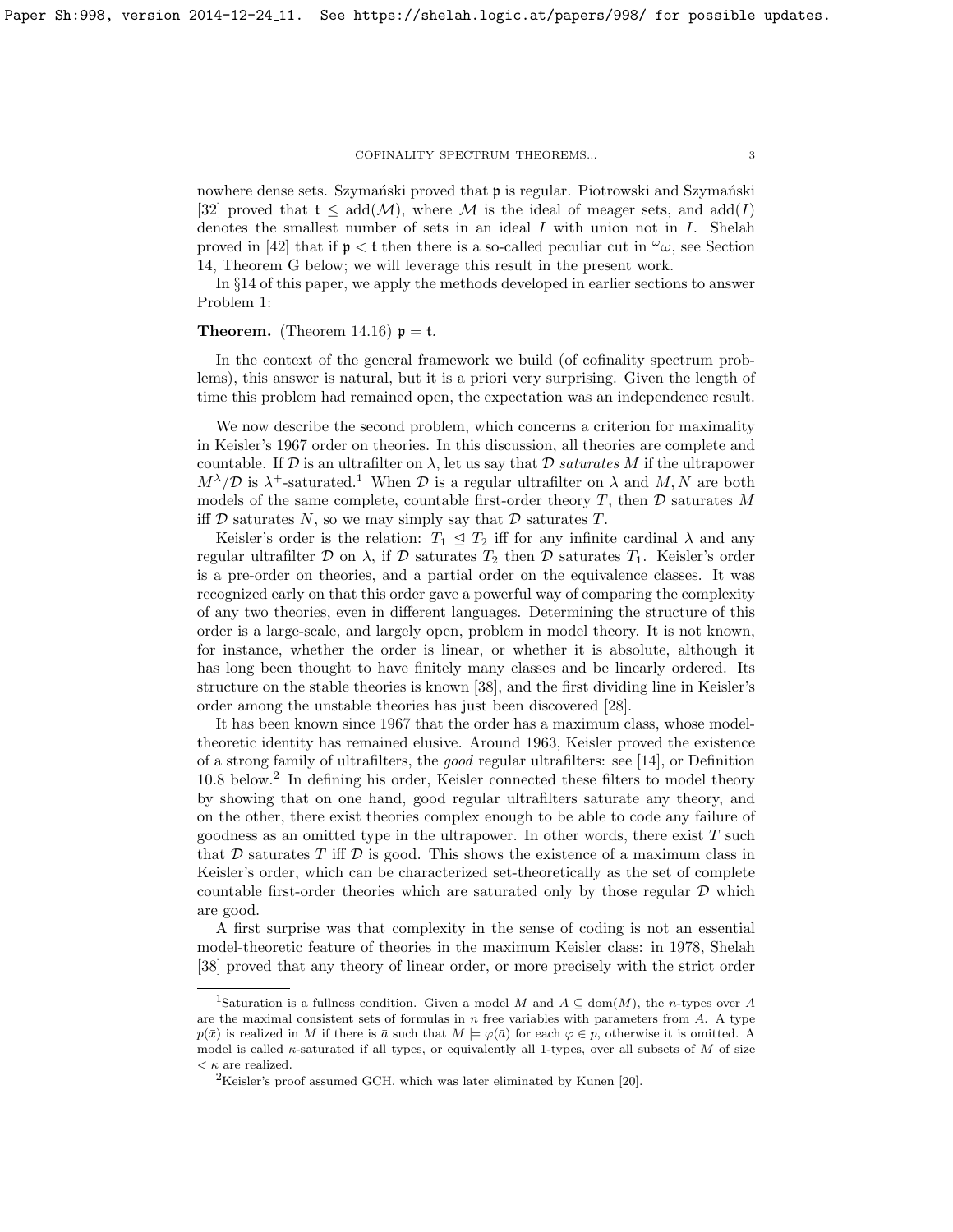nowhere dense sets. Szymański proved that $\mathfrak{p}$ is regular. Piotrowski and Szymański [32] proved that $\mathfrak{t} \leq \operatorname{add}(\mathcal{M})$, where $\mathcal{M}$ is the ideal of meager sets, and $\operatorname{add}(I)$ denotes the smallest number of sets in an ideal $I$ with union not in $I$. Shelah proved in [42] that if $\mathfrak{p} < \mathfrak{t}$ then there is a so-called peculiar cut in ${}^{\omega}\omega$, see Section 14, Theorem G below; we will leverage this result in the present work.

In §14 of this paper, we apply the methods developed in earlier sections to answer Problem 1:

**Theorem.** (Theorem 14.16) $\mathfrak{p} = \mathfrak{t}$.

In the context of the general framework we build (of cofinality spectrum problems), this answer is natural, but it is a priori very surprising. Given the length of time this problem had remained open, the expectation was an independence result.

We now describe the second problem, which concerns a criterion for maximality in Keisler's 1967 order on theories. In this discussion, all theories are complete and countable. If $\mathcal{D}$ is an ultrafilter on $\lambda$, let us say that $\mathcal{D}$ *saturates* $M$ if the ultrapower $M^\lambda/\mathcal{D}$ is $\lambda^+$-saturated.[1] When $\mathcal{D}$ is a regular ultrafilter on $\lambda$ and $M, N$ are both models of the same complete, countable first-order theory $T$, then $\mathcal{D}$ saturates $M$ iff $\mathcal{D}$ saturates $N$, so we may simply say that $\mathcal{D}$ saturates $T$.

Keisler's order is the relation: $T_1 \trianglelefteq T_2$ iff for any infinite cardinal $\lambda$ and any regular ultrafilter $\mathcal{D}$ on $\lambda$, if $\mathcal{D}$ saturates $T_2$ then $\mathcal{D}$ saturates $T_1$. Keisler's order is a pre-order on theories, and a partial order on the equivalence classes. It was recognized early on that this order gave a powerful way of comparing the complexity of any two theories, even in different languages. Determining the structure of this order is a large-scale, and largely open, problem in model theory. It is not known, for instance, whether the order is linear, or whether it is absolute, although it has long been thought to have finitely many classes and be linearly ordered. Its structure on the stable theories is known [38], and the first dividing line in Keisler's order among the unstable theories has just been discovered [28].

It has been known since 1967 that the order has a maximum class, whose model-theoretic identity has remained elusive. Around 1963, Keisler proved the existence of a strong family of ultrafilters, the *good* regular ultrafilters: see [14], or Definition 10.8 below.[2] In defining his order, Keisler connected these filters to model theory by showing that on one hand, good regular ultrafilters saturate any theory, and on the other, there exist theories complex enough to be able to code any failure of goodness as an omitted type in the ultrapower. In other words, there exist $T$ such that $\mathcal{D}$ saturates $T$ iff $\mathcal{D}$ is good. This shows the existence of a maximum class in Keisler's order, which can be characterized set-theoretically as the set of complete countable first-order theories which are saturated only by those regular $\mathcal{D}$ which are good.

A first surprise was that complexity in the sense of coding is not an essential model-theoretic feature of theories in the maximum Keisler class: in 1978, Shelah [38] proved that any theory of linear order, or more precisely with the strict order

[1] Saturation is a fullness condition. Given a model $M$ and $A \subseteq \operatorname{dom}(M)$, the $n$-types over $A$ are the maximal consistent sets of formulas in $n$ free variables with parameters from $A$. A type $p(\bar{x})$ is realized in $M$ if there is $\bar{a}$ such that $M \models \varphi(\bar{a})$ for each $\varphi \in p$, otherwise it is omitted. A model is called $\kappa$-saturated if all types, or equivalently all 1-types, over all subsets of $M$ of size $< \kappa$ are realized.

[2] Keisler's proof assumed GCH, which was later eliminated by Kunen [20].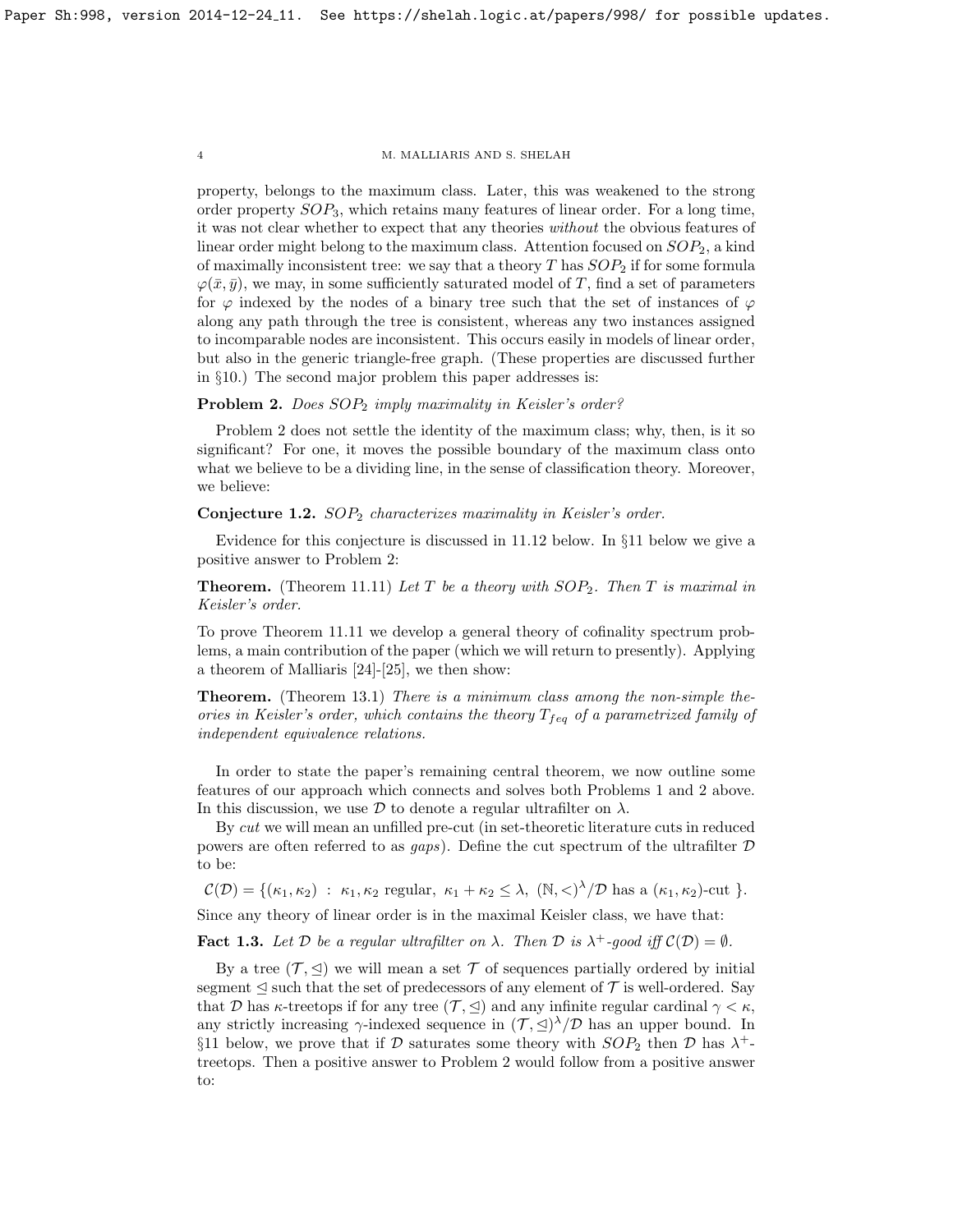property, belongs to the maximum class. Later, this was weakened to the strong order property $SOP_3$, which retains many features of linear order. For a long time, it was not clear whether to expect that any theories *without* the obvious features of linear order might belong to the maximum class. Attention focused on $SOP_2$, a kind of maximally inconsistent tree: we say that a theory $T$ has $SOP_2$ if for some formula $\varphi(\bar{x}, \bar{y})$, we may, in some sufficiently saturated model of $T$, find a set of parameters for $\varphi$ indexed by the nodes of a binary tree such that the set of instances of $\varphi$ along any path through the tree is consistent, whereas any two instances assigned to incomparable nodes are inconsistent. This occurs easily in models of linear order, but also in the generic triangle-free graph. (These properties are discussed further in §10.) The second major problem this paper addresses is:

**Problem 2.** *Does $SOP_2$ imply maximality in Keisler's order?*

Problem 2 does not settle the identity of the maximum class; why, then, is it so significant? For one, it moves the possible boundary of the maximum class onto what we believe to be a dividing line, in the sense of classification theory. Moreover, we believe:

**Conjecture 1.2.** *$SOP_2$ characterizes maximality in Keisler's order.*

Evidence for this conjecture is discussed in 11.12 below. In §11 below we give a positive answer to Problem 2:

**Theorem.** (Theorem 11.11) *Let $T$ be a theory with $SOP_2$. Then $T$ is maximal in Keisler's order.*

To prove Theorem 11.11 we develop a general theory of cofinality spectrum problems, a main contribution of the paper (which we will return to presently). Applying a theorem of Malliaris [24]-[25], we then show:

**Theorem.** (Theorem 13.1) *There is a minimum class among the non-simple theories in Keisler's order, which contains the theory $T_{feq}$ of a parametrized family of independent equivalence relations.*

In order to state the paper's remaining central theorem, we now outline some features of our approach which connects and solves both Problems 1 and 2 above. In this discussion, we use $\mathcal{D}$ to denote a regular ultrafilter on $\lambda$.

By *cut* we will mean an unfilled pre-cut (in set-theoretic literature cuts in reduced powers are often referred to as *gaps*). Define the cut spectrum of the ultrafilter $\mathcal{D}$ to be:

$$\mathcal{C}(\mathcal{D}) = \{(\kappa_1, \kappa_2) \ : \ \kappa_1, \kappa_2 \text{ regular}, \ \kappa_1 + \kappa_2 \leq \lambda, \ (\mathbb{N}, <)^\lambda/\mathcal{D} \text{ has a } (\kappa_1, \kappa_2)\text{-cut } \}.$$

Since any theory of linear order is in the maximal Keisler class, we have that:

**Fact 1.3.** *Let $\mathcal{D}$ be a regular ultrafilter on $\lambda$. Then $\mathcal{D}$ is $\lambda^+$-good iff $\mathcal{C}(\mathcal{D}) = \emptyset$.*

By a tree $(\mathcal{T}, \trianglelefteq)$ we will mean a set $\mathcal{T}$ of sequences partially ordered by initial segment $\trianglelefteq$ such that the set of predecessors of any element of $\mathcal{T}$ is well-ordered. Say that $\mathcal{D}$ has $\kappa$-treetops if for any tree $(\mathcal{T}, \trianglelefteq)$ and any infinite regular cardinal $\gamma < \kappa$, any strictly increasing $\gamma$-indexed sequence in $(\mathcal{T}, \trianglelefteq)^\lambda/\mathcal{D}$ has an upper bound. In §11 below, we prove that if $\mathcal{D}$ saturates some theory with $SOP_2$ then $\mathcal{D}$ has $\lambda^+$-treetops. Then a positive answer to Problem 2 would follow from a positive answer to: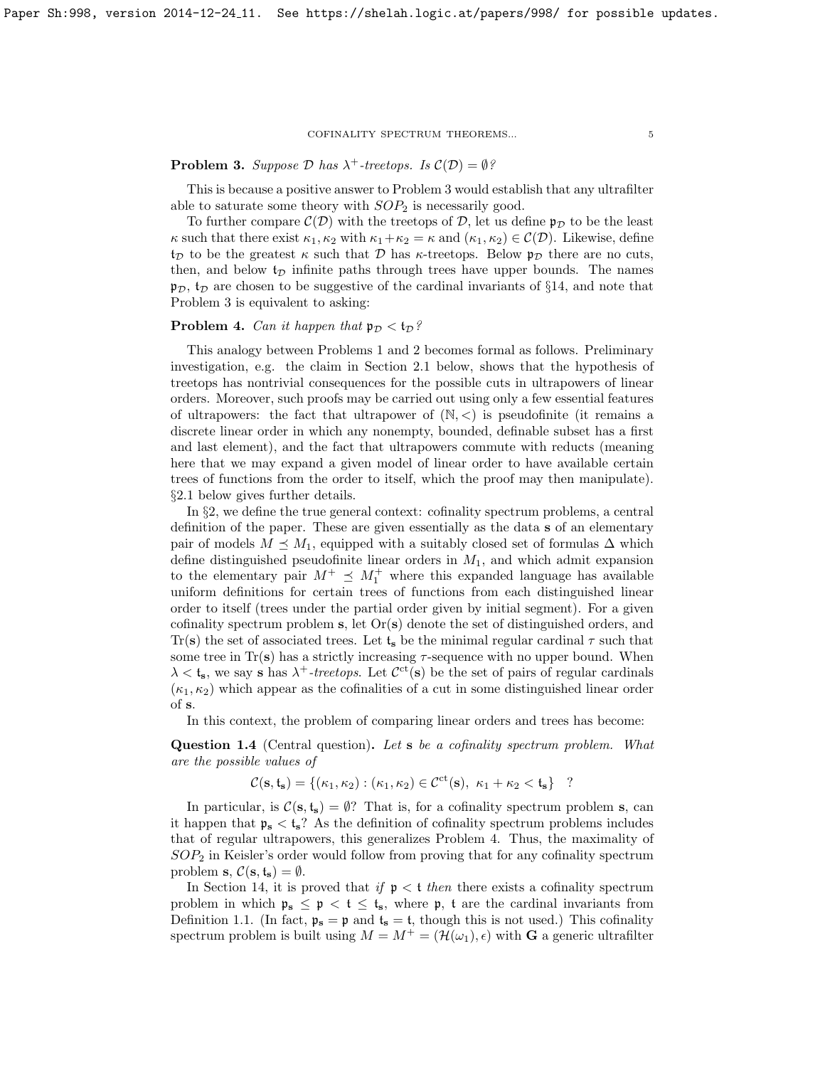**Problem 3.** *Suppose $\mathcal{D}$ has $\lambda^+$-treetops. Is $\mathcal{C}(\mathcal{D}) = \emptyset$?*

This is because a positive answer to Problem 3 would establish that any ultrafilter able to saturate some theory with $SOP_2$ is necessarily good.

To further compare $\mathcal{C}(\mathcal{D})$ with the treetops of $\mathcal{D}$, let us define $\mathfrak{p}_{\mathcal{D}}$ to be the least $\kappa$ such that there exist $\kappa_1, \kappa_2$ with $\kappa_1 + \kappa_2 = \kappa$ and $(\kappa_1, \kappa_2) \in \mathcal{C}(\mathcal{D})$. Likewise, define $\mathfrak{t}_{\mathcal{D}}$ to be the greatest $\kappa$ such that $\mathcal{D}$ has $\kappa$-treetops. Below $\mathfrak{p}_{\mathcal{D}}$ there are no cuts, then, and below $\mathfrak{t}_{\mathcal{D}}$ infinite paths through trees have upper bounds. The names $\mathfrak{p}_{\mathcal{D}}$, $\mathfrak{t}_{\mathcal{D}}$ are chosen to be suggestive of the cardinal invariants of §14, and note that Problem 3 is equivalent to asking:

**Problem 4.** *Can it happen that $\mathfrak{p}_{\mathcal{D}} < \mathfrak{t}_{\mathcal{D}}$?*

This analogy between Problems 1 and 2 becomes formal as follows. Preliminary investigation, e.g. the claim in Section 2.1 below, shows that the hypothesis of treetops has nontrivial consequences for the possible cuts in ultrapowers of linear orders. Moreover, such proofs may be carried out using only a few essential features of ultrapowers: the fact that ultrapower of $(\mathbb{N}, <)$ is pseudofinite (it remains a discrete linear order in which any nonempty, bounded, definable subset has a first and last element), and the fact that ultrapowers commute with reducts (meaning here that we may expand a given model of linear order to have available certain trees of functions from the order to itself, which the proof may then manipulate). §2.1 below gives further details.

In §2, we define the true general context: cofinality spectrum problems, a central definition of the paper. These are given essentially as the data $\mathbf{s}$ of an elementary pair of models $M \preceq M_1$, equipped with a suitably closed set of formulas $\Delta$ which define distinguished pseudofinite linear orders in $M_1$, and which admit expansion to the elementary pair $M^+ \preceq M_1^+$ where this expanded language has available uniform definitions for certain trees of functions from each distinguished linear order to itself (trees under the partial order given by initial segment). For a given cofinality spectrum problem $\mathbf{s}$, let $\mathrm{Or}(\mathbf{s})$ denote the set of distinguished orders, and $\mathrm{Tr}(\mathbf{s})$ the set of associated trees. Let $\mathfrak{t}_{\mathbf{s}}$ be the minimal regular cardinal $\tau$ such that some tree in $\mathrm{Tr}(\mathbf{s})$ has a strictly increasing $\tau$-sequence with no upper bound. When $\lambda < \mathfrak{t}_{\mathbf{s}}$, we say $\mathbf{s}$ has *$\lambda^+$-treetops*. Let $\mathcal{C}^{\mathrm{ct}}(\mathbf{s})$ be the set of pairs of regular cardinals $(\kappa_1, \kappa_2)$ which appear as the cofinalities of a cut in some distinguished linear order of $\mathbf{s}$.

In this context, the problem of comparing linear orders and trees has become:

**Question 1.4** (Central question)**.** *Let $\mathbf{s}$ be a cofinality spectrum problem. What are the possible values of*

$$\mathcal{C}(\mathbf{s}, \mathfrak{t}_{\mathbf{s}}) = \{(\kappa_1, \kappa_2) : (\kappa_1, \kappa_2) \in \mathcal{C}^{\mathrm{ct}}(\mathbf{s}),\ \kappa_1 + \kappa_2 < \mathfrak{t}_{\mathbf{s}}\} \quad ?$$

In particular, is $\mathcal{C}(\mathbf{s}, \mathfrak{t}_{\mathbf{s}}) = \emptyset$? That is, for a cofinality spectrum problem $\mathbf{s}$, can it happen that $\mathfrak{p}_{\mathbf{s}} < \mathfrak{t}_{\mathbf{s}}$? As the definition of cofinality spectrum problems includes that of regular ultrapowers, this generalizes Problem 4. Thus, the maximality of $SOP_2$ in Keisler's order would follow from proving that for any cofinality spectrum problem $\mathbf{s}$, $\mathcal{C}(\mathbf{s}, \mathfrak{t}_{\mathbf{s}}) = \emptyset$.

In Section 14, it is proved that *if* $\mathfrak{p} < \mathfrak{t}$ *then* there exists a cofinality spectrum problem in which $\mathfrak{p}_{\mathbf{s}} \leq \mathfrak{p} < \mathfrak{t} \leq \mathfrak{t}_{\mathbf{s}}$, where $\mathfrak{p}$, $\mathfrak{t}$ are the cardinal invariants from Definition 1.1. (In fact, $\mathfrak{p}_{\mathbf{s}} = \mathfrak{p}$ and $\mathfrak{t}_{\mathbf{s}} = \mathfrak{t}$, though this is not used.) This cofinality spectrum problem is built using $M = M^+ = (\mathcal{H}(\omega_1), \epsilon)$ with $\mathbf{G}$ a generic ultrafilter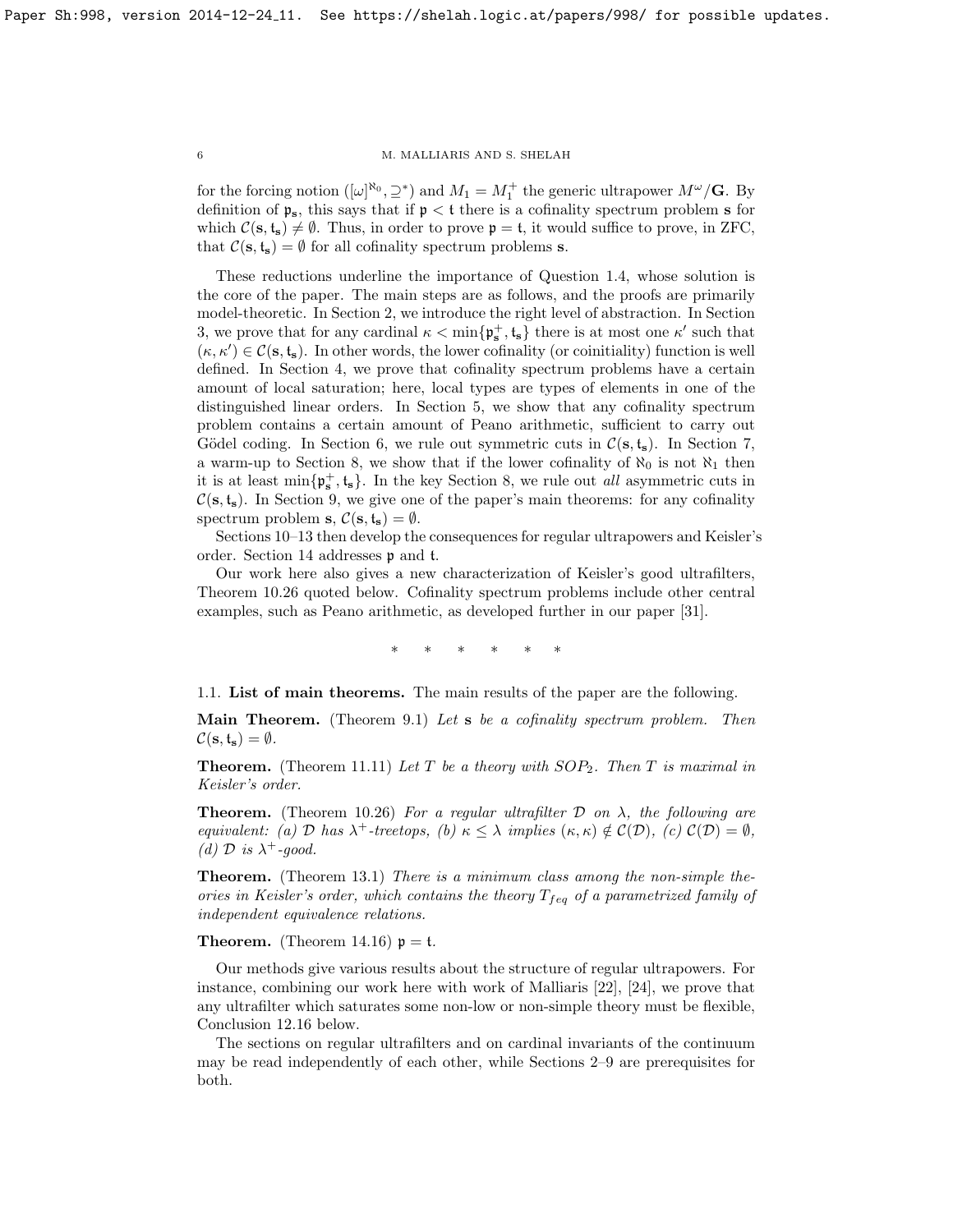for the forcing notion $([\omega]^{\aleph_0}, \supseteq^*)$ and $M_1 = M_1^+$ the generic ultrapower $M^\omega/\mathbf{G}$. By definition of $\mathfrak{p}_{\mathbf{s}}$, this says that if $\mathfrak{p} < \mathfrak{t}$ there is a cofinality spectrum problem $\mathbf{s}$ for which $\mathcal{C}(\mathbf{s}, \mathfrak{t}_{\mathbf{s}}) \neq \emptyset$. Thus, in order to prove $\mathfrak{p} = \mathfrak{t}$, it would suffice to prove, in ZFC, that $\mathcal{C}(\mathbf{s}, \mathfrak{t}_{\mathbf{s}}) = \emptyset$ for all cofinality spectrum problems $\mathbf{s}$.

These reductions underline the importance of Question 1.4, whose solution is the core of the paper. The main steps are as follows, and the proofs are primarily model-theoretic. In Section 2, we introduce the right level of abstraction. In Section 3, we prove that for any cardinal $\kappa < \min\{\mathfrak{p}_{\mathbf{s}}^+, \mathfrak{t}_{\mathbf{s}}\}$ there is at most one $\kappa'$ such that $(\kappa, \kappa') \in \mathcal{C}(\mathbf{s}, \mathfrak{t}_{\mathbf{s}})$. In other words, the lower cofinality (or coinitiality) function is well defined. In Section 4, we prove that cofinality spectrum problems have a certain amount of local saturation; here, local types are types of elements in one of the distinguished linear orders. In Section 5, we show that any cofinality spectrum problem contains a certain amount of Peano arithmetic, sufficient to carry out Gödel coding. In Section 6, we rule out symmetric cuts in $\mathcal{C}(\mathbf{s}, \mathfrak{t}_{\mathbf{s}})$. In Section 7, a warm-up to Section 8, we show that if the lower cofinality of $\aleph_0$ is not $\aleph_1$ then it is at least $\min\{\mathfrak{p}_{\mathbf{s}}^+, \mathfrak{t}_{\mathbf{s}}\}$. In the key Section 8, we rule out *all* asymmetric cuts in $\mathcal{C}(\mathbf{s}, \mathfrak{t}_{\mathbf{s}})$. In Section 9, we give one of the paper's main theorems: for any cofinality spectrum problem $\mathbf{s}$, $\mathcal{C}(\mathbf{s}, \mathfrak{t}_{\mathbf{s}}) = \emptyset$.

Sections 10–13 then develop the consequences for regular ultrapowers and Keisler's order. Section 14 addresses $\mathfrak{p}$ and $\mathfrak{t}$.

Our work here also gives a new characterization of Keisler's good ultrafilters, Theorem 10.26 quoted below. Cofinality spectrum problems include other central examples, such as Peano arithmetic, as developed further in our paper [31].

\* \* \* \* \* \*

### 1.1. List of main theorems.

The main results of the paper are the following.

**Main Theorem.** (Theorem 9.1) *Let $\mathbf{s}$ be a cofinality spectrum problem. Then $\mathcal{C}(\mathbf{s}, \mathfrak{t}_{\mathbf{s}}) = \emptyset$.*

**Theorem.** (Theorem 11.11) *Let $T$ be a theory with $SOP_2$. Then $T$ is maximal in Keisler's order.*

**Theorem.** (Theorem 10.26) *For a regular ultrafilter $\mathcal{D}$ on $\lambda$, the following are equivalent: (a) $\mathcal{D}$ has $\lambda^+$-treetops, (b) $\kappa \leq \lambda$ implies $(\kappa, \kappa) \notin \mathcal{C}(\mathcal{D})$, (c) $\mathcal{C}(\mathcal{D}) = \emptyset$, (d) $\mathcal{D}$ is $\lambda^+$-good.*

**Theorem.** (Theorem 13.1) *There is a minimum class among the non-simple theories in Keisler's order, which contains the theory $T_{feq}$ of a parametrized family of independent equivalence relations.*

**Theorem.** (Theorem 14.16) $\mathfrak{p} = \mathfrak{t}$.

Our methods give various results about the structure of regular ultrapowers. For instance, combining our work here with work of Malliaris [22], [24], we prove that any ultrafilter which saturates some non-low or non-simple theory must be flexible, Conclusion 12.16 below.

The sections on regular ultrafilters and on cardinal invariants of the continuum may be read independently of each other, while Sections 2–9 are prerequisites for both.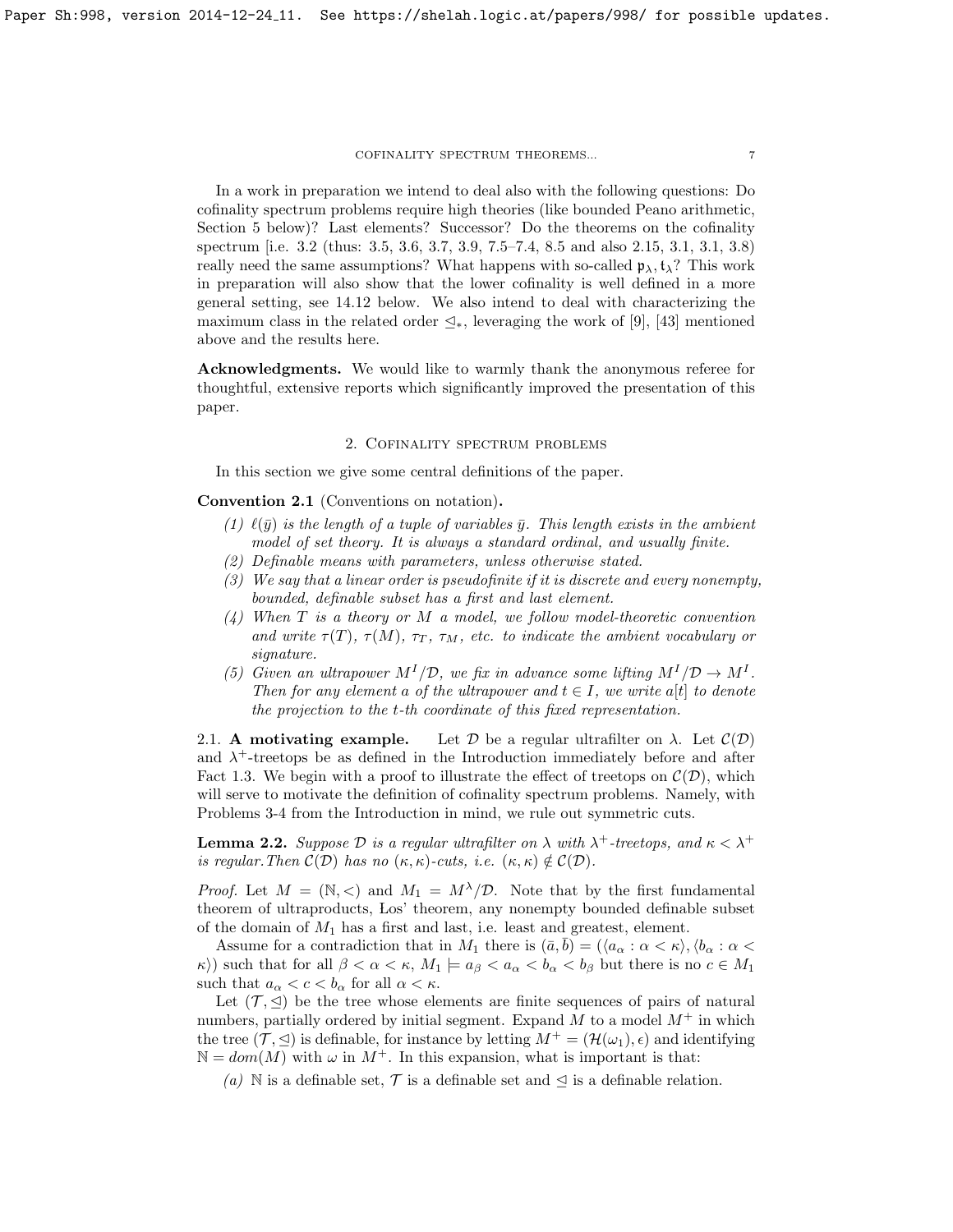In a work in preparation we intend to deal also with the following questions: Do cofinality spectrum problems require high theories (like bounded Peano arithmetic, Section 5 below)? Last elements? Successor? Do the theorems on the cofinality spectrum [i.e. 3.2 (thus: 3.5, 3.6, 3.7, 3.9, 7.5–7.4, 8.5 and also 2.15, 3.1, 3.1, 3.8) really need the same assumptions? What happens with so-called $\mathfrak{p}_\lambda, \mathfrak{t}_\lambda$? This work in preparation will also show that the lower cofinality is well defined in a more general setting, see 14.12 below. We also intend to deal with characterizing the maximum class in the related order $\trianglelefteq_*$, leveraging the work of [9], [43] mentioned above and the results here.

**Acknowledgments.** We would like to warmly thank the anonymous referee for thoughtful, extensive reports which significantly improved the presentation of this paper.

## 2. Cofinality spectrum problems

In this section we give some central definitions of the paper.

**Convention 2.1** (Conventions on notation)**.**

*(1) $\ell(\bar{y})$ is the length of a tuple of variables $\bar{y}$. This length exists in the ambient model of set theory. It is always a standard ordinal, and usually finite.*

*(2) Definable means with parameters, unless otherwise stated.*

*(3) We say that a linear order is pseudofinite if it is discrete and every nonempty, bounded, definable subset has a first and last element.*

*(4) When $T$ is a theory or $M$ a model, we follow model-theoretic convention and write $\tau(T)$, $\tau(M)$, $\tau_T$, $\tau_M$, etc. to indicate the ambient vocabulary or signature.*

*(5) Given an ultrapower $M^I/\mathcal{D}$, we fix in advance some lifting $M^I/\mathcal{D} \to M^I$. Then for any element $a$ of the ultrapower and $t \in I$, we write $a[t]$ to denote the projection to the $t$-th coordinate of this fixed representation.*

### 2.1. A motivating example.

Let $\mathcal{D}$ be a regular ultrafilter on $\lambda$. Let $\mathcal{C}(\mathcal{D})$ and $\lambda^+$-treetops be as defined in the Introduction immediately before and after Fact 1.3. We begin with a proof to illustrate the effect of treetops on $\mathcal{C}(\mathcal{D})$, which will serve to motivate the definition of cofinality spectrum problems. Namely, with Problems 3-4 from the Introduction in mind, we rule out symmetric cuts.

**Lemma 2.2.** *Suppose $\mathcal{D}$ is a regular ultrafilter on $\lambda$ with $\lambda^+$-treetops, and $\kappa < \lambda^+$ is regular. Then $\mathcal{C}(\mathcal{D})$ has no $(\kappa,\kappa)$-cuts, i.e. $(\kappa,\kappa) \notin \mathcal{C}(\mathcal{D})$.*

*Proof.* Let $M = (\mathbb{N}, <)$ and $M_1 = M^\lambda/\mathcal{D}$. Note that by the first fundamental theorem of ultraproducts, Los' theorem, any nonempty bounded definable subset of the domain of $M_1$ has a first and last, i.e. least and greatest, element.

Assume for a contradiction that in $M_1$ there is $(\bar{a}, \bar{b}) = (\langle a_\alpha : \alpha < \kappa\rangle, \langle b_\alpha : \alpha < \kappa\rangle)$ such that for all $\beta < \alpha < \kappa$, $M_1 \models a_\beta < a_\alpha < b_\alpha < b_\beta$ but there is no $c \in M_1$ such that $a_\alpha < c < b_\alpha$ for all $\alpha < \kappa$.

Let $(\mathcal{T}, \trianglelefteq)$ be the tree whose elements are finite sequences of pairs of natural numbers, partially ordered by initial segment. Expand $M$ to a model $M^+$ in which the tree $(\mathcal{T}, \trianglelefteq)$ is definable, for instance by letting $M^+ = (\mathcal{H}(\omega_1), \epsilon)$ and identifying $\mathbb{N} = dom(M)$ with $\omega$ in $M^+$. In this expansion, what is important is that:

(a) $\mathbb{N}$ is a definable set, $\mathcal{T}$ is a definable set and $\trianglelefteq$ is a definable relation.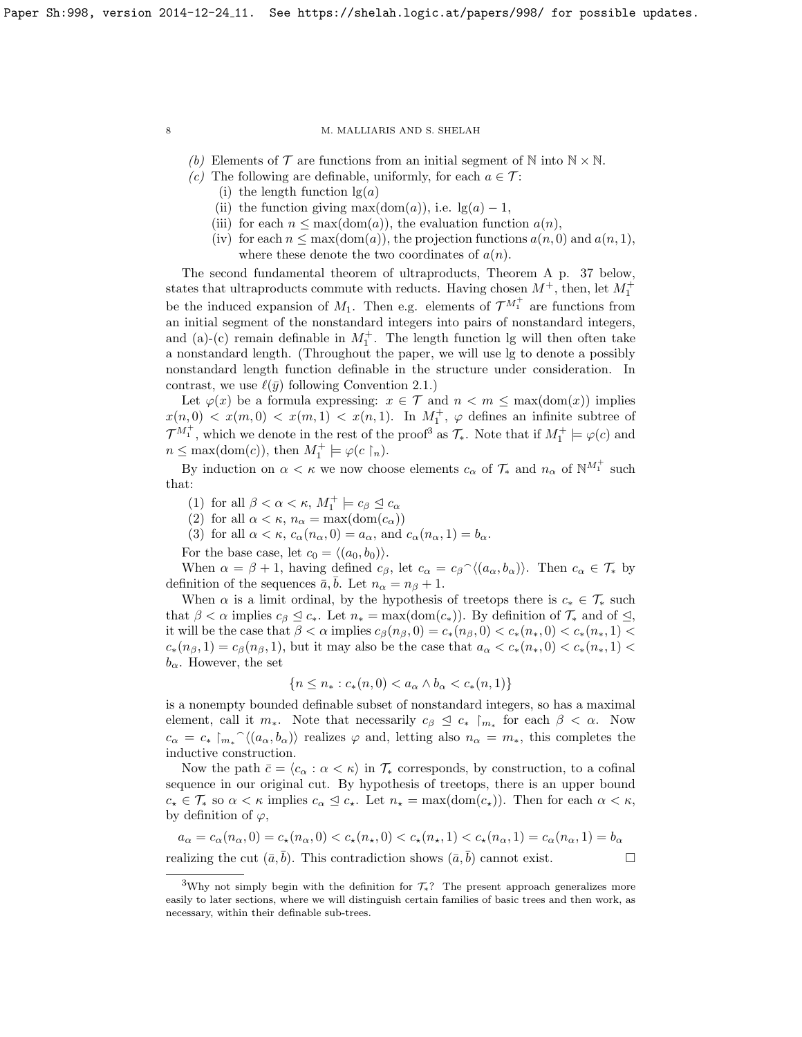*(b)* Elements of $\mathcal{T}$ are functions from an initial segment of $\mathbb{N}$ into $\mathbb{N} \times \mathbb{N}$.

*(c)* The following are definable, uniformly, for each $a \in \mathcal{T}$:

(i) the length function $\lg(a)$

(ii) the function giving $\max(\mathrm{dom}(a))$, i.e. $\lg(a) - 1$,

(iii) for each $n \leq \max(\mathrm{dom}(a))$, the evaluation function $a(n)$,

(iv) for each $n \leq \max(\mathrm{dom}(a))$, the projection functions $a(n, 0)$ and $a(n, 1)$, where these denote the two coordinates of $a(n)$.

The second fundamental theorem of ultraproducts, Theorem A p. 37 below, states that ultraproducts commute with reducts. Having chosen $M^+$, then, let $M_1^+$ be the induced expansion of $M_1$. Then e.g. elements of $\mathcal{T}^{M_1^+}$ are functions from an initial segment of the nonstandard integers into pairs of nonstandard integers, and (a)-(c) remain definable in $M_1^+$. The length function lg will then often take a nonstandard length. (Throughout the paper, we will use lg to denote a possibly nonstandard length function definable in the structure under consideration. In contrast, we use $\ell(\bar{y})$ following Convention 2.1.)

Let $\varphi(x)$ be a formula expressing: $x \in \mathcal{T}$ and $n < m \leq \max(\mathrm{dom}(x))$ implies $x(n, 0) < x(m, 0) < x(m, 1) < x(n, 1)$. In $M_1^+$, $\varphi$ defines an infinite subtree of $\mathcal{T}^{M_1^+}$, which we denote in the rest of the proof[3] as $\mathcal{T}_*$. Note that if $M_1^+ \models \varphi(c)$ and $n \leq \max(\mathrm{dom}(c))$, then $M_1^+ \models \varphi(c \restriction_n)$.

By induction on $\alpha < \kappa$ we now choose elements $c_\alpha$ of $\mathcal{T}_*$ and $n_\alpha$ of $\mathbb{N}^{M_1^+}$ such that:

(1) for all $\beta < \alpha < \kappa$, $M_1^+ \models c_\beta \trianglelefteq c_\alpha$

(2) for all $\alpha < \kappa$, $n_\alpha = \max(\mathrm{dom}(c_\alpha))$

(3) for all $\alpha < \kappa$, $c_\alpha(n_\alpha, 0) = a_\alpha$, and $c_\alpha(n_\alpha, 1) = b_\alpha$.

For the base case, let $c_0 = \langle (a_0, b_0) \rangle$.

When $\alpha = \beta + 1$, having defined $c_\beta$, let $c_\alpha = c_\beta{}^\frown\langle (a_\alpha, b_\alpha)\rangle$. Then $c_\alpha \in \mathcal{T}_*$ by definition of the sequences $\bar{a}, \bar{b}$. Let $n_\alpha = n_\beta + 1$.

When $\alpha$ is a limit ordinal, by the hypothesis of treetops there is $c_* \in \mathcal{T}_*$ such that $\beta < \alpha$ implies $c_\beta \trianglelefteq c_*$. Let $n_* = \max(\mathrm{dom}(c_*))$. By definition of $\mathcal{T}_*$ and of $\trianglelefteq$, it will be the case that $\beta < \alpha$ implies $c_\beta(n_\beta, 0) = c_*(n_\beta, 0) < c_*(n_*, 0) < c_*(n_*, 1) < c_*(n_\beta, 1) = c_\beta(n_\beta, 1)$, but it may also be the case that $a_\alpha < c_*(n_*, 0) < c_*(n_*, 1) < b_\alpha$. However, the set

$$\{n \leq n_* : c_*(n, 0) < a_\alpha \wedge b_\alpha < c_*(n, 1)\}$$

is a nonempty bounded definable subset of nonstandard integers, so has a maximal element, call it $m_*$. Note that necessarily $c_\beta \trianglelefteq c_* \restriction_{m_*}$ for each $\beta < \alpha$. Now $c_\alpha = c_* \restriction_{m_*}{}^\frown\langle (a_\alpha, b_\alpha)\rangle$ realizes $\varphi$ and, letting also $n_\alpha = m_*$, this completes the inductive construction.

Now the path $\bar{c} = \langle c_\alpha : \alpha < \kappa \rangle$ in $\mathcal{T}_*$ corresponds, by construction, to a cofinal sequence in our original cut. By hypothesis of treetops, there is an upper bound $c_\star \in \mathcal{T}_*$ so $\alpha < \kappa$ implies $c_\alpha \trianglelefteq c_\star$. Let $n_\star = \max(\mathrm{dom}(c_\star))$. Then for each $\alpha < \kappa$, by definition of $\varphi$,

$$a_\alpha = c_\alpha(n_\alpha, 0) = c_\star(n_\alpha, 0) < c_\star(n_\star, 0) < c_\star(n_\star, 1) < c_\star(n_\alpha, 1) = c_\alpha(n_\alpha, 1) = b_\alpha$$

realizing the cut $(\bar{a}, \bar{b})$. This contradiction shows $(\bar{a}, \bar{b})$ cannot exist. $\square$

---

[3] Why not simply begin with the definition for $\mathcal{T}_*$? The present approach generalizes more easily to later sections, where we will distinguish certain families of basic trees and then work, as necessary, within their definable sub-trees.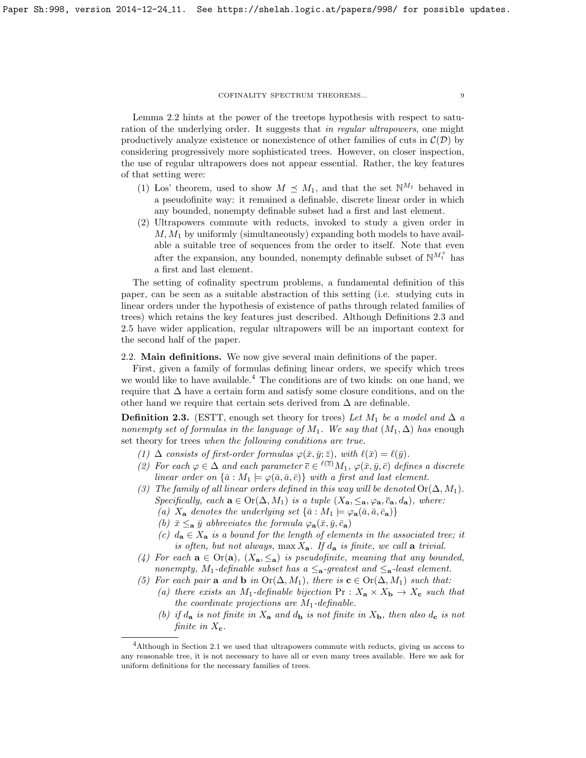Lemma 2.2 hints at the power of the treetops hypothesis with respect to saturation of the underlying order. It suggests that *in regular ultrapowers*, one might productively analyze existence or nonexistence of other families of cuts in $\mathcal{C}(\mathcal{D})$ by considering progressively more sophisticated trees. However, on closer inspection, the use of regular ultrapowers does not appear essential. Rather, the key features of that setting were:

1. Łos' theorem, used to show $M \preceq M_1$, and that the set $\mathbb{N}^{M_1}$ behaved in a pseudofinite way: it remained a definable, discrete linear order in which any bounded, nonempty definable subset had a first and last element.
2. Ultrapowers commute with reducts, invoked to study a given order in $M, M_1$ by uniformly (simultaneously) expanding both models to have available a suitable tree of sequences from the order to itself. Note that even after the expansion, any bounded, nonempty definable subset of $\mathbb{N}^{M_1^+}$ has a first and last element.

The setting of cofinality spectrum problems, a fundamental definition of this paper, can be seen as a suitable abstraction of this setting (i.e. studying cuts in linear orders under the hypothesis of existence of paths through related families of trees) which retains the key features just described. Although Definitions 2.3 and 2.5 have wider application, regular ultrapowers will be an important context for the second half of the paper.

## 2.2. Main definitions.

We now give several main definitions of the paper.

First, given a family of formulas defining linear orders, we specify which trees we would like to have available.[4] The conditions are of two kinds: on one hand, we require that $\Delta$ have a certain form and satisfy some closure conditions, and on the other hand we require that certain sets derived from $\Delta$ are definable.

**Definition 2.3.** (ESTT, enough set theory for trees) *Let $M_1$ be a model and $\Delta$ a nonempty set of formulas in the language of $M_1$. We say that $(M_1, \Delta)$ has* enough set theory for trees *when the following conditions are true.*

1. *$\Delta$ consists of first-order formulas $\varphi(\bar{x}, \bar{y}; \bar{z})$, with $\ell(\bar{x}) = \ell(\bar{y})$.*
2. *For each $\varphi \in \Delta$ and each parameter $\bar{c} \in {}^{\ell(\bar{z})}M_1$, $\varphi(\bar{x}, \bar{y}, \bar{c})$ defines a discrete linear order on $\{\bar{a} : M_1 \models \varphi(\bar{a}, \bar{a}, \bar{c})\}$ with a first and last element.*
3. *The family of all linear orders defined in this way will be denoted $\operatorname{Or}(\Delta, M_1)$. Specifically, each $\mathbf{a} \in \operatorname{Or}(\Delta, M_1)$ is a tuple $(X_{\mathbf{a}}, \leq_{\mathbf{a}}, \varphi_{\mathbf{a}}, \bar{c}_{\mathbf{a}}, d_{\mathbf{a}})$, where:*
   - *(a) $X_{\mathbf{a}}$ denotes the underlying set $\{\bar{a} : M_1 \models \varphi_{\mathbf{a}}(\bar{a}, \bar{a}, \bar{c}_{\mathbf{a}})\}$*
   - *(b) $\bar{x} \leq_{\mathbf{a}} \bar{y}$ abbreviates the formula $\varphi_{\mathbf{a}}(\bar{x}, \bar{y}, \bar{c}_{\mathbf{a}})$*
   - *(c) $d_{\mathbf{a}} \in X_{\mathbf{a}}$ is a bound for the length of elements in the associated tree; it is often, but not always, $\max X_{\mathbf{a}}$. If $d_{\mathbf{a}}$ is finite, we call $\mathbf{a}$ trivial.*
4. *For each $\mathbf{a} \in \operatorname{Or}(\mathbf{a})$, $(X_{\mathbf{a}}, \leq_{\mathbf{a}})$ is pseudofinite, meaning that any bounded, nonempty, $M_1$-definable subset has a $\leq_{\mathbf{a}}$-greatest and $\leq_{\mathbf{a}}$-least element.*
5. *For each pair $\mathbf{a}$ and $\mathbf{b}$ in $\operatorname{Or}(\Delta, M_1)$, there is $\mathbf{c} \in \operatorname{Or}(\Delta, M_1)$ such that:*
   - *(a) there exists an $M_1$-definable bijection $\operatorname{Pr} : X_{\mathbf{a}} \times X_{\mathbf{b}} \to X_{\mathbf{c}}$ such that the coordinate projections are $M_1$-definable.*
   - *(b) if $d_{\mathbf{a}}$ is not finite in $X_{\mathbf{a}}$ and $d_{\mathbf{b}}$ is not finite in $X_{\mathbf{b}}$, then also $d_{\mathbf{c}}$ is not finite in $X_{\mathbf{c}}$.*

[4] Although in Section 2.1 we used that ultrapowers commute with reducts, giving us access to any reasonable tree, it is not necessary to have all or even many trees available. Here we ask for uniform definitions for the necessary families of trees.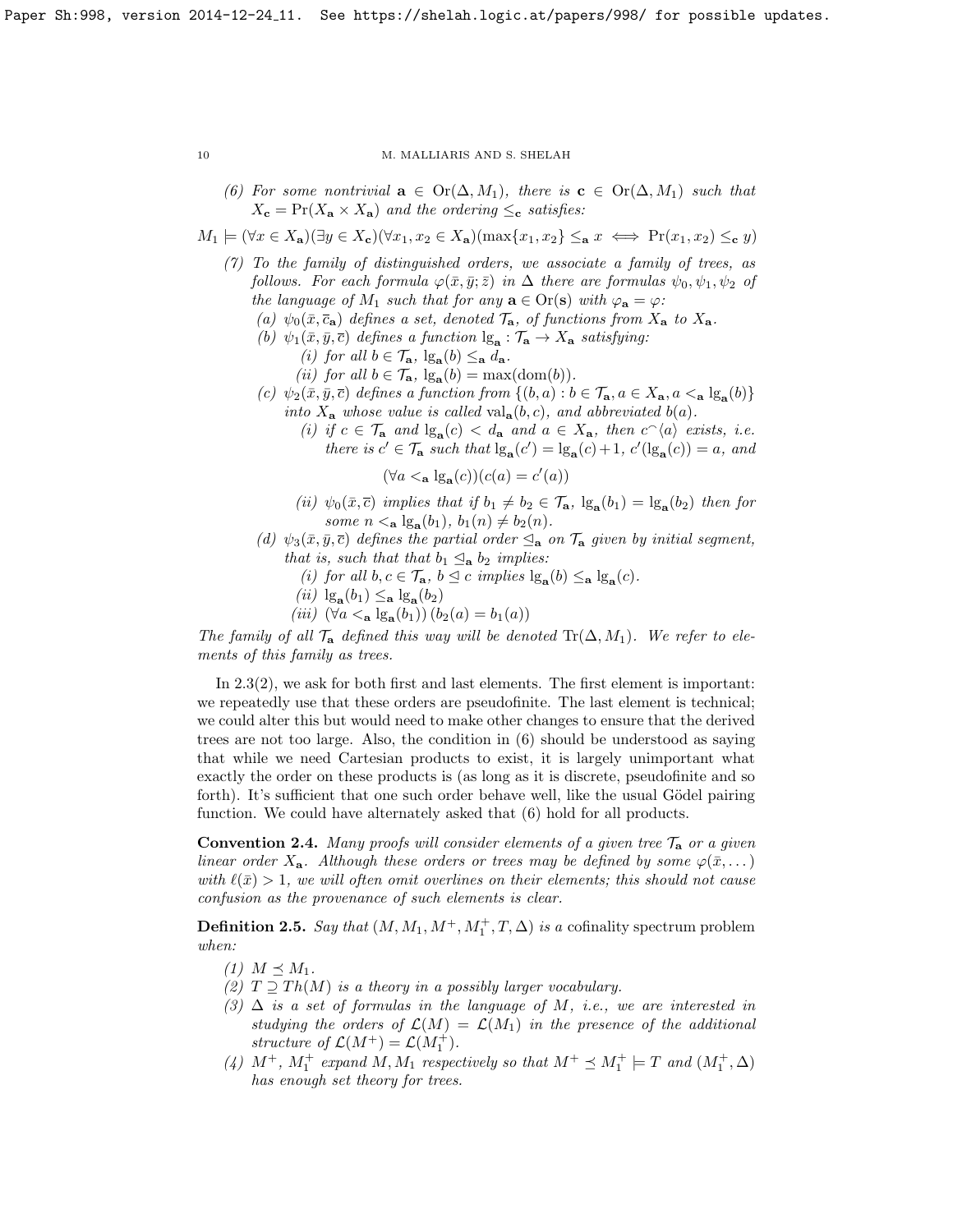(6) *For some nontrivial* $\mathbf{a} \in \mathrm{Or}(\Delta, M_1)$*, there is* $\mathbf{c} \in \mathrm{Or}(\Delta, M_1)$ *such that* $X_{\mathbf{c}} = \mathrm{Pr}(X_{\mathbf{a}} \times X_{\mathbf{a}})$ *and the ordering* $\leq_{\mathbf{c}}$ *satisfies:*

$$M_1 \models (\forall x \in X_{\mathbf{a}})(\exists y \in X_{\mathbf{c}})(\forall x_1, x_2 \in X_{\mathbf{a}})(\max\{x_1, x_2\} \leq_{\mathbf{a}} x \iff \mathrm{Pr}(x_1, x_2) \leq_{\mathbf{c}} y)$$

(7) *To the family of distinguished orders, we associate a family of trees, as follows. For each formula* $\varphi(\bar{x}, \bar{y}; \bar{z})$ *in* $\Delta$ *there are formulas* $\psi_0, \psi_1, \psi_2$ *of the language of* $M_1$ *such that for any* $\mathbf{a} \in \mathrm{Or}(\mathbf{s})$ *with* $\varphi_{\mathbf{a}} = \varphi$*:*
   (a) $\psi_0(\bar{x}, \bar{c}_{\mathbf{a}})$ *defines a set, denoted* $\mathcal{T}_{\mathbf{a}}$*, of functions from* $X_{\mathbf{a}}$ *to* $X_{\mathbf{a}}$*.*
   (b) $\psi_1(\bar{x}, \bar{y}, \bar{c})$ *defines a function* $\mathrm{lg}_{\mathbf{a}} : \mathcal{T}_{\mathbf{a}} \to X_{\mathbf{a}}$ *satisfying:*
      (i) *for all* $b \in \mathcal{T}_{\mathbf{a}}$*,* $\mathrm{lg}_{\mathbf{a}}(b) \leq_{\mathbf{a}} d_{\mathbf{a}}$*.*
      (ii) *for all* $b \in \mathcal{T}_{\mathbf{a}}$*,* $\mathrm{lg}_{\mathbf{a}}(b) = \max(\mathrm{dom}(b))$*.*
   (c) $\psi_2(\bar{x}, \bar{y}, \bar{c})$ *defines a function from* $\{(b, a) : b \in \mathcal{T}_{\mathbf{a}}, a \in X_{\mathbf{a}}, a <_{\mathbf{a}} \mathrm{lg}_{\mathbf{a}}(b)\}$ *into* $X_{\mathbf{a}}$ *whose value is called* $\mathrm{val}_{\mathbf{a}}(b, c)$*, and abbreviated* $b(a)$*.*
      (i) *if* $c \in \mathcal{T}_{\mathbf{a}}$ *and* $\mathrm{lg}_{\mathbf{a}}(c) < d_{\mathbf{a}}$ *and* $a \in X_{\mathbf{a}}$*, then* $c^\frown\langle a \rangle$ *exists, i.e. there is* $c' \in \mathcal{T}_{\mathbf{a}}$ *such that* $\mathrm{lg}_{\mathbf{a}}(c') = \mathrm{lg}_{\mathbf{a}}(c)+1$*,* $c'(\mathrm{lg}_{\mathbf{a}}(c)) = a$*, and*

$$(\forall a <_{\mathbf{a}} \mathrm{lg}_{\mathbf{a}}(c))(c(a) = c'(a))$$

      (ii) $\psi_0(\bar{x}, \bar{c})$ *implies that if* $b_1 \neq b_2 \in \mathcal{T}_{\mathbf{a}}$*,* $\mathrm{lg}_{\mathbf{a}}(b_1) = \mathrm{lg}_{\mathbf{a}}(b_2)$ *then for some* $n <_{\mathbf{a}} \mathrm{lg}_{\mathbf{a}}(b_1)$*,* $b_1(n) \neq b_2(n)$*.*
   (d) $\psi_3(\bar{x}, \bar{y}, \bar{c})$ *defines the partial order* $\trianglelefteq_{\mathbf{a}}$ *on* $\mathcal{T}_{\mathbf{a}}$ *given by initial segment, that is, such that that* $b_1 \trianglelefteq_{\mathbf{a}} b_2$ *implies:*
      (i) *for all* $b, c \in \mathcal{T}_{\mathbf{a}}$*,* $b \trianglelefteq c$ *implies* $\mathrm{lg}_{\mathbf{a}}(b) \leq_{\mathbf{a}} \mathrm{lg}_{\mathbf{a}}(c)$*.*
      (ii) $\mathrm{lg}_{\mathbf{a}}(b_1) \leq_{\mathbf{a}} \mathrm{lg}_{\mathbf{a}}(b_2)$
      (iii) $(\forall a <_{\mathbf{a}} \mathrm{lg}_{\mathbf{a}}(b_1))\,(b_2(a) = b_1(a))$

*The family of all* $\mathcal{T}_{\mathbf{a}}$ *defined this way will be denoted* $\mathrm{Tr}(\Delta, M_1)$*. We refer to elements of this family as trees.*

In 2.3(2), we ask for both first and last elements. The first element is important: we repeatedly use that these orders are pseudofinite. The last element is technical; we could alter this but would need to make other changes to ensure that the derived trees are not too large. Also, the condition in (6) should be understood as saying that while we need Cartesian products to exist, it is largely unimportant what exactly the order on these products is (as long as it is discrete, pseudofinite and so forth). It's sufficient that one such order behave well, like the usual Gödel pairing function. We could have alternately asked that (6) hold for all products.

**Convention 2.4.** *Many proofs will consider elements of a given tree* $\mathcal{T}_{\mathbf{a}}$ *or a given linear order* $X_{\mathbf{a}}$*. Although these orders or trees may be defined by some* $\varphi(\bar{x}, \dots)$ *with* $\ell(\bar{x}) > 1$*, we will often omit overlines on their elements; this should not cause confusion as the provenance of such elements is clear.*

**Definition 2.5.** *Say that* $(M, M_1, M^+, M_1^+, T, \Delta)$ *is a* cofinality spectrum problem *when:*

(1) $M \preceq M_1$*.*
(2) $T \supseteq Th(M)$ *is a theory in a possibly larger vocabulary.*
(3) $\Delta$ *is a set of formulas in the language of* $M$*, i.e., we are interested in studying the orders of* $\mathcal{L}(M) = \mathcal{L}(M_1)$ *in the presence of the additional structure of* $\mathcal{L}(M^+) = \mathcal{L}(M_1^+)$*.*
(4) $M^+$*,* $M_1^+$ *expand* $M, M_1$ *respectively so that* $M^+ \preceq M_1^+ \models T$ *and* $(M_1^+, \Delta)$ *has enough set theory for trees.*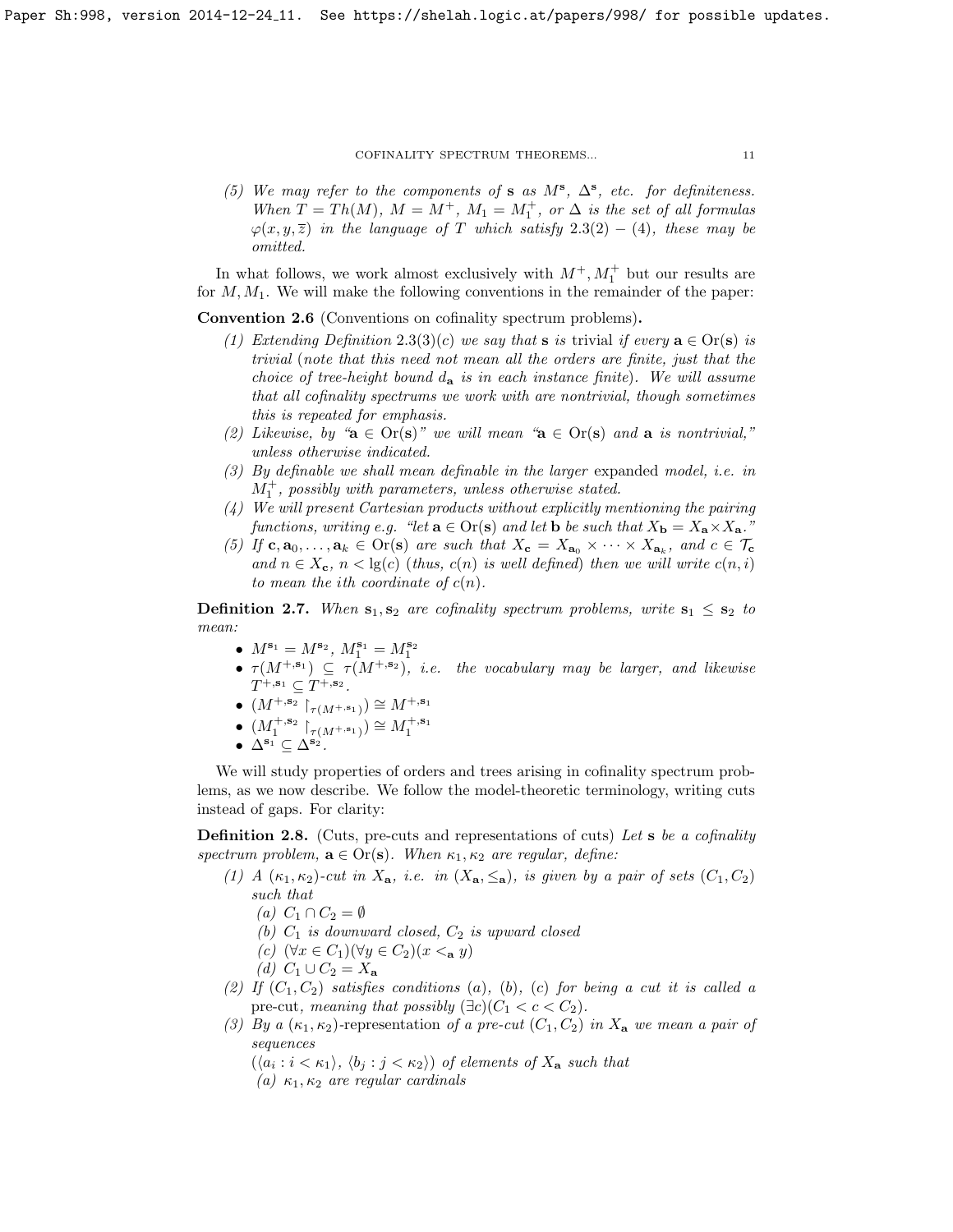(5) *We may refer to the components of* $\mathbf{s}$ *as* $M^{\mathbf{s}}$, $\Delta^{\mathbf{s}}$, *etc. for definiteness. When* $T = Th(M)$, $M = M^+$, $M_1 = M_1^+$, *or* $\Delta$ *is the set of all formulas* $\varphi(x, y, \overline{z})$ *in the language of* $T$ *which satisfy* 2.3(2) − (4), *these may be omitted.*

In what follows, we work almost exclusively with $M^+, M_1^+$ but our results are for $M, M_1$. We will make the following conventions in the remainder of the paper:

**Convention 2.6** (Conventions on cofinality spectrum problems)**.**

1. *Extending Definition* 2.3(3)(c) *we say that* $\mathbf{s}$ *is* trivial *if every* $\mathbf{a} \in \mathrm{Or}(\mathbf{s})$ *is trivial (note that this need not mean all the orders are finite, just that the choice of tree-height bound* $d_{\mathbf{a}}$ *is in each instance finite). We will assume that all cofinality spectrums we work with are nontrivial, though sometimes this is repeated for emphasis.*
2. *Likewise, by "*$\mathbf{a} \in \mathrm{Or}(\mathbf{s})$*" we will mean "*$\mathbf{a} \in \mathrm{Or}(\mathbf{s})$ *and* $\mathbf{a}$ *is nontrivial," unless otherwise indicated.*
3. *By definable we shall mean definable in the larger* expanded *model, i.e. in* $M_1^+$, *possibly with parameters, unless otherwise stated.*
4. *We will present Cartesian products without explicitly mentioning the pairing functions, writing e.g. "let* $\mathbf{a} \in \mathrm{Or}(\mathbf{s})$ *and let* $\mathbf{b}$ *be such that* $X_{\mathbf{b}} = X_{\mathbf{a}} \times X_{\mathbf{a}}$*."*
5. *If* $\mathbf{c}, \mathbf{a}_0, \dots, \mathbf{a}_k \in \mathrm{Or}(\mathbf{s})$ *are such that* $X_{\mathbf{c}} = X_{\mathbf{a}_0} \times \cdots \times X_{\mathbf{a}_k}$, *and* $c \in \mathcal{T}_{\mathbf{c}}$ *and* $n \in X_{\mathbf{c}}$, $n < \lg(c)$ *(thus,* $c(n)$ *is well defined) then we will write* $c(n, i)$ *to mean the* $i$*th coordinate of* $c(n)$*.*

**Definition 2.7.** *When* $\mathbf{s}_1, \mathbf{s}_2$ *are cofinality spectrum problems, write* $\mathbf{s}_1 \leq \mathbf{s}_2$ *to mean:*

- $M^{\mathbf{s}_1} = M^{\mathbf{s}_2}$, $M_1^{\mathbf{s}_1} = M_1^{\mathbf{s}_2}$
- $\tau(M^{+,\mathbf{s}_1}) \subseteq \tau(M^{+,\mathbf{s}_2})$, *i.e. the vocabulary may be larger, and likewise* $T^{+,\mathbf{s}_1} \subseteq T^{+,\mathbf{s}_2}$.
- $(M^{+,\mathbf{s}_2} \restriction_{\tau(M^{+,\mathbf{s}_1})}) \cong M^{+,\mathbf{s}_1}$
- $(M_1^{+,\mathbf{s}_2} \restriction_{\tau(M^{+,\mathbf{s}_1})}) \cong M_1^{+,\mathbf{s}_1}$
- $\Delta^{\mathbf{s}_1} \subseteq \Delta^{\mathbf{s}_2}$.

We will study properties of orders and trees arising in cofinality spectrum problems, as we now describe. We follow the model-theoretic terminology, writing cuts instead of gaps. For clarity:

**Definition 2.8.** (Cuts, pre-cuts and representations of cuts) *Let* $\mathbf{s}$ *be a cofinality spectrum problem,* $\mathbf{a} \in \mathrm{Or}(\mathbf{s})$. *When* $\kappa_1, \kappa_2$ *are regular, define:*

1. *A* $(\kappa_1, \kappa_2)$*-cut in* $X_{\mathbf{a}}$, *i.e. in* $(X_{\mathbf{a}}, \leq_{\mathbf{a}})$, *is given by a pair of sets* $(C_1, C_2)$ *such that*
   (a) $C_1 \cap C_2 = \emptyset$
   (b) $C_1$ *is downward closed,* $C_2$ *is upward closed*
   (c) $(\forall x \in C_1)(\forall y \in C_2)(x <_{\mathbf{a}} y)$
   (d) $C_1 \cup C_2 = X_{\mathbf{a}}$
2. *If* $(C_1, C_2)$ *satisfies conditions (a), (b), (c) for being a cut it is called a* pre-cut, *meaning that possibly* $(\exists c)(C_1 < c < C_2)$.
3. *By a* $(\kappa_1, \kappa_2)$*-*representation *of a pre-cut* $(C_1, C_2)$ *in* $X_{\mathbf{a}}$ *we mean a pair of sequences*
   $(\langle a_i : i < \kappa_1 \rangle, \langle b_j : j < \kappa_2 \rangle)$ *of elements of* $X_{\mathbf{a}}$ *such that*
   (a) $\kappa_1, \kappa_2$ *are regular cardinals*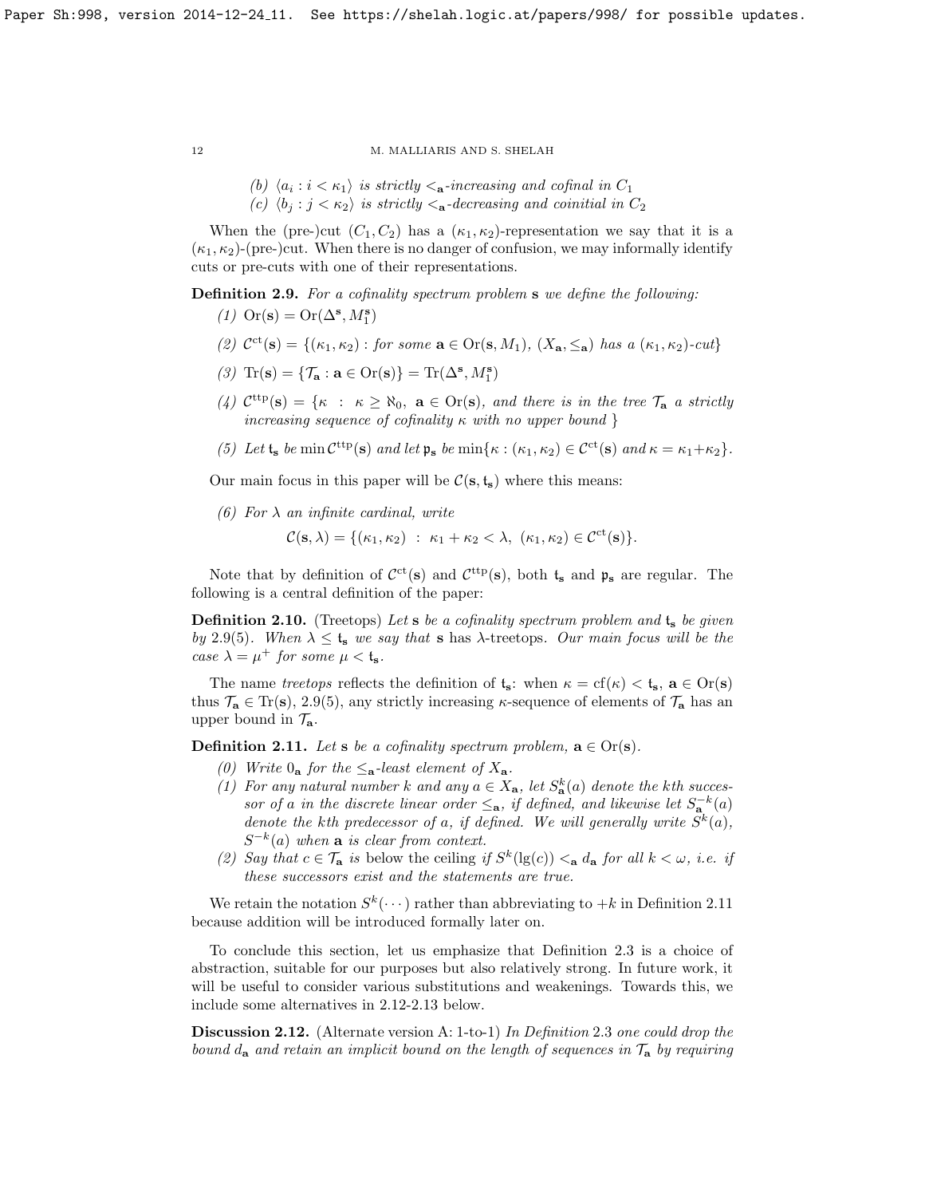(b) $\langle a_i : i < \kappa_1 \rangle$ *is strictly* $<_{\mathbf{a}}$*-increasing and cofinal in* $C_1$

(c) $\langle b_j : j < \kappa_2 \rangle$ *is strictly* $<_{\mathbf{a}}$*-decreasing and coinitial in* $C_2$

When the (pre-)cut $(C_1, C_2)$ has a $(\kappa_1, \kappa_2)$-representation we say that it is a $(\kappa_1, \kappa_2)$-(pre-)cut. When there is no danger of confusion, we may informally identify cuts or pre-cuts with one of their representations.

**Definition 2.9.** *For a cofinality spectrum problem* $\mathbf{s}$ *we define the following:*

(1) $\mathrm{Or}(\mathbf{s}) = \mathrm{Or}(\Delta^{\mathbf{s}}, M_1^{\mathbf{s}})$

(2) $\mathcal{C}^{\mathrm{ct}}(\mathbf{s}) = \{(\kappa_1, \kappa_2) :$ *for some* $\mathbf{a} \in \mathrm{Or}(\mathbf{s}, M_1)$, $(X_{\mathbf{a}}, \leq_{\mathbf{a}})$ *has a* $(\kappa_1, \kappa_2)$*-cut*$\}$

(3) $\mathrm{Tr}(\mathbf{s}) = \{\mathcal{T}_{\mathbf{a}} : \mathbf{a} \in \mathrm{Or}(\mathbf{s})\} = \mathrm{Tr}(\Delta^{\mathbf{s}}, M_1^{\mathbf{s}})$

(4) $\mathcal{C}^{\mathrm{ttp}}(\mathbf{s}) = \{\kappa \ : \ \kappa \geq \aleph_0, \ \mathbf{a} \in \mathrm{Or}(\mathbf{s})$*, and there is in the tree* $\mathcal{T}_{\mathbf{a}}$ *a strictly increasing sequence of cofinality* $\kappa$ *with no upper bound* $\}$

(5) *Let* $\mathfrak{t}_{\mathbf{s}}$ *be* $\min \mathcal{C}^{\mathrm{ttp}}(\mathbf{s})$ *and let* $\mathfrak{p}_{\mathbf{s}}$ *be* $\min\{\kappa : (\kappa_1, \kappa_2) \in \mathcal{C}^{\mathrm{ct}}(\mathbf{s})$ *and* $\kappa = \kappa_1 + \kappa_2\}$.

Our main focus in this paper will be $\mathcal{C}(\mathbf{s}, \mathfrak{t}_{\mathbf{s}})$ where this means:

(6) *For* $\lambda$ *an infinite cardinal, write*

$$\mathcal{C}(\mathbf{s}, \lambda) = \{(\kappa_1, \kappa_2) \ : \ \kappa_1 + \kappa_2 < \lambda, \ (\kappa_1, \kappa_2) \in \mathcal{C}^{\mathrm{ct}}(\mathbf{s})\}.$$

Note that by definition of $\mathcal{C}^{\mathrm{ct}}(\mathbf{s})$ and $\mathcal{C}^{\mathrm{ttp}}(\mathbf{s})$, both $\mathfrak{t}_{\mathbf{s}}$ and $\mathfrak{p}_{\mathbf{s}}$ are regular. The following is a central definition of the paper:

**Definition 2.10.** (Treetops) *Let* $\mathbf{s}$ *be a cofinality spectrum problem and* $\mathfrak{t}_{\mathbf{s}}$ *be given by* 2.9(5). *When* $\lambda \leq \mathfrak{t}_{\mathbf{s}}$ *we say that* $\mathbf{s}$ has $\lambda$-treetops. *Our main focus will be the case* $\lambda = \mu^+$ *for some* $\mu < \mathfrak{t}_{\mathbf{s}}$.

The name *treetops* reflects the definition of $\mathfrak{t}_{\mathbf{s}}$: when $\kappa = \mathrm{cf}(\kappa) < \mathfrak{t}_{\mathbf{s}}$, $\mathbf{a} \in \mathrm{Or}(\mathbf{s})$ thus $\mathcal{T}_{\mathbf{a}} \in \mathrm{Tr}(\mathbf{s})$, 2.9(5), any strictly increasing $\kappa$-sequence of elements of $\mathcal{T}_{\mathbf{a}}$ has an upper bound in $\mathcal{T}_{\mathbf{a}}$.

**Definition 2.11.** *Let* $\mathbf{s}$ *be a cofinality spectrum problem,* $\mathbf{a} \in \mathrm{Or}(\mathbf{s})$.

(0) *Write* $0_{\mathbf{a}}$ *for the* $\leq_{\mathbf{a}}$*-least element of* $X_{\mathbf{a}}$.

(1) *For any natural number* $k$ *and any* $a \in X_{\mathbf{a}}$*, let* $S^k_{\mathbf{a}}(a)$ *denote the kth successor of* $a$ *in the discrete linear order* $\leq_{\mathbf{a}}$*, if defined, and likewise let* $S^{-k}_{\mathbf{a}}(a)$ *denote the kth predecessor of* $a$*, if defined. We will generally write* $S^k(a)$, $S^{-k}(a)$ *when* $\mathbf{a}$ *is clear from context.*

(2) *Say that* $c \in \mathcal{T}_{\mathbf{a}}$ *is* below the ceiling *if* $S^k(\mathrm{lg}(c)) <_{\mathbf{a}} d_{\mathbf{a}}$ *for all* $k < \omega$*, i.e. if these successors exist and the statements are true.*

We retain the notation $S^k(\cdots)$ rather than abbreviating to $+k$ in Definition 2.11 because addition will be introduced formally later on.

To conclude this section, let us emphasize that Definition 2.3 is a choice of abstraction, suitable for our purposes but also relatively strong. In future work, it will be useful to consider various substitutions and weakenings. Towards this, we include some alternatives in 2.12-2.13 below.

**Discussion 2.12.** (Alternate version A: 1-to-1) *In Definition* 2.3 *one could drop the bound* $d_{\mathbf{a}}$ *and retain an implicit bound on the length of sequences in* $\mathcal{T}_{\mathbf{a}}$ *by requiring*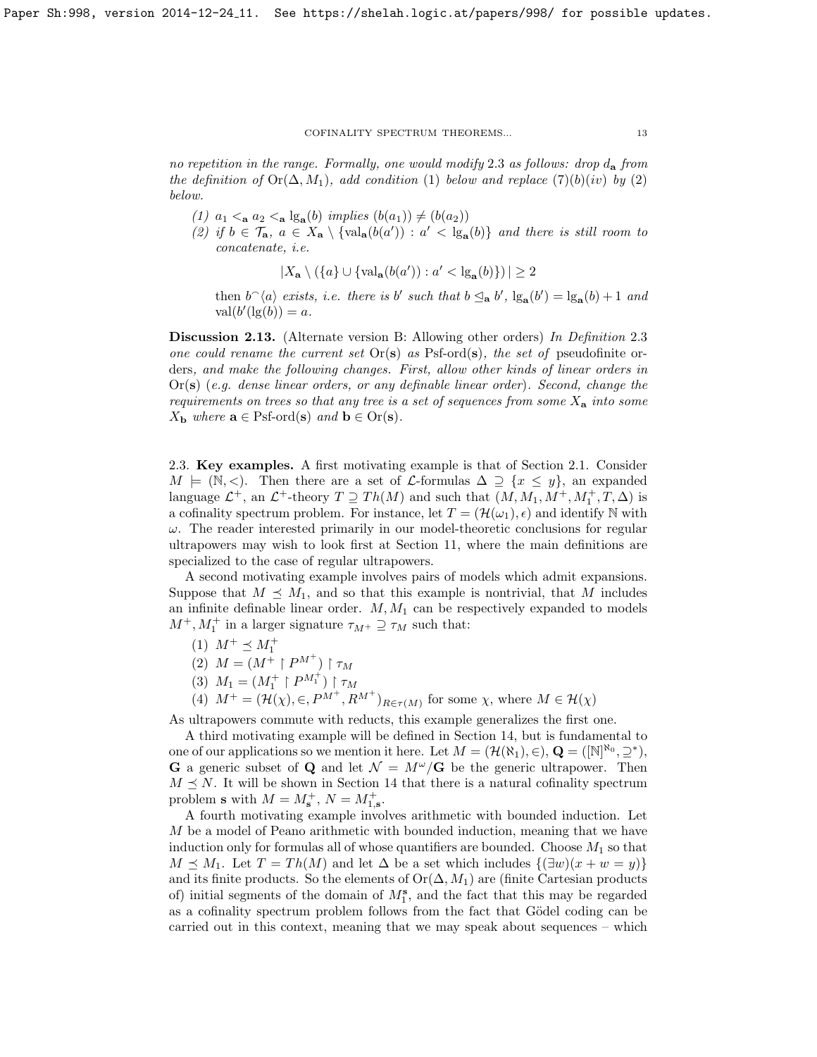*no repetition in the range. Formally, one would modify* 2.3 *as follows: drop* $d_{\mathbf{a}}$ *from the definition of* $\mathrm{Or}(\Delta, M_1)$*, add condition* (1) *below and replace* (7)(b)(iv) *by* (2) *below.*

(1) $a_1 <_{\mathbf{a}} a_2 <_{\mathbf{a}} \lg_{\mathbf{a}}(b)$ *implies* $(b(a_1)) \neq (b(a_2))$

(2) *if* $b \in \mathcal{T}_{\mathbf{a}}$*,* $a \in X_{\mathbf{a}} \setminus \{\mathrm{val}_{\mathbf{a}}(b(a')) : a' < \lg_{\mathbf{a}}(b)\}$ *and there is still room to concatenate, i.e.*

$$|X_{\mathbf{a}} \setminus (\{a\} \cup \{\mathrm{val}_{\mathbf{a}}(b(a')) : a' < \lg_{\mathbf{a}}(b)\})| \geq 2$$

*then* $b^\frown\langle a\rangle$ *exists, i.e. there is* $b'$ *such that* $b \trianglelefteq_{\mathbf{a}} b'$*,* $\lg_{\mathbf{a}}(b') = \lg_{\mathbf{a}}(b) + 1$ *and* $\mathrm{val}(b'(\lg(b)) = a$*.*

**Discussion 2.13.** (Alternate version B: Allowing other orders) *In Definition* 2.3 *one could rename the current set* $\mathrm{Or}(\mathbf{s})$ *as* $\mathrm{Psf\text{-}ord}(\mathbf{s})$*, the set of* pseudofinite orders*, and make the following changes. First, allow other kinds of linear orders in* $\mathrm{Or}(\mathbf{s})$ (*e.g. dense linear orders, or any definable linear order*)*. Second, change the requirements on trees so that any tree is a set of sequences from some* $X_{\mathbf{a}}$ *into some* $X_{\mathbf{b}}$ *where* $\mathbf{a} \in \mathrm{Psf\text{-}ord}(\mathbf{s})$ *and* $\mathbf{b} \in \mathrm{Or}(\mathbf{s})$*.*

## 2.3. Key examples.

A first motivating example is that of Section 2.1. Consider $M \models (\mathbb{N}, <)$. Then there are a set of $\mathcal{L}$-formulas $\Delta \supseteq \{x \leq y\}$, an expanded language $\mathcal{L}^+$, an $\mathcal{L}^+$-theory $T \supseteq Th(M)$ and such that $(M, M_1, M^+, M_1^+, T, \Delta)$ is a cofinality spectrum problem. For instance, let $T = (\mathcal{H}(\omega_1), \epsilon)$ and identify $\mathbb{N}$ with $\omega$. The reader interested primarily in our model-theoretic conclusions for regular ultrapowers may wish to look first at Section 11, where the main definitions are specialized to the case of regular ultrapowers.

A second motivating example involves pairs of models which admit expansions. Suppose that $M \preceq M_1$, and so that this example is nontrivial, that $M$ includes an infinite definable linear order. $M, M_1$ can be respectively expanded to models $M^+, M_1^+$ in a larger signature $\tau_{M^+} \supseteq \tau_M$ such that:

(1) $M^+ \preceq M_1^+$
(2) $M = (M^+ \restriction P^{M^+}) \restriction \tau_M$
(3) $M_1 = (M_1^+ \restriction P^{M_1^+}) \restriction \tau_M$
(4) $M^+ = (\mathcal{H}(\chi), \in, P^{M^+}, R^{M^+})_{R \in \tau(M)}$ for some $\chi$, where $M \in \mathcal{H}(\chi)$

As ultrapowers commute with reducts, this example generalizes the first one.

A third motivating example will be defined in Section 14, but is fundamental to one of our applications so we mention it here. Let $M = (\mathcal{H}(\aleph_1), \in)$, $\mathbf{Q} = ([\mathbb{N}]^{\aleph_0}, \supseteq^*)$, $\mathbf{G}$ a generic subset of $\mathbf{Q}$ and let $\mathcal{N} = M^\omega/\mathbf{G}$ be the generic ultrapower. Then $M \preceq N$. It will be shown in Section 14 that there is a natural cofinality spectrum problem $\mathbf{s}$ with $M = M_{\mathbf{s}}^+$, $N = M_{1,\mathbf{s}}^+$.

A fourth motivating example involves arithmetic with bounded induction. Let $M$ be a model of Peano arithmetic with bounded induction, meaning that we have induction only for formulas all of whose quantifiers are bounded. Choose $M_1$ so that $M \preceq M_1$. Let $T = Th(M)$ and let $\Delta$ be a set which includes $\{(\exists w)(x + w = y)\}$ and its finite products. So the elements of $\mathrm{Or}(\Delta, M_1)$ are (finite Cartesian products of) initial segments of the domain of $M_1^{\mathbf{s}}$, and the fact that this may be regarded as a cofinality spectrum problem follows from the fact that Gödel coding can be carried out in this context, meaning that we may speak about sequences – which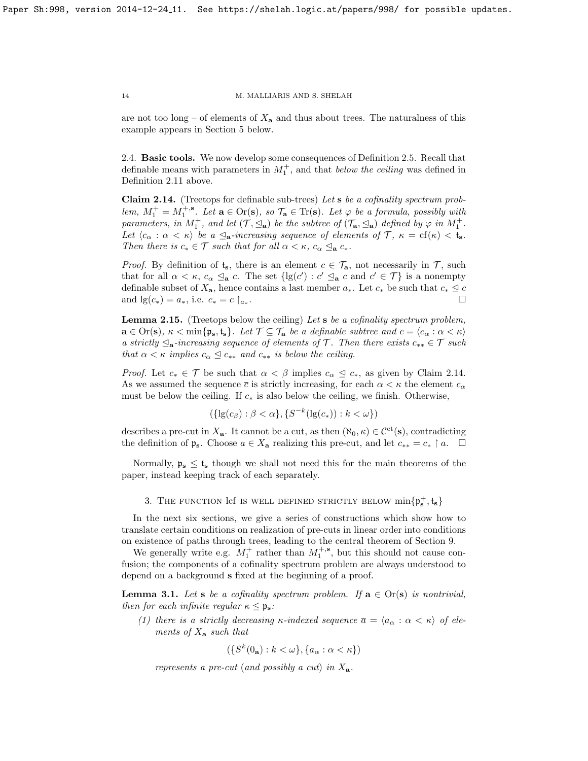are not too long – of elements of $X_{\mathbf{a}}$ and thus about trees. The naturalness of this example appears in Section 5 below.

### 2.4. Basic tools.

We now develop some consequences of Definition 2.5. Recall that definable means with parameters in $M_1^+$, and that *below the ceiling* was defined in Definition 2.11 above.

**Claim 2.14.** (Treetops for definable sub-trees) *Let $\mathbf{s}$ be a cofinality spectrum problem, $M_1^+ = M_1^{+,\mathbf{s}}$. Let $\mathbf{a} \in \mathrm{Or}(\mathbf{s})$, so $\mathcal{T}_{\mathbf{a}} \in \mathrm{Tr}(\mathbf{s})$. Let $\varphi$ be a formula, possibly with parameters, in $M_1^+$, and let $(\mathcal{T}, \trianglelefteq_{\mathbf{a}})$ be the subtree of $(\mathcal{T}_{\mathbf{a}}, \trianglelefteq_{\mathbf{a}})$ defined by $\varphi$ in $M_1^+$. Let $\langle c_\alpha : \alpha < \kappa \rangle$ be a $\trianglelefteq_{\mathbf{a}}$-increasing sequence of elements of $\mathcal{T}$, $\kappa = \mathrm{cf}(\kappa) < \mathfrak{t}_{\mathbf{s}}$. Then there is $c_* \in \mathcal{T}$ such that for all $\alpha < \kappa$, $c_\alpha \trianglelefteq_{\mathbf{a}} c_*$.*

*Proof.* By definition of $\mathfrak{t}_{\mathbf{s}}$, there is an element $c \in \mathcal{T}_{\mathbf{a}}$, not necessarily in $\mathcal{T}$, such that for all $\alpha < \kappa$, $c_\alpha \trianglelefteq_{\mathbf{a}} c$. The set $\{\mathrm{lg}(c') : c' \trianglelefteq_{\mathbf{a}} c \text{ and } c' \in \mathcal{T}\}$ is a nonempty definable subset of $X_{\mathbf{a}}$, hence contains a last member $a_*$. Let $c_*$ be such that $c_* \trianglelefteq c$ and $\mathrm{lg}(c_*) = a_*$, i.e. $c_* = c \restriction_{a_*}$. $\square$

**Lemma 2.15.** (Treetops below the ceiling) *Let $\mathbf{s}$ be a cofinality spectrum problem, $\mathbf{a} \in \mathrm{Or}(\mathbf{s})$, $\kappa < \min\{\mathfrak{p}_{\mathbf{s}}, \mathfrak{t}_{\mathbf{s}}\}$. Let $\mathcal{T} \subseteq \mathcal{T}_{\mathbf{a}}$ be a definable subtree and $\overline{c} = \langle c_\alpha : \alpha < \kappa \rangle$ a strictly $\trianglelefteq_{\mathbf{a}}$-increasing sequence of elements of $\mathcal{T}$. Then there exists $c_{**} \in \mathcal{T}$ such that $\alpha < \kappa$ implies $c_\alpha \trianglelefteq c_{**}$ and $c_{**}$ is below the ceiling.*

*Proof.* Let $c_* \in \mathcal{T}$ be such that $\alpha < \beta$ implies $c_\alpha \trianglelefteq c_*$, as given by Claim 2.14. As we assumed the sequence $\overline{c}$ is strictly increasing, for each $\alpha < \kappa$ the element $c_\alpha$ must be below the ceiling. If $c_*$ is also below the ceiling, we finish. Otherwise,

$$(\{\mathrm{lg}(c_\beta) : \beta < \alpha\}, \{S^{-k}(\mathrm{lg}(c_*)) : k < \omega\})$$

describes a pre-cut in $X_{\mathbf{a}}$. It cannot be a cut, as then $(\aleph_0, \kappa) \in \mathcal{C}^{\mathrm{ct}}(\mathbf{s})$, contradicting the definition of $\mathfrak{p}_{\mathbf{s}}$. Choose $a \in X_{\mathbf{a}}$ realizing this pre-cut, and let $c_{**} = c_* \restriction a$. $\square$

Normally, $\mathfrak{p}_{\mathbf{s}} \leq \mathfrak{t}_{\mathbf{s}}$ though we shall not need this for the main theorems of the paper, instead keeping track of each separately.

## 3. The function lcf is well defined strictly below $\min\{\mathfrak{p}_{\mathbf{s}}^+, \mathfrak{t}_{\mathbf{s}}\}$

In the next six sections, we give a series of constructions which show how to translate certain conditions on realization of pre-cuts in linear order into conditions on existence of paths through trees, leading to the central theorem of Section 9.

We generally write e.g. $M_1^+$ rather than $M_1^{+,\mathbf{s}}$, but this should not cause confusion; the components of a cofinality spectrum problem are always understood to depend on a background $\mathbf{s}$ fixed at the beginning of a proof.

**Lemma 3.1.** *Let $\mathbf{s}$ be a cofinality spectrum problem. If $\mathbf{a} \in \mathrm{Or}(\mathbf{s})$ is nontrivial, then for each infinite regular $\kappa \leq \mathfrak{p}_{\mathbf{s}}$:*

1. *there is a strictly decreasing $\kappa$-indexed sequence $\overline{a} = \langle a_\alpha : \alpha < \kappa \rangle$ of elements of $X_{\mathbf{a}}$ such that*

$$(\{S^k(0_{\mathbf{a}}) : k < \omega\}, \{a_\alpha : \alpha < \kappa\})$$

*represents a pre-cut (and possibly a cut) in $X_{\mathbf{a}}$.*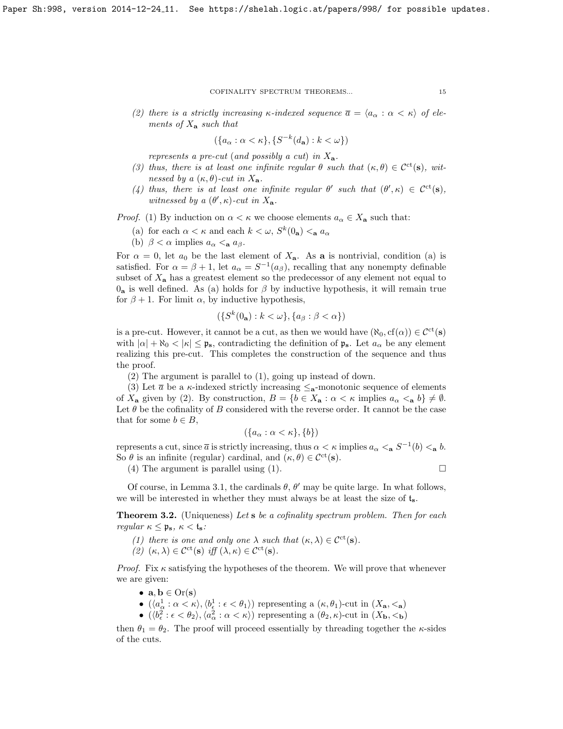(2) *there is a strictly increasing $\kappa$-indexed sequence $\overline{a} = \langle a_\alpha : \alpha < \kappa \rangle$ of elements of $X_{\mathbf{a}}$ such that*

$$(\{a_\alpha : \alpha < \kappa\}, \{S^{-k}(d_{\mathbf{a}}) : k < \omega\})$$

*represents a pre-cut (and possibly a cut) in $X_{\mathbf{a}}$.*

(3) *thus, there is at least one infinite regular $\theta$ such that $(\kappa, \theta) \in \mathcal{C}^{\mathrm{ct}}(\mathbf{s})$, witnessed by a $(\kappa, \theta)$-cut in $X_{\mathbf{a}}$.*

(4) *thus, there is at least one infinite regular $\theta'$ such that $(\theta', \kappa) \in \mathcal{C}^{\mathrm{ct}}(\mathbf{s})$, witnessed by a $(\theta', \kappa)$-cut in $X_{\mathbf{a}}$.*

*Proof.* (1) By induction on $\alpha < \kappa$ we choose elements $a_\alpha \in X_{\mathbf{a}}$ such that:

(a) for each $\alpha < \kappa$ and each $k < \omega$, $S^k(0_{\mathbf{a}}) <_{\mathbf{a}} a_\alpha$

(b) $\beta < \alpha$ implies $a_\alpha <_{\mathbf{a}} a_\beta$.

For $\alpha = 0$, let $a_0$ be the last element of $X_{\mathbf{a}}$. As $\mathbf{a}$ is nontrivial, condition (a) is satisfied. For $\alpha = \beta + 1$, let $a_\alpha = S^{-1}(a_\beta)$, recalling that any nonempty definable subset of $X_{\mathbf{a}}$ has a greatest element so the predecessor of any element not equal to $0_{\mathbf{a}}$ is well defined. As (a) holds for $\beta$ by inductive hypothesis, it will remain true for $\beta + 1$. For limit $\alpha$, by inductive hypothesis,

$$(\{S^k(0_{\mathbf{a}}) : k < \omega\}, \{a_\beta : \beta < \alpha\})$$

is a pre-cut. However, it cannot be a cut, as then we would have $(\aleph_0, \mathrm{cf}(\alpha)) \in \mathcal{C}^{\mathrm{ct}}(\mathbf{s})$ with $|\alpha| + \aleph_0 < |\kappa| \leq \mathfrak{p}_{\mathbf{s}}$, contradicting the definition of $\mathfrak{p}_{\mathbf{s}}$. Let $a_\alpha$ be any element realizing this pre-cut. This completes the construction of the sequence and thus the proof.

(2) The argument is parallel to (1), going up instead of down.

(3) Let $\overline{a}$ be a $\kappa$-indexed strictly increasing $\leq_{\mathbf{a}}$-monotonic sequence of elements of $X_{\mathbf{a}}$ given by (2). By construction, $B = \{b \in X_{\mathbf{a}} : \alpha < \kappa \text{ implies } a_\alpha <_{\mathbf{a}} b\} \neq \emptyset$. Let $\theta$ be the cofinality of $B$ considered with the reverse order. It cannot be the case that for some $b \in B$,

$$(\{a_\alpha : \alpha < \kappa\}, \{b\})$$

represents a cut, since $\overline{a}$ is strictly increasing, thus $\alpha < \kappa$ implies $a_\alpha <_{\mathbf{a}} S^{-1}(b) <_{\mathbf{a}} b$. So $\theta$ is an infinite (regular) cardinal, and $(\kappa, \theta) \in \mathcal{C}^{\mathrm{ct}}(\mathbf{s})$.

(4) The argument is parallel using (1). $\square$

Of course, in Lemma 3.1, the cardinals $\theta$, $\theta'$ may be quite large. In what follows, we will be interested in whether they must always be at least the size of $\mathfrak{t}_{\mathbf{s}}$.

**Theorem 3.2.** (Uniqueness) *Let $\mathbf{s}$ be a cofinality spectrum problem. Then for each regular $\kappa \leq \mathfrak{p}_{\mathbf{s}}$, $\kappa < \mathfrak{t}_{\mathbf{s}}$:*

(1) *there is one and only one $\lambda$ such that $(\kappa, \lambda) \in \mathcal{C}^{\mathrm{ct}}(\mathbf{s})$.*

(2) *$(\kappa, \lambda) \in \mathcal{C}^{\mathrm{ct}}(\mathbf{s})$ iff $(\lambda, \kappa) \in \mathcal{C}^{\mathrm{ct}}(\mathbf{s})$.*

*Proof.* Fix $\kappa$ satisfying the hypotheses of the theorem. We will prove that whenever we are given:

- $\mathbf{a}, \mathbf{b} \in \mathrm{Or}(\mathbf{s})$
- $(\langle a^1_\alpha : \alpha < \kappa \rangle, \langle b^1_\epsilon : \epsilon < \theta_1 \rangle)$ representing a $(\kappa, \theta_1)$-cut in $(X_{\mathbf{a}}, <_{\mathbf{a}})$
- $(\langle b^2_\epsilon : \epsilon < \theta_2 \rangle, \langle a^2_\alpha : \alpha < \kappa \rangle)$ representing a $(\theta_2, \kappa)$-cut in $(X_{\mathbf{b}}, <_{\mathbf{b}})$

then $\theta_1 = \theta_2$. The proof will proceed essentially by threading together the $\kappa$-sides of the cuts.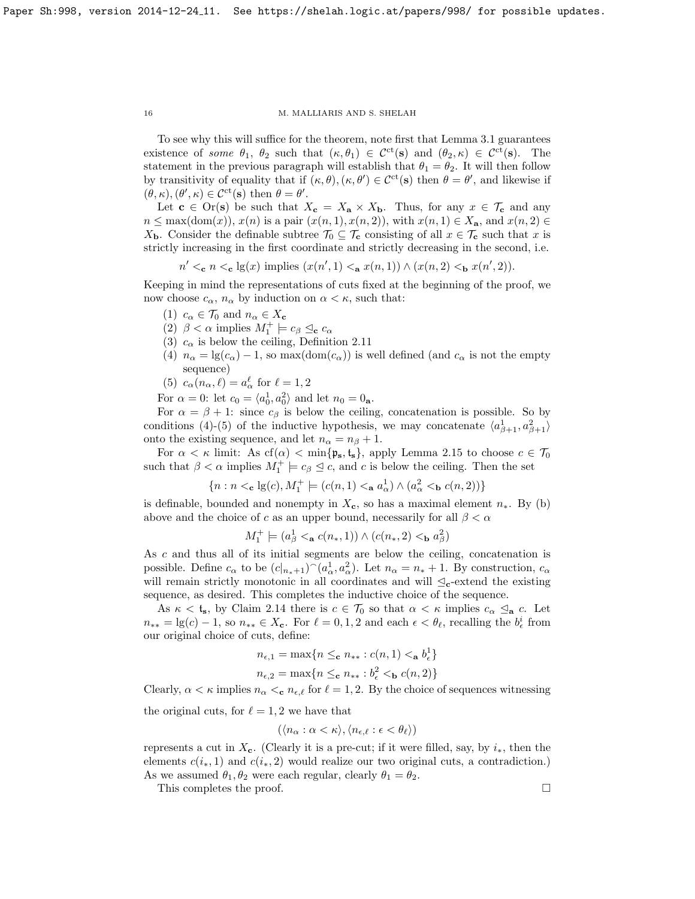To see why this will suffice for the theorem, note first that Lemma 3.1 guarantees existence of *some* $\theta_1$, $\theta_2$ such that $(\kappa, \theta_1) \in \mathcal{C}^{\mathrm{ct}}(\mathbf{s})$ and $(\theta_2, \kappa) \in \mathcal{C}^{\mathrm{ct}}(\mathbf{s})$. The statement in the previous paragraph will establish that $\theta_1 = \theta_2$. It will then follow by transitivity of equality that if $(\kappa, \theta), (\kappa, \theta') \in \mathcal{C}^{\mathrm{ct}}(\mathbf{s})$ then $\theta = \theta'$, and likewise if $(\theta, \kappa), (\theta', \kappa) \in \mathcal{C}^{\mathrm{ct}}(\mathbf{s})$ then $\theta = \theta'$.

Let $\mathbf{c} \in \mathrm{Or}(\mathbf{s})$ be such that $X_{\mathbf{c}} = X_{\mathbf{a}} \times X_{\mathbf{b}}$. Thus, for any $x \in \mathcal{T}_{\mathbf{c}}$ and any $n \leq \max(\mathrm{dom}(x))$, $x(n)$ is a pair $(x(n,1), x(n,2))$, with $x(n,1) \in X_{\mathbf{a}}$, and $x(n,2) \in X_{\mathbf{b}}$. Consider the definable subtree $\mathcal{T}_0 \subseteq \mathcal{T}_{\mathbf{c}}$ consisting of all $x \in \mathcal{T}_{\mathbf{c}}$ such that $x$ is strictly increasing in the first coordinate and strictly decreasing in the second, i.e.

$$n' <_{\mathbf{c}} n <_{\mathbf{c}} \lg(x) \text{ implies } (x(n',1) <_{\mathbf{a}} x(n,1)) \wedge (x(n,2) <_{\mathbf{b}} x(n',2)).$$

Keeping in mind the representations of cuts fixed at the beginning of the proof, we now choose $c_\alpha$, $n_\alpha$ by induction on $\alpha < \kappa$, such that:

1. $c_\alpha \in \mathcal{T}_0$ and $n_\alpha \in X_{\mathbf{c}}$
2. $\beta < \alpha$ implies $M_1^+ \models c_\beta \trianglelefteq_{\mathbf{c}} c_\alpha$
3. $c_\alpha$ is below the ceiling, Definition 2.11
4. $n_\alpha = \lg(c_\alpha) - 1$, so $\max(\mathrm{dom}(c_\alpha))$ is well defined (and $c_\alpha$ is not the empty sequence)
5. $c_\alpha(n_\alpha, \ell) = a^\ell_\alpha$ for $\ell = 1, 2$

For $\alpha = 0$: let $c_0 = \langle a^1_0, a^2_0 \rangle$ and let $n_0 = 0_{\mathbf{a}}$.

For $\alpha = \beta + 1$: since $c_\beta$ is below the ceiling, concatenation is possible. So by conditions (4)-(5) of the inductive hypothesis, we may concatenate $\langle a^1_{\beta+1}, a^2_{\beta+1} \rangle$ onto the existing sequence, and let $n_\alpha = n_\beta + 1$.

For $\alpha < \kappa$ limit: As $\mathrm{cf}(\alpha) < \min\{\mathfrak{p}_{\mathbf{s}}, \mathfrak{t}_{\mathbf{s}}\}$, apply Lemma 2.15 to choose $c \in \mathcal{T}_0$ such that $\beta < \alpha$ implies $M_1^+ \models c_\beta \trianglelefteq c$, and $c$ is below the ceiling. Then the set

$$\{n : n <_{\mathbf{c}} \lg(c), M_1^+ \models (c(n,1) <_{\mathbf{a}} a^1_\alpha) \wedge (a^2_\alpha <_{\mathbf{b}} c(n,2))\}$$

is definable, bounded and nonempty in $X_{\mathbf{c}}$, so has a maximal element $n_*$. By (b) above and the choice of $c$ as an upper bound, necessarily for all $\beta < \alpha$

$$M_1^+ \models (a^1_\beta <_{\mathbf{a}} c(n_*,1)) \wedge (c(n_*,2) <_{\mathbf{b}} a^2_\beta)$$

As $c$ and thus all of its initial segments are below the ceiling, concatenation is possible. Define $c_\alpha$ to be $(c|_{n_*+1})^\frown \langle a^1_\alpha, a^2_\alpha \rangle$. Let $n_\alpha = n_* + 1$. By construction, $c_\alpha$ will remain strictly monotonic in all coordinates and will $\trianglelefteq_{\mathbf{c}}$-extend the existing sequence, as desired. This completes the inductive choice of the sequence.

As $\kappa < \mathfrak{t}_{\mathbf{s}}$, by Claim 2.14 there is $c \in \mathcal{T}_0$ so that $\alpha < \kappa$ implies $c_\alpha \trianglelefteq_{\mathbf{a}} c$. Let $n_{**} = \lg(c) - 1$, so $n_{**} \in X_{\mathbf{c}}$. For $\ell = 0, 1, 2$ and each $\epsilon < \theta_\ell$, recalling the $b^i_\epsilon$ from our original choice of cuts, define:

$$n_{\epsilon,1} = \max\{n \leq_{\mathbf{c}} n_{**} : c(n,1) <_{\mathbf{a}} b^1_\epsilon\}$$

$$n_{\epsilon,2} = \max\{n \leq_{\mathbf{c}} n_{**} : b^2_\epsilon <_{\mathbf{b}} c(n,2)\}$$

Clearly, $\alpha < \kappa$ implies $n_\alpha <_{\mathbf{c}} n_{\epsilon,\ell}$ for $\ell = 1, 2$. By the choice of sequences witnessing the original cuts, for $\ell = 1, 2$ we have that

$$(\langle n_\alpha : \alpha < \kappa \rangle, \langle n_{\epsilon,\ell} : \epsilon < \theta_\ell \rangle)$$

represents a cut in $X_{\mathbf{c}}$. (Clearly it is a pre-cut; if it were filled, say, by $i_*$, then the elements $c(i_*,1)$ and $c(i_*,2)$ would realize our two original cuts, a contradiction.) As we assumed $\theta_1, \theta_2$ were each regular, clearly $\theta_1 = \theta_2$.

This completes the proof. $\square$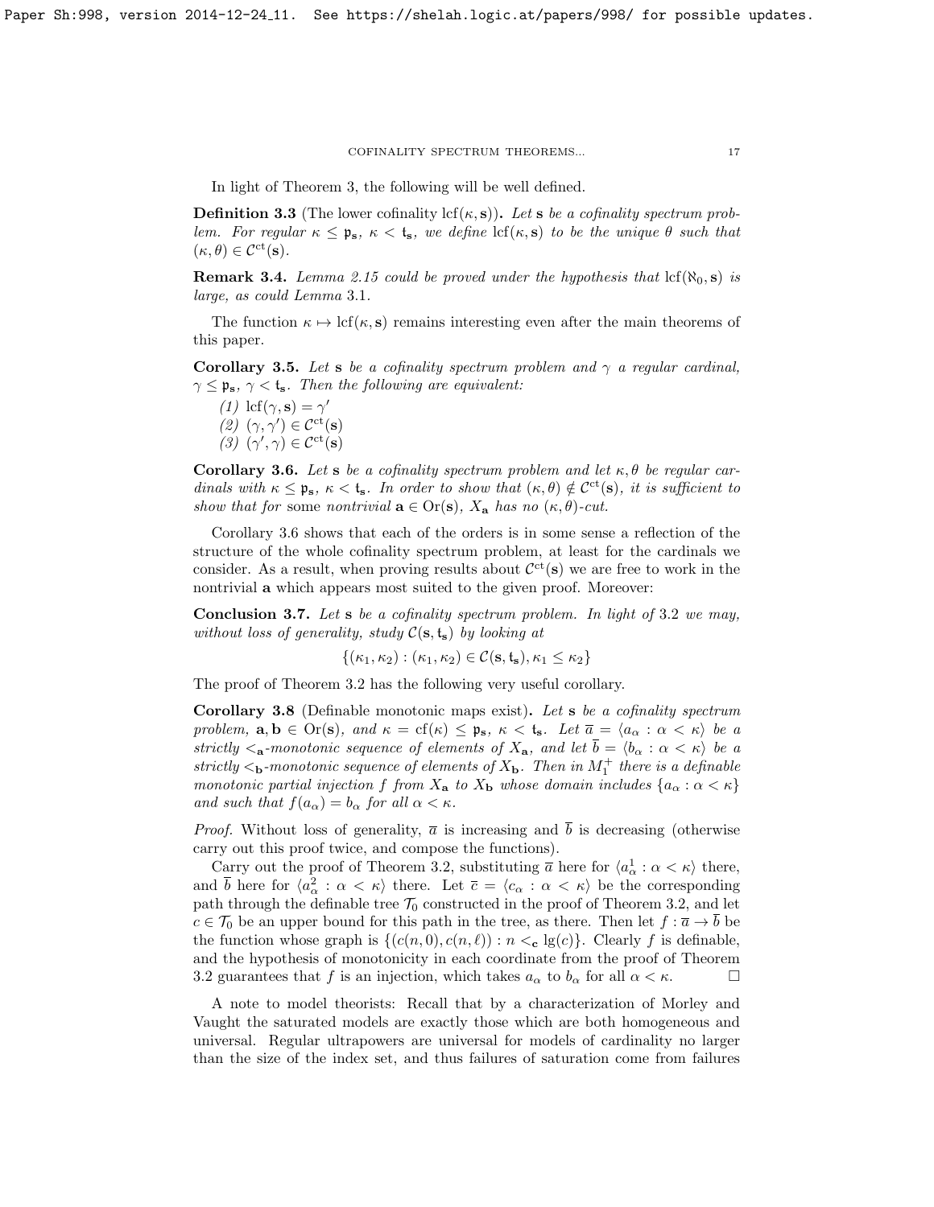In light of Theorem 3, the following will be well defined.

**Definition 3.3** (The lower cofinality $\mathrm{lcf}(\kappa, \mathbf{s})$)**.** *Let* $\mathbf{s}$ *be a cofinality spectrum problem. For regular* $\kappa \leq \mathfrak{p}_{\mathbf{s}}$, $\kappa < \mathfrak{t}_{\mathbf{s}}$, *we define* $\mathrm{lcf}(\kappa, \mathbf{s})$ *to be the unique* $\theta$ *such that* $(\kappa, \theta) \in \mathcal{C}^{\mathrm{ct}}(\mathbf{s})$.

**Remark 3.4.** *Lemma 2.15 could be proved under the hypothesis that* $\mathrm{lcf}(\aleph_0, \mathbf{s})$ *is large, as could Lemma* 3.1.

The function $\kappa \mapsto \mathrm{lcf}(\kappa, \mathbf{s})$ remains interesting even after the main theorems of this paper.

**Corollary 3.5.** *Let* $\mathbf{s}$ *be a cofinality spectrum problem and* $\gamma$ *a regular cardinal,* $\gamma \leq \mathfrak{p}_{\mathbf{s}}$, $\gamma < \mathfrak{t}_{\mathbf{s}}$. *Then the following are equivalent:*

*(1)* $\mathrm{lcf}(\gamma, \mathbf{s}) = \gamma'$
*(2)* $(\gamma, \gamma') \in \mathcal{C}^{\mathrm{ct}}(\mathbf{s})$
*(3)* $(\gamma', \gamma) \in \mathcal{C}^{\mathrm{ct}}(\mathbf{s})$

**Corollary 3.6.** *Let* $\mathbf{s}$ *be a cofinality spectrum problem and let* $\kappa, \theta$ *be regular cardinals with* $\kappa \leq \mathfrak{p}_{\mathbf{s}}$, $\kappa < \mathfrak{t}_{\mathbf{s}}$. *In order to show that* $(\kappa, \theta) \notin \mathcal{C}^{\mathrm{ct}}(\mathbf{s})$, *it is sufficient to show that for* some *nontrivial* $\mathbf{a} \in \mathrm{Or}(\mathbf{s})$, $X_{\mathbf{a}}$ *has no* $(\kappa, \theta)$*-cut.*

Corollary 3.6 shows that each of the orders is in some sense a reflection of the structure of the whole cofinality spectrum problem, at least for the cardinals we consider. As a result, when proving results about $\mathcal{C}^{\mathrm{ct}}(\mathbf{s})$ we are free to work in the nontrivial $\mathbf{a}$ which appears most suited to the given proof. Moreover:

**Conclusion 3.7.** *Let* $\mathbf{s}$ *be a cofinality spectrum problem. In light of* 3.2 *we may, without loss of generality, study* $\mathcal{C}(\mathbf{s}, \mathfrak{t}_{\mathbf{s}})$ *by looking at*

$$\{(\kappa_1, \kappa_2) : (\kappa_1, \kappa_2) \in \mathcal{C}(\mathbf{s}, \mathfrak{t}_{\mathbf{s}}), \kappa_1 \leq \kappa_2\}$$

The proof of Theorem 3.2 has the following very useful corollary.

**Corollary 3.8** (Definable monotonic maps exist)**.** *Let* $\mathbf{s}$ *be a cofinality spectrum problem,* $\mathbf{a}, \mathbf{b} \in \mathrm{Or}(\mathbf{s})$, *and* $\kappa = \mathrm{cf}(\kappa) \leq \mathfrak{p}_{\mathbf{s}}$, $\kappa < \mathfrak{t}_{\mathbf{s}}$. *Let* $\overline{a} = \langle a_\alpha : \alpha < \kappa \rangle$ *be a strictly* $<_{\mathbf{a}}$*-monotonic sequence of elements of* $X_{\mathbf{a}}$, *and let* $\overline{b} = \langle b_\alpha : \alpha < \kappa \rangle$ *be a strictly* $<_{\mathbf{b}}$*-monotonic sequence of elements of* $X_{\mathbf{b}}$. *Then in* $M_1^+$ *there is a definable monotonic partial injection* $f$ *from* $X_{\mathbf{a}}$ *to* $X_{\mathbf{b}}$ *whose domain includes* $\{a_\alpha : \alpha < \kappa\}$ *and such that* $f(a_\alpha) = b_\alpha$ *for all* $\alpha < \kappa$.

*Proof.* Without loss of generality, $\overline{a}$ is increasing and $\overline{b}$ is decreasing (otherwise carry out this proof twice, and compose the functions).

Carry out the proof of Theorem 3.2, substituting $\overline{a}$ here for $\langle a^1_\alpha : \alpha < \kappa \rangle$ there, and $\overline{b}$ here for $\langle a^2_\alpha : \alpha < \kappa \rangle$ there. Let $\overline{c} = \langle c_\alpha : \alpha < \kappa \rangle$ be the corresponding path through the definable tree $\mathcal{T}_0$ constructed in the proof of Theorem 3.2, and let $c \in \mathcal{T}_0$ be an upper bound for this path in the tree, as there. Then let $f : \overline{a} \to \overline{b}$ be the function whose graph is $\{(c(n, 0), c(n, \ell)) : n <_{\mathbf{c}} \mathrm{lg}(c)\}$. Clearly $f$ is definable, and the hypothesis of monotonicity in each coordinate from the proof of Theorem 3.2 guarantees that $f$ is an injection, which takes $a_\alpha$ to $b_\alpha$ for all $\alpha < \kappa$. $\square$

A note to model theorists: Recall that by a characterization of Morley and Vaught the saturated models are exactly those which are both homogeneous and universal. Regular ultrapowers are universal for models of cardinality no larger than the size of the index set, and thus failures of saturation come from failures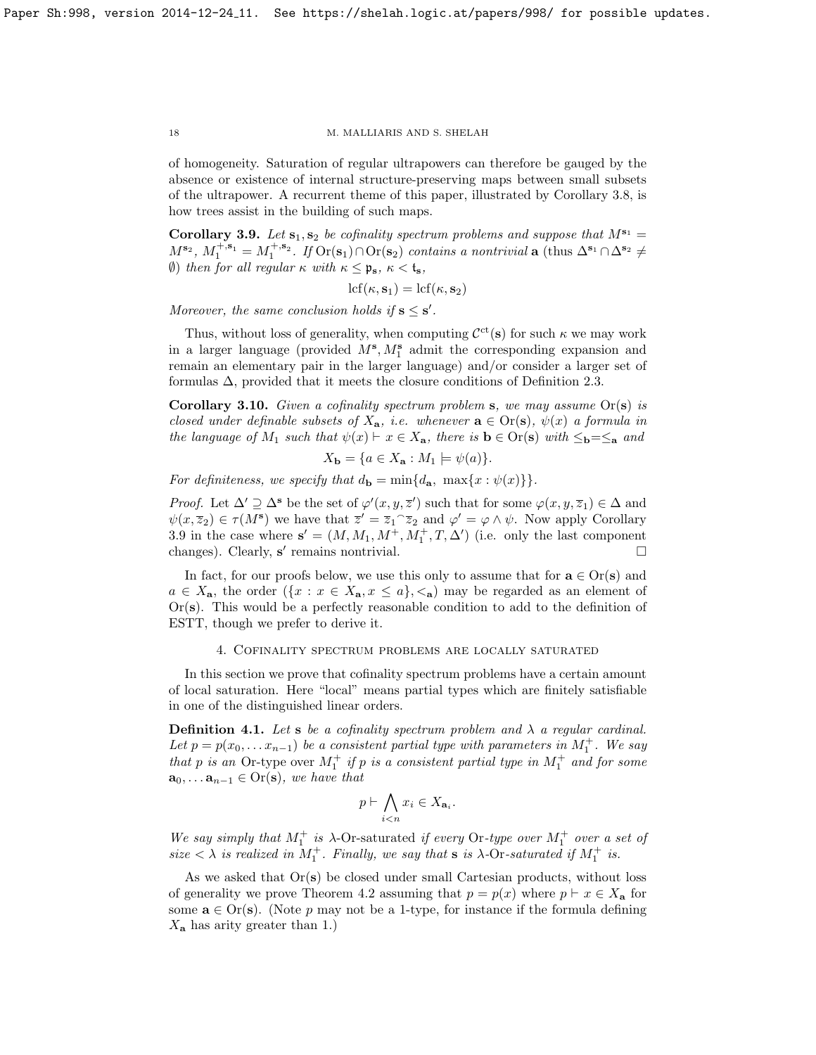of homogeneity. Saturation of regular ultrapowers can therefore be gauged by the absence or existence of internal structure-preserving maps between small subsets of the ultrapower. A recurrent theme of this paper, illustrated by Corollary 3.8, is how trees assist in the building of such maps.

**Corollary 3.9.** *Let $\mathbf{s}_1, \mathbf{s}_2$ be cofinality spectrum problems and suppose that $M^{\mathbf{s}_1} = M^{\mathbf{s}_2}$, $M_1^{+,\mathbf{s}_1} = M_1^{+,\mathbf{s}_2}$. If $\operatorname{Or}(\mathbf{s}_1) \cap \operatorname{Or}(\mathbf{s}_2)$ contains a nontrivial $\mathbf{a}$ (thus $\Delta^{\mathbf{s}_1} \cap \Delta^{\mathbf{s}_2} \neq \emptyset$) then for all regular $\kappa$ with $\kappa \leq \mathfrak{p}_{\mathbf{s}}$, $\kappa < \mathfrak{t}_{\mathbf{s}}$,*

$$\operatorname{lcf}(\kappa, \mathbf{s}_1) = \operatorname{lcf}(\kappa, \mathbf{s}_2)$$

*Moreover, the same conclusion holds if $\mathbf{s} \leq \mathbf{s}'$.*

Thus, without loss of generality, when computing $\mathcal{C}^{\mathrm{ct}}(\mathbf{s})$ for such $\kappa$ we may work in a larger language (provided $M^{\mathbf{s}}, M_1^{\mathbf{s}}$ admit the corresponding expansion and remain an elementary pair in the larger language) and/or consider a larger set of formulas $\Delta$, provided that it meets the closure conditions of Definition 2.3.

**Corollary 3.10.** *Given a cofinality spectrum problem $\mathbf{s}$, we may assume $\operatorname{Or}(\mathbf{s})$ is closed under definable subsets of $X_{\mathbf{a}}$, i.e. whenever $\mathbf{a} \in \operatorname{Or}(\mathbf{s})$, $\psi(x)$ a formula in the language of $M_1$ such that $\psi(x) \vdash x \in X_{\mathbf{a}}$, there is $\mathbf{b} \in \operatorname{Or}(\mathbf{s})$ with $\leq_{\mathbf{b}} = \leq_{\mathbf{a}}$ and*

$$X_{\mathbf{b}} = \{a \in X_{\mathbf{a}} : M_1 \models \psi(a)\}.$$

*For definiteness, we specify that $d_{\mathbf{b}} = \min\{d_{\mathbf{a}}, \ \max\{x : \psi(x)\}\}$.*

*Proof.* Let $\Delta' \supseteq \Delta^{\mathbf{s}}$ be the set of $\varphi'(x, y, \overline{z}')$ such that for some $\varphi(x, y, \overline{z}_1) \in \Delta$ and $\psi(x, \overline{z}_2) \in \tau(M^{\mathbf{s}})$ we have that $\overline{z}' = \overline{z}_1{}^\frown\overline{z}_2$ and $\varphi' = \varphi \wedge \psi$. Now apply Corollary 3.9 in the case where $\mathbf{s}' = (M, M_1, M^+, M_1^+, T, \Delta')$ (i.e. only the last component changes). Clearly, $\mathbf{s}'$ remains nontrivial. $\square$

In fact, for our proofs below, we use this only to assume that for $\mathbf{a} \in \operatorname{Or}(\mathbf{s})$ and $a \in X_{\mathbf{a}}$, the order $(\{x : x \in X_{\mathbf{a}}, x \leq a\}, <_{\mathbf{a}})$ may be regarded as an element of $\operatorname{Or}(\mathbf{s})$. This would be a perfectly reasonable condition to add to the definition of ESTT, though we prefer to derive it.

## 4. Cofinality spectrum problems are locally saturated

In this section we prove that cofinality spectrum problems have a certain amount of local saturation. Here "local" means partial types which are finitely satisfiable in one of the distinguished linear orders.

**Definition 4.1.** *Let $\mathbf{s}$ be a cofinality spectrum problem and $\lambda$ a regular cardinal. Let $p = p(x_0, \dots x_{n-1})$ be a consistent partial type with parameters in $M_1^+$. We say that $p$ is an* Or-type *over $M_1^+$ if $p$ is a consistent partial type in $M_1^+$ and for some $\mathbf{a}_0, \dots \mathbf{a}_{n-1} \in \operatorname{Or}(\mathbf{s})$, we have that*

$$p \vdash \bigwedge_{i<n} x_i \in X_{\mathbf{a}_i}.$$

*We say simply that $M_1^+$ is* $\lambda$-Or-saturated *if every* Or*-type over $M_1^+$ over a set of size $< \lambda$ is realized in $M_1^+$. Finally, we say that $\mathbf{s}$ is $\lambda$-Or-saturated if $M_1^+$ is.*

As we asked that $\operatorname{Or}(\mathbf{s})$ be closed under small Cartesian products, without loss of generality we prove Theorem 4.2 assuming that $p = p(x)$ where $p \vdash x \in X_{\mathbf{a}}$ for some $\mathbf{a} \in \operatorname{Or}(\mathbf{s})$. (Note $p$ may not be a 1-type, for instance if the formula defining $X_{\mathbf{a}}$ has arity greater than 1.)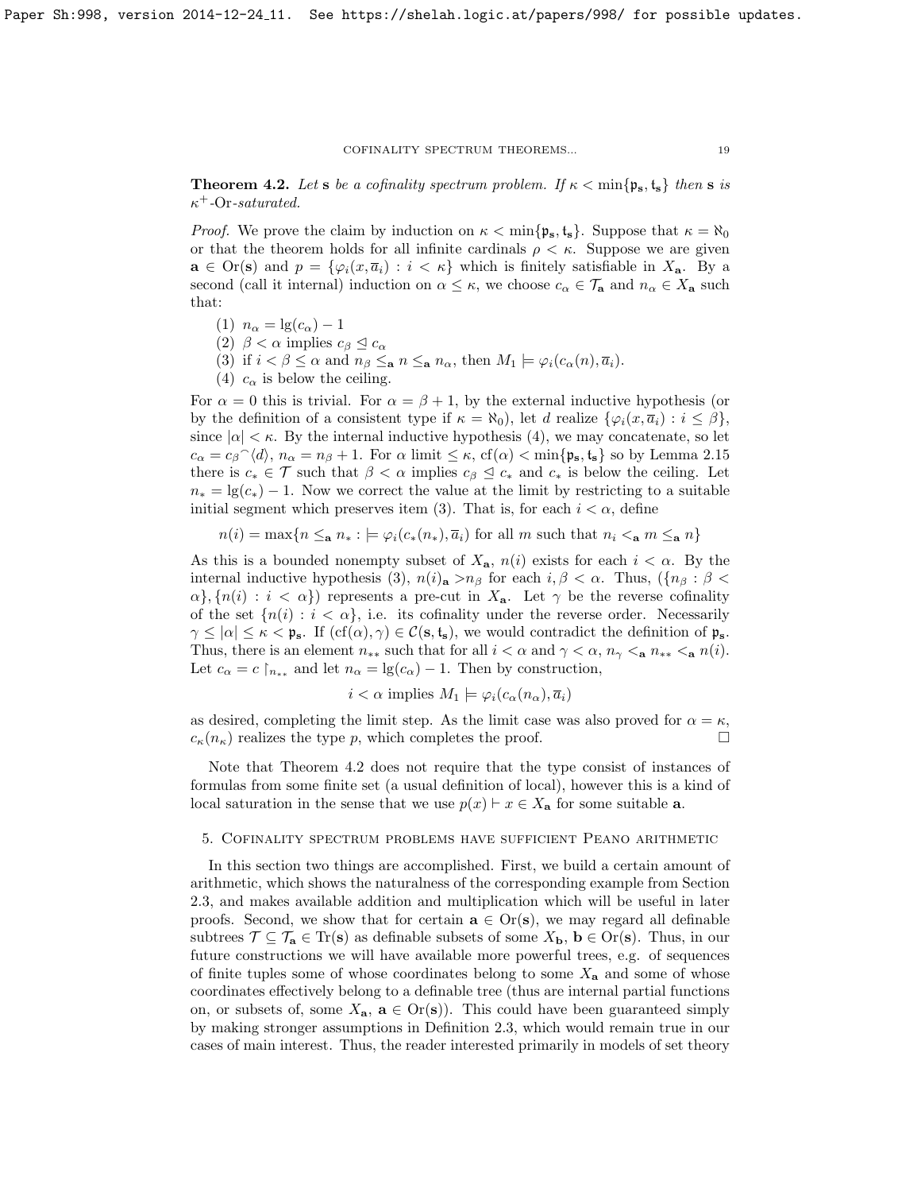**Theorem 4.2.** *Let* $\mathbf{s}$ *be a cofinality spectrum problem. If* $\kappa < \min\{\mathfrak{p}_\mathbf{s}, \mathfrak{t}_\mathbf{s}\}$ *then* $\mathbf{s}$ *is* $\kappa^+$-Or*-saturated.*

*Proof.* We prove the claim by induction on $\kappa < \min\{\mathfrak{p}_\mathbf{s}, \mathfrak{t}_\mathbf{s}\}$. Suppose that $\kappa = \aleph_0$ or that the theorem holds for all infinite cardinals $\rho < \kappa$. Suppose we are given $\mathbf{a} \in \mathrm{Or}(\mathbf{s})$ and $p = \{\varphi_i(x, \overline{a}_i) : i < \kappa\}$ which is finitely satisfiable in $X_\mathbf{a}$. By a second (call it internal) induction on $\alpha \leq \kappa$, we choose $c_\alpha \in \mathcal{T}_\mathbf{a}$ and $n_\alpha \in X_\mathbf{a}$ such that:

1. $n_\alpha = \lg(c_\alpha) - 1$
2. $\beta < \alpha$ implies $c_\beta \trianglelefteq c_\alpha$
3. if $i < \beta \leq \alpha$ and $n_\beta \leq_\mathbf{a} n \leq_\mathbf{a} n_\alpha$, then $M_1 \models \varphi_i(c_\alpha(n), \overline{a}_i)$.
4. $c_\alpha$ is below the ceiling.

For $\alpha = 0$ this is trivial. For $\alpha = \beta + 1$, by the external inductive hypothesis (or by the definition of a consistent type if $\kappa = \aleph_0$), let $d$ realize $\{\varphi_i(x, \overline{a}_i) : i \leq \beta\}$, since $|\alpha| < \kappa$. By the internal inductive hypothesis (4), we may concatenate, so let $c_\alpha = c_\beta{}^\frown\langle d \rangle$, $n_\alpha = n_\beta + 1$. For $\alpha$ limit $\leq \kappa$, $\mathrm{cf}(\alpha) < \min\{\mathfrak{p}_\mathbf{s}, \mathfrak{t}_\mathbf{s}\}$ so by Lemma 2.15 there is $c_* \in \mathcal{T}$ such that $\beta < \alpha$ implies $c_\beta \trianglelefteq c_*$ and $c_*$ is below the ceiling. Let $n_* = \lg(c_*) - 1$. Now we correct the value at the limit by restricting to a suitable initial segment which preserves item (3). That is, for each $i < \alpha$, define

$$n(i) = \max\{n \leq_\mathbf{a} n_* : \models \varphi_i(c_*(n_*), \overline{a}_i) \text{ for all } m \text{ such that } n_i <_\mathbf{a} m \leq_\mathbf{a} n\}$$

As this is a bounded nonempty subset of $X_\mathbf{a}$, $n(i)$ exists for each $i < \alpha$. By the internal inductive hypothesis (3), $n(i)_\mathbf{a} > n_\beta$ for each $i, \beta < \alpha$. Thus, $(\{n_\beta : \beta < \alpha\}, \{n(i) : i < \alpha\})$ represents a pre-cut in $X_\mathbf{a}$. Let $\gamma$ be the reverse cofinality of the set $\{n(i) : i < \alpha\}$, i.e. its cofinality under the reverse order. Necessarily $\gamma \leq |\alpha| \leq \kappa < \mathfrak{p}_\mathbf{s}$. If $(\mathrm{cf}(\alpha), \gamma) \in \mathcal{C}(\mathbf{s}, \mathfrak{t}_\mathbf{s})$, we would contradict the definition of $\mathfrak{p}_\mathbf{s}$. Thus, there is an element $n_{**}$ such that for all $i < \alpha$ and $\gamma < \alpha$, $n_\gamma <_\mathbf{a} n_{**} <_\mathbf{a} n(i)$. Let $c_\alpha = c \restriction_{n_{**}}$ and let $n_\alpha = \lg(c_\alpha) - 1$. Then by construction,

$$i < \alpha \text{ implies } M_1 \models \varphi_i(c_\alpha(n_\alpha), \overline{a}_i)$$

as desired, completing the limit step. As the limit case was also proved for $\alpha = \kappa$, $c_\kappa(n_\kappa)$ realizes the type $p$, which completes the proof. $\square$

Note that Theorem 4.2 does not require that the type consist of instances of formulas from some finite set (a usual definition of local), however this is a kind of local saturation in the sense that we use $p(x) \vdash x \in X_\mathbf{a}$ for some suitable $\mathbf{a}$.

## 5. Cofinality spectrum problems have sufficient Peano arithmetic

In this section two things are accomplished. First, we build a certain amount of arithmetic, which shows the naturalness of the corresponding example from Section 2.3, and makes available addition and multiplication which will be useful in later proofs. Second, we show that for certain $\mathbf{a} \in \mathrm{Or}(\mathbf{s})$, we may regard all definable subtrees $\mathcal{T} \subseteq \mathcal{T}_\mathbf{a} \in \mathrm{Tr}(\mathbf{s})$ as definable subsets of some $X_\mathbf{b}$, $\mathbf{b} \in \mathrm{Or}(\mathbf{s})$. Thus, in our future constructions we will have available more powerful trees, e.g. of sequences of finite tuples some of whose coordinates belong to some $X_\mathbf{a}$ and some of whose coordinates effectively belong to a definable tree (thus are internal partial functions on, or subsets of, some $X_\mathbf{a}$, $\mathbf{a} \in \mathrm{Or}(\mathbf{s})$). This could have been guaranteed simply by making stronger assumptions in Definition 2.3, which would remain true in our cases of main interest. Thus, the reader interested primarily in models of set theory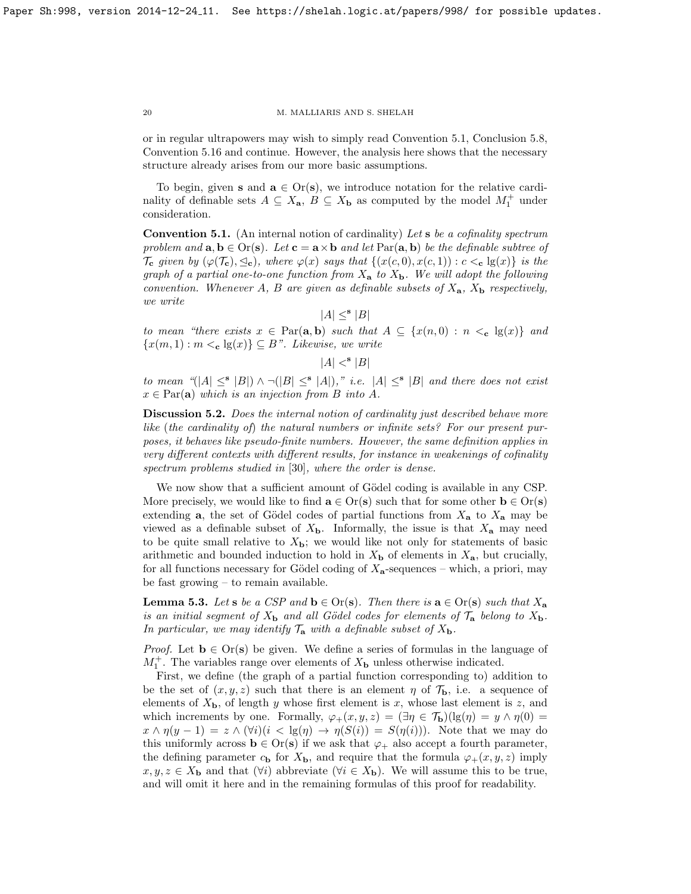or in regular ultrapowers may wish to simply read Convention 5.1, Conclusion 5.8, Convention 5.16 and continue. However, the analysis here shows that the necessary structure already arises from our more basic assumptions.

To begin, given $\mathbf{s}$ and $\mathbf{a} \in \mathrm{Or}(\mathbf{s})$, we introduce notation for the relative cardinality of definable sets $A \subseteq X_{\mathbf{a}}$, $B \subseteq X_{\mathbf{b}}$ as computed by the model $M_1^+$ under consideration.

**Convention 5.1.** (An internal notion of cardinality) *Let $\mathbf{s}$ be a cofinality spectrum problem and $\mathbf{a}, \mathbf{b} \in \mathrm{Or}(\mathbf{s})$. Let $\mathbf{c} = \mathbf{a} \times \mathbf{b}$ and let $\mathrm{Par}(\mathbf{a}, \mathbf{b})$ be the definable subtree of $\mathcal{T}_{\mathbf{c}}$ given by $(\varphi(\mathcal{T}_{\mathbf{c}}), \trianglelefteq_{\mathbf{c}})$, where $\varphi(x)$ says that $\{(x(c,0), x(c,1)) : c <_{\mathbf{c}} \lg(x)\}$ is the graph of a partial one-to-one function from $X_{\mathbf{a}}$ to $X_{\mathbf{b}}$. We will adopt the following convention. Whenever $A$, $B$ are given as definable subsets of $X_{\mathbf{a}}$, $X_{\mathbf{b}}$ respectively, we write*

$$|A| \leq^{\mathbf{s}} |B|$$

*to mean "there exists $x \in \mathrm{Par}(\mathbf{a}, \mathbf{b})$ such that $A \subseteq \{x(n,0) : n <_{\mathbf{c}} \lg(x)\}$ and $\{x(m,1) : m <_{\mathbf{c}} \lg(x)\} \subseteq B$". Likewise, we write*

$$|A| <^{\mathbf{s}} |B|$$

*to mean "$(|A| \leq^{\mathbf{s}} |B|) \wedge \neg(|B| \leq^{\mathbf{s}} |A|)$," i.e. $|A| \leq^{\mathbf{s}} |B|$ and there does not exist $x \in \mathrm{Par}(\mathbf{a})$ which is an injection from $B$ into $A$.*

**Discussion 5.2.** *Does the internal notion of cardinality just described behave more like (the cardinality of) the natural numbers or infinite sets? For our present purposes, it behaves like pseudo-finite numbers. However, the same definition applies in very different contexts with different results, for instance in weakenings of cofinality spectrum problems studied in [30], where the order is dense.*

We now show that a sufficient amount of Gödel coding is available in any CSP. More precisely, we would like to find $\mathbf{a} \in \mathrm{Or}(\mathbf{s})$ such that for some other $\mathbf{b} \in \mathrm{Or}(\mathbf{s})$ extending $\mathbf{a}$, the set of Gödel codes of partial functions from $X_{\mathbf{a}}$ to $X_{\mathbf{a}}$ may be viewed as a definable subset of $X_{\mathbf{b}}$. Informally, the issue is that $X_{\mathbf{a}}$ may need to be quite small relative to $X_{\mathbf{b}}$; we would like not only for statements of basic arithmetic and bounded induction to hold in $X_{\mathbf{b}}$ of elements in $X_{\mathbf{a}}$, but crucially, for all functions necessary for Gödel coding of $X_{\mathbf{a}}$-sequences – which, a priori, may be fast growing – to remain available.

**Lemma 5.3.** *Let $\mathbf{s}$ be a CSP and $\mathbf{b} \in \mathrm{Or}(\mathbf{s})$. Then there is $\mathbf{a} \in \mathrm{Or}(\mathbf{s})$ such that $X_{\mathbf{a}}$ is an initial segment of $X_{\mathbf{b}}$ and all Gödel codes for elements of $\mathcal{T}_{\mathbf{a}}$ belong to $X_{\mathbf{b}}$. In particular, we may identify $\mathcal{T}_{\mathbf{a}}$ with a definable subset of $X_{\mathbf{b}}$.*

*Proof.* Let $\mathbf{b} \in \mathrm{Or}(\mathbf{s})$ be given. We define a series of formulas in the language of $M_1^+$. The variables range over elements of $X_{\mathbf{b}}$ unless otherwise indicated.

First, we define (the graph of a partial function corresponding to) addition to be the set of $(x, y, z)$ such that there is an element $\eta$ of $\mathcal{T}_{\mathbf{b}}$, i.e. a sequence of elements of $X_{\mathbf{b}}$, of length $y$ whose first element is $x$, whose last element is $z$, and which increments by one. Formally, $\varphi_+(x,y,z) = (\exists \eta \in \mathcal{T}_{\mathbf{b}})(\lg(\eta) = y \wedge \eta(0) = x \wedge \eta(y-1) = z \wedge (\forall i)(i < \lg(\eta) \rightarrow \eta(S(i)) = S(\eta(i)))$. Note that we may do this uniformly across $\mathbf{b} \in \mathrm{Or}(\mathbf{s})$ if we ask that $\varphi_+$ also accept a fourth parameter, the defining parameter $c_{\mathbf{b}}$ for $X_{\mathbf{b}}$, and require that the formula $\varphi_+(x,y,z)$ imply $x, y, z \in X_{\mathbf{b}}$ and that $(\forall i)$ abbreviate $(\forall i \in X_{\mathbf{b}})$. We will assume this to be true, and will omit it here and in the remaining formulas of this proof for readability.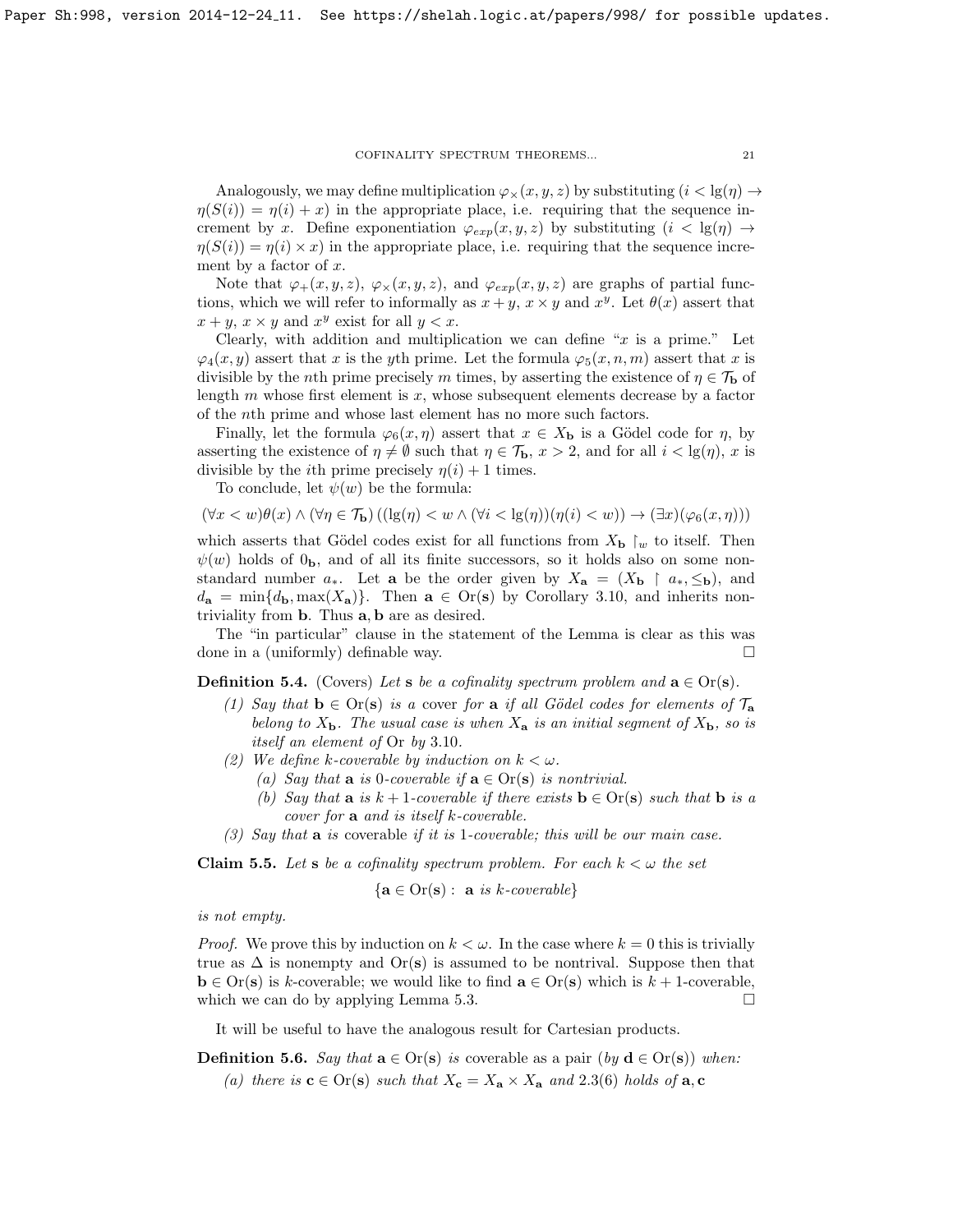Analogously, we may define multiplication $\varphi_\times(x,y,z)$ by substituting $(i < \lg(\eta) \rightarrow \eta(S(i)) = \eta(i) + x)$ in the appropriate place, i.e. requiring that the sequence increment by $x$. Define exponentiation $\varphi_{exp}(x,y,z)$ by substituting $(i < \lg(\eta) \rightarrow \eta(S(i)) = \eta(i) \times x)$ in the appropriate place, i.e. requiring that the sequence increment by a factor of $x$.

Note that $\varphi_+(x,y,z)$, $\varphi_\times(x,y,z)$, and $\varphi_{exp}(x,y,z)$ are graphs of partial functions, which we will refer to informally as $x+y$, $x \times y$ and $x^y$. Let $\theta(x)$ assert that $x+y$, $x \times y$ and $x^y$ exist for all $y < x$.

Clearly, with addition and multiplication we can define "$x$ is a prime." Let $\varphi_4(x,y)$ assert that $x$ is the $y$th prime. Let the formula $\varphi_5(x,n,m)$ assert that $x$ is divisible by the $n$th prime precisely $m$ times, by asserting the existence of $\eta \in \mathcal{T}_{\mathbf{b}}$ of length $m$ whose first element is $x$, whose subsequent elements decrease by a factor of the $n$th prime and whose last element has no more such factors.

Finally, let the formula $\varphi_6(x,\eta)$ assert that $x \in X_{\mathbf{b}}$ is a Gödel code for $\eta$, by asserting the existence of $\eta \neq \emptyset$ such that $\eta \in \mathcal{T}_{\mathbf{b}}$, $x > 2$, and for all $i < \lg(\eta)$, $x$ is divisible by the $i$th prime precisely $\eta(i) + 1$ times.

To conclude, let $\psi(w)$ be the formula:

$$(\forall x < w)\theta(x) \wedge (\forall \eta \in \mathcal{T}_{\mathbf{b}})\left((\lg(\eta) < w \wedge (\forall i < \lg(\eta))(\eta(i) < w)) \rightarrow (\exists x)(\varphi_6(x,\eta))\right)$$

which asserts that Gödel codes exist for all functions from $X_{\mathbf{b}} \restriction_w$ to itself. Then $\psi(w)$ holds of $0_{\mathbf{b}}$, and of all its finite successors, so it holds also on some nonstandard number $a_*$. Let $\mathbf{a}$ be the order given by $X_{\mathbf{a}} = (X_{\mathbf{b}} \restriction a_*, \leq_{\mathbf{b}})$, and $d_{\mathbf{a}} = \min\{d_{\mathbf{b}}, \max(X_{\mathbf{a}})\}$. Then $\mathbf{a} \in \mathrm{Or}(\mathbf{s})$ by Corollary 3.10, and inherits nontriviality from $\mathbf{b}$. Thus $\mathbf{a}, \mathbf{b}$ are as desired.

The "in particular" clause in the statement of the Lemma is clear as this was done in a (uniformly) definable way. $\square$

**Definition 5.4.** (Covers) *Let $\mathbf{s}$ be a cofinality spectrum problem and $\mathbf{a} \in \mathrm{Or}(\mathbf{s})$.*

*(1) Say that $\mathbf{b} \in \mathrm{Or}(\mathbf{s})$ is a cover for $\mathbf{a}$ if all Gödel codes for elements of $\mathcal{T}_{\mathbf{a}}$ belong to $X_{\mathbf{b}}$. The usual case is when $X_{\mathbf{a}}$ is an initial segment of $X_{\mathbf{b}}$, so is itself an element of* Or *by* 3.10.

*(2) We define $k$-coverable by induction on $k < \omega$.*
   - *(a) Say that $\mathbf{a}$ is 0-coverable if $\mathbf{a} \in \mathrm{Or}(\mathbf{s})$ is nontrivial.*
   - *(b) Say that $\mathbf{a}$ is $k+1$-coverable if there exists $\mathbf{b} \in \mathrm{Or}(\mathbf{s})$ such that $\mathbf{b}$ is a cover for $\mathbf{a}$ and is itself $k$-coverable.*

*(3) Say that $\mathbf{a}$ is* coverable *if it is 1-coverable; this will be our main case.*

**Claim 5.5.** *Let $\mathbf{s}$ be a cofinality spectrum problem. For each $k < \omega$ the set*

$$\{\mathbf{a} \in \mathrm{Or}(\mathbf{s}) : \ \mathbf{a} \text{ is } k\text{-coverable}\}$$

*is not empty.*

*Proof.* We prove this by induction on $k < \omega$. In the case where $k = 0$ this is trivially true as $\Delta$ is nonempty and $\mathrm{Or}(\mathbf{s})$ is assumed to be nontrival. Suppose then that $\mathbf{b} \in \mathrm{Or}(\mathbf{s})$ is $k$-coverable; we would like to find $\mathbf{a} \in \mathrm{Or}(\mathbf{s})$ which is $k+1$-coverable, which we can do by applying Lemma 5.3. $\square$

It will be useful to have the analogous result for Cartesian products.

**Definition 5.6.** *Say that $\mathbf{a} \in \mathrm{Or}(\mathbf{s})$ is* coverable as a pair *(by $\mathbf{d} \in \mathrm{Or}(\mathbf{s})$) when:*

*(a) there is $\mathbf{c} \in \mathrm{Or}(\mathbf{s})$ such that $X_{\mathbf{c}} = X_{\mathbf{a}} \times X_{\mathbf{a}}$ and 2.3(6) holds of $\mathbf{a}, \mathbf{c}$*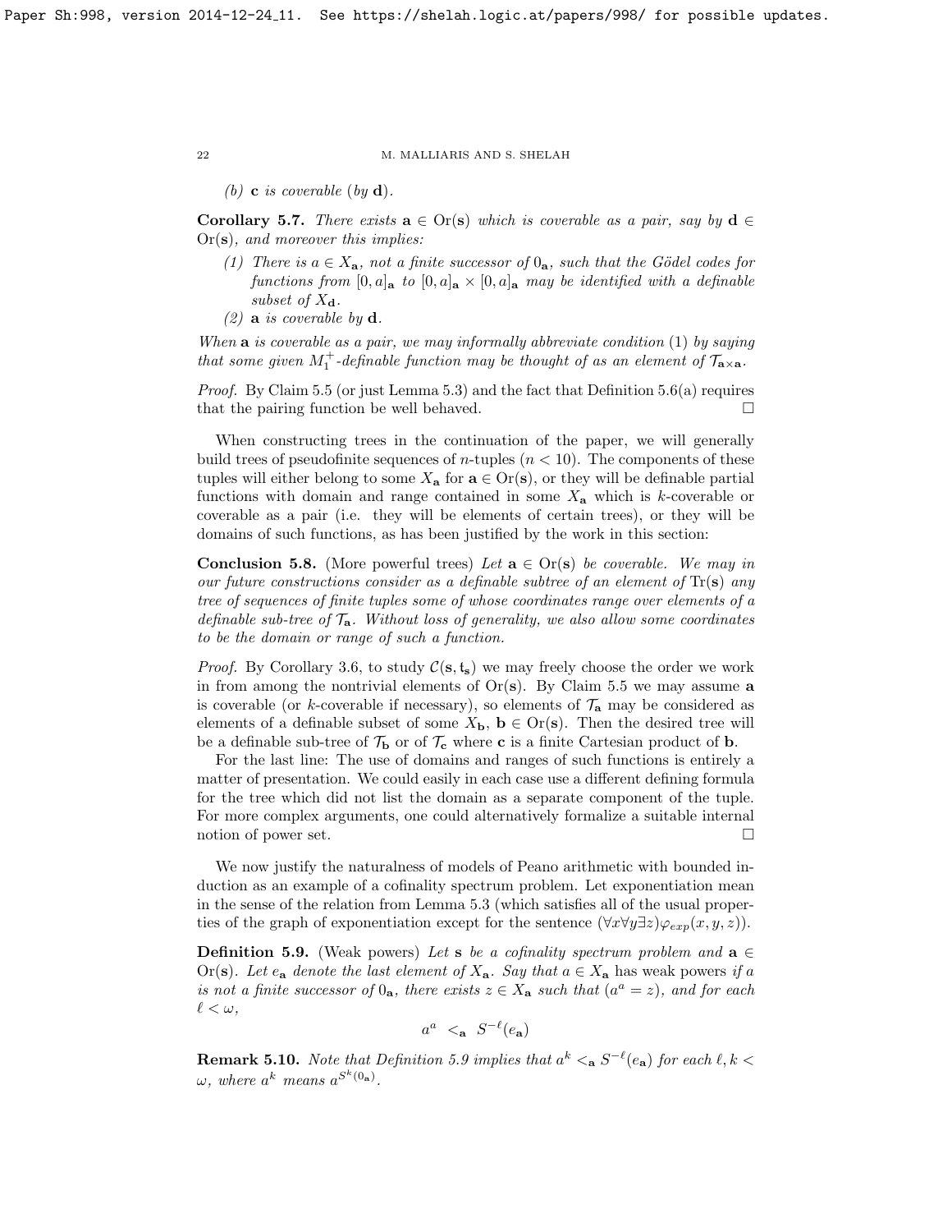(b) $\mathbf{c}$ is coverable (by $\mathbf{d}$).

**Corollary 5.7.** *There exists $\mathbf{a} \in \operatorname{Or}(\mathbf{s})$ which is coverable as a pair, say by $\mathbf{d} \in \operatorname{Or}(\mathbf{s})$, and moreover this implies:*

1. *There is a $a \in X_{\mathbf{a}}$, not a finite successor of $0_{\mathbf{a}}$, such that the Gödel codes for functions from $[0,a]_{\mathbf{a}}$ to $[0,a]_{\mathbf{a}} \times [0,a]_{\mathbf{a}}$ may be identified with a definable subset of $X_{\mathbf{d}}$.*
2. *$\mathbf{a}$ is coverable by $\mathbf{d}$.*

*When $\mathbf{a}$ is coverable as a pair, we may informally abbreviate condition (1) by saying that some given $M_1^+$-definable function may be thought of as an element of $\mathcal{T}_{\mathbf{a}\times\mathbf{a}}$.*

*Proof.* By Claim 5.5 (or just Lemma 5.3) and the fact that Definition 5.6(a) requires that the pairing function be well behaved. □

When constructing trees in the continuation of the paper, we will generally build trees of pseudofinite sequences of $n$-tuples ($n < 10$). The components of these tuples will either belong to some $X_{\mathbf{a}}$ for $\mathbf{a} \in \operatorname{Or}(\mathbf{s})$, or they will be definable partial functions with domain and range contained in some $X_{\mathbf{a}}$ which is $k$-coverable or coverable as a pair (i.e. they will be elements of certain trees), or they will be domains of such functions, as has been justified by the work in this section:

**Conclusion 5.8.** (More powerful trees) *Let $\mathbf{a} \in \operatorname{Or}(\mathbf{s})$ be coverable. We may in our future constructions consider as a definable subtree of an element of $\operatorname{Tr}(\mathbf{s})$ any tree of sequences of finite tuples some of whose coordinates range over elements of a definable sub-tree of $\mathcal{T}_{\mathbf{a}}$. Without loss of generality, we also allow some coordinates to be the domain or range of such a function.*

*Proof.* By Corollary 3.6, to study $\mathcal{C}(\mathbf{s}, \mathfrak{t}_{\mathbf{s}})$ we may freely choose the order we work in from among the nontrivial elements of $\operatorname{Or}(\mathbf{s})$. By Claim 5.5 we may assume $\mathbf{a}$ is coverable (or $k$-coverable if necessary), so elements of $\mathcal{T}_{\mathbf{a}}$ may be considered as elements of a definable subset of some $X_{\mathbf{b}}$, $\mathbf{b} \in \operatorname{Or}(\mathbf{s})$. Then the desired tree will be a definable sub-tree of $\mathcal{T}_{\mathbf{b}}$ or of $\mathcal{T}_{\mathbf{c}}$ where $\mathbf{c}$ is a finite Cartesian product of $\mathbf{b}$.

For the last line: The use of domains and ranges of such functions is entirely a matter of presentation. We could easily in each case use a different defining formula for the tree which did not list the domain as a separate component of the tuple. For more complex arguments, one could alternatively formalize a suitable internal notion of power set. □

We now justify the naturalness of models of Peano arithmetic with bounded induction as an example of a cofinality spectrum problem. Let exponentiation mean in the sense of the relation from Lemma 5.3 (which satisfies all of the usual properties of the graph of exponentiation except for the sentence $(\forall x \forall y \exists z)\varphi_{exp}(x,y,z)$).

**Definition 5.9.** (Weak powers) *Let $\mathbf{s}$ be a cofinality spectrum problem and $\mathbf{a} \in \operatorname{Or}(\mathbf{s})$. Let $e_{\mathbf{a}}$ denote the last element of $X_{\mathbf{a}}$. Say that $a \in X_{\mathbf{a}}$* has weak powers *if $a$ is not a finite successor of $0_{\mathbf{a}}$, there exists $z \in X_{\mathbf{a}}$ such that $(a^a = z)$, and for each $\ell < \omega$,*

$$a^a <_{\mathbf{a}} S^{-\ell}(e_{\mathbf{a}})$$

**Remark 5.10.** *Note that Definition 5.9 implies that $a^k <_{\mathbf{a}} S^{-\ell}(e_{\mathbf{a}})$ for each $\ell, k < \omega$, where $a^k$ means $a^{S^k(0_{\mathbf{a}})}$.*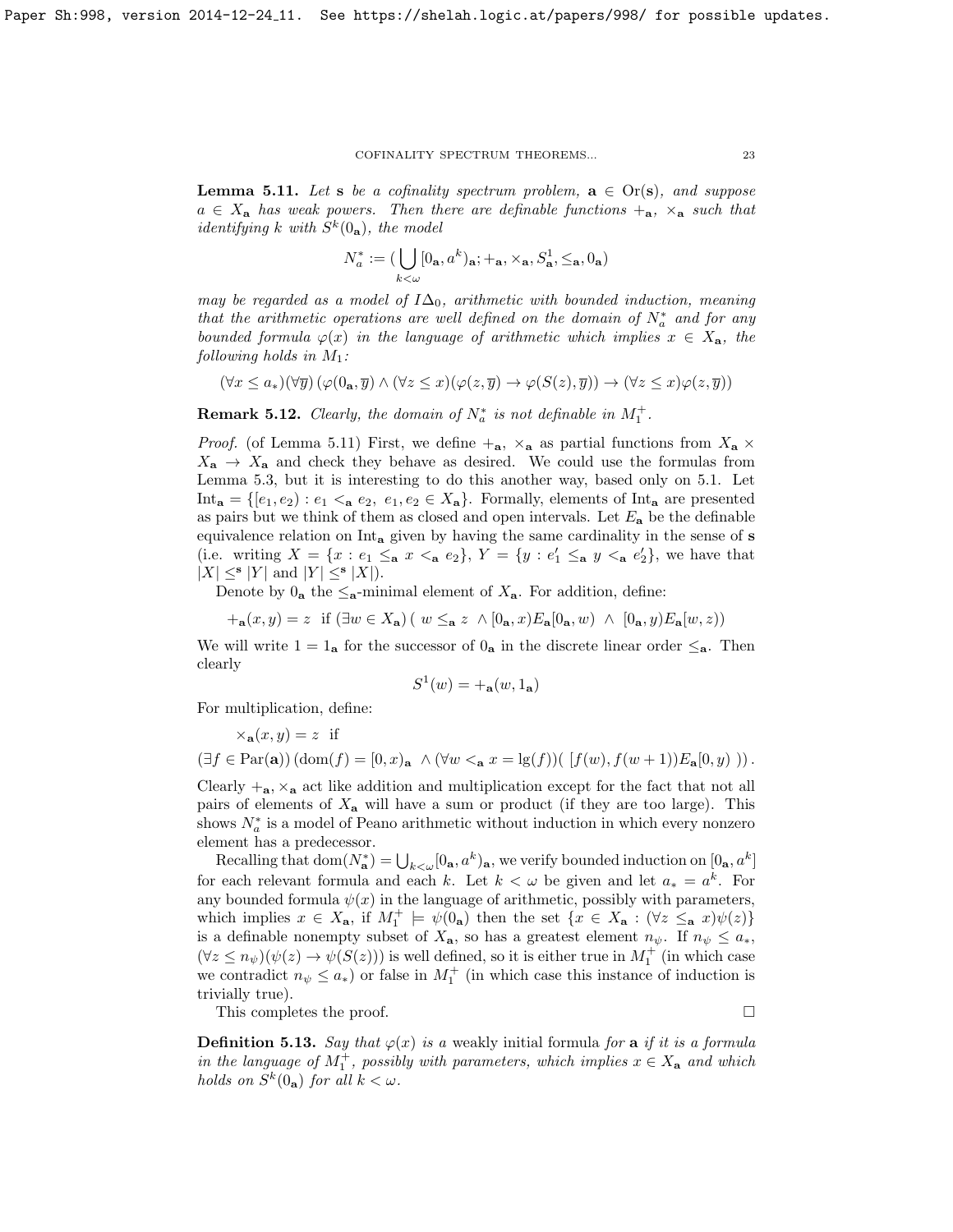**Lemma 5.11.** *Let* $\mathbf{s}$ *be a cofinality spectrum problem,* $\mathbf{a} \in \mathrm{Or}(\mathbf{s})$*, and suppose* $a \in X_{\mathbf{a}}$ *has weak powers. Then there are definable functions* $+_{\mathbf{a}}$*,* $\times_{\mathbf{a}}$ *such that identifying* $k$ *with* $S^k(0_{\mathbf{a}})$*, the model*

$$N^*_a := (\bigcup_{k<\omega} [0_{\mathbf{a}}, a^k)_{\mathbf{a}}; +_{\mathbf{a}}, \times_{\mathbf{a}}, S^1_{\mathbf{a}}, \leq_{\mathbf{a}}, 0_{\mathbf{a}})$$

*may be regarded as a model of* $I\Delta_0$*, arithmetic with bounded induction, meaning that the arithmetic operations are well defined on the domain of* $N^*_a$ *and for any bounded formula* $\varphi(x)$ *in the language of arithmetic which implies* $x \in X_{\mathbf{a}}$*, the following holds in* $M_1$*:*

$$(\forall x \leq a_*)(\forall \overline{y})\left(\varphi(0_{\mathbf{a}}, \overline{y}) \wedge (\forall z \leq x)(\varphi(z, \overline{y}) \rightarrow \varphi(S(z), \overline{y})) \rightarrow (\forall z \leq x)\varphi(z, \overline{y})\right)$$

**Remark 5.12.** *Clearly, the domain of* $N^*_a$ *is not definable in* $M^+_1$*.*

*Proof.* (of Lemma 5.11) First, we define $+_{\mathbf{a}}$, $\times_{\mathbf{a}}$ as partial functions from $X_{\mathbf{a}} \times X_{\mathbf{a}} \rightarrow X_{\mathbf{a}}$ and check they behave as desired. We could use the formulas from Lemma 5.3, but it is interesting to do this another way, based only on 5.1. Let $\mathrm{Int}_{\mathbf{a}} = \{[e_1, e_2) : e_1 <_{\mathbf{a}} e_2,\ e_1, e_2 \in X_{\mathbf{a}}\}$. Formally, elements of $\mathrm{Int}_{\mathbf{a}}$ are presented as pairs but we think of them as closed and open intervals. Let $E_{\mathbf{a}}$ be the definable equivalence relation on $\mathrm{Int}_{\mathbf{a}}$ given by having the same cardinality in the sense of $\mathbf{s}$ (i.e. writing $X = \{x : e_1 \leq_{\mathbf{a}} x <_{\mathbf{a}} e_2\}$, $Y = \{y : e^\prime_1 \leq_{\mathbf{a}} y <_{\mathbf{a}} e^\prime_2\}$, we have that $|X| \leq^{\mathbf{s}} |Y|$ and $|Y| \leq^{\mathbf{s}} |X|$).

Denote by $0_{\mathbf{a}}$ the $\leq_{\mathbf{a}}$-minimal element of $X_{\mathbf{a}}$. For addition, define:

$$+_{\mathbf{a}}(x, y) = z \ \text{ if } (\exists w \in X_{\mathbf{a}})\,(\ w \leq_{\mathbf{a}} z\ \wedge [0_{\mathbf{a}}, x)E_{\mathbf{a}}[0_{\mathbf{a}}, w)\ \wedge\ [0_{\mathbf{a}}, y)E_{\mathbf{a}}[w, z))$$

We will write $1 = 1_{\mathbf{a}}$ for the successor of $0_{\mathbf{a}}$ in the discrete linear order $\leq_{\mathbf{a}}$. Then clearly

$$S^1(w) = +_{\mathbf{a}}(w, 1_{\mathbf{a}})$$

For multiplication, define:

$$\times_{\mathbf{a}}(x, y) = z \ \text{ if}$$

$$(\exists f \in \mathrm{Par}(\mathbf{a}))\,(\mathrm{dom}(f) = [0, x)_{\mathbf{a}}\ \wedge (\forall w <_{\mathbf{a}} x = \mathrm{lg}(f))(\ [f(w), f(w+1))E_{\mathbf{a}}[0, y)\ ))\,.$$

Clearly $+_{\mathbf{a}}, \times_{\mathbf{a}}$ act like addition and multiplication except for the fact that not all pairs of elements of $X_{\mathbf{a}}$ will have a sum or product (if they are too large). This shows $N^*_a$ is a model of Peano arithmetic without induction in which every nonzero element has a predecessor.

Recalling that $\mathrm{dom}(N^*_{\mathbf{a}}) = \bigcup_{k<\omega}[0_{\mathbf{a}}, a^k)_{\mathbf{a}}$, we verify bounded induction on $[0_{\mathbf{a}}, a^k]$ for each relevant formula and each $k$. Let $k < \omega$ be given and let $a_* = a^k$. For any bounded formula $\psi(x)$ in the language of arithmetic, possibly with parameters, which implies $x \in X_{\mathbf{a}}$, if $M^+_1 \models \psi(0_{\mathbf{a}})$ then the set $\{x \in X_{\mathbf{a}} : (\forall z \leq_{\mathbf{a}} x)\psi(z)\}$ is a definable nonempty subset of $X_{\mathbf{a}}$, so has a greatest element $n_\psi$. If $n_\psi \leq a_*$, $(\forall z \leq n_\psi)(\psi(z) \rightarrow \psi(S(z)))$ is well defined, so it is either true in $M^+_1$ (in which case we contradict $n_\psi \leq a_*$) or false in $M^+_1$ (in which case this instance of induction is trivially true).

This completes the proof. $\square$

**Definition 5.13.** *Say that* $\varphi(x)$ *is a* weakly initial formula *for* $\mathbf{a}$ *if it is a formula in the language of* $M^+_1$*, possibly with parameters, which implies* $x \in X_{\mathbf{a}}$ *and which holds on* $S^k(0_{\mathbf{a}})$ *for all* $k < \omega$*.*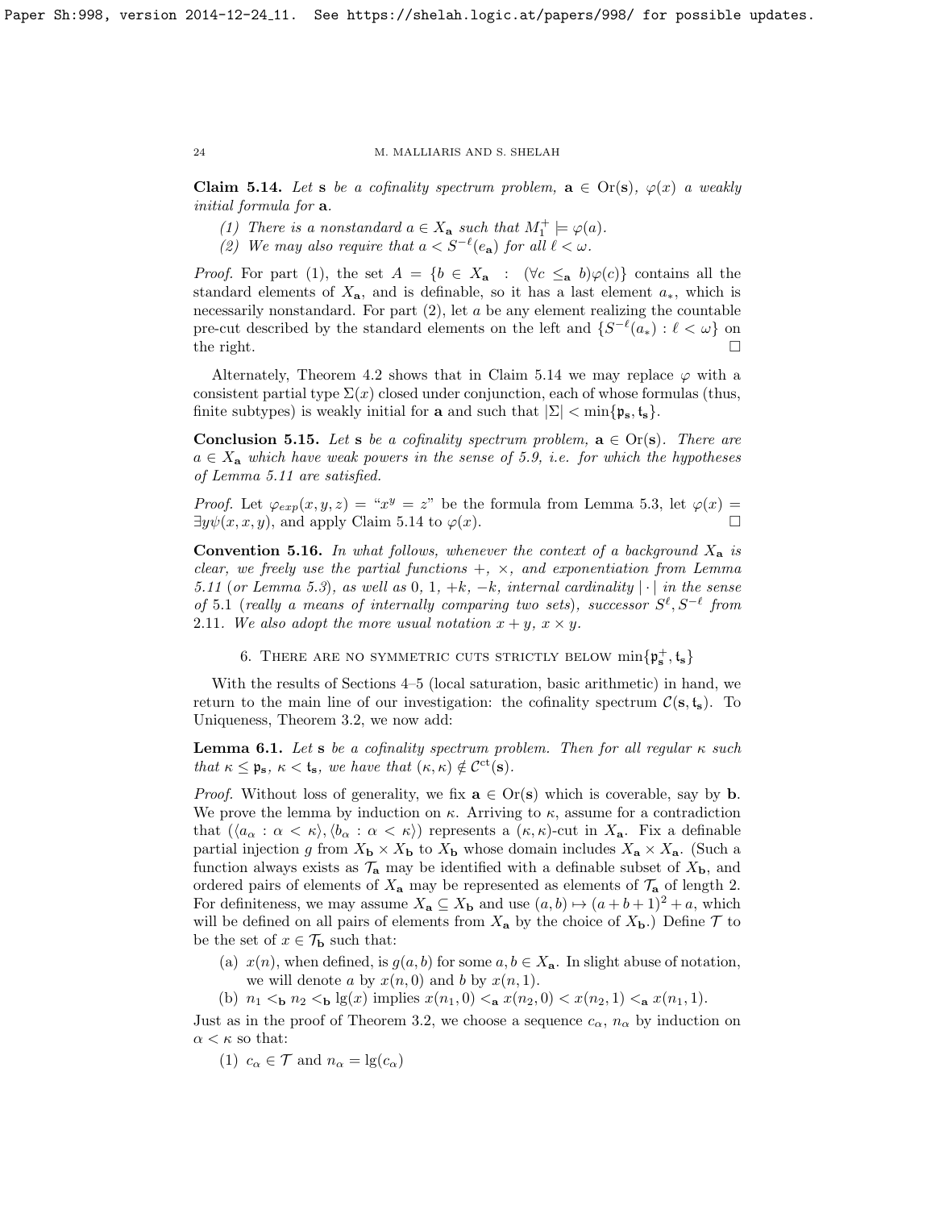**Claim 5.14.** *Let* $\mathbf{s}$ *be a cofinality spectrum problem,* $\mathbf{a} \in \mathrm{Or}(\mathbf{s})$*,* $\varphi(x)$ *a weakly initial formula for* $\mathbf{a}$*.*

1. *There is a nonstandard* $a \in X_{\mathbf{a}}$ *such that* $M_1^+ \models \varphi(a)$*.*
2. *We may also require that* $a < S^{-\ell}(e_{\mathbf{a}})$ *for all* $\ell < \omega$*.*

*Proof.* For part (1), the set $A = \{b \in X_{\mathbf{a}} : (\forall c \leq_{\mathbf{a}} b)\varphi(c)\}$ contains all the standard elements of $X_{\mathbf{a}}$, and is definable, so it has a last element $a_*$, which is necessarily nonstandard. For part (2), let $a$ be any element realizing the countable pre-cut described by the standard elements on the left and $\{S^{-\ell}(a_*) : \ell < \omega\}$ on the right. $\square$

Alternately, Theorem 4.2 shows that in Claim 5.14 we may replace $\varphi$ with a consistent partial type $\Sigma(x)$ closed under conjunction, each of whose formulas (thus, finite subtypes) is weakly initial for $\mathbf{a}$ and such that $|\Sigma| < \min\{\mathfrak{p}_{\mathbf{s}}, \mathfrak{t}_{\mathbf{s}}\}$.

**Conclusion 5.15.** *Let* $\mathbf{s}$ *be a cofinality spectrum problem,* $\mathbf{a} \in \mathrm{Or}(\mathbf{s})$*. There are* $a \in X_{\mathbf{a}}$ *which have weak powers in the sense of 5.9, i.e. for which the hypotheses of Lemma 5.11 are satisfied.*

*Proof.* Let $\varphi_{exp}(x, y, z) =$ "$x^y = z$" be the formula from Lemma 5.3, let $\varphi(x) = \exists y \psi(x, x, y)$, and apply Claim 5.14 to $\varphi(x)$. $\square$

**Convention 5.16.** *In what follows, whenever the context of a background* $X_{\mathbf{a}}$ *is clear, we freely use the partial functions* $+$*,* $\times$*, and exponentiation from Lemma 5.11 (or Lemma 5.3), as well as* $0$*,* $1$*,* $+k$*,* $-k$*, internal cardinality* $|\cdot|$ *in the sense of 5.1 (really a means of internally comparing two sets), successor* $S^\ell, S^{-\ell}$ *from 2.11. We also adopt the more usual notation* $x + y$*,* $x \times y$*.*

## 6. There are no symmetric cuts strictly below $\min\{\mathfrak{p}_{\mathbf{s}}^+, \mathfrak{t}_{\mathbf{s}}\}$

With the results of Sections 4–5 (local saturation, basic arithmetic) in hand, we return to the main line of our investigation: the cofinality spectrum $\mathcal{C}(\mathbf{s}, \mathfrak{t}_{\mathbf{s}})$. To Uniqueness, Theorem 3.2, we now add:

**Lemma 6.1.** *Let* $\mathbf{s}$ *be a cofinality spectrum problem. Then for all regular* $\kappa$ *such that* $\kappa \leq \mathfrak{p}_{\mathbf{s}}$*,* $\kappa < \mathfrak{t}_{\mathbf{s}}$*, we have that* $(\kappa, \kappa) \notin \mathcal{C}^{\mathrm{ct}}(\mathbf{s})$*.*

*Proof.* Without loss of generality, we fix $\mathbf{a} \in \mathrm{Or}(\mathbf{s})$ which is coverable, say by $\mathbf{b}$. We prove the lemma by induction on $\kappa$. Arriving to $\kappa$, assume for a contradiction that $(\langle a_\alpha : \alpha < \kappa\rangle, \langle b_\alpha : \alpha < \kappa\rangle)$ represents a $(\kappa, \kappa)$-cut in $X_{\mathbf{a}}$. Fix a definable partial injection $g$ from $X_{\mathbf{b}} \times X_{\mathbf{b}}$ to $X_{\mathbf{b}}$ whose domain includes $X_{\mathbf{a}} \times X_{\mathbf{a}}$. (Such a function always exists as $\mathcal{T}_{\mathbf{a}}$ may be identified with a definable subset of $X_{\mathbf{b}}$, and ordered pairs of elements of $X_{\mathbf{a}}$ may be represented as elements of $\mathcal{T}_{\mathbf{a}}$ of length 2. For definiteness, we may assume $X_{\mathbf{a}} \subseteq X_{\mathbf{b}}$ and use $(a, b) \mapsto (a + b + 1)^2 + a$, which will be defined on all pairs of elements from $X_{\mathbf{a}}$ by the choice of $X_{\mathbf{b}}$.) Define $\mathcal{T}$ to be the set of $x \in \mathcal{T}_{\mathbf{b}}$ such that:

(a) $x(n)$, when defined, is $g(a, b)$ for some $a, b \in X_{\mathbf{a}}$. In slight abuse of notation, we will denote $a$ by $x(n, 0)$ and $b$ by $x(n, 1)$.

(b) $n_1 <_{\mathbf{b}} n_2 <_{\mathbf{b}} \lg(x)$ implies $x(n_1, 0) <_{\mathbf{a}} x(n_2, 0) < x(n_2, 1) <_{\mathbf{a}} x(n_1, 1)$.

Just as in the proof of Theorem 3.2, we choose a sequence $c_\alpha$, $n_\alpha$ by induction on $\alpha < \kappa$ so that:

(1) $c_\alpha \in \mathcal{T}$ and $n_\alpha = \lg(c_\alpha)$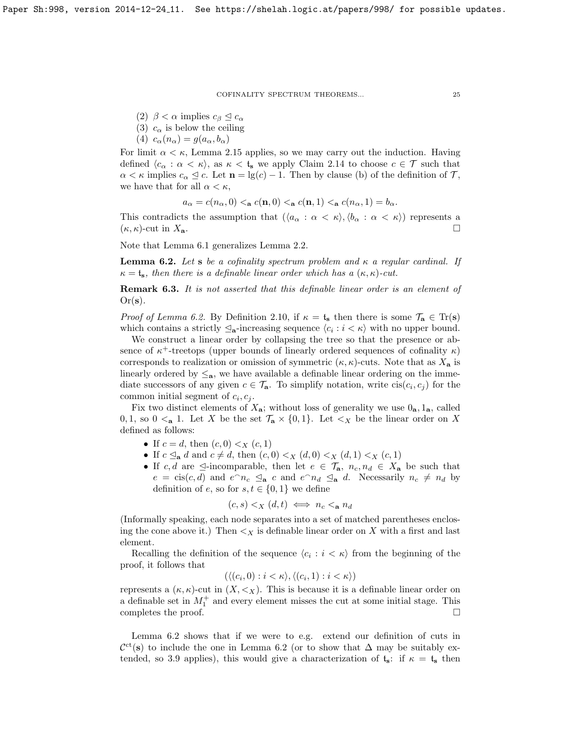(2) $\beta < \alpha$ implies $c_\beta \trianglelefteq c_\alpha$

(3) $c_\alpha$ is below the ceiling

(4) $c_\alpha(n_\alpha) = g(a_\alpha, b_\alpha)$

For limit $\alpha < \kappa$, Lemma 2.15 applies, so we may carry out the induction. Having defined $\langle c_\alpha : \alpha < \kappa \rangle$, as $\kappa < \mathfrak{t}_{\mathbf{s}}$ we apply Claim 2.14 to choose $c \in \mathcal{T}$ such that $\alpha < \kappa$ implies $c_\alpha \trianglelefteq c$. Let $\mathbf{n} = \lg(c) - 1$. Then by clause (b) of the definition of $\mathcal{T}$, we have that for all $\alpha < \kappa$,

$$a_\alpha = c(n_\alpha, 0) <_{\mathbf{a}} c(\mathbf{n}, 0) <_{\mathbf{a}} c(\mathbf{n}, 1) <_{\mathbf{a}} c(n_\alpha, 1) = b_\alpha.$$

This contradicts the assumption that $(\langle a_\alpha : \alpha < \kappa \rangle, \langle b_\alpha : \alpha < \kappa \rangle)$ represents a $(\kappa, \kappa)$-cut in $X_{\mathbf{a}}$. $\square$

Note that Lemma 6.1 generalizes Lemma 2.2.

**Lemma 6.2.** *Let $\mathbf{s}$ be a cofinality spectrum problem and $\kappa$ a regular cardinal. If $\kappa = \mathfrak{t}_{\mathbf{s}}$, then there is a definable linear order which has a $(\kappa, \kappa)$-cut.*

**Remark 6.3.** *It is not asserted that this definable linear order is an element of $\mathrm{Or}(\mathbf{s})$.*

*Proof of Lemma 6.2.* By Definition 2.10, if $\kappa = \mathfrak{t}_{\mathbf{s}}$ then there is some $\mathcal{T}_{\mathbf{a}} \in \mathrm{Tr}(\mathbf{s})$ which contains a strictly $\trianglelefteq_{\mathbf{a}}$-increasing sequence $\langle c_i : i < \kappa \rangle$ with no upper bound.

We construct a linear order by collapsing the tree so that the presence or absence of $\kappa^+$-treetops (upper bounds of linearly ordered sequences of cofinality $\kappa$) corresponds to realization or omission of symmetric $(\kappa, \kappa)$-cuts. Note that as $X_{\mathbf{a}}$ is linearly ordered by $\leq_{\mathbf{a}}$, we have available a definable linear ordering on the immediate successors of any given $c \in \mathcal{T}_{\mathbf{a}}$. To simplify notation, write $\mathrm{cis}(c_i, c_j)$ for the common initial segment of $c_i, c_j$.

Fix two distinct elements of $X_{\mathbf{a}}$; without loss of generality we use $0_{\mathbf{a}}, 1_{\mathbf{a}}$, called $0, 1$, so $0 <_{\mathbf{a}} 1$. Let $X$ be the set $\mathcal{T}_{\mathbf{a}} \times \{0, 1\}$. Let $<_X$ be the linear order on $X$ defined as follows:

- If $c = d$, then $(c, 0) <_X (c, 1)$
- If $c \trianglelefteq_{\mathbf{a}} d$ and $c \neq d$, then $(c, 0) <_X (d, 0) <_X (d, 1) <_X (c, 1)$
- If $c, d$ are $\trianglelefteq$-incomparable, then let $e \in \mathcal{T}_{\mathbf{a}}$, $n_c, n_d \in X_{\mathbf{a}}$ be such that $e = \mathrm{cis}(c, d)$ and $e^\frown n_c \trianglelefteq_{\mathbf{a}} c$ and $e^\frown n_d \trianglelefteq_{\mathbf{a}} d$. Necessarily $n_c \neq n_d$ by definition of $e$, so for $s, t \in \{0, 1\}$ we define

$$(c, s) <_X (d, t) \iff n_c <_{\mathbf{a}} n_d$$

(Informally speaking, each node separates into a set of matched parentheses enclosing the cone above it.) Then $<_X$ is definable linear order on $X$ with a first and last element.

Recalling the definition of the sequence $\langle c_i : i < \kappa \rangle$ from the beginning of the proof, it follows that

$$(\langle (c_i, 0) : i < \kappa \rangle, \langle (c_i, 1) : i < \kappa \rangle)$$

represents a $(\kappa, \kappa)$-cut in $(X, <_X)$. This is because it is a definable linear order on a definable set in $M_1^+$ and every element misses the cut at some initial stage. This completes the proof. $\square$

Lemma 6.2 shows that if we were to e.g. extend our definition of cuts in $\mathcal{C}^{\mathrm{ct}}(\mathbf{s})$ to include the one in Lemma 6.2 (or to show that $\Delta$ may be suitably extended, so 3.9 applies), this would give a characterization of $\mathfrak{t}_{\mathbf{s}}$: if $\kappa = \mathfrak{t}_{\mathbf{s}}$ then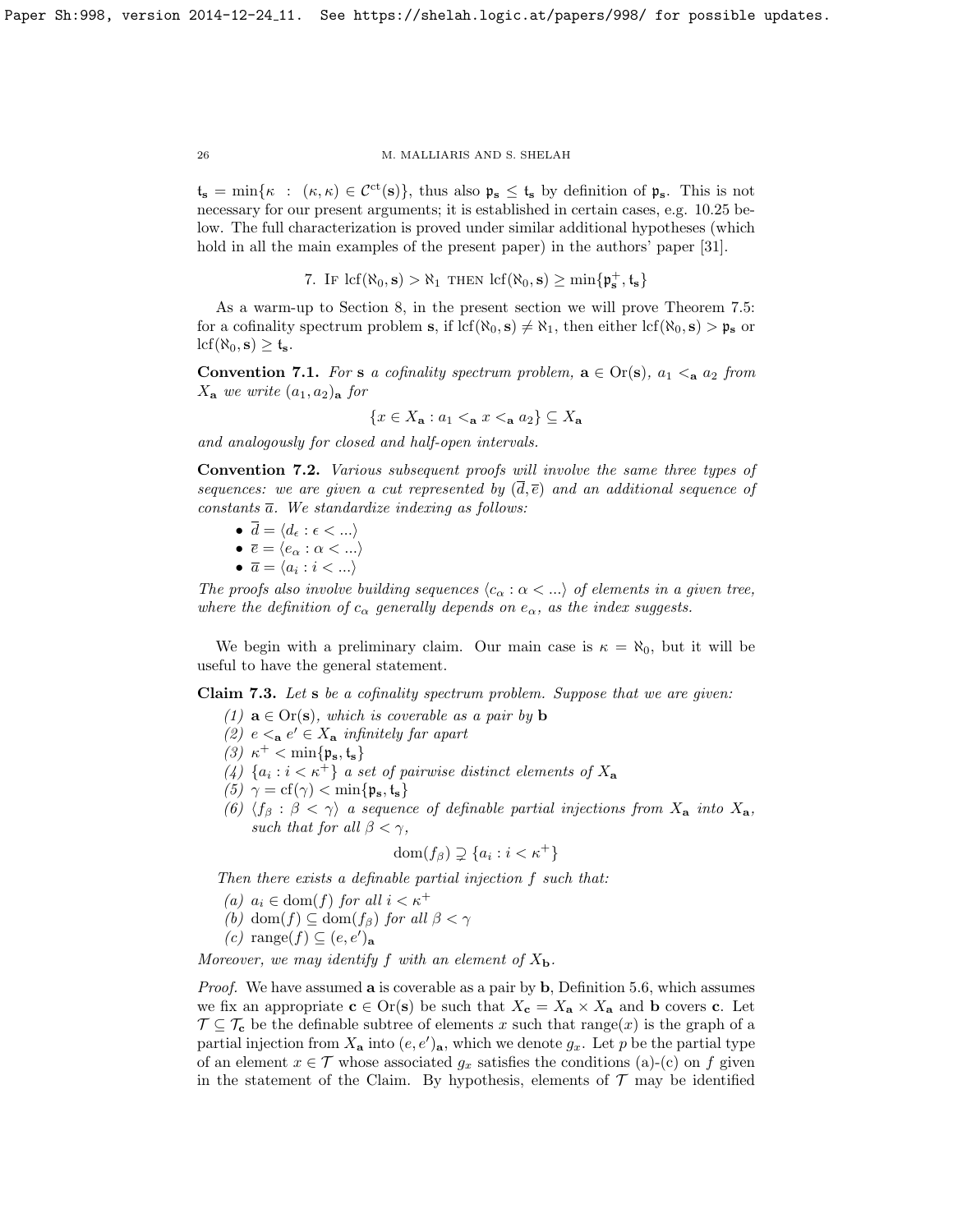$\mathfrak{t}_\mathbf{s} = \min\{\kappa : (\kappa,\kappa) \in \mathcal{C}^{\rm ct}(\mathbf{s})\}$, thus also $\mathfrak{p}_\mathbf{s} \leq \mathfrak{t}_\mathbf{s}$ by definition of $\mathfrak{p}_\mathbf{s}$. This is not necessary for our present arguments; it is established in certain cases, e.g. 10.25 below. The full characterization is proved under similar additional hypotheses (which hold in all the main examples of the present paper) in the authors' paper [31].

## 7. If $\mathrm{lcf}(\aleph_0, \mathbf{s}) > \aleph_1$ then $\mathrm{lcf}(\aleph_0, \mathbf{s}) \geq \min\{\mathfrak{p}^+_\mathbf{s}, \mathfrak{t}_\mathbf{s}\}$

As a warm-up to Section 8, in the present section we will prove Theorem 7.5: for a cofinality spectrum problem $\mathbf{s}$, if $\mathrm{lcf}(\aleph_0, \mathbf{s}) \neq \aleph_1$, then either $\mathrm{lcf}(\aleph_0, \mathbf{s}) > \mathfrak{p}_\mathbf{s}$ or $\mathrm{lcf}(\aleph_0, \mathbf{s}) \geq \mathfrak{t}_\mathbf{s}$.

**Convention 7.1.** *For $\mathbf{s}$ a cofinality spectrum problem, $\mathbf{a} \in \mathrm{Or}(\mathbf{s})$, $a_1 <_\mathbf{a} a_2$ from $X_\mathbf{a}$ we write $(a_1, a_2)_\mathbf{a}$ for*

$$\{x \in X_\mathbf{a} : a_1 <_\mathbf{a} x <_\mathbf{a} a_2\} \subseteq X_\mathbf{a}$$

*and analogously for closed and half-open intervals.*

**Convention 7.2.** *Various subsequent proofs will involve the same three types of sequences: we are given a cut represented by $(\bar{d}, \bar{e})$ and an additional sequence of constants $\bar{a}$. We standardize indexing as follows:*

- $\bar{d} = \langle d_\epsilon : \epsilon < ... \rangle$
- $\bar{e} = \langle e_\alpha : \alpha < ... \rangle$
- $\bar{a} = \langle a_i : i < ... \rangle$

*The proofs also involve building sequences $\langle c_\alpha : \alpha < ... \rangle$ of elements in a given tree, where the definition of $c_\alpha$ generally depends on $e_\alpha$, as the index suggests.*

We begin with a preliminary claim. Our main case is $\kappa = \aleph_0$, but it will be useful to have the general statement.

**Claim 7.3.** *Let $\mathbf{s}$ be a cofinality spectrum problem. Suppose that we are given:*

1. *$\mathbf{a} \in \mathrm{Or}(\mathbf{s})$, which is coverable as a pair by $\mathbf{b}$*
2. *$e <_\mathbf{a} e' \in X_\mathbf{a}$ infinitely far apart*
3. *$\kappa^+ < \min\{\mathfrak{p}_\mathbf{s}, \mathfrak{t}_\mathbf{s}\}$*
4. *$\{a_i : i < \kappa^+\}$ a set of pairwise distinct elements of $X_\mathbf{a}$*
5. *$\gamma = \mathrm{cf}(\gamma) < \min\{\mathfrak{p}_\mathbf{s}, \mathfrak{t}_\mathbf{s}\}$*
6. *$\langle f_\beta : \beta < \gamma \rangle$ a sequence of definable partial injections from $X_\mathbf{a}$ into $X_\mathbf{a}$, such that for all $\beta < \gamma$,*
$$\mathrm{dom}(f_\beta) \supsetneq \{a_i : i < \kappa^+\}$$

*Then there exists a definable partial injection $f$ such that:*

- (a) *$a_i \in \mathrm{dom}(f)$ for all $i < \kappa^+$*
- (b) *$\mathrm{dom}(f) \subseteq \mathrm{dom}(f_\beta)$ for all $\beta < \gamma$*
- (c) *$\mathrm{range}(f) \subseteq (e, e')_\mathbf{a}$*

*Moreover, we may identify $f$ with an element of $X_\mathbf{b}$.*

*Proof.* We have assumed $\mathbf{a}$ is coverable as a pair by $\mathbf{b}$, Definition 5.6, which assumes we fix an appropriate $\mathbf{c} \in \mathrm{Or}(\mathbf{s})$ be such that $X_\mathbf{c} = X_\mathbf{a} \times X_\mathbf{a}$ and $\mathbf{b}$ covers $\mathbf{c}$. Let $\mathcal{T} \subseteq \mathcal{T}_\mathbf{c}$ be the definable subtree of elements $x$ such that range$(x)$ is the graph of a partial injection from $X_\mathbf{a}$ into $(e, e')_\mathbf{a}$, which we denote $g_x$. Let $p$ be the partial type of an element $x \in \mathcal{T}$ whose associated $g_x$ satisfies the conditions (a)-(c) on $f$ given in the statement of the Claim. By hypothesis, elements of $\mathcal{T}$ may be identified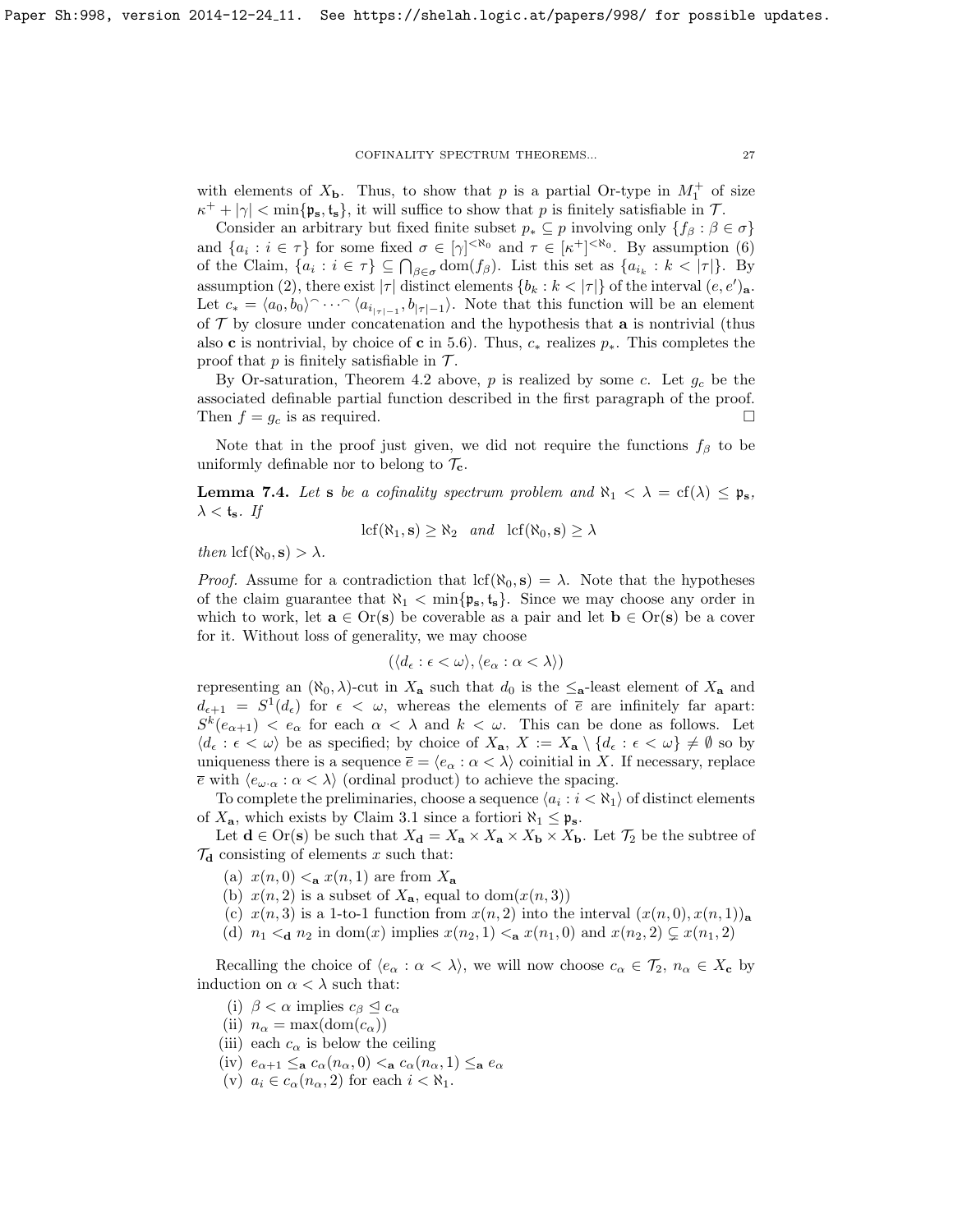with elements of $X_{\mathbf{b}}$. Thus, to show that $p$ is a partial Or-type in $M_1^+$ of size $\kappa^+ + |\gamma| < \min\{\mathfrak{p}_{\mathbf{s}}, \mathfrak{t}_{\mathbf{s}}\}$, it will suffice to show that $p$ is finitely satisfiable in $\mathcal{T}$.

Consider an arbitrary but fixed finite subset $p_* \subseteq p$ involving only $\{f_\beta : \beta \in \sigma\}$ and $\{a_i : i \in \tau\}$ for some fixed $\sigma \in [\gamma]^{<\aleph_0}$ and $\tau \in [\kappa^+]^{<\aleph_0}$. By assumption (6) of the Claim, $\{a_i : i \in \tau\} \subseteq \bigcap_{\beta \in \sigma} \operatorname{dom}(f_\beta)$. List this set as $\{a_{i_k} : k < |\tau|\}$. By assumption (2), there exist $|\tau|$ distinct elements $\{b_k : k < |\tau|\}$ of the interval $(e, e')_{\mathbf{a}}$. Let $c_* = \langle a_0, b_0 \rangle^\frown \cdots ^\frown \langle a_{i_{|\tau|-1}}, b_{|\tau|-1} \rangle$. Note that this function will be an element of $\mathcal{T}$ by closure under concatenation and the hypothesis that $\mathbf{a}$ is nontrivial (thus also $\mathbf{c}$ is nontrivial, by choice of $\mathbf{c}$ in 5.6). Thus, $c_*$ realizes $p_*$. This completes the proof that $p$ is finitely satisfiable in $\mathcal{T}$.

By Or-saturation, Theorem 4.2 above, $p$ is realized by some $c$. Let $g_c$ be the associated definable partial function described in the first paragraph of the proof. Then $f = g_c$ is as required. $\square$

Note that in the proof just given, we did not require the functions $f_\beta$ to be uniformly definable nor to belong to $\mathcal{T}_{\mathbf{c}}$.

**Lemma 7.4.** *Let $\mathbf{s}$ be a cofinality spectrum problem and $\aleph_1 < \lambda = \operatorname{cf}(\lambda) \leq \mathfrak{p}_{\mathbf{s}}$, $\lambda < \mathfrak{t}_{\mathbf{s}}$. If*

$$\operatorname{lcf}(\aleph_1, \mathbf{s}) \geq \aleph_2 \quad \text{and} \quad \operatorname{lcf}(\aleph_0, \mathbf{s}) \geq \lambda$$

*then $\operatorname{lcf}(\aleph_0, \mathbf{s}) > \lambda$.*

*Proof.* Assume for a contradiction that $\operatorname{lcf}(\aleph_0, \mathbf{s}) = \lambda$. Note that the hypotheses of the claim guarantee that $\aleph_1 < \min\{\mathfrak{p}_{\mathbf{s}}, \mathfrak{t}_{\mathbf{s}}\}$. Since we may choose any order in which to work, let $\mathbf{a} \in \operatorname{Or}(\mathbf{s})$ be coverable as a pair and let $\mathbf{b} \in \operatorname{Or}(\mathbf{s})$ be a cover for it. Without loss of generality, we may choose

$$(\langle d_\epsilon : \epsilon < \omega \rangle, \langle e_\alpha : \alpha < \lambda \rangle)$$

representing an $(\aleph_0, \lambda)$-cut in $X_{\mathbf{a}}$ such that $d_0$ is the $\leq_{\mathbf{a}}$-least element of $X_{\mathbf{a}}$ and $d_{\epsilon+1} = S^1(d_\epsilon)$ for $\epsilon < \omega$, whereas the elements of $\overline{e}$ are infinitely far apart: $S^k(e_{\alpha+1}) < e_\alpha$ for each $\alpha < \lambda$ and $k < \omega$. This can be done as follows. Let $\langle d_\epsilon : \epsilon < \omega \rangle$ be as specified; by choice of $X_{\mathbf{a}}$, $X := X_{\mathbf{a}} \setminus \{d_\epsilon : \epsilon < \omega\} \neq \emptyset$ so by uniqueness there is a sequence $\overline{e} = \langle e_\alpha : \alpha < \lambda \rangle$ coinitial in $X$. If necessary, replace $\overline{e}$ with $\langle e_{\omega \cdot \alpha} : \alpha < \lambda \rangle$ (ordinal product) to achieve the spacing.

To complete the preliminaries, choose a sequence $\langle a_i : i < \aleph_1 \rangle$ of distinct elements of $X_{\mathbf{a}}$, which exists by Claim 3.1 since a fortiori $\aleph_1 \leq \mathfrak{p}_{\mathbf{s}}$.

Let $\mathbf{d} \in \operatorname{Or}(\mathbf{s})$ be such that $X_{\mathbf{d}} = X_{\mathbf{a}} \times X_{\mathbf{a}} \times X_{\mathbf{b}} \times X_{\mathbf{b}}$. Let $\mathcal{T}_2$ be the subtree of $\mathcal{T}_{\mathbf{d}}$ consisting of elements $x$ such that:

(a) $x(n, 0) <_{\mathbf{a}} x(n, 1)$ are from $X_{\mathbf{a}}$
(b) $x(n, 2)$ is a subset of $X_{\mathbf{a}}$, equal to $\operatorname{dom}(x(n, 3))$
(c) $x(n, 3)$ is a 1-to-1 function from $x(n, 2)$ into the interval $(x(n, 0), x(n, 1))_{\mathbf{a}}$
(d) $n_1 <_{\mathbf{d}} n_2$ in $\operatorname{dom}(x)$ implies $x(n_2, 1) <_{\mathbf{a}} x(n_1, 0)$ and $x(n_2, 2) \subsetneq x(n_1, 2)$

Recalling the choice of $\langle e_\alpha : \alpha < \lambda \rangle$, we will now choose $c_\alpha \in \mathcal{T}_2$, $n_\alpha \in X_{\mathbf{c}}$ by induction on $\alpha < \lambda$ such that:

(i) $\beta < \alpha$ implies $c_\beta \trianglelefteq c_\alpha$
(ii) $n_\alpha = \max(\operatorname{dom}(c_\alpha))$
(iii) each $c_\alpha$ is below the ceiling
(iv) $e_{\alpha+1} \leq_{\mathbf{a}} c_\alpha(n_\alpha, 0) <_{\mathbf{a}} c_\alpha(n_\alpha, 1) \leq_{\mathbf{a}} e_\alpha$
(v) $a_i \in c_\alpha(n_\alpha, 2)$ for each $i < \aleph_1$.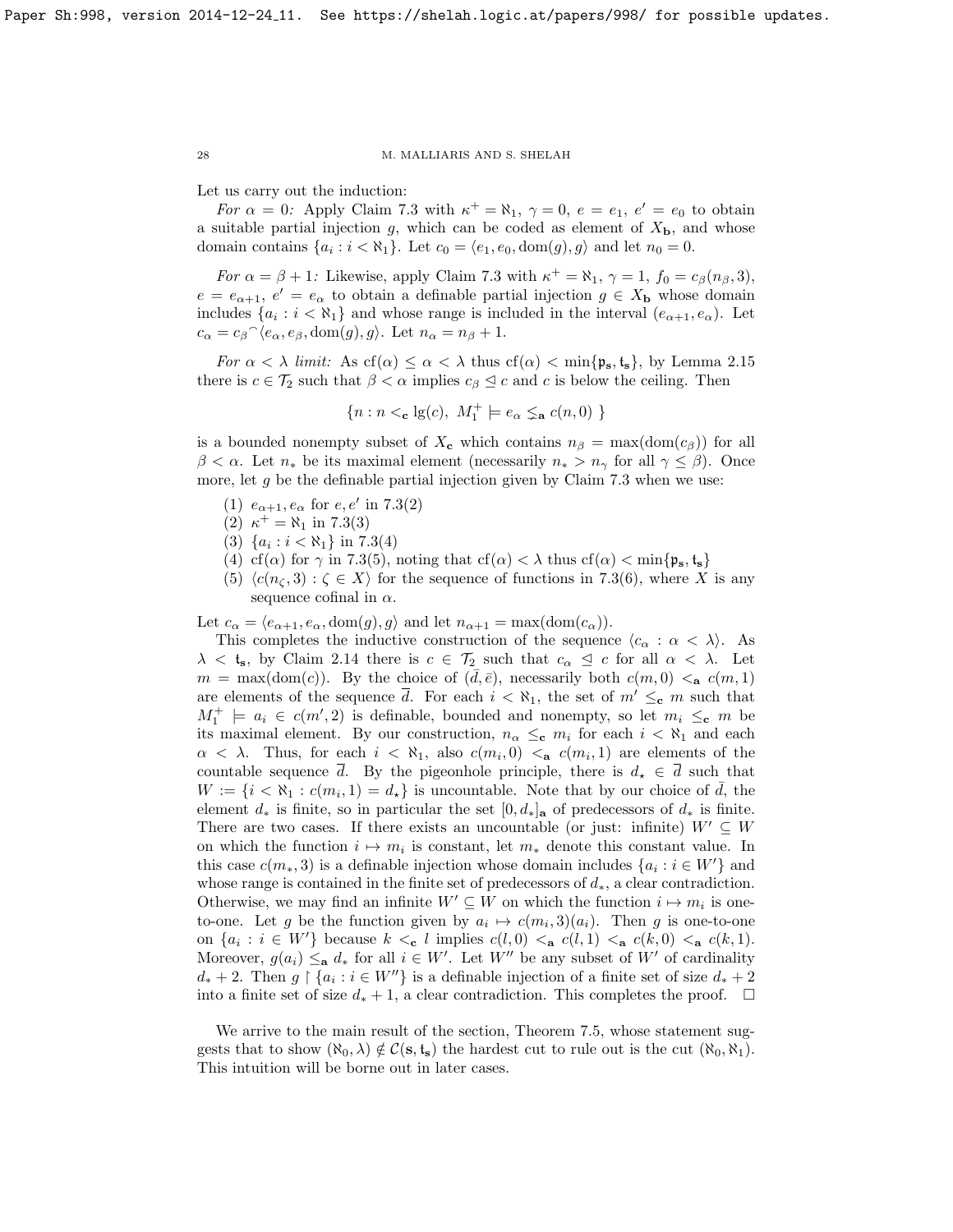Let us carry out the induction:

*For $\alpha = 0$:* Apply Claim 7.3 with $\kappa^+ = \aleph_1$, $\gamma = 0$, $e = e_1$, $e' = e_0$ to obtain a suitable partial injection $g$, which can be coded as element of $X_{\mathbf{b}}$, and whose domain contains $\{a_i : i < \aleph_1\}$. Let $c_0 = \langle e_1, e_0, \mathrm{dom}(g), g\rangle$ and let $n_0 = 0$.

*For $\alpha = \beta + 1$:* Likewise, apply Claim 7.3 with $\kappa^+ = \aleph_1$, $\gamma = 1$, $f_0 = c_\beta(n_\beta, 3)$, $e = e_{\alpha+1}$, $e' = e_\alpha$ to obtain a definable partial injection $g \in X_{\mathbf{b}}$ whose domain includes $\{a_i : i < \aleph_1\}$ and whose range is included in the interval $(e_{\alpha+1}, e_\alpha)$. Let $c_\alpha = c_\beta{}^\frown\langle e_\alpha, e_\beta, \mathrm{dom}(g), g\rangle$. Let $n_\alpha = n_\beta + 1$.

*For $\alpha < \lambda$ limit:* As $\mathrm{cf}(\alpha) \leq \alpha < \lambda$ thus $\mathrm{cf}(\alpha) < \min\{\mathfrak{p}_{\mathbf{s}}, \mathfrak{t}_{\mathbf{s}}\}$, by Lemma 2.15 there is $c \in \mathcal{T}_2$ such that $\beta < \alpha$ implies $c_\beta \trianglelefteq c$ and $c$ is below the ceiling. Then

$$\{n : n <_{\mathbf{c}} \lg(c),\ M_1^+ \models e_\alpha \lneq_{\mathbf{a}} c(n,0)\ \}$$

is a bounded nonempty subset of $X_{\mathbf{c}}$ which contains $n_\beta = \max(\mathrm{dom}(c_\beta))$ for all $\beta < \alpha$. Let $n_*$ be its maximal element (necessarily $n_* > n_\gamma$ for all $\gamma \leq \beta$). Once more, let $g$ be the definable partial injection given by Claim 7.3 when we use:

1. $e_{\alpha+1}, e_\alpha$ for $e, e'$ in 7.3(2)
2. $\kappa^+ = \aleph_1$ in 7.3(3)
3. $\{a_i : i < \aleph_1\}$ in 7.3(4)
4. $\mathrm{cf}(\alpha)$ for $\gamma$ in 7.3(5), noting that $\mathrm{cf}(\alpha) < \lambda$ thus $\mathrm{cf}(\alpha) < \min\{\mathfrak{p}_{\mathbf{s}}, \mathfrak{t}_{\mathbf{s}}\}$
5. $\langle c(n_\zeta, 3) : \zeta \in X\rangle$ for the sequence of functions in 7.3(6), where $X$ is any sequence cofinal in $\alpha$.

Let $c_\alpha = \langle e_{\alpha+1}, e_\alpha, \mathrm{dom}(g), g\rangle$ and let $n_{\alpha+1} = \max(\mathrm{dom}(c_\alpha))$.

This completes the inductive construction of the sequence $\langle c_\alpha : \alpha < \lambda\rangle$. As $\lambda < \mathfrak{t}_{\mathbf{s}}$, by Claim 2.14 there is $c \in \mathcal{T}_2$ such that $c_\alpha \trianglelefteq c$ for all $\alpha < \lambda$. Let $m = \max(\mathrm{dom}(c))$. By the choice of $(\bar{d}, \bar{e})$, necessarily both $c(m,0) <_{\mathbf{a}} c(m,1)$ are elements of the sequence $\bar{d}$. For each $i < \aleph_1$, the set of $m' \leq_{\mathbf{c}} m$ such that $M_1^+ \models a_i \in c(m', 2)$ is definable, bounded and nonempty, so let $m_i \leq_{\mathbf{c}} m$ be its maximal element. By our construction, $n_\alpha \leq_{\mathbf{c}} m_i$ for each $i < \aleph_1$ and each $\alpha < \lambda$. Thus, for each $i < \aleph_1$, also $c(m_i, 0) <_{\mathbf{a}} c(m_i, 1)$ are elements of the countable sequence $\bar{d}$. By the pigeonhole principle, there is $d_\star \in \bar{d}$ such that $W := \{i < \aleph_1 : c(m_i, 1) = d_\star\}$ is uncountable. Note that by our choice of $\bar{d}$, the element $d_*$ is finite, so in particular the set $[0, d_*]_{\mathbf{a}}$ of predecessors of $d_*$ is finite. There are two cases. If there exists an uncountable (or just: infinite) $W' \subseteq W$ on which the function $i \mapsto m_i$ is constant, let $m_*$ denote this constant value. In this case $c(m_*, 3)$ is a definable injection whose domain includes $\{a_i : i \in W'\}$ and whose range is contained in the finite set of predecessors of $d_*$, a clear contradiction. Otherwise, we may find an infinite $W' \subseteq W$ on which the function $i \mapsto m_i$ is one-to-one. Let $g$ be the function given by $a_i \mapsto c(m_i, 3)(a_i)$. Then $g$ is one-to-one on $\{a_i : i \in W'\}$ because $k <_{\mathbf{c}} l$ implies $c(l, 0) <_{\mathbf{a}} c(l, 1) <_{\mathbf{a}} c(k, 0) <_{\mathbf{a}} c(k, 1)$. Moreover, $g(a_i) \leq_{\mathbf{a}} d_*$ for all $i \in W'$. Let $W''$ be any subset of $W'$ of cardinality $d_* + 2$. Then $g \upharpoonright \{a_i : i \in W''\}$ is a definable injection of a finite set of size $d_* + 2$ into a finite set of size $d_* + 1$, a clear contradiction. This completes the proof. $\square$

We arrive to the main result of the section, Theorem 7.5, whose statement suggests that to show $(\aleph_0, \lambda) \notin \mathcal{C}(\mathbf{s}, \mathfrak{t}_{\mathbf{s}})$ the hardest cut to rule out is the cut $(\aleph_0, \aleph_1)$. This intuition will be borne out in later cases.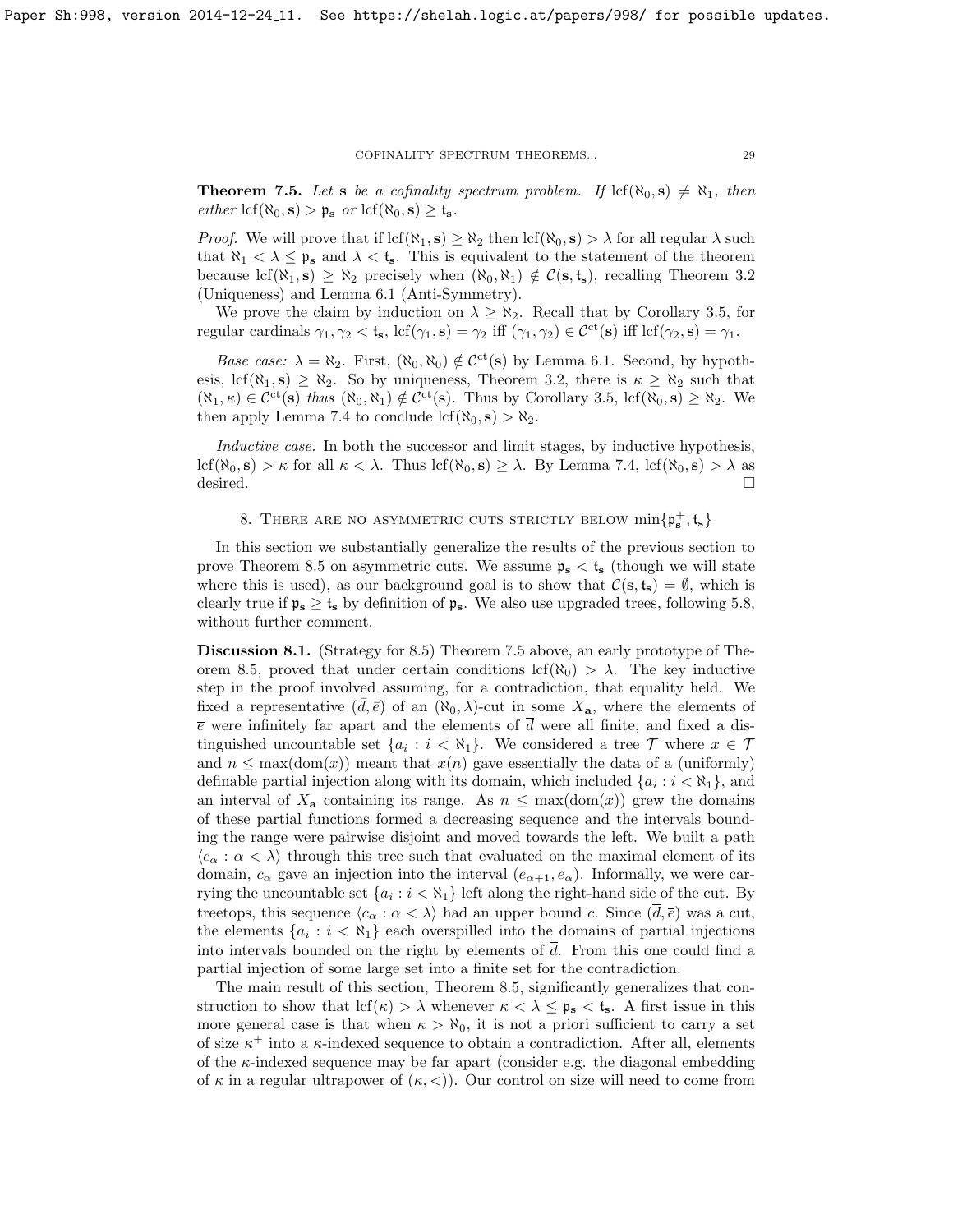**Theorem 7.5.** *Let* $\mathbf{s}$ *be a cofinality spectrum problem. If* $\operatorname{lcf}(\aleph_0, \mathbf{s}) \neq \aleph_1$*, then either* $\operatorname{lcf}(\aleph_0, \mathbf{s}) > \mathfrak{p}_{\mathbf{s}}$ *or* $\operatorname{lcf}(\aleph_0, \mathbf{s}) \geq \mathfrak{t}_{\mathbf{s}}$*.*

*Proof.* We will prove that if $\operatorname{lcf}(\aleph_1, \mathbf{s}) \geq \aleph_2$ then $\operatorname{lcf}(\aleph_0, \mathbf{s}) > \lambda$ for all regular $\lambda$ such that $\aleph_1 < \lambda \leq \mathfrak{p}_{\mathbf{s}}$ and $\lambda < \mathfrak{t}_{\mathbf{s}}$. This is equivalent to the statement of the theorem because $\operatorname{lcf}(\aleph_1, \mathbf{s}) \geq \aleph_2$ precisely when $(\aleph_0, \aleph_1) \notin \mathcal{C}(\mathbf{s}, \mathfrak{t}_{\mathbf{s}})$, recalling Theorem 3.2 (Uniqueness) and Lemma 6.1 (Anti-Symmetry).

We prove the claim by induction on $\lambda \geq \aleph_2$. Recall that by Corollary 3.5, for regular cardinals $\gamma_1, \gamma_2 < \mathfrak{t}_{\mathbf{s}}$, $\operatorname{lcf}(\gamma_1, \mathbf{s}) = \gamma_2$ iff $(\gamma_1, \gamma_2) \in \mathcal{C}^{\mathrm{ct}}(\mathbf{s})$ iff $\operatorname{lcf}(\gamma_2, \mathbf{s}) = \gamma_1$.

*Base case:* $\lambda = \aleph_2$. First, $(\aleph_0, \aleph_0) \notin \mathcal{C}^{\mathrm{ct}}(\mathbf{s})$ by Lemma 6.1. Second, by hypothesis, $\operatorname{lcf}(\aleph_1, \mathbf{s}) \geq \aleph_2$. So by uniqueness, Theorem 3.2, there is $\kappa \geq \aleph_2$ such that $(\aleph_1, \kappa) \in \mathcal{C}^{\mathrm{ct}}(\mathbf{s})$ *thus* $(\aleph_0, \aleph_1) \notin \mathcal{C}^{\mathrm{ct}}(\mathbf{s})$. Thus by Corollary 3.5, $\operatorname{lcf}(\aleph_0, \mathbf{s}) \geq \aleph_2$. We then apply Lemma 7.4 to conclude $\operatorname{lcf}(\aleph_0, \mathbf{s}) > \aleph_2$.

*Inductive case.* In both the successor and limit stages, by inductive hypothesis, $\operatorname{lcf}(\aleph_0, \mathbf{s}) > \kappa$ for all $\kappa < \lambda$. Thus $\operatorname{lcf}(\aleph_0, \mathbf{s}) \geq \lambda$. By Lemma 7.4, $\operatorname{lcf}(\aleph_0, \mathbf{s}) > \lambda$ as desired. $\square$

## 8. There are no asymmetric cuts strictly below $\min\{\mathfrak{p}^+_{\mathbf{s}}, \mathfrak{t}_{\mathbf{s}}\}$

In this section we substantially generalize the results of the previous section to prove Theorem 8.5 on asymmetric cuts. We assume $\mathfrak{p}_{\mathbf{s}} < \mathfrak{t}_{\mathbf{s}}$ (though we will state where this is used), as our background goal is to show that $\mathcal{C}(\mathbf{s}, \mathfrak{t}_{\mathbf{s}}) = \emptyset$, which is clearly true if $\mathfrak{p}_{\mathbf{s}} \geq \mathfrak{t}_{\mathbf{s}}$ by definition of $\mathfrak{p}_{\mathbf{s}}$. We also use upgraded trees, following 5.8, without further comment.

**Discussion 8.1.** (Strategy for 8.5) Theorem 7.5 above, an early prototype of Theorem 8.5, proved that under certain conditions $\operatorname{lcf}(\aleph_0) > \lambda$. The key inductive step in the proof involved assuming, for a contradiction, that equality held. We fixed a representative $(\bar{d}, \bar{e})$ of an $(\aleph_0, \lambda)$-cut in some $X_{\mathbf{a}}$, where the elements of $\bar{e}$ were infinitely far apart and the elements of $\bar{d}$ were all finite, and fixed a distinguished uncountable set $\{a_i : i < \aleph_1\}$. We considered a tree $\mathcal{T}$ where $x \in \mathcal{T}$ and $n \leq \max(\operatorname{dom}(x))$ meant that $x(n)$ gave essentially the data of a (uniformly) definable partial injection along with its domain, which included $\{a_i : i < \aleph_1\}$, and an interval of $X_{\mathbf{a}}$ containing its range. As $n \leq \max(\operatorname{dom}(x))$ grew the domains of these partial functions formed a decreasing sequence and the intervals bounding the range were pairwise disjoint and moved towards the left. We built a path $\langle c_\alpha : \alpha < \lambda \rangle$ through this tree such that evaluated on the maximal element of its domain, $c_\alpha$ gave an injection into the interval $(e_{\alpha+1}, e_\alpha)$. Informally, we were carrying the uncountable set $\{a_i : i < \aleph_1\}$ left along the right-hand side of the cut. By treetops, this sequence $\langle c_\alpha : \alpha < \lambda \rangle$ had an upper bound $c$. Since $(\bar{d}, \bar{e})$ was a cut, the elements $\{a_i : i < \aleph_1\}$ each overspilled into the domains of partial injections into intervals bounded on the right by elements of $\bar{d}$. From this one could find a partial injection of some large set into a finite set for the contradiction.

The main result of this section, Theorem 8.5, significantly generalizes that construction to show that $\operatorname{lcf}(\kappa) > \lambda$ whenever $\kappa < \lambda \leq \mathfrak{p}_{\mathbf{s}} < \mathfrak{t}_{\mathbf{s}}$. A first issue in this more general case is that when $\kappa > \aleph_0$, it is not a priori sufficient to carry a set of size $\kappa^+$ into a $\kappa$-indexed sequence to obtain a contradiction. After all, elements of the $\kappa$-indexed sequence may be far apart (consider e.g. the diagonal embedding of $\kappa$ in a regular ultrapower of $(\kappa, <)$). Our control on size will need to come from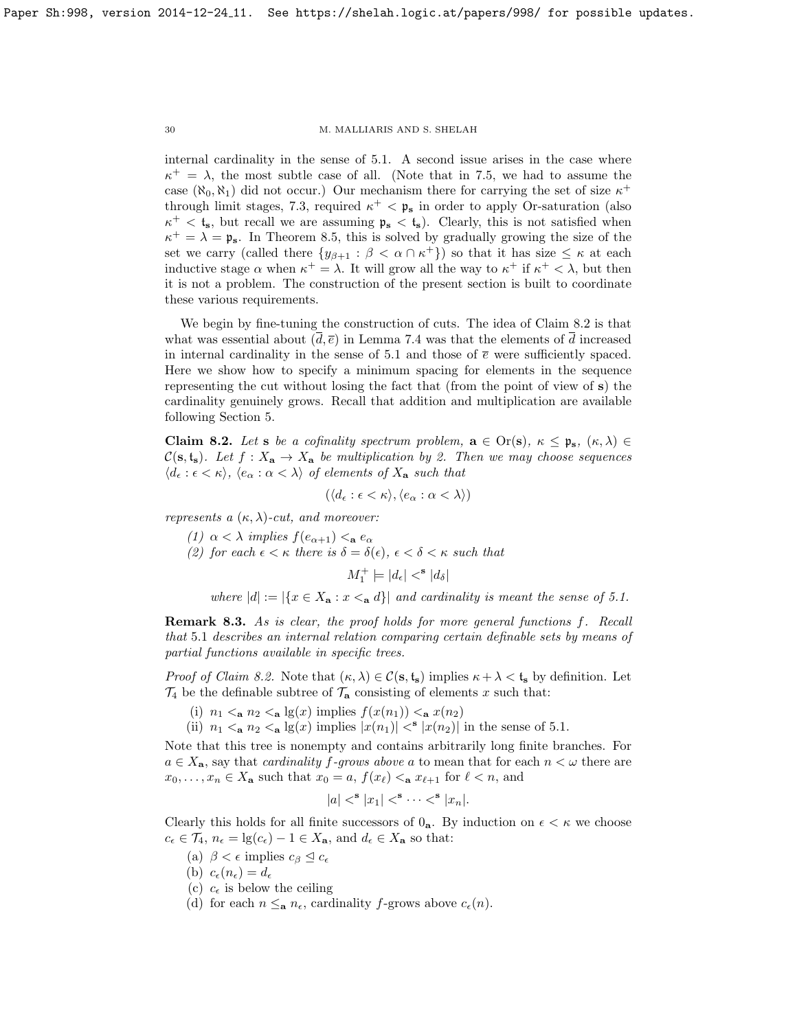internal cardinality in the sense of 5.1. A second issue arises in the case where $\kappa^+ = \lambda$, the most subtle case of all. (Note that in 7.5, we had to assume the case $(\aleph_0, \aleph_1)$ did not occur.) Our mechanism there for carrying the set of size $\kappa^+$ through limit stages, 7.3, required $\kappa^+ < \mathfrak{p}_{\mathbf{s}}$ in order to apply Or-saturation (also $\kappa^+ < \mathfrak{t}_{\mathbf{s}}$, but recall we are assuming $\mathfrak{p}_{\mathbf{s}} < \mathfrak{t}_{\mathbf{s}}$). Clearly, this is not satisfied when $\kappa^+ = \lambda = \mathfrak{p}_{\mathbf{s}}$. In Theorem 8.5, this is solved by gradually growing the size of the set we carry (called there $\{y_{\beta+1} : \beta < \alpha \cap \kappa^+\}$) so that it has size $\leq \kappa$ at each inductive stage $\alpha$ when $\kappa^+ = \lambda$. It will grow all the way to $\kappa^+$ if $\kappa^+ < \lambda$, but then it is not a problem. The construction of the present section is built to coordinate these various requirements.

We begin by fine-tuning the construction of cuts. The idea of Claim 8.2 is that what was essential about $(\overline{d}, \overline{e})$ in Lemma 7.4 was that the elements of $\overline{d}$ increased in internal cardinality in the sense of 5.1 and those of $\overline{e}$ were sufficiently spaced. Here we show how to specify a minimum spacing for elements in the sequence representing the cut without losing the fact that (from the point of view of $\mathbf{s}$) the cardinality genuinely grows. Recall that addition and multiplication are available following Section 5.

**Claim 8.2.** *Let $\mathbf{s}$ be a cofinality spectrum problem, $\mathbf{a} \in \mathrm{Or}(\mathbf{s})$, $\kappa \leq \mathfrak{p}_{\mathbf{s}}$, $(\kappa, \lambda) \in \mathcal{C}(\mathbf{s}, \mathfrak{t}_{\mathbf{s}})$. Let $f : X_{\mathbf{a}} \to X_{\mathbf{a}}$ be multiplication by 2. Then we may choose sequences $\langle d_\epsilon : \epsilon < \kappa \rangle$, $\langle e_\alpha : \alpha < \lambda \rangle$ of elements of $X_{\mathbf{a}}$ such that*

$$(\langle d_\epsilon : \epsilon < \kappa \rangle, \langle e_\alpha : \alpha < \lambda \rangle)$$

*represents a $(\kappa, \lambda)$-cut, and moreover:*

*(1) $\alpha < \lambda$ implies $f(e_{\alpha+1}) <_{\mathbf{a}} e_\alpha$*

*(2) for each $\epsilon < \kappa$ there is $\delta = \delta(\epsilon)$, $\epsilon < \delta < \kappa$ such that*

$$M_1^+ \models |d_\epsilon| <^{\mathbf{s}} |d_\delta|$$

*where $|d| := |\{x \in X_{\mathbf{a}} : x <_{\mathbf{a}} d\}|$ and cardinality is meant the sense of 5.1.*

**Remark 8.3.** *As is clear, the proof holds for more general functions $f$. Recall that 5.1 describes an internal relation comparing certain definable sets by means of partial functions available in specific trees.*

*Proof of Claim 8.2.* Note that $(\kappa, \lambda) \in \mathcal{C}(\mathbf{s}, \mathfrak{t}_{\mathbf{s}})$ implies $\kappa + \lambda < \mathfrak{t}_{\mathbf{s}}$ by definition. Let $\mathcal{T}_4$ be the definable subtree of $\mathcal{T}_{\mathbf{a}}$ consisting of elements $x$ such that:

(i) $n_1 <_{\mathbf{a}} n_2 <_{\mathbf{a}} \lg(x)$ implies $f(x(n_1)) <_{\mathbf{a}} x(n_2)$

(ii) $n_1 <_{\mathbf{a}} n_2 <_{\mathbf{a}} \lg(x)$ implies $|x(n_1)| <^{\mathbf{s}} |x(n_2)|$ in the sense of 5.1.

Note that this tree is nonempty and contains arbitrarily long finite branches. For $a \in X_{\mathbf{a}}$, say that *cardinality $f$-grows above $a$* to mean that for each $n < \omega$ there are $x_0, \ldots, x_n \in X_{\mathbf{a}}$ such that $x_0 = a$, $f(x_\ell) <_{\mathbf{a}} x_{\ell+1}$ for $\ell < n$, and

$$|a| <^{\mathbf{s}} |x_1| <^{\mathbf{s}} \cdots <^{\mathbf{s}} |x_n|.$$

Clearly this holds for all finite successors of $0_{\mathbf{a}}$. By induction on $\epsilon < \kappa$ we choose $c_\epsilon \in \mathcal{T}_4$, $n_\epsilon = \lg(c_\epsilon) - 1 \in X_{\mathbf{a}}$, and $d_\epsilon \in X_{\mathbf{a}}$ so that:

(a) $\beta < \epsilon$ implies $c_\beta \trianglelefteq c_\epsilon$

(b) $c_\epsilon(n_\epsilon) = d_\epsilon$

(c) $c_\epsilon$ is below the ceiling

(d) for each $n \leq_{\mathbf{a}} n_\epsilon$, cardinality $f$-grows above $c_\epsilon(n)$.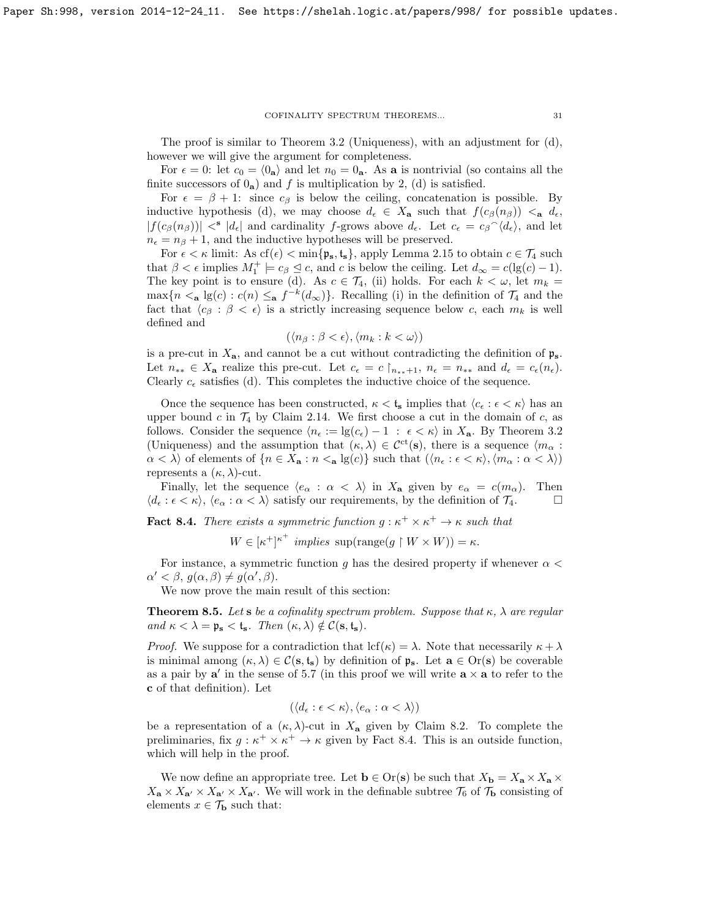The proof is similar to Theorem 3.2 (Uniqueness), with an adjustment for (d), however we will give the argument for completeness.

For $\epsilon = 0$: let $c_0 = \langle 0_{\mathbf{a}} \rangle$ and let $n_0 = 0_{\mathbf{a}}$. As $\mathbf{a}$ is nontrivial (so contains all the finite successors of $0_{\mathbf{a}}$) and $f$ is multiplication by 2, (d) is satisfied.

For $\epsilon = \beta + 1$: since $c_\beta$ is below the ceiling, concatenation is possible. By inductive hypothesis (d), we may choose $d_\epsilon \in X_{\mathbf{a}}$ such that $f(c_\beta(n_\beta)) <_{\mathbf{a}} d_\epsilon$, $|f(c_\beta(n_\beta))| <^{\mathbf{s}} |d_\epsilon|$ and cardinality $f$-grows above $d_\epsilon$. Let $c_\epsilon = c_\beta{}^\frown\langle d_\epsilon \rangle$, and let $n_\epsilon = n_\beta + 1$, and the inductive hypotheses will be preserved.

For $\epsilon < \kappa$ limit: As $\mathrm{cf}(\epsilon) < \min\{\mathfrak{p}_{\mathbf{s}}, \mathfrak{t}_{\mathbf{s}}\}$, apply Lemma 2.15 to obtain $c \in \mathcal{T}_4$ such that $\beta < \epsilon$ implies $M_1^+ \models c_\beta \trianglelefteq c$, and $c$ is below the ceiling. Let $d_\infty = c(\lg(c) - 1)$. The key point is to ensure (d). As $c \in \mathcal{T}_4$, (ii) holds. For each $k < \omega$, let $m_k = \max\{n <_{\mathbf{a}} \lg(c) : c(n) \leq_{\mathbf{a}} f^{-k}(d_\infty)\}$. Recalling (i) in the definition of $\mathcal{T}_4$ and the fact that $\langle c_\beta : \beta < \epsilon \rangle$ is a strictly increasing sequence below $c$, each $m_k$ is well defined and

$$(\langle n_\beta : \beta < \epsilon \rangle, \langle m_k : k < \omega \rangle)$$

is a pre-cut in $X_{\mathbf{a}}$, and cannot be a cut without contradicting the definition of $\mathfrak{p}_{\mathbf{s}}$. Let $n_{**} \in X_{\mathbf{a}}$ realize this pre-cut. Let $c_\epsilon = c \restriction_{n_{**}+1}$, $n_\epsilon = n_{**}$ and $d_\epsilon = c_\epsilon(n_\epsilon)$. Clearly $c_\epsilon$ satisfies (d). This completes the inductive choice of the sequence.

Once the sequence has been constructed, $\kappa < \mathfrak{t}_{\mathbf{s}}$ implies that $\langle c_\epsilon : \epsilon < \kappa \rangle$ has an upper bound $c$ in $\mathcal{T}_4$ by Claim 2.14. We first choose a cut in the domain of $c$, as follows. Consider the sequence $\langle n_\epsilon := \lg(c_\epsilon) - 1 \ : \ \epsilon < \kappa \rangle$ in $X_{\mathbf{a}}$. By Theorem 3.2 (Uniqueness) and the assumption that $(\kappa, \lambda) \in \mathcal{C}^{\mathrm{ct}}(\mathbf{s})$, there is a sequence $\langle m_\alpha : \alpha < \lambda \rangle$ of elements of $\{n \in X_{\mathbf{a}} : n <_{\mathbf{a}} \lg(c)\}$ such that $(\langle n_\epsilon : \epsilon < \kappa \rangle, \langle m_\alpha : \alpha < \lambda \rangle)$ represents a $(\kappa, \lambda)$-cut.

Finally, let the sequence $\langle e_\alpha : \alpha < \lambda \rangle$ in $X_{\mathbf{a}}$ given by $e_\alpha = c(m_\alpha)$. Then $\langle d_\epsilon : \epsilon < \kappa \rangle$, $\langle e_\alpha : \alpha < \lambda \rangle$ satisfy our requirements, by the definition of $\mathcal{T}_4$. $\square$

**Fact 8.4.** *There exists a symmetric function $g : \kappa^+ \times \kappa^+ \to \kappa$ such that*

$$W \in [\kappa^+]^{\kappa^+} \text{ implies } \sup(\mathrm{range}(g \restriction W \times W)) = \kappa.$$

For instance, a symmetric function $g$ has the desired property if whenever $\alpha < \alpha' < \beta$, $g(\alpha, \beta) \neq g(\alpha', \beta)$.

We now prove the main result of this section:

**Theorem 8.5.** *Let $\mathbf{s}$ be a cofinality spectrum problem. Suppose that $\kappa$, $\lambda$ are regular and $\kappa < \lambda = \mathfrak{p}_{\mathbf{s}} < \mathfrak{t}_{\mathbf{s}}$. Then $(\kappa, \lambda) \notin \mathcal{C}(\mathbf{s}, \mathfrak{t}_{\mathbf{s}})$.*

*Proof.* We suppose for a contradiction that $\mathrm{lcf}(\kappa) = \lambda$. Note that necessarily $\kappa + \lambda$ is minimal among $(\kappa, \lambda) \in \mathcal{C}(\mathbf{s}, \mathfrak{t}_{\mathbf{s}})$ by definition of $\mathfrak{p}_{\mathbf{s}}$. Let $\mathbf{a} \in \mathrm{Or}(\mathbf{s})$ be coverable as a pair by $\mathbf{a}'$ in the sense of 5.7 (in this proof we will write $\mathbf{a} \times \mathbf{a}$ to refer to the $\mathbf{c}$ of that definition). Let

$$(\langle d_\epsilon : \epsilon < \kappa \rangle, \langle e_\alpha : \alpha < \lambda \rangle)$$

be a representation of a $(\kappa, \lambda)$-cut in $X_{\mathbf{a}}$ given by Claim 8.2. To complete the preliminaries, fix $g : \kappa^+ \times \kappa^+ \to \kappa$ given by Fact 8.4. This is an outside function, which will help in the proof.

We now define an appropriate tree. Let $\mathbf{b} \in \mathrm{Or}(\mathbf{s})$ be such that $X_{\mathbf{b}} = X_{\mathbf{a}} \times X_{\mathbf{a}} \times X_{\mathbf{a}} \times X_{\mathbf{a}'} \times X_{\mathbf{a}'} \times X_{\mathbf{a}'}$. We will work in the definable subtree $\mathcal{T}_6$ of $\mathcal{T}_{\mathbf{b}}$ consisting of elements $x \in \mathcal{T}_{\mathbf{b}}$ such that: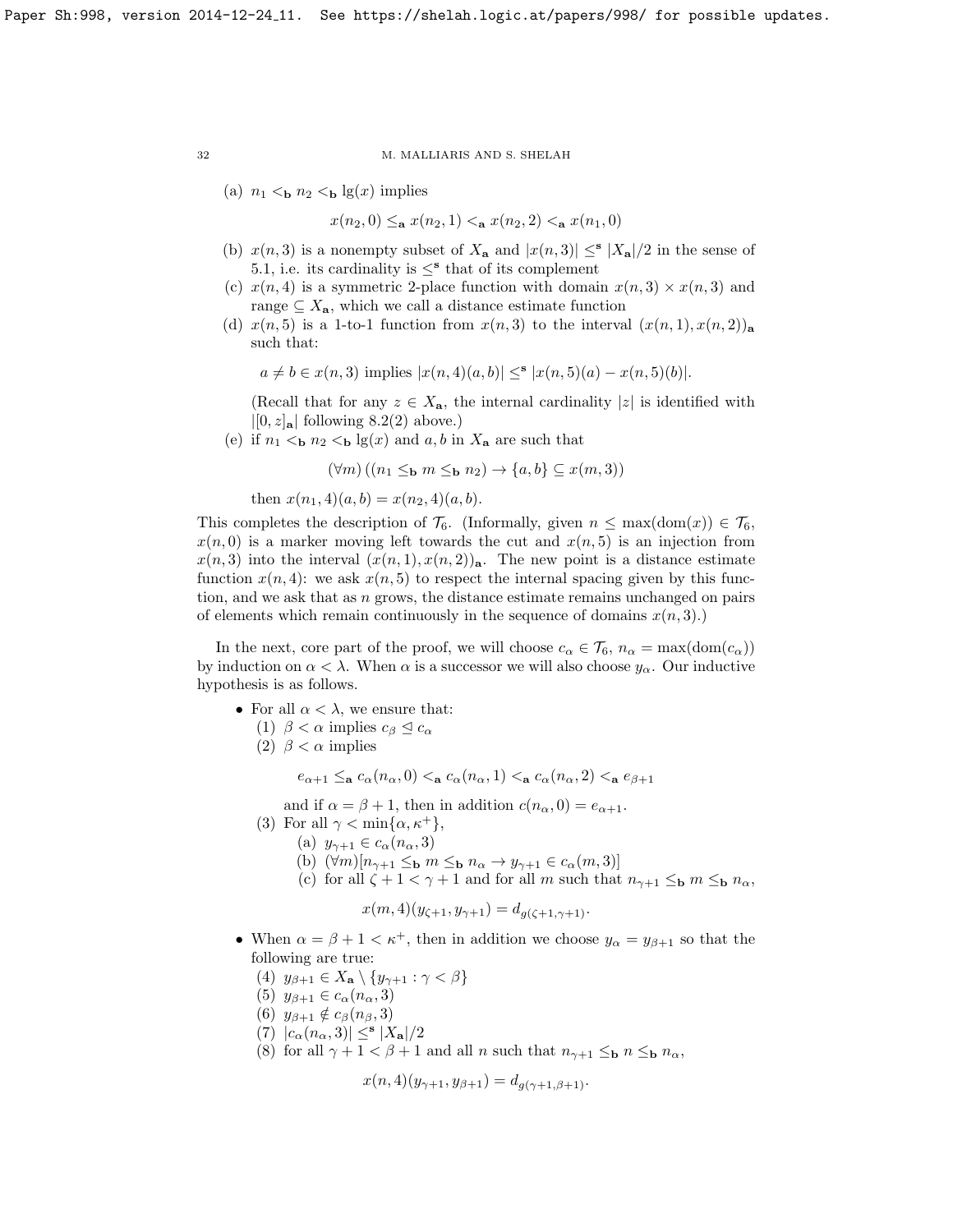(a) $n_1 <_{\mathbf{b}} n_2 <_{\mathbf{b}} \lg(x)$ implies

$$x(n_2, 0) \leq_{\mathbf{a}} x(n_2, 1) <_{\mathbf{a}} x(n_2, 2) <_{\mathbf{a}} x(n_1, 0)$$

(b) $x(n, 3)$ is a nonempty subset of $X_{\mathbf{a}}$ and $|x(n, 3)| \leq^{\mathbf{s}} |X_{\mathbf{a}}|/2$ in the sense of 5.1, i.e. its cardinality is $\leq^{\mathbf{s}}$ that of its complement

(c) $x(n, 4)$ is a symmetric 2-place function with domain $x(n, 3) \times x(n, 3)$ and range $\subseteq X_{\mathbf{a}}$, which we call a distance estimate function

(d) $x(n, 5)$ is a 1-to-1 function from $x(n, 3)$ to the interval $(x(n, 1), x(n, 2))_{\mathbf{a}}$ such that:

$$a \neq b \in x(n, 3) \text{ implies } |x(n, 4)(a, b)| \leq^{\mathbf{s}} |x(n, 5)(a) - x(n, 5)(b)|.$$

(Recall that for any $z \in X_{\mathbf{a}}$, the internal cardinality $|z|$ is identified with $|[0, z]_{\mathbf{a}}|$ following 8.2(2) above.)

(e) if $n_1 <_{\mathbf{b}} n_2 <_{\mathbf{b}} \lg(x)$ and $a, b$ in $X_{\mathbf{a}}$ are such that

$$(\forall m) \left( (n_1 \leq_{\mathbf{b}} m \leq_{\mathbf{b}} n_2) \to \{a, b\} \subseteq x(m, 3) \right)$$

then $x(n_1, 4)(a, b) = x(n_2, 4)(a, b)$.

This completes the description of $\mathcal{T}_6$. (Informally, given $n \leq \max(\mathrm{dom}(x)) \in \mathcal{T}_6$, $x(n, 0)$ is a marker moving left towards the cut and $x(n, 5)$ is an injection from $x(n, 3)$ into the interval $(x(n, 1), x(n, 2))_{\mathbf{a}}$. The new point is a distance estimate function $x(n, 4)$: we ask $x(n, 5)$ to respect the internal spacing given by this function, and we ask that as $n$ grows, the distance estimate remains unchanged on pairs of elements which remain continuously in the sequence of domains $x(n, 3)$.)

In the next, core part of the proof, we will choose $c_\alpha \in \mathcal{T}_6$, $n_\alpha = \max(\mathrm{dom}(c_\alpha))$ by induction on $\alpha < \lambda$. When $\alpha$ is a successor we will also choose $y_\alpha$. Our inductive hypothesis is as follows.

- For all $\alpha < \lambda$, we ensure that:
  (1) $\beta < \alpha$ implies $c_\beta \trianglelefteq c_\alpha$
  (2) $\beta < \alpha$ implies

  $$e_{\alpha+1} \leq_{\mathbf{a}} c_\alpha(n_\alpha, 0) <_{\mathbf{a}} c_\alpha(n_\alpha, 1) <_{\mathbf{a}} c_\alpha(n_\alpha, 2) <_{\mathbf{a}} e_{\beta+1}$$

  and if $\alpha = \beta + 1$, then in addition $c(n_\alpha, 0) = e_{\alpha+1}$.
  (3) For all $\gamma < \min\{\alpha, \kappa^+\}$,
    (a) $y_{\gamma+1} \in c_\alpha(n_\alpha, 3)$
    (b) $(\forall m)[n_{\gamma+1} \leq_{\mathbf{b}} m \leq_{\mathbf{b}} n_\alpha \to y_{\gamma+1} \in c_\alpha(m, 3)]$
    (c) for all $\zeta + 1 < \gamma + 1$ and for all $m$ such that $n_{\gamma+1} \leq_{\mathbf{b}} m \leq_{\mathbf{b}} n_\alpha$,

    $$x(m, 4)(y_{\zeta+1}, y_{\gamma+1}) = d_{g(\zeta+1, \gamma+1)}.$$

- When $\alpha = \beta + 1 < \kappa^+$, then in addition we choose $y_\alpha = y_{\beta+1}$ so that the following are true:
  (4) $y_{\beta+1} \in X_{\mathbf{a}} \setminus \{y_{\gamma+1} : \gamma < \beta\}$
  (5) $y_{\beta+1} \in c_\alpha(n_\alpha, 3)$
  (6) $y_{\beta+1} \notin c_\beta(n_\beta, 3)$
  (7) $|c_\alpha(n_\alpha, 3)| \leq^{\mathbf{s}} |X_{\mathbf{a}}|/2$
  (8) for all $\gamma + 1 < \beta + 1$ and all $n$ such that $n_{\gamma+1} \leq_{\mathbf{b}} n \leq_{\mathbf{b}} n_\alpha$,

  $$x(n, 4)(y_{\gamma+1}, y_{\beta+1}) = d_{g(\gamma+1, \beta+1)}.$$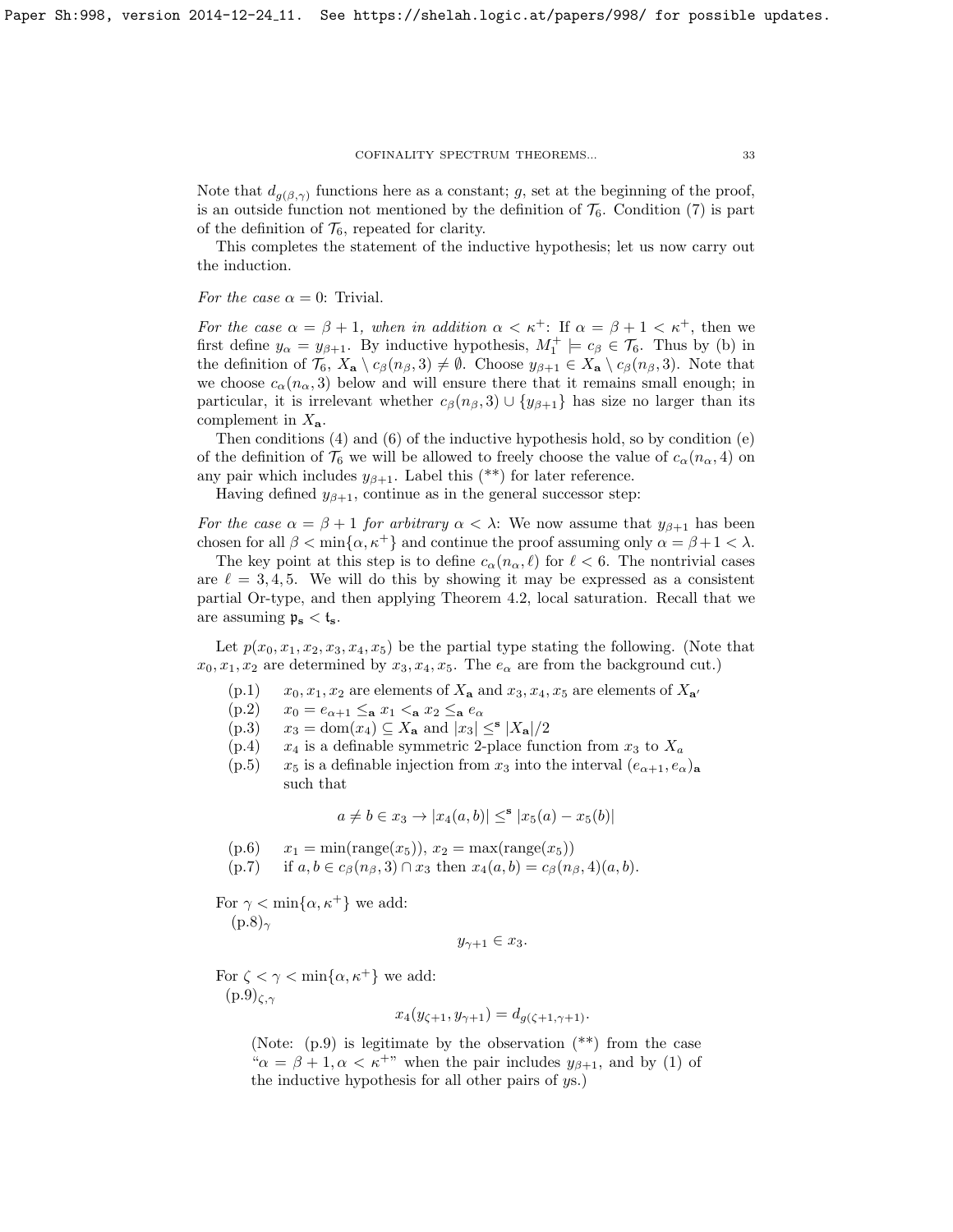Note that $d_{g(\beta,\gamma)}$ functions here as a constant; $g$, set at the beginning of the proof, is an outside function not mentioned by the definition of $\mathcal{T}_6$. Condition (7) is part of the definition of $\mathcal{T}_6$, repeated for clarity.

This completes the statement of the inductive hypothesis; let us now carry out the induction.

*For the case $\alpha = 0$*: Trivial.

*For the case $\alpha = \beta + 1$, when in addition $\alpha < \kappa^+$*: If $\alpha = \beta + 1 < \kappa^+$, then we first define $y_\alpha = y_{\beta+1}$. By inductive hypothesis, $M_1^+ \models c_\beta \in \mathcal{T}_6$. Thus by (b) in the definition of $\mathcal{T}_6$, $X_{\mathbf{a}} \setminus c_\beta(n_\beta, 3) \neq \emptyset$. Choose $y_{\beta+1} \in X_{\mathbf{a}} \setminus c_\beta(n_\beta, 3)$. Note that we choose $c_\alpha(n_\alpha, 3)$ below and will ensure there that it remains small enough; in particular, it is irrelevant whether $c_\beta(n_\beta, 3) \cup \{y_{\beta+1}\}$ has size no larger than its complement in $X_{\mathbf{a}}$.

Then conditions (4) and (6) of the inductive hypothesis hold, so by condition (e) of the definition of $\mathcal{T}_6$ we will be allowed to freely choose the value of $c_\alpha(n_\alpha, 4)$ on any pair which includes $y_{\beta+1}$. Label this (\*\*) for later reference.

Having defined $y_{\beta+1}$, continue as in the general successor step:

*For the case $\alpha = \beta + 1$ for arbitrary $\alpha < \lambda$*: We now assume that $y_{\beta+1}$ has been chosen for all $\beta < \min\{\alpha, \kappa^+\}$ and continue the proof assuming only $\alpha = \beta + 1 < \lambda$.

The key point at this step is to define $c_\alpha(n_\alpha, \ell)$ for $\ell < 6$. The nontrivial cases are $\ell = 3, 4, 5$. We will do this by showing it may be expressed as a consistent partial Or-type, and then applying Theorem 4.2, local saturation. Recall that we are assuming $\mathfrak{p}_{\mathbf{s}} < \mathfrak{t}_{\mathbf{s}}$.

Let $p(x_0, x_1, x_2, x_3, x_4, x_5)$ be the partial type stating the following. (Note that $x_0, x_1, x_2$ are determined by $x_3, x_4, x_5$. The $e_\alpha$ are from the background cut.)

- (p.1) $x_0, x_1, x_2$ are elements of $X_{\mathbf{a}}$ and $x_3, x_4, x_5$ are elements of $X_{\mathbf{a}'}$
- (p.2) $x_0 = e_{\alpha+1} \leq_{\mathbf{a}} x_1 <_{\mathbf{a}} x_2 \leq_{\mathbf{a}} e_\alpha$
- (p.3) $x_3 = \mathrm{dom}(x_4) \subseteq X_{\mathbf{a}}$ and $|x_3| \leq^{\mathbf{s}} |X_{\mathbf{a}}|/2$
- (p.4) $x_4$ is a definable symmetric 2-place function from $x_3$ to $X_a$
- (p.5) $x_5$ is a definable injection from $x_3$ into the interval $(e_{\alpha+1}, e_\alpha)_{\mathbf{a}}$ such that

$$a \neq b \in x_3 \rightarrow |x_4(a,b)| \leq^{\mathbf{s}} |x_5(a) - x_5(b)|$$

- (p.6) $x_1 = \min(\mathrm{range}(x_5))$, $x_2 = \max(\mathrm{range}(x_5))$
- (p.7) if $a, b \in c_\beta(n_\beta, 3) \cap x_3$ then $x_4(a,b) = c_\beta(n_\beta, 4)(a,b)$.

For $\gamma < \min\{\alpha, \kappa^+\}$ we add:
(p.8)$_\gamma$

$$y_{\gamma+1} \in x_3.$$

For $\zeta < \gamma < \min\{\alpha, \kappa^+\}$ we add:
(p.9)$_{\zeta,\gamma}$

$$x_4(y_{\zeta+1}, y_{\gamma+1}) = d_{g(\zeta+1,\gamma+1)}.$$

(Note: (p.9) is legitimate by the observation (\*\*) from the case "$\alpha = \beta + 1, \alpha < \kappa^+$" when the pair includes $y_{\beta+1}$, and by (1) of the inductive hypothesis for all other pairs of $y$s.)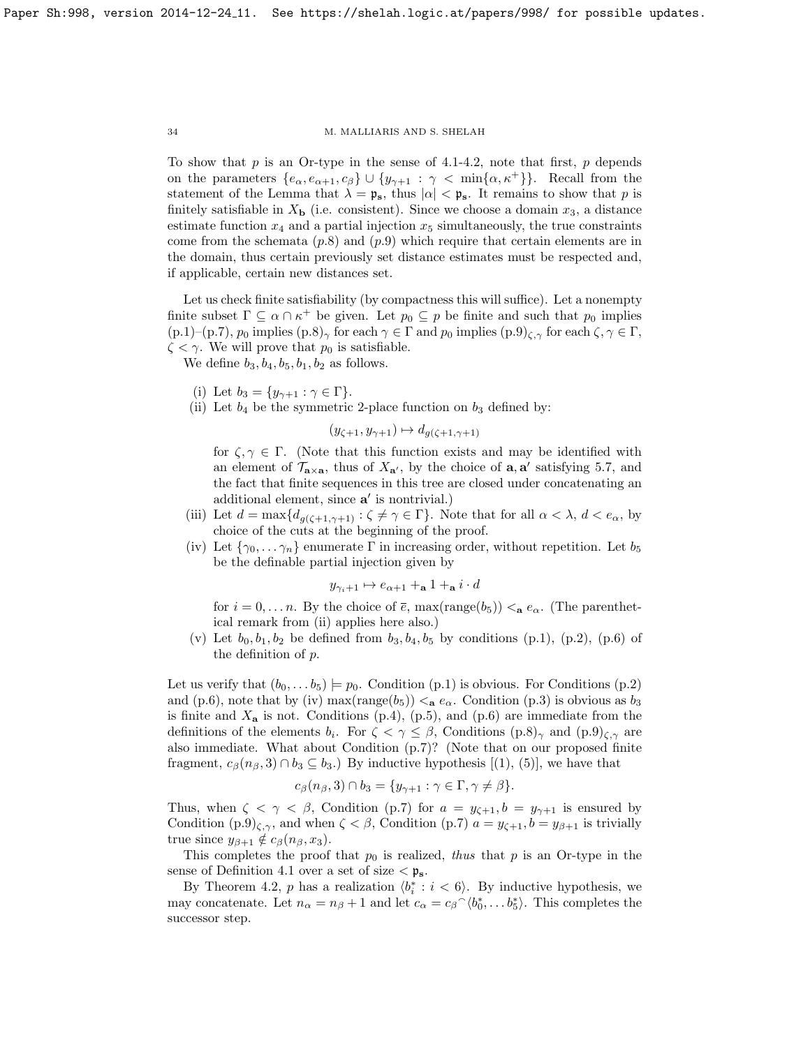To show that $p$ is an Or-type in the sense of 4.1-4.2, note that first, $p$ depends on the parameters $\{e_\alpha, e_{\alpha+1}, c_\beta\} \cup \{y_{\gamma+1} : \gamma < \min\{\alpha, \kappa^+\}\}$. Recall from the statement of the Lemma that $\lambda = \mathfrak{p}_{\mathbf{s}}$, thus $|\alpha| < \mathfrak{p}_{\mathbf{s}}$. It remains to show that $p$ is finitely satisfiable in $X_{\mathbf{b}}$ (i.e. consistent). Since we choose a domain $x_3$, a distance estimate function $x_4$ and a partial injection $x_5$ simultaneously, the true constraints come from the schemata $(p.8)$ and $(p.9)$ which require that certain elements are in the domain, thus certain previously set distance estimates must be respected and, if applicable, certain new distances set.

Let us check finite satisfiability (by compactness this will suffice). Let a nonempty finite subset $\Gamma \subseteq \alpha \cap \kappa^+$ be given. Let $p_0 \subseteq p$ be finite and such that $p_0$ implies (p.1)–(p.7), $p_0$ implies $(\text{p.8})_\gamma$ for each $\gamma \in \Gamma$ and $p_0$ implies $(\text{p.9})_{\zeta,\gamma}$ for each $\zeta, \gamma \in \Gamma$, $\zeta < \gamma$. We will prove that $p_0$ is satisfiable.

We define $b_3, b_4, b_5, b_1, b_2$ as follows.

(i) Let $b_3 = \{y_{\gamma+1} : \gamma \in \Gamma\}$.

(ii) Let $b_4$ be the symmetric 2-place function on $b_3$ defined by:

$$(y_{\zeta+1}, y_{\gamma+1}) \mapsto d_{g(\zeta+1,\gamma+1)}$$

for $\zeta, \gamma \in \Gamma$. (Note that this function exists and may be identified with an element of $\mathcal{T}_{\mathbf{a}\times\mathbf{a}}$, thus of $X_{\mathbf{a}'}$, by the choice of $\mathbf{a}, \mathbf{a}'$ satisfying 5.7, and the fact that finite sequences in this tree are closed under concatenating an additional element, since $\mathbf{a}'$ is nontrivial.)

(iii) Let $d = \max\{d_{g(\zeta+1,\gamma+1)} : \zeta \neq \gamma \in \Gamma\}$. Note that for all $\alpha < \lambda$, $d < e_\alpha$, by choice of the cuts at the beginning of the proof.

(iv) Let $\{\gamma_0, \dots \gamma_n\}$ enumerate $\Gamma$ in increasing order, without repetition. Let $b_5$ be the definable partial injection given by

$$y_{\gamma_i+1} \mapsto e_{\alpha+1} +_{\mathbf{a}} 1 +_{\mathbf{a}} i \cdot d$$

for $i = 0, \dots n$. By the choice of $\bar{e}$, $\max(\text{range}(b_5)) <_{\mathbf{a}} e_\alpha$. (The parenthetical remark from (ii) applies here also.)

(v) Let $b_0, b_1, b_2$ be defined from $b_3, b_4, b_5$ by conditions (p.1), (p.2), (p.6) of the definition of $p$.

Let us verify that $(b_0, \dots b_5) \models p_0$. Condition (p.1) is obvious. For Conditions (p.2) and (p.6), note that by (iv) $\max(\text{range}(b_5)) <_{\mathbf{a}} e_\alpha$. Condition (p.3) is obvious as $b_3$ is finite and $X_{\mathbf{a}}$ is not. Conditions (p.4), (p.5), and (p.6) are immediate from the definitions of the elements $b_i$. For $\zeta < \gamma \leq \beta$, Conditions $(\text{p.8})_\gamma$ and $(\text{p.9})_{\zeta,\gamma}$ are also immediate. What about Condition (p.7)? (Note that on our proposed finite fragment, $c_\beta(n_\beta, 3) \cap b_3 \subseteq b_3$.) By inductive hypothesis [(1), (5)], we have that

$$c_\beta(n_\beta, 3) \cap b_3 = \{y_{\gamma+1} : \gamma \in \Gamma, \gamma \neq \beta\}.$$

Thus, when $\zeta < \gamma < \beta$, Condition (p.7) for $a = y_{\zeta+1}, b = y_{\gamma+1}$ is ensured by Condition $(\text{p.9})_{\zeta,\gamma}$, and when $\zeta < \beta$, Condition (p.7) $a = y_{\zeta+1}, b = y_{\beta+1}$ is trivially true since $y_{\beta+1} \notin c_\beta(n_\beta, x_3)$.

This completes the proof that $p_0$ is realized, *thus* that $p$ is an Or-type in the sense of Definition 4.1 over a set of size $< \mathfrak{p}_{\mathbf{s}}$.

By Theorem 4.2, $p$ has a realization $\langle b^*_i : i < 6 \rangle$. By inductive hypothesis, we may concatenate. Let $n_\alpha = n_\beta + 1$ and let $c_\alpha = c_\beta{}^\frown\langle b^*_0, \dots b^*_5 \rangle$. This completes the successor step.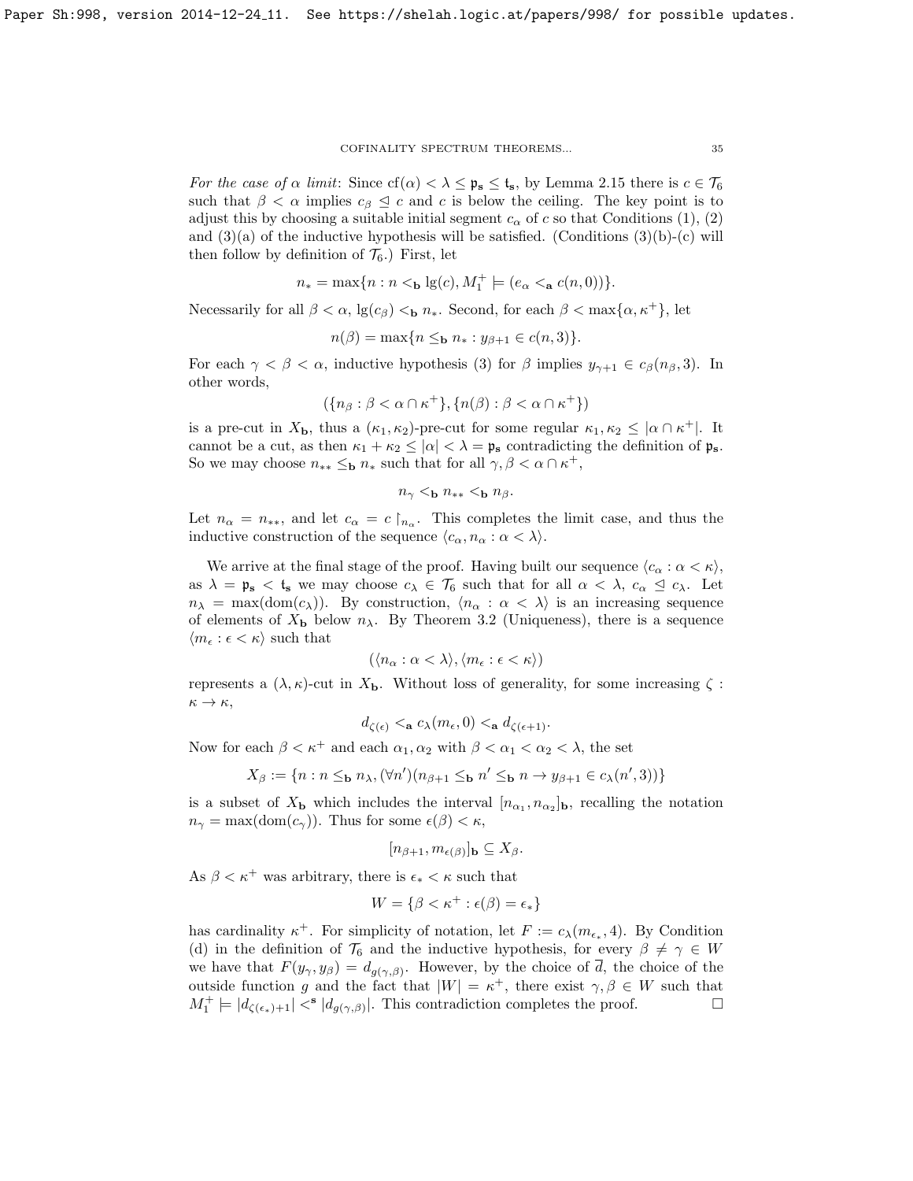*For the case of $\alpha$ limit*: Since $\mathrm{cf}(\alpha) < \lambda \leq \mathfrak{p}_\mathbf{s} \leq \mathfrak{t}_\mathbf{s}$, by Lemma 2.15 there is $c \in \mathcal{T}_6$ such that $\beta < \alpha$ implies $c_\beta \trianglelefteq c$ and $c$ is below the ceiling. The key point is to adjust this by choosing a suitable initial segment $c_\alpha$ of $c$ so that Conditions (1), (2) and (3)(a) of the inductive hypothesis will be satisfied. (Conditions (3)(b)-(c) will then follow by definition of $\mathcal{T}_6$.) First, let

$$n_* = \max\{n : n <_\mathbf{b} \lg(c), M_1^+ \models (e_\alpha <_\mathbf{a} c(n,0))\}.$$

Necessarily for all $\beta < \alpha$, $\lg(c_\beta) <_\mathbf{b} n_*$. Second, for each $\beta < \max\{\alpha, \kappa^+\}$, let

$$n(\beta) = \max\{n \leq_\mathbf{b} n_* : y_{\beta+1} \in c(n,3)\}.$$

For each $\gamma < \beta < \alpha$, inductive hypothesis (3) for $\beta$ implies $y_{\gamma+1} \in c_\beta(n_\beta, 3)$. In other words,

$$(\{n_\beta : \beta < \alpha \cap \kappa^+\}, \{n(\beta) : \beta < \alpha \cap \kappa^+\})$$

is a pre-cut in $X_\mathbf{b}$, thus a $(\kappa_1, \kappa_2)$-pre-cut for some regular $\kappa_1, \kappa_2 \leq |\alpha \cap \kappa^+|$. It cannot be a cut, as then $\kappa_1 + \kappa_2 \leq |\alpha| < \lambda = \mathfrak{p}_\mathbf{s}$ contradicting the definition of $\mathfrak{p}_\mathbf{s}$. So we may choose $n_{**} \leq_\mathbf{b} n_*$ such that for all $\gamma, \beta < \alpha \cap \kappa^+$,

$$n_\gamma <_\mathbf{b} n_{**} <_\mathbf{b} n_\beta.$$

Let $n_\alpha = n_{**}$, and let $c_\alpha = c\restriction_{n_\alpha}$. This completes the limit case, and thus the inductive construction of the sequence $\langle c_\alpha, n_\alpha : \alpha < \lambda \rangle$.

We arrive at the final stage of the proof. Having built our sequence $\langle c_\alpha : \alpha < \kappa \rangle$, as $\lambda = \mathfrak{p}_\mathbf{s} < \mathfrak{t}_\mathbf{s}$ we may choose $c_\lambda \in \mathcal{T}_6$ such that for all $\alpha < \lambda$, $c_\alpha \trianglelefteq c_\lambda$. Let $n_\lambda = \max(\mathrm{dom}(c_\lambda))$. By construction, $\langle n_\alpha : \alpha < \lambda \rangle$ is an increasing sequence of elements of $X_\mathbf{b}$ below $n_\lambda$. By Theorem 3.2 (Uniqueness), there is a sequence $\langle m_\epsilon : \epsilon < \kappa \rangle$ such that

$$(\langle n_\alpha : \alpha < \lambda \rangle, \langle m_\epsilon : \epsilon < \kappa \rangle)$$

represents a $(\lambda, \kappa)$-cut in $X_\mathbf{b}$. Without loss of generality, for some increasing $\zeta : \kappa \to \kappa$,

$$d_{\zeta(\epsilon)} <_\mathbf{a} c_\lambda(m_\epsilon, 0) <_\mathbf{a} d_{\zeta(\epsilon+1)}.$$

Now for each $\beta < \kappa^+$ and each $\alpha_1, \alpha_2$ with $\beta < \alpha_1 < \alpha_2 < \lambda$, the set

$$X_\beta := \{n : n \leq_\mathbf{b} n_\lambda, (\forall n')(n_{\beta+1} \leq_\mathbf{b} n' \leq_\mathbf{b} n \rightarrow y_{\beta+1} \in c_\lambda(n', 3))\}$$

is a subset of $X_\mathbf{b}$ which includes the interval $[n_{\alpha_1}, n_{\alpha_2}]_\mathbf{b}$, recalling the notation $n_\gamma = \max(\mathrm{dom}(c_\gamma))$. Thus for some $\epsilon(\beta) < \kappa$,

$$[n_{\beta+1}, m_{\epsilon(\beta)}]_\mathbf{b} \subseteq X_\beta.$$

As $\beta < \kappa^+$ was arbitrary, there is $\epsilon_* < \kappa$ such that

$$W = \{\beta < \kappa^+ : \epsilon(\beta) = \epsilon_*\}$$

has cardinality $\kappa^+$. For simplicity of notation, let $F := c_\lambda(m_{\epsilon_*}, 4)$. By Condition (d) in the definition of $\mathcal{T}_6$ and the inductive hypothesis, for every $\beta \neq \gamma \in W$ we have that $F(y_\gamma, y_\beta) = d_{g(\gamma,\beta)}$. However, by the choice of $\overline{d}$, the choice of the outside function $g$ and the fact that $|W| = \kappa^+$, there exist $\gamma, \beta \in W$ such that $M_1^+ \models |d_{\zeta(\epsilon_*)+1}| <^\mathbf{s} |d_{g(\gamma,\beta)}|$. This contradiction completes the proof. $\square$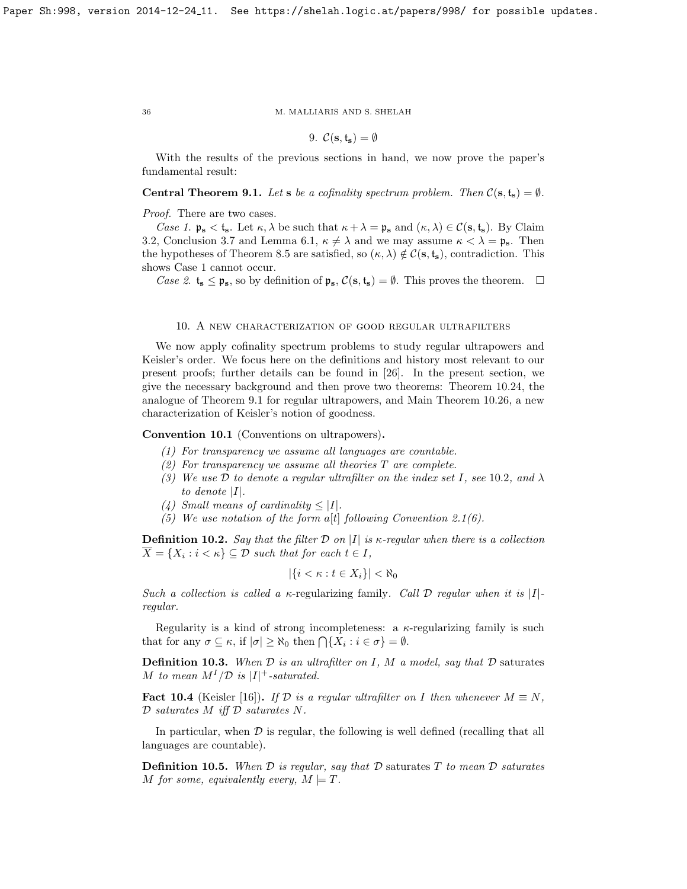## 9. $\mathcal{C}(\mathbf{s}, \mathfrak{t}_\mathbf{s}) = \emptyset$

With the results of the previous sections in hand, we now prove the paper's fundamental result:

**Central Theorem 9.1.** *Let* $\mathbf{s}$ *be a cofinality spectrum problem. Then* $\mathcal{C}(\mathbf{s}, \mathfrak{t}_\mathbf{s}) = \emptyset$.

*Proof.* There are two cases.

*Case 1.* $\mathfrak{p}_\mathbf{s} < \mathfrak{t}_\mathbf{s}$. Let $\kappa, \lambda$ be such that $\kappa + \lambda = \mathfrak{p}_\mathbf{s}$ and $(\kappa, \lambda) \in \mathcal{C}(\mathbf{s}, \mathfrak{t}_\mathbf{s})$. By Claim 3.2, Conclusion 3.7 and Lemma 6.1, $\kappa \neq \lambda$ and we may assume $\kappa < \lambda = \mathfrak{p}_\mathbf{s}$. Then the hypotheses of Theorem 8.5 are satisfied, so $(\kappa, \lambda) \notin \mathcal{C}(\mathbf{s}, \mathfrak{t}_\mathbf{s})$, contradiction. This shows Case 1 cannot occur.

*Case 2.* $\mathfrak{t}_\mathbf{s} \leq \mathfrak{p}_\mathbf{s}$, so by definition of $\mathfrak{p}_\mathbf{s}$, $\mathcal{C}(\mathbf{s}, \mathfrak{t}_\mathbf{s}) = \emptyset$. This proves the theorem. $\square$

## 10. A new characterization of good regular ultrafilters

We now apply cofinality spectrum problems to study regular ultrapowers and Keisler's order. We focus here on the definitions and history most relevant to our present proofs; further details can be found in [26]. In the present section, we give the necessary background and then prove two theorems: Theorem 10.24, the analogue of Theorem 9.1 for regular ultrapowers, and Main Theorem 10.26, a new characterization of Keisler's notion of goodness.

**Convention 10.1** (Conventions on ultrapowers)**.**

1. *For transparency we assume all languages are countable.*
2. *For transparency we assume all theories* $T$ *are complete.*
3. *We use* $\mathcal{D}$ *to denote a regular ultrafilter on the index set* $I$*, see* 10.2*, and* $\lambda$ *to denote* $|I|$.
4. *Small means of cardinality* $\leq |I|$.
5. *We use notation of the form* $a[t]$ *following Convention 2.1(6).*

**Definition 10.2.** *Say that the filter* $\mathcal{D}$ *on* $|I|$ *is* $\kappa$*-regular when there is a collection* $\overline{X} = \{X_i : i < \kappa\} \subseteq \mathcal{D}$ *such that for each* $t \in I$,

$$|\{i < \kappa : t \in X_i\}| < \aleph_0$$

*Such a collection is called a* $\kappa$-regularizing family. *Call* $\mathcal{D}$ *regular when it is* $|I|$*-regular.*

Regularity is a kind of strong incompleteness: a $\kappa$-regularizing family is such that for any $\sigma \subseteq \kappa$, if $|\sigma| \geq \aleph_0$ then $\bigcap\{X_i : i \in \sigma\} = \emptyset$.

**Definition 10.3.** *When* $\mathcal{D}$ *is an ultrafilter on* $I$*,* $M$ *a model, say that* $\mathcal{D}$ saturates $M$ *to mean* $M^I/\mathcal{D}$ *is* $|I|^+$*-saturated.*

**Fact 10.4** (Keisler [16])**.** *If* $\mathcal{D}$ *is a regular ultrafilter on* $I$ *then whenever* $M \equiv N$*,* $\mathcal{D}$ *saturates* $M$ *iff* $\mathcal{D}$ *saturates* $N$.

In particular, when $\mathcal{D}$ is regular, the following is well defined (recalling that all languages are countable).

**Definition 10.5.** *When* $\mathcal{D}$ *is regular, say that* $\mathcal{D}$ saturates $T$ *to mean* $\mathcal{D}$ *saturates* $M$ *for some, equivalently every,* $M \models T$.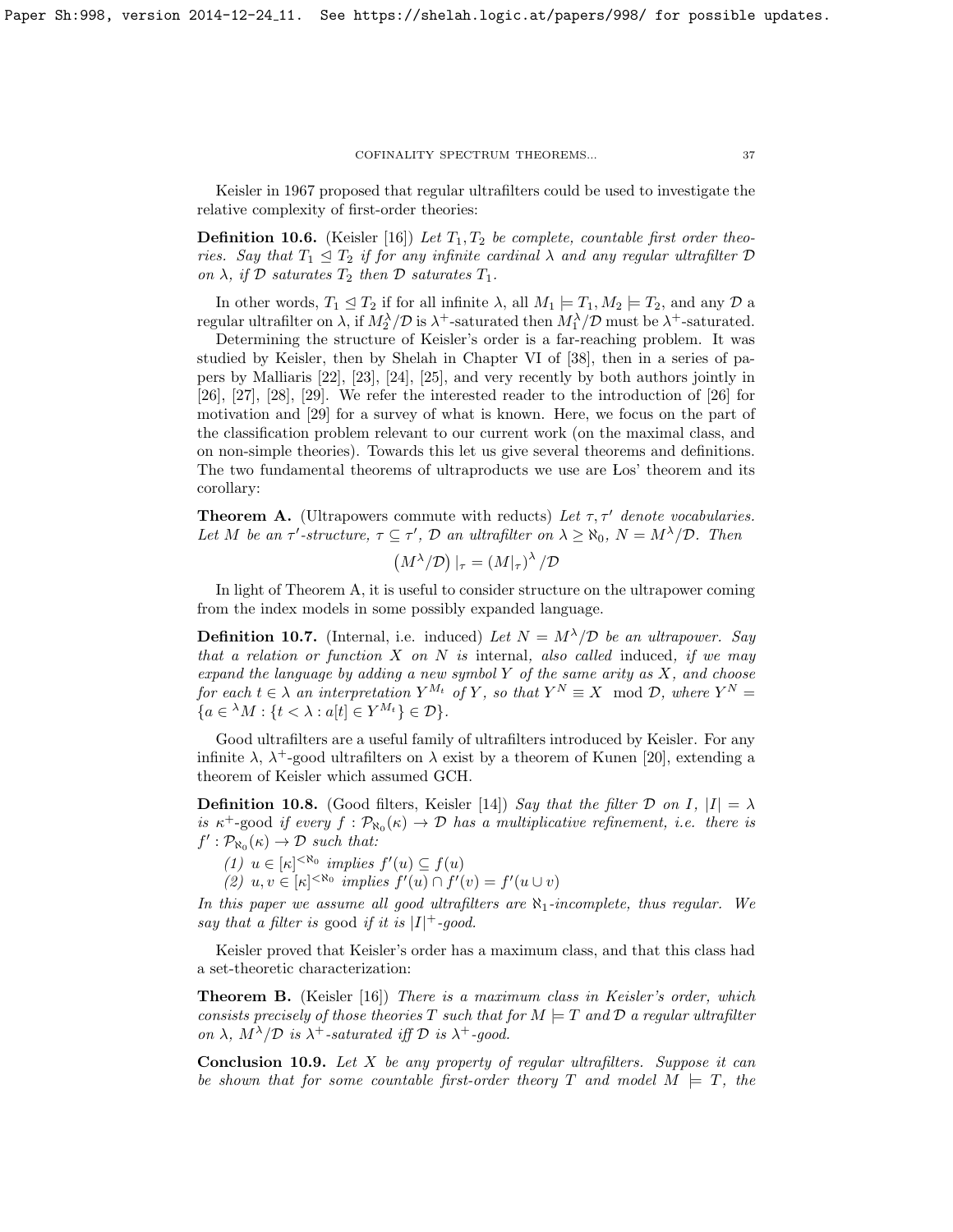Keisler in 1967 proposed that regular ultrafilters could be used to investigate the relative complexity of first-order theories:

**Definition 10.6.** (Keisler [16]) *Let $T_1, T_2$ be complete, countable first order theories. Say that $T_1 \trianglelefteq T_2$ if for any infinite cardinal $\lambda$ and any regular ultrafilter $\mathcal{D}$ on $\lambda$, if $\mathcal{D}$ saturates $T_2$ then $\mathcal{D}$ saturates $T_1$.*

In other words, $T_1 \trianglelefteq T_2$ if for all infinite $\lambda$, all $M_1 \models T_1, M_2 \models T_2$, and any $\mathcal{D}$ a regular ultrafilter on $\lambda$, if $M_2^\lambda/\mathcal{D}$ is $\lambda^+$-saturated then $M_1^\lambda/\mathcal{D}$ must be $\lambda^+$-saturated.

Determining the structure of Keisler's order is a far-reaching problem. It was studied by Keisler, then by Shelah in Chapter VI of [38], then in a series of papers by Malliaris [22], [23], [24], [25], and very recently by both authors jointly in [26], [27], [28], [29]. We refer the interested reader to the introduction of [26] for motivation and [29] for a survey of what is known. Here, we focus on the part of the classification problem relevant to our current work (on the maximal class, and on non-simple theories). Towards this let us give several theorems and definitions. The two fundamental theorems of ultraproducts we use are Łos' theorem and its corollary:

**Theorem A.** (Ultrapowers commute with reducts) *Let $\tau, \tau'$ denote vocabularies. Let $M$ be an $\tau'$-structure, $\tau \subseteq \tau'$, $\mathcal{D}$ an ultrafilter on $\lambda \geq \aleph_0$, $N = M^\lambda/\mathcal{D}$. Then*

$$\left(M^\lambda/\mathcal{D}\right)|_\tau = \left(M|_\tau\right)^\lambda/\mathcal{D}$$

In light of Theorem A, it is useful to consider structure on the ultrapower coming from the index models in some possibly expanded language.

**Definition 10.7.** (Internal, i.e. induced) *Let $N = M^\lambda/\mathcal{D}$ be an ultrapower. Say that a relation or function $X$ on $N$ is* internal, *also called* induced, *if we may expand the language by adding a new symbol $Y$ of the same arity as $X$, and choose for each $t \in \lambda$ an interpretation $Y^{M_t}$ of $Y$, so that $Y^N \equiv X \mod \mathcal{D}$, where $Y^N = \{a \in {}^\lambda M : \{t < \lambda : a[t] \in Y^{M_t}\} \in \mathcal{D}\}$.*

Good ultrafilters are a useful family of ultrafilters introduced by Keisler. For any infinite $\lambda$, $\lambda^+$-good ultrafilters on $\lambda$ exist by a theorem of Kunen [20], extending a theorem of Keisler which assumed GCH.

**Definition 10.8.** (Good filters, Keisler [14]) *Say that the filter $\mathcal{D}$ on $I$, $|I| = \lambda$ is $\kappa^+$-good if every $f : \mathcal{P}_{\aleph_0}(\kappa) \to \mathcal{D}$ has a multiplicative refinement, i.e. there is $f' : \mathcal{P}_{\aleph_0}(\kappa) \to \mathcal{D}$ such that:*

*(1) $u \in [\kappa]^{<\aleph_0}$ implies $f'(u) \subseteq f(u)$*

*(2) $u, v \in [\kappa]^{<\aleph_0}$ implies $f'(u) \cap f'(v) = f'(u \cup v)$*

*In this paper we assume all good ultrafilters are $\aleph_1$-incomplete, thus regular. We say that a filter is* good *if it is $|I|^+$-good.*

Keisler proved that Keisler's order has a maximum class, and that this class had a set-theoretic characterization:

**Theorem B.** (Keisler [16]) *There is a maximum class in Keisler's order, which consists precisely of those theories $T$ such that for $M \models T$ and $\mathcal{D}$ a regular ultrafilter on $\lambda$, $M^\lambda/\mathcal{D}$ is $\lambda^+$-saturated iff $\mathcal{D}$ is $\lambda^+$-good.*

**Conclusion 10.9.** *Let $X$ be any property of regular ultrafilters. Suppose it can be shown that for some countable first-order theory $T$ and model $M \models T$, the*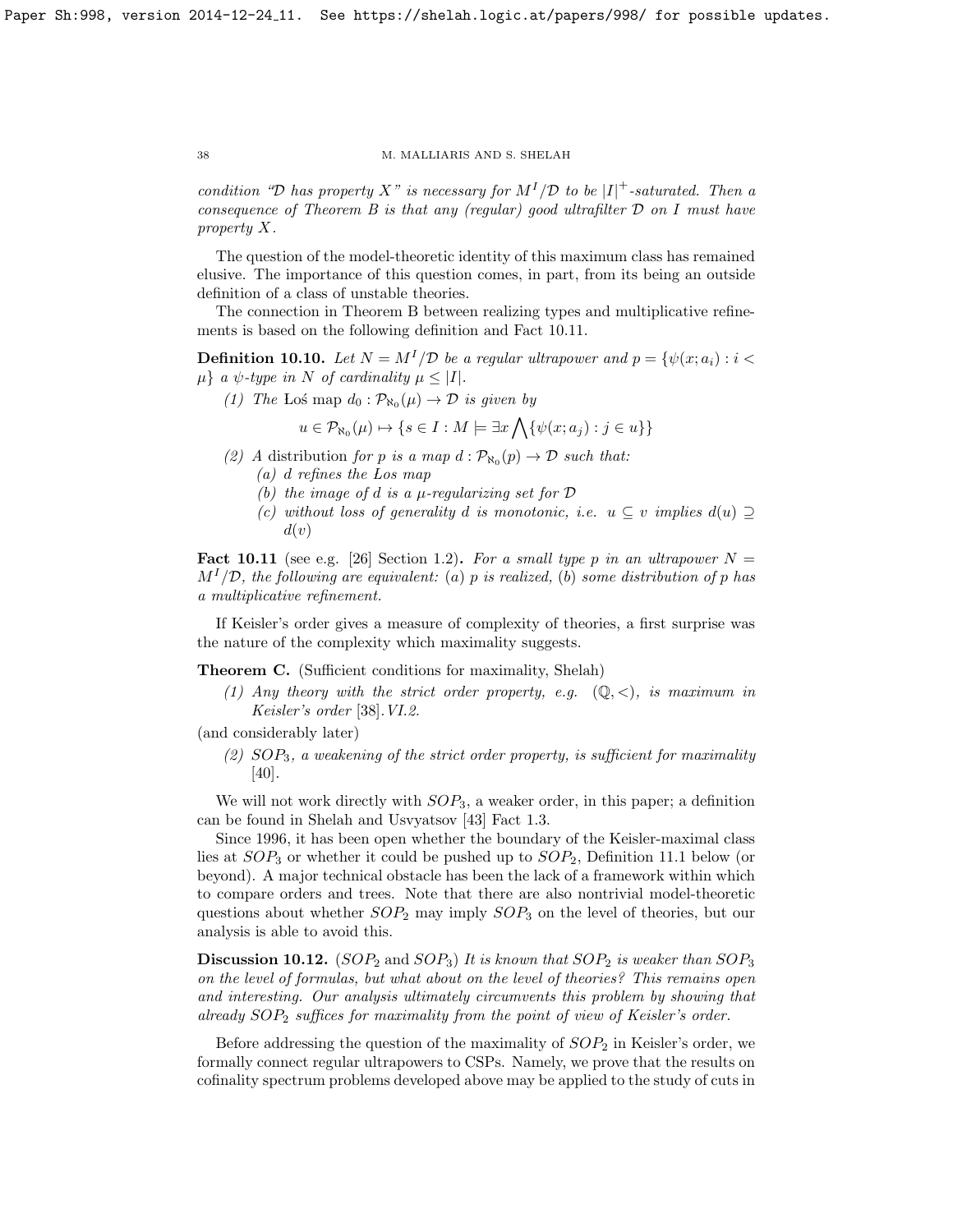*condition "$\mathcal{D}$ has property $X$" is necessary for $M^I/\mathcal{D}$ to be $|I|^+$-saturated. Then a consequence of Theorem B is that any (regular) good ultrafilter $\mathcal{D}$ on $I$ must have property $X$.*

The question of the model-theoretic identity of this maximum class has remained elusive. The importance of this question comes, in part, from its being an outside definition of a class of unstable theories.

The connection in Theorem B between realizing types and multiplicative refinements is based on the following definition and Fact 10.11.

**Definition 10.10.** *Let $N = M^I/\mathcal{D}$ be a regular ultrapower and $p = \{\psi(x; a_i) : i < \mu\}$ a $\psi$-type in $N$ of cardinality $\mu \leq |I|$.*

*(1) The* Łoś map *$d_0 : \mathcal{P}_{\aleph_0}(\mu) \to \mathcal{D}$ is given by*

$$u \in \mathcal{P}_{\aleph_0}(\mu) \mapsto \{s \in I : M \models \exists x \bigwedge \{\psi(x; a_j) : j \in u\}\}$$

*(2) A* distribution *for $p$ is a map $d : \mathcal{P}_{\aleph_0}(p) \to \mathcal{D}$ such that:*
   *(a) $d$ refines the Łos map*
   *(b) the image of $d$ is a $\mu$-regularizing set for $\mathcal{D}$*
   *(c) without loss of generality $d$ is monotonic, i.e. $u \subseteq v$ implies $d(u) \supseteq d(v)$*

**Fact 10.11** (see e.g. [26] Section 1.2)**.** *For a small type $p$ in an ultrapower $N = M^I/\mathcal{D}$, the following are equivalent: (a) $p$ is realized, (b) some distribution of $p$ has a multiplicative refinement.*

If Keisler's order gives a measure of complexity of theories, a first surprise was the nature of the complexity which maximality suggests.

**Theorem C.** (Sufficient conditions for maximality, Shelah)

*(1) Any theory with the strict order property, e.g. $(\mathbb{Q}, <)$, is maximum in Keisler's order* [38]*.VI.2.*

(and considerably later)

*(2) $SOP_3$, a weakening of the strict order property, is sufficient for maximality* [40].

We will not work directly with $SOP_3$, a weaker order, in this paper; a definition can be found in Shelah and Usvyatsov [43] Fact 1.3.

Since 1996, it has been open whether the boundary of the Keisler-maximal class lies at $SOP_3$ or whether it could be pushed up to $SOP_2$, Definition 11.1 below (or beyond). A major technical obstacle has been the lack of a framework within which to compare orders and trees. Note that there are also nontrivial model-theoretic questions about whether $SOP_2$ may imply $SOP_3$ on the level of theories, but our analysis is able to avoid this.

**Discussion 10.12.** ($SOP_2$ and $SOP_3$) *It is known that $SOP_2$ is weaker than $SOP_3$ on the level of formulas, but what about on the level of theories? This remains open and interesting. Our analysis ultimately circumvents this problem by showing that already $SOP_2$ suffices for maximality from the point of view of Keisler's order.*

Before addressing the question of the maximality of $SOP_2$ in Keisler's order, we formally connect regular ultrapowers to CSPs. Namely, we prove that the results on cofinality spectrum problems developed above may be applied to the study of cuts in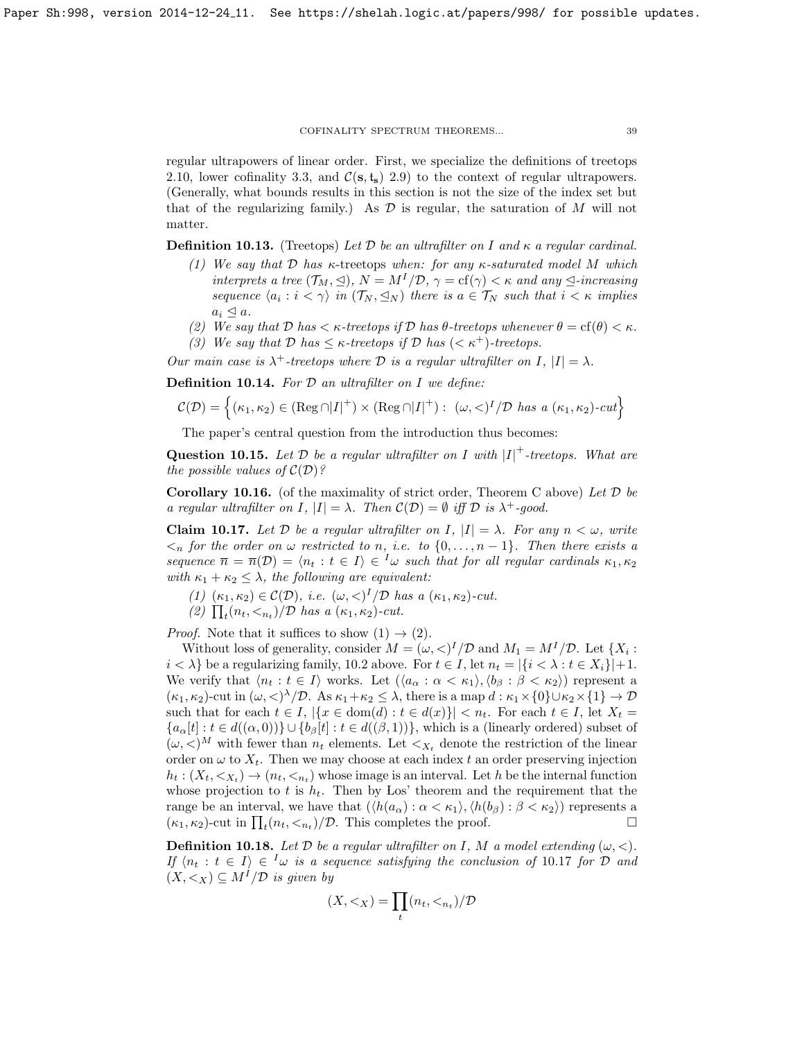regular ultrapowers of linear order. First, we specialize the definitions of treetops 2.10, lower cofinality 3.3, and $\mathcal{C}(\mathbf{s}, \mathfrak{t}_\mathbf{s})$ 2.9) to the context of regular ultrapowers. (Generally, what bounds results in this section is not the size of the index set but that of the regularizing family.) As $\mathcal{D}$ is regular, the saturation of $M$ will not matter.

**Definition 10.13.** (Treetops) *Let $\mathcal{D}$ be an ultrafilter on $I$ and $\kappa$ a regular cardinal.*

1. *We say that $\mathcal{D}$ has $\kappa$-treetops when: for any $\kappa$-saturated model $M$ which interprets a tree $(\mathcal{T}_M, \trianglelefteq)$, $N = M^I/\mathcal{D}$, $\gamma = \mathrm{cf}(\gamma) < \kappa$ and any $\trianglelefteq$-increasing sequence $\langle a_i : i < \gamma \rangle$ in $(\mathcal{T}_N, \trianglelefteq_N)$ there is $a \in \mathcal{T}_N$ such that $i < \kappa$ implies $a_i \trianglelefteq a$.*
2. *We say that $\mathcal{D}$ has $< \kappa$-treetops if $\mathcal{D}$ has $\theta$-treetops whenever $\theta = \mathrm{cf}(\theta) < \kappa$.*
3. *We say that $\mathcal{D}$ has $\leq \kappa$-treetops if $\mathcal{D}$ has $(< \kappa^+)$-treetops.*

*Our main case is $\lambda^+$-treetops where $\mathcal{D}$ is a regular ultrafilter on $I$, $|I| = \lambda$.*

**Definition 10.14.** *For $\mathcal{D}$ an ultrafilter on $I$ we define:*

$$\mathcal{C}(\mathcal{D}) = \left\{ (\kappa_1, \kappa_2) \in (\mathrm{Reg} \cap |I|^+) \times (\mathrm{Reg} \cap |I|^+) : \ (\omega, <)^I/\mathcal{D} \text{ has a } (\kappa_1, \kappa_2)\text{-cut} \right\}$$

The paper's central question from the introduction thus becomes:

**Question 10.15.** *Let $\mathcal{D}$ be a regular ultrafilter on $I$ with $|I|^+$-treetops. What are the possible values of $\mathcal{C}(\mathcal{D})$?*

**Corollary 10.16.** (of the maximality of strict order, Theorem C above) *Let $\mathcal{D}$ be a regular ultrafilter on $I$, $|I| = \lambda$. Then $\mathcal{C}(\mathcal{D}) = \emptyset$ iff $\mathcal{D}$ is $\lambda^+$-good.*

**Claim 10.17.** *Let $\mathcal{D}$ be a regular ultrafilter on $I$, $|I| = \lambda$. For any $n < \omega$, write $<_n$ for the order on $\omega$ restricted to $n$, i.e. to $\{0, \dots, n-1\}$. Then there exists a sequence $\overline{n} = \overline{n}(\mathcal{D}) = \langle n_t : t \in I \rangle \in {}^I\omega$ such that for all regular cardinals $\kappa_1, \kappa_2$ with $\kappa_1 + \kappa_2 \leq \lambda$, the following are equivalent:*

1. *$(\kappa_1, \kappa_2) \in \mathcal{C}(\mathcal{D})$, i.e. $(\omega, <)^I/\mathcal{D}$ has a $(\kappa_1, \kappa_2)$-cut.*
2. *$\prod_t (n_t, <_{n_t})/\mathcal{D}$ has a $(\kappa_1, \kappa_2)$-cut.*

*Proof.* Note that it suffices to show (1) $\rightarrow$ (2).

Without loss of generality, consider $M = (\omega, <)^I/\mathcal{D}$ and $M_1 = M^I/\mathcal{D}$. Let $\{X_i : i < \lambda\}$ be a regularizing family, 10.2 above. For $t \in I$, let $n_t = |\{i < \lambda : t \in X_i\}| + 1$. We verify that $\langle n_t : t \in I \rangle$ works. Let $(\langle a_\alpha : \alpha < \kappa_1 \rangle, \langle b_\beta : \beta < \kappa_2 \rangle)$ represent a $(\kappa_1, \kappa_2)$-cut in $(\omega, <)^\lambda/\mathcal{D}$. As $\kappa_1 + \kappa_2 \leq \lambda$, there is a map $d : \kappa_1 \times \{0\} \cup \kappa_2 \times \{1\} \rightarrow \mathcal{D}$ such that for each $t \in I$, $|\{x \in \mathrm{dom}(d) : t \in d(x)\}| < n_t$. For each $t \in I$, let $X_t = \{a_\alpha[t] : t \in d((\alpha, 0))\} \cup \{b_\beta[t] : t \in d((\beta, 1))\}$, which is a (linearly ordered) subset of $(\omega, <)^M$ with fewer than $n_t$ elements. Let $<_{X_t}$ denote the restriction of the linear order on $\omega$ to $X_t$. Then we may choose at each index $t$ an order preserving injection $h_t : (X_t, <_{X_t}) \rightarrow (n_t, <_{n_t})$ whose image is an interval. Let $h$ be the internal function whose projection to $t$ is $h_t$. Then by Łos' theorem and the requirement that the range be an interval, we have that $(\langle h(a_\alpha) : \alpha < \kappa_1 \rangle, \langle h(b_\beta) : \beta < \kappa_2 \rangle)$ represents a $(\kappa_1, \kappa_2)$-cut in $\prod_t (n_t, <_{n_t})/\mathcal{D}$. This completes the proof. $\square$

**Definition 10.18.** *Let $\mathcal{D}$ be a regular ultrafilter on $I$, $M$ a model extending $(\omega, <)$. If $\langle n_t : t \in I \rangle \in {}^I\omega$ is a sequence satisfying the conclusion of 10.17 for $\mathcal{D}$ and $(X, <_X) \subseteq M^I/\mathcal{D}$ is given by*

$$(X, <_X) = \prod_t (n_t, <_{n_t})/\mathcal{D}$$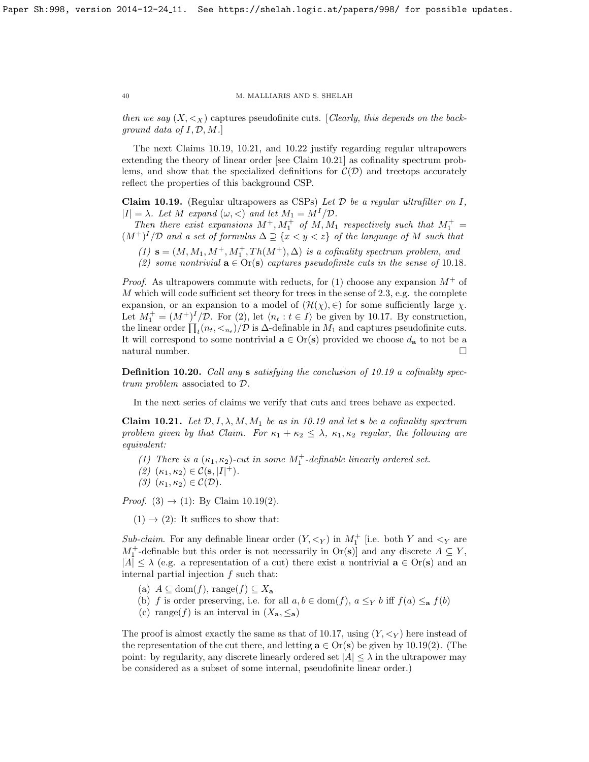then we say $(X, <_X)$ captures pseudofinite cuts. [*Clearly, this depends on the background data of $I, \mathcal{D}, M$.*]

The next Claims 10.19, 10.21, and 10.22 justify regarding regular ultrapowers extending the theory of linear order [see Claim 10.21] as cofinality spectrum problems, and show that the specialized definitions for $\mathcal{C}(\mathcal{D})$ and treetops accurately reflect the properties of this background CSP.

**Claim 10.19.** (Regular ultrapowers as CSPs) *Let $\mathcal{D}$ be a regular ultrafilter on $I$, $|I| = \lambda$. Let $M$ expand $(\omega, <)$ and let $M_1 = M^I/\mathcal{D}$.*

*Then there exist expansions $M^+, M_1^+$ of $M, M_1$ respectively such that $M_1^+ = (M^+)^I/\mathcal{D}$ and a set of formulas $\Delta \supseteq \{x < y < z\}$ of the language of $M$ such that*

*(1) $\mathbf{s} = (M, M_1, M^+, M_1^+, Th(M^+), \Delta)$ is a cofinality spectrum problem, and*

*(2) some nontrivial $\mathbf{a} \in \mathrm{Or}(\mathbf{s})$ captures pseudofinite cuts in the sense of 10.18.*

*Proof.* As ultrapowers commute with reducts, for (1) choose any expansion $M^+$ of $M$ which will code sufficient set theory for trees in the sense of 2.3, e.g. the complete expansion, or an expansion to a model of $(\mathcal{H}(\chi), \in)$ for some sufficiently large $\chi$. Let $M_1^+ = (M^+)^I/\mathcal{D}$. For (2), let $\langle n_t : t \in I \rangle$ be given by 10.17. By construction, the linear order $\prod_t (n_t, <_{n_t})/\mathcal{D}$ is $\Delta$-definable in $M_1$ and captures pseudofinite cuts. It will correspond to some nontrivial $\mathbf{a} \in \mathrm{Or}(\mathbf{s})$ provided we choose $d_{\mathbf{a}}$ to not be a natural number. $\square$

**Definition 10.20.** *Call any $\mathbf{s}$ satisfying the conclusion of 10.19 a cofinality spectrum problem associated to $\mathcal{D}$.*

In the next series of claims we verify that cuts and trees behave as expected.

**Claim 10.21.** *Let $\mathcal{D}, I, \lambda, M, M_1$ be as in 10.19 and let $\mathbf{s}$ be a cofinality spectrum problem given by that Claim. For $\kappa_1 + \kappa_2 \leq \lambda$, $\kappa_1, \kappa_2$ regular, the following are equivalent:*

*(1) There is a $(\kappa_1, \kappa_2)$-cut in some $M_1^+$-definable linearly ordered set.*

*(2) $(\kappa_1, \kappa_2) \in \mathcal{C}(\mathbf{s}, |I|^+)$.*

*(3) $(\kappa_1, \kappa_2) \in \mathcal{C}(\mathcal{D})$.*

*Proof.* (3) $\rightarrow$ (1): By Claim 10.19(2).

(1) $\rightarrow$ (2): It suffices to show that:

*Sub-claim.* For any definable linear order $(Y, <_Y)$ in $M_1^+$ [i.e. both $Y$ and $<_Y$ are $M_1^+$-definable but this order is not necessarily in $\mathrm{Or}(\mathbf{s})$] and any discrete $A \subseteq Y$, $|A| \leq \lambda$ (e.g. a representation of a cut) there exist a nontrivial $\mathbf{a} \in \mathrm{Or}(\mathbf{s})$ and an internal partial injection $f$ such that:

(a) $A \subseteq \mathrm{dom}(f)$, $\mathrm{range}(f) \subseteq X_{\mathbf{a}}$

(b) $f$ is order preserving, i.e. for all $a, b \in \mathrm{dom}(f)$, $a \leq_Y b$ iff $f(a) \leq_{\mathbf{a}} f(b)$

(c) $\mathrm{range}(f)$ is an interval in $(X_{\mathbf{a}}, \leq_{\mathbf{a}})$

The proof is almost exactly the same as that of 10.17, using $(Y, <_Y)$ here instead of the representation of the cut there, and letting $\mathbf{a} \in \mathrm{Or}(\mathbf{s})$ be given by 10.19(2). (The point: by regularity, any discrete linearly ordered set $|A| \leq \lambda$ in the ultrapower may be considered as a subset of some internal, pseudofinite linear order.)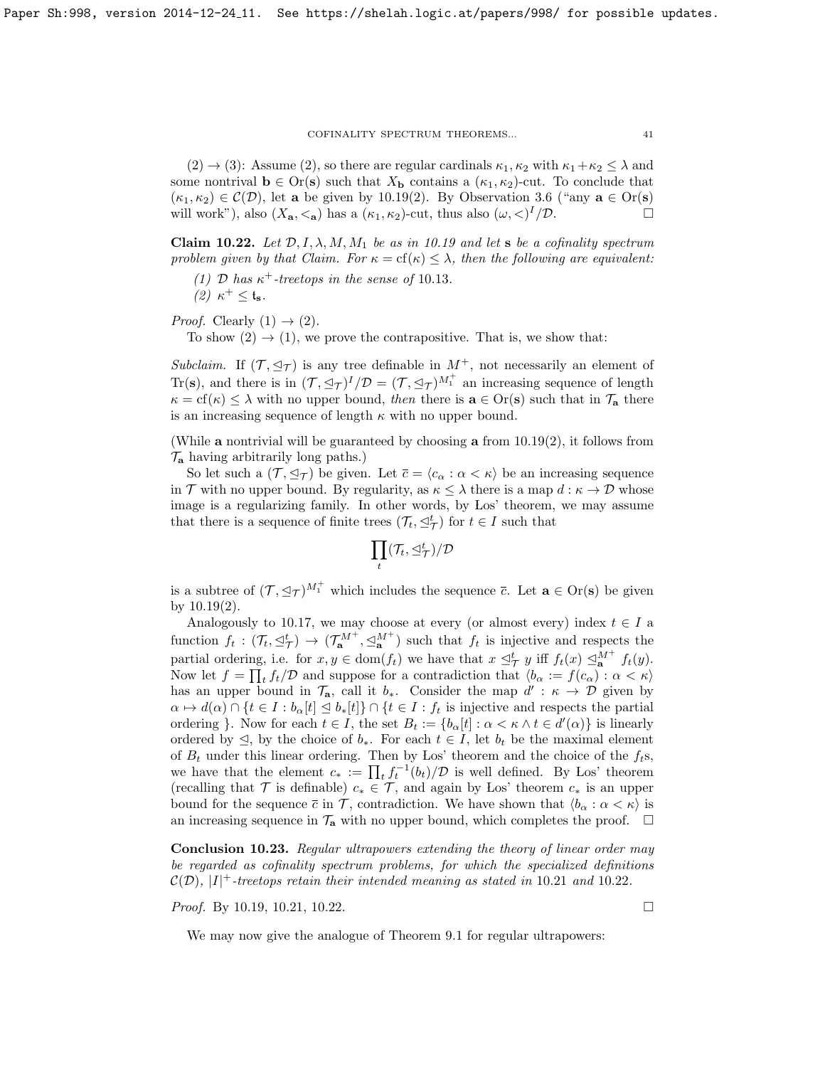(2) → (3): Assume (2), so there are regular cardinals $\kappa_1, \kappa_2$ with $\kappa_1 + \kappa_2 \leq \lambda$ and some nontrivial $\mathbf{b} \in \operatorname{Or}(\mathbf{s})$ such that $X_{\mathbf{b}}$ contains a $(\kappa_1, \kappa_2)$-cut. To conclude that $(\kappa_1, \kappa_2) \in \mathcal{C}(\mathcal{D})$, let $\mathbf{a}$ be given by 10.19(2). By Observation 3.6 ("any $\mathbf{a} \in \operatorname{Or}(\mathbf{s})$ will work"), also $(X_{\mathbf{a}}, <_{\mathbf{a}})$ has a $(\kappa_1, \kappa_2)$-cut, thus also $(\omega, <)^I/\mathcal{D}$. $\square$

**Claim 10.22.** *Let $\mathcal{D}, I, \lambda, M, M_1$ be as in 10.19 and let $\mathbf{s}$ be a cofinality spectrum problem given by that Claim. For $\kappa = \operatorname{cf}(\kappa) \leq \lambda$, then the following are equivalent:*

*(1) $\mathcal{D}$ has $\kappa^+$-treetops in the sense of 10.13.*

*(2) $\kappa^+ \leq \mathfrak{t}_{\mathbf{s}}$.*

*Proof.* Clearly (1) → (2).

To show (2) → (1), we prove the contrapositive. That is, we show that:

*Subclaim.* If $(\mathcal{T}, \trianglelefteq_{\mathcal{T}})$ is any tree definable in $M^+$, not necessarily an element of $\operatorname{Tr}(\mathbf{s})$, and there is in $(\mathcal{T}, \trianglelefteq_{\mathcal{T}})^I/\mathcal{D} = (\mathcal{T}, \trianglelefteq_{\mathcal{T}})^{M_1^+}$ an increasing sequence of length $\kappa = \operatorname{cf}(\kappa) \leq \lambda$ with no upper bound, *then* there is $\mathbf{a} \in \operatorname{Or}(\mathbf{s})$ such that in $\mathcal{T}_{\mathbf{a}}$ there is an increasing sequence of length $\kappa$ with no upper bound.

(While $\mathbf{a}$ nontrivial will be guaranteed by choosing $\mathbf{a}$ from 10.19(2), it follows from $\mathcal{T}_{\mathbf{a}}$ having arbitrarily long paths.)

So let such a $(\mathcal{T}, \trianglelefteq_{\mathcal{T}})$ be given. Let $\bar{c} = \langle c_\alpha : \alpha < \kappa \rangle$ be an increasing sequence in $\mathcal{T}$ with no upper bound. By regularity, as $\kappa \leq \lambda$ there is a map $d : \kappa \to \mathcal{D}$ whose image is a regularizing family. In other words, by Łos' theorem, we may assume that there is a sequence of finite trees $(\mathcal{T}_t, \trianglelefteq^t_{\mathcal{T}})$ for $t \in I$ such that

$$\prod_t (\mathcal{T}_t, \trianglelefteq^t_{\mathcal{T}})/\mathcal{D}$$

is a subtree of $(\mathcal{T}, \trianglelefteq_{\mathcal{T}})^{M_1^+}$ which includes the sequence $\bar{c}$. Let $\mathbf{a} \in \operatorname{Or}(\mathbf{s})$ be given by 10.19(2).

Analogously to 10.17, we may choose at every (or almost every) index $t \in I$ a function $f_t : (\mathcal{T}_t, \trianglelefteq^t_{\mathcal{T}}) \to (\mathcal{T}^{M^+}_{\mathbf{a}}, \trianglelefteq^{M^+}_{\mathbf{a}})$ such that $f_t$ is injective and respects the partial ordering, i.e. for $x, y \in \operatorname{dom}(f_t)$ we have that $x \trianglelefteq^t_{\mathcal{T}} y$ iff $f_t(x) \trianglelefteq^{M^+}_{\mathbf{a}} f_t(y)$. Now let $f = \prod_t f_t/\mathcal{D}$ and suppose for a contradiction that $\langle b_\alpha := f(c_\alpha) : \alpha < \kappa \rangle$ has an upper bound in $\mathcal{T}_{\mathbf{a}}$, call it $b_*$. Consider the map $d' : \kappa \to \mathcal{D}$ given by $\alpha \mapsto d(\alpha) \cap \{t \in I : b_\alpha[t] \trianglelefteq b_*[t]\} \cap \{t \in I : f_t \text{ is injective and respects the partial ordering }\}$. Now for each $t \in I$, the set $B_t := \{b_\alpha[t] : \alpha < \kappa \wedge t \in d'(\alpha)\}$ is linearly ordered by $\trianglelefteq$, by the choice of $b_*$. For each $t \in I$, let $b_t$ be the maximal element of $B_t$ under this linear ordering. Then by Łos' theorem and the choice of the $f_t$s, we have that the element $c_* := \prod_t f_t^{-1}(b_t)/\mathcal{D}$ is well defined. By Łos' theorem (recalling that $\mathcal{T}$ is definable) $c_* \in \mathcal{T}$, and again by Łos' theorem $c_*$ is an upper bound for the sequence $\bar{c}$ in $\mathcal{T}$, contradiction. We have shown that $\langle b_\alpha : \alpha < \kappa \rangle$ is an increasing sequence in $\mathcal{T}_{\mathbf{a}}$ with no upper bound, which completes the proof. $\square$

**Conclusion 10.23.** *Regular ultrapowers extending the theory of linear order may be regarded as cofinality spectrum problems, for which the specialized definitions $\mathcal{C}(\mathcal{D})$, $|I|^+$-treetops retain their intended meaning as stated in 10.21 and 10.22.*

*Proof.* By 10.19, 10.21, 10.22. $\square$

We may now give the analogue of Theorem 9.1 for regular ultrapowers: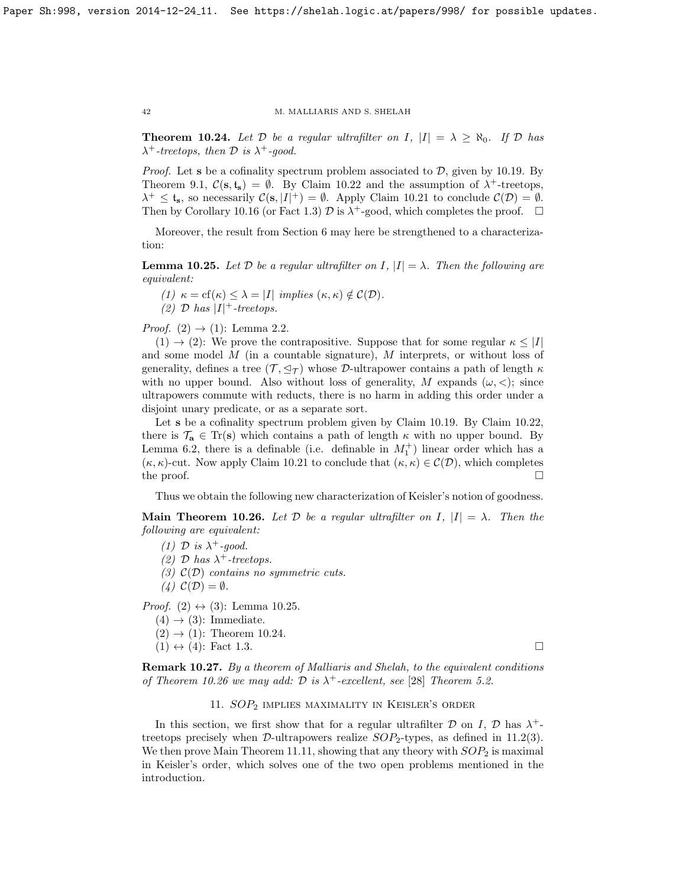**Theorem 10.24.** *Let $\mathcal{D}$ be a regular ultrafilter on $I$, $|I| = \lambda \geq \aleph_0$. If $\mathcal{D}$ has $\lambda^+$-treetops, then $\mathcal{D}$ is $\lambda^+$-good.*

*Proof.* Let $\mathbf{s}$ be a cofinality spectrum problem associated to $\mathcal{D}$, given by 10.19. By Theorem 9.1, $\mathcal{C}(\mathbf{s}, \mathfrak{t}_\mathbf{s}) = \emptyset$. By Claim 10.22 and the assumption of $\lambda^+$-treetops, $\lambda^+ \leq \mathfrak{t}_\mathbf{s}$, so necessarily $\mathcal{C}(\mathbf{s}, |I|^+) = \emptyset$. Apply Claim 10.21 to conclude $\mathcal{C}(\mathcal{D}) = \emptyset$. Then by Corollary 10.16 (or Fact 1.3) $\mathcal{D}$ is $\lambda^+$-good, which completes the proof. $\square$

Moreover, the result from Section 6 may here be strengthened to a characterization:

**Lemma 10.25.** *Let $\mathcal{D}$ be a regular ultrafilter on $I$, $|I| = \lambda$. Then the following are equivalent:*

*(1) $\kappa = \mathrm{cf}(\kappa) \leq \lambda = |I|$ implies $(\kappa, \kappa) \notin \mathcal{C}(\mathcal{D})$.*
*(2) $\mathcal{D}$ has $|I|^+$-treetops.*

*Proof.* (2) $\rightarrow$ (1): Lemma 2.2.

(1) $\rightarrow$ (2): We prove the contrapositive. Suppose that for some regular $\kappa \leq |I|$ and some model $M$ (in a countable signature), $M$ interprets, or without loss of generality, defines a tree $(\mathcal{T}, \trianglelefteq_\mathcal{T})$ whose $\mathcal{D}$-ultrapower contains a path of length $\kappa$ with no upper bound. Also without loss of generality, $M$ expands $(\omega, <)$; since ultrapowers commute with reducts, there is no harm in adding this order under a disjoint unary predicate, or as a separate sort.

Let $\mathbf{s}$ be a cofinality spectrum problem given by Claim 10.19. By Claim 10.22, there is $\mathcal{T}_\mathbf{a} \in \mathrm{Tr}(\mathbf{s})$ which contains a path of length $\kappa$ with no upper bound. By Lemma 6.2, there is a definable (i.e. definable in $M_1^+$) linear order which has a $(\kappa, \kappa)$-cut. Now apply Claim 10.21 to conclude that $(\kappa, \kappa) \in \mathcal{C}(\mathcal{D})$, which completes the proof. $\square$

Thus we obtain the following new characterization of Keisler's notion of goodness.

**Main Theorem 10.26.** *Let $\mathcal{D}$ be a regular ultrafilter on $I$, $|I| = \lambda$. Then the following are equivalent:*

*(1) $\mathcal{D}$ is $\lambda^+$-good.*
*(2) $\mathcal{D}$ has $\lambda^+$-treetops.*
*(3) $\mathcal{C}(\mathcal{D})$ contains no symmetric cuts.*
*(4) $\mathcal{C}(\mathcal{D}) = \emptyset$.*

*Proof.* (2) $\leftrightarrow$ (3): Lemma 10.25.
(4) $\rightarrow$ (3): Immediate.
(2) $\rightarrow$ (1): Theorem 10.24.
(1) $\leftrightarrow$ (4): Fact 1.3. $\square$

**Remark 10.27.** *By a theorem of Malliaris and Shelah, to the equivalent conditions of Theorem 10.26 we may add: $\mathcal{D}$ is $\lambda^+$-excellent, see [28] Theorem 5.2.*

## 11. $SOP_2$ implies maximality in Keisler's order

In this section, we first show that for a regular ultrafilter $\mathcal{D}$ on $I$, $\mathcal{D}$ has $\lambda^+$-treetops precisely when $\mathcal{D}$-ultrapowers realize $SOP_2$-types, as defined in 11.2(3). We then prove Main Theorem 11.11, showing that any theory with $SOP_2$ is maximal in Keisler's order, which solves one of the two open problems mentioned in the introduction.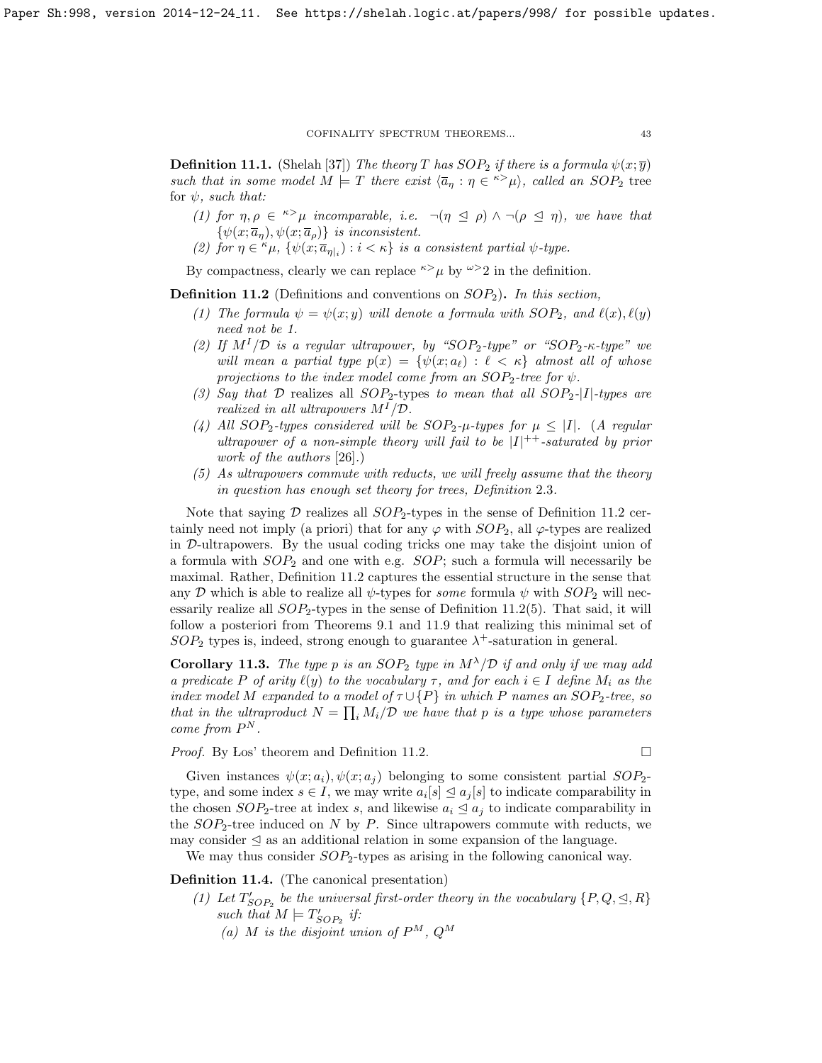**Definition 11.1.** (Shelah [37]) *The theory $T$ has $SOP_2$ if there is a formula $\psi(x;\overline{y})$ such that in some model $M \models T$ there exist $\langle \overline{a}_\eta : \eta \in {}^{\kappa>}\mu\rangle$, called an $SOP_2$ tree for $\psi$, such that:*

1. *for $\eta, \rho \in {}^{\kappa>}\mu$ incomparable, i.e. $\neg(\eta \trianglelefteq \rho) \wedge \neg(\rho \trianglelefteq \eta)$, we have that $\{\psi(x;\overline{a}_\eta), \psi(x;\overline{a}_\rho)\}$ is inconsistent.*
2. *for $\eta \in {}^{\kappa}\mu$, $\{\psi(x;\overline{a}_{\eta|_i}) : i < \kappa\}$ is a consistent partial $\psi$-type.*

By compactness, clearly we can replace ${}^{\kappa>}\mu$ by ${}^{\omega>}2$ in the definition.

**Definition 11.2** (Definitions and conventions on $SOP_2$)**.** *In this section,*

1. *The formula $\psi = \psi(x;y)$ will denote a formula with $SOP_2$, and $\ell(x), \ell(y)$ need not be 1.*
2. *If $M^I/\mathcal{D}$ is a regular ultrapower, by "$SOP_2$-type" or "$SOP_2$-$\kappa$-type" we will mean a partial type $p(x) = \{\psi(x;a_\ell) : \ell < \kappa\}$ almost all of whose projections to the index model come from an $SOP_2$-tree for $\psi$.*
3. *Say that $\mathcal{D}$* realizes all $SOP_2$-types *to mean that all $SOP_2$-$|I|$-types are realized in all ultrapowers $M^I/\mathcal{D}$.*
4. *All $SOP_2$-types considered will be $SOP_2$-$\mu$-types for $\mu \leq |I|$. (A regular ultrapower of a non-simple theory will fail to be $|I|^{++}$-saturated by prior work of the authors [26].)*
5. *As ultrapowers commute with reducts, we will freely assume that the theory in question has enough set theory for trees, Definition 2.3.*

Note that saying $\mathcal{D}$ realizes all $SOP_2$-types in the sense of Definition 11.2 certainly need not imply (a priori) that for any $\varphi$ with $SOP_2$, all $\varphi$-types are realized in $\mathcal{D}$-ultrapowers. By the usual coding tricks one may take the disjoint union of a formula with $SOP_2$ and one with e.g. $SOP$; such a formula will necessarily be maximal. Rather, Definition 11.2 captures the essential structure in the sense that any $\mathcal{D}$ which is able to realize all $\psi$-types for *some* formula $\psi$ with $SOP_2$ will necessarily realize all $SOP_2$-types in the sense of Definition 11.2(5). That said, it will follow a posteriori from Theorems 9.1 and 11.9 that realizing this minimal set of $SOP_2$ types is, indeed, strong enough to guarantee $\lambda^+$-saturation in general.

**Corollary 11.3.** *The type $p$ is an $SOP_2$ type in $M^\lambda/\mathcal{D}$ if and only if we may add a predicate $P$ of arity $\ell(y)$ to the vocabulary $\tau$, and for each $i \in I$ define $M_i$ as the index model $M$ expanded to a model of $\tau \cup \{P\}$ in which $P$ names an $SOP_2$-tree, so that in the ultraproduct $N = \prod_i M_i/\mathcal{D}$ we have that $p$ is a type whose parameters come from $P^N$.*

*Proof.* By Łos' theorem and Definition 11.2. $\square$

Given instances $\psi(x;a_i), \psi(x;a_j)$ belonging to some consistent partial $SOP_2$-type, and some index $s \in I$, we may write $a_i[s] \trianglelefteq a_j[s]$ to indicate comparability in the chosen $SOP_2$-tree at index $s$, and likewise $a_i \trianglelefteq a_j$ to indicate comparability in the $SOP_2$-tree induced on $N$ by $P$. Since ultrapowers commute with reducts, we may consider $\trianglelefteq$ as an additional relation in some expansion of the language.

We may thus consider $SOP_2$-types as arising in the following canonical way.

**Definition 11.4.** (The canonical presentation)

1. *Let $T'_{SOP_2}$ be the universal first-order theory in the vocabulary $\{P, Q, \trianglelefteq, R\}$ such that $M \models T'_{SOP_2}$ if:*
   (a) *$M$ is the disjoint union of $P^M$, $Q^M$*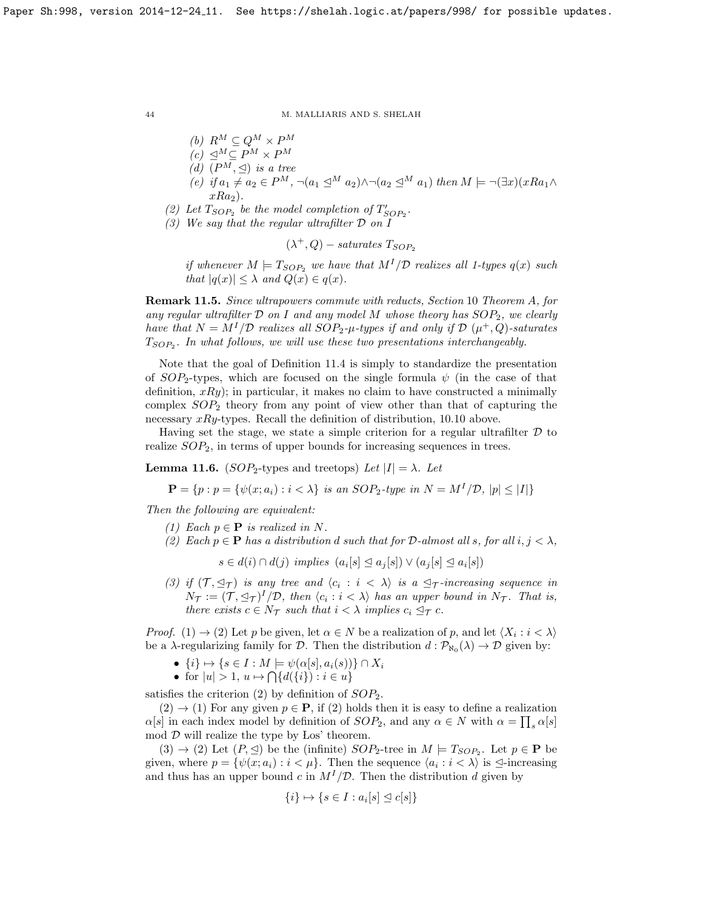(b) $R^M \subseteq Q^M \times P^M$

(c) $\trianglelefteq^M \subseteq P^M \times P^M$

(d) $(P^M, \trianglelefteq)$ is a tree

(e) if $a_1 \neq a_2 \in P^M$, $\neg(a_1 \trianglelefteq^M a_2) \wedge \neg(a_2 \trianglelefteq^M a_1)$ then $M \models \neg(\exists x)(xRa_1 \wedge xRa_2)$.

(2) Let $T_{SOP_2}$ be the model completion of $T'_{SOP_2}$.

(3) We say that the regular ultrafilter $\mathcal{D}$ on $I$

$$(\lambda^+, Q) - saturates\ T_{SOP_2}$$

if whenever $M \models T_{SOP_2}$ we have that $M^I/\mathcal{D}$ realizes all 1-types $q(x)$ such that $|q(x)| \leq \lambda$ and $Q(x) \in q(x)$.

**Remark 11.5.** *Since ultrapowers commute with reducts, Section 10 Theorem A, for any regular ultrafilter $\mathcal{D}$ on $I$ and any model $M$ whose theory has $SOP_2$, we clearly have that $N = M^I/\mathcal{D}$ realizes all $SOP_2$-$\mu$-types if and only if $\mathcal{D}$ $(\mu^+, Q)$-saturates $T_{SOP_2}$. In what follows, we will use these two presentations interchangeably.*

Note that the goal of Definition 11.4 is simply to standardize the presentation of $SOP_2$-types, which are focused on the single formula $\psi$ (in the case of that definition, $xRy$); in particular, it makes no claim to have constructed a minimally complex $SOP_2$ theory from any point of view other than that of capturing the necessary $xRy$-types. Recall the definition of distribution, 10.10 above.

Having set the stage, we state a simple criterion for a regular ultrafilter $\mathcal{D}$ to realize $SOP_2$, in terms of upper bounds for increasing sequences in trees.

**Lemma 11.6.** ($SOP_2$-types and treetops) *Let $|I| = \lambda$. Let*

$$\mathbf{P} = \{p : p = \{\psi(x; a_i) : i < \lambda\} \text{ is an } SOP_2\text{-type in } N = M^I/\mathcal{D},\ |p| \leq |I|\}$$

*Then the following are equivalent:*

1. *Each $p \in \mathbf{P}$ is realized in $N$.*
2. *Each $p \in \mathbf{P}$ has a distribution $d$ such that for $\mathcal{D}$-almost all $s$, for all $i, j < \lambda$,*

$$s \in d(i) \cap d(j) \text{ implies } (a_i[s] \trianglelefteq a_j[s]) \vee (a_j[s] \trianglelefteq a_i[s])$$

3. *if $(\mathcal{T}, \trianglelefteq_{\mathcal{T}})$ is any tree and $\langle c_i : i < \lambda \rangle$ is a $\trianglelefteq_{\mathcal{T}}$-increasing sequence in $N_{\mathcal{T}} := (\mathcal{T}, \trianglelefteq_{\mathcal{T}})^I/\mathcal{D}$, then $\langle c_i : i < \lambda \rangle$ has an upper bound in $N_{\mathcal{T}}$. That is, there exists $c \in N_{\mathcal{T}}$ such that $i < \lambda$ implies $c_i \trianglelefteq_{\mathcal{T}} c$.*

*Proof.* $(1) \to (2)$ Let $p$ be given, let $\alpha \in N$ be a realization of $p$, and let $\langle X_i : i < \lambda \rangle$ be a $\lambda$-regularizing family for $\mathcal{D}$. Then the distribution $d : \mathcal{P}_{\aleph_0}(\lambda) \to \mathcal{D}$ given by:

- $\{i\} \mapsto \{s \in I : M \models \psi(\alpha[s], a_i(s))\} \cap X_i$
- for $|u| > 1$, $u \mapsto \bigcap\{d(\{i\}) : i \in u\}$

satisfies the criterion (2) by definition of $SOP_2$.

$(2) \to (1)$ For any given $p \in \mathbf{P}$, if (2) holds then it is easy to define a realization $\alpha[s]$ in each index model by definition of $SOP_2$, and any $\alpha \in N$ with $\alpha = \prod_s \alpha[s]$ mod $\mathcal{D}$ will realize the type by Los' theorem.

$(3) \to (2)$ Let $(P, \trianglelefteq)$ be the (infinite) $SOP_2$-tree in $M \models T_{SOP_2}$. Let $p \in \mathbf{P}$ be given, where $p = \{\psi(x; a_i) : i < \mu\}$. Then the sequence $\langle a_i : i < \lambda \rangle$ is $\trianglelefteq$-increasing and thus has an upper bound $c$ in $M^I/\mathcal{D}$. Then the distribution $d$ given by

$$\{i\} \mapsto \{s \in I : a_i[s] \trianglelefteq c[s]\}$$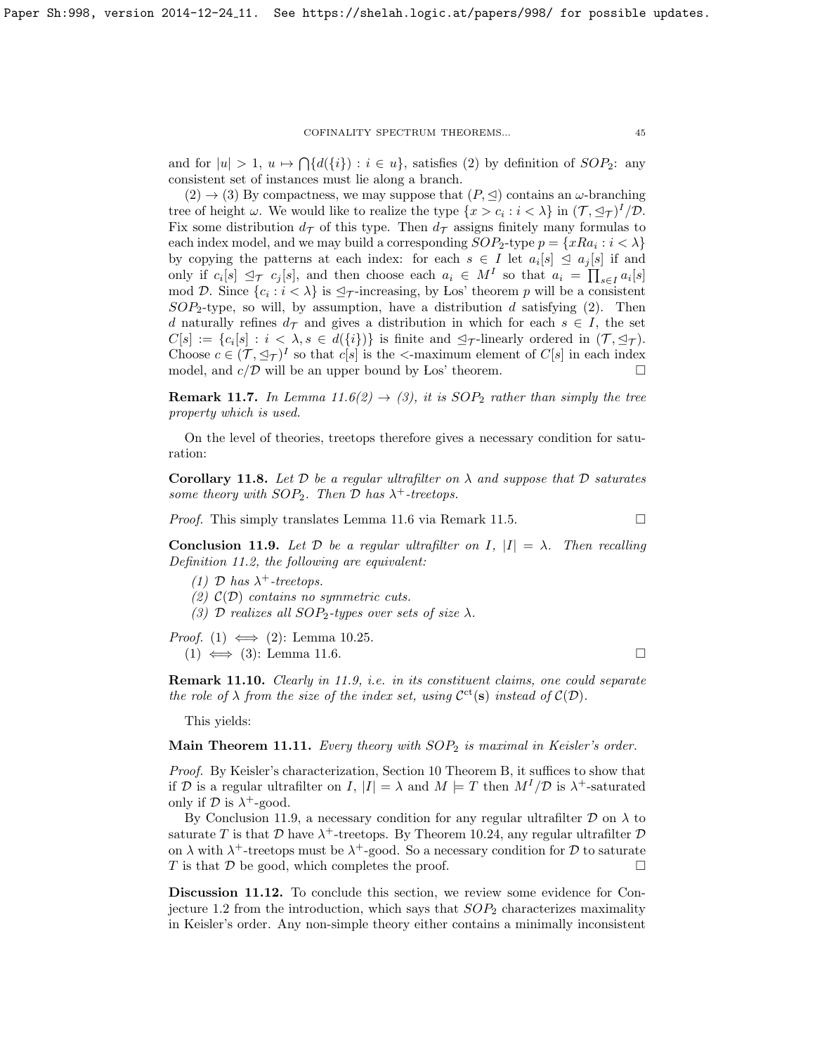and for $|u| > 1$, $u \mapsto \bigcap\{d(\{i\}) : i \in u\}$, satisfies (2) by definition of $SOP_2$: any consistent set of instances must lie along a branch.

$(2) \rightarrow (3)$ By compactness, we may suppose that $(P, \trianglelefteq)$ contains an $\omega$-branching tree of height $\omega$. We would like to realize the type $\{x > c_i : i < \lambda\}$ in $(\mathcal{T}, \trianglelefteq_{\mathcal{T}})^I/\mathcal{D}$. Fix some distribution $d_{\mathcal{T}}$ of this type. Then $d_{\mathcal{T}}$ assigns finitely many formulas to each index model, and we may build a corresponding $SOP_2$-type $p = \{xRa_i : i < \lambda\}$ by copying the patterns at each index: for each $s \in I$ let $a_i[s] \trianglelefteq a_j[s]$ if and only if $c_i[s] \trianglelefteq_{\mathcal{T}} c_j[s]$, and then choose each $a_i \in M^I$ so that $a_i = \prod_{s \in I} a_i[s]$ mod $\mathcal{D}$. Since $\{c_i : i < \lambda\}$ is $\trianglelefteq_{\mathcal{T}}$-increasing, by Łos' theorem $p$ will be a consistent $SOP_2$-type, so will, by assumption, have a distribution $d$ satisfying (2). Then $d$ naturally refines $d_{\mathcal{T}}$ and gives a distribution in which for each $s \in I$, the set $C[s] := \{c_i[s] : i < \lambda, s \in d(\{i\})\}$ is finite and $\trianglelefteq_{\mathcal{T}}$-linearly ordered in $(\mathcal{T}, \trianglelefteq_{\mathcal{T}})$. Choose $c \in (\mathcal{T}, \trianglelefteq_{\mathcal{T}})^I$ so that $c[s]$ is the $<$-maximum element of $C[s]$ in each index model, and $c/\mathcal{D}$ will be an upper bound by Łos' theorem. □

**Remark 11.7.** *In Lemma 11.6(2) → (3), it is $SOP_2$ rather than simply the tree property which is used.*

On the level of theories, treetops therefore gives a necessary condition for saturation:

**Corollary 11.8.** *Let $\mathcal{D}$ be a regular ultrafilter on $\lambda$ and suppose that $\mathcal{D}$ saturates some theory with $SOP_2$. Then $\mathcal{D}$ has $\lambda^+$-treetops.*

*Proof.* This simply translates Lemma 11.6 via Remark 11.5. □

**Conclusion 11.9.** *Let $\mathcal{D}$ be a regular ultrafilter on $I$, $|I| = \lambda$. Then recalling Definition 11.2, the following are equivalent:*

*(1) $\mathcal{D}$ has $\lambda^+$-treetops.*

*(2) $\mathcal{C}(\mathcal{D})$ contains no symmetric cuts.*

*(3) $\mathcal{D}$ realizes all $SOP_2$-types over sets of size $\lambda$.*

*Proof.* $(1) \iff (2)$: Lemma 10.25.

$(1) \iff (3)$: Lemma 11.6. □

**Remark 11.10.** *Clearly in 11.9, i.e. in its constituent claims, one could separate the role of $\lambda$ from the size of the index set, using $\mathcal{C}^{\mathrm{ct}}(\mathbf{s})$ instead of $\mathcal{C}(\mathcal{D})$.*

This yields:

**Main Theorem 11.11.** *Every theory with $SOP_2$ is maximal in Keisler's order.*

*Proof.* By Keisler's characterization, Section 10 Theorem B, it suffices to show that if $\mathcal{D}$ is a regular ultrafilter on $I$, $|I| = \lambda$ and $M \models T$ then $M^I/\mathcal{D}$ is $\lambda^+$-saturated only if $\mathcal{D}$ is $\lambda^+$-good.

By Conclusion 11.9, a necessary condition for any regular ultrafilter $\mathcal{D}$ on $\lambda$ to saturate $T$ is that $\mathcal{D}$ have $\lambda^+$-treetops. By Theorem 10.24, any regular ultrafilter $\mathcal{D}$ on $\lambda$ with $\lambda^+$-treetops must be $\lambda^+$-good. So a necessary condition for $\mathcal{D}$ to saturate $T$ is that $\mathcal{D}$ be good, which completes the proof. □

**Discussion 11.12.** To conclude this section, we review some evidence for Conjecture 1.2 from the introduction, which says that $SOP_2$ characterizes maximality in Keisler's order. Any non-simple theory either contains a minimally inconsistent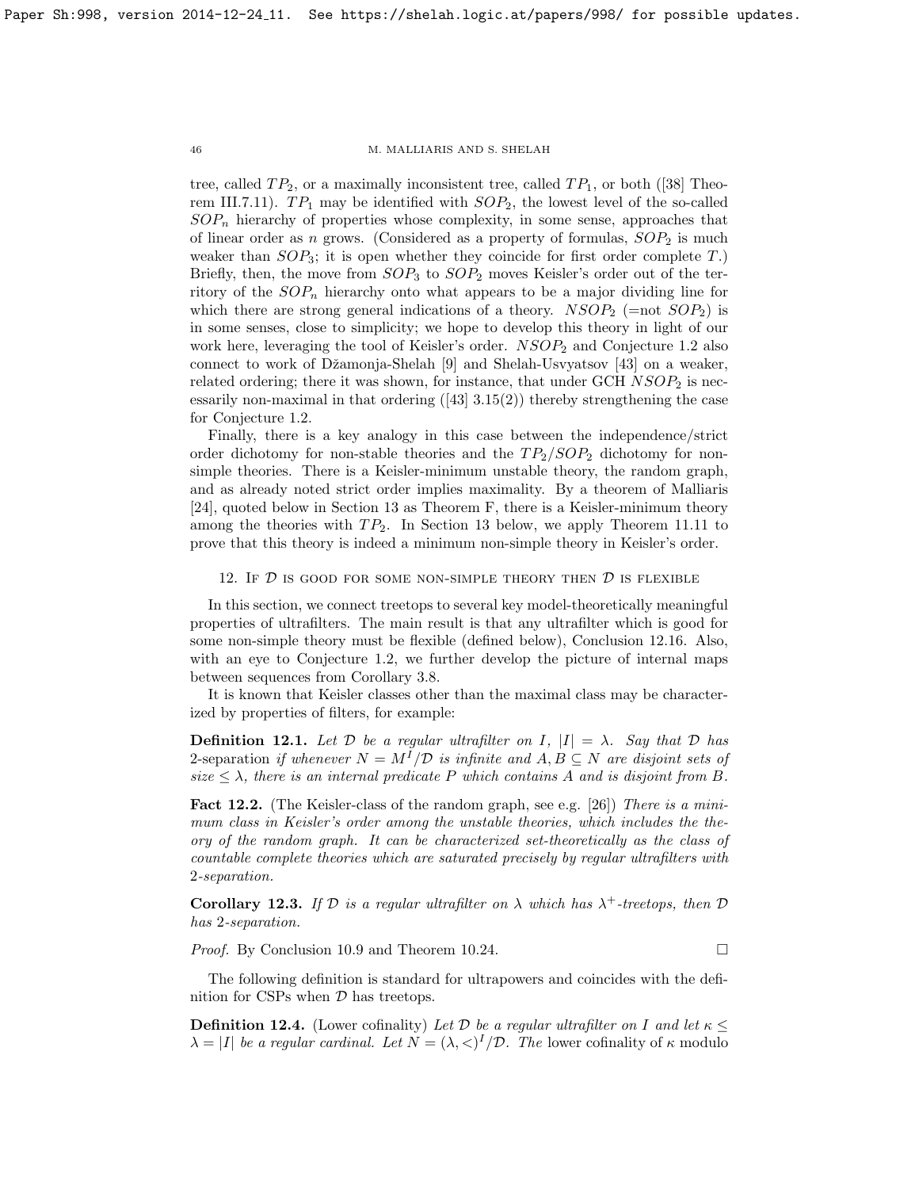tree, called $TP_2$, or a maximally inconsistent tree, called $TP_1$, or both ([38] Theorem III.7.11). $TP_1$ may be identified with $SOP_2$, the lowest level of the so-called $SOP_n$ hierarchy of properties whose complexity, in some sense, approaches that of linear order as $n$ grows. (Considered as a property of formulas, $SOP_2$ is much weaker than $SOP_3$; it is open whether they coincide for first order complete $T$.) Briefly, then, the move from $SOP_3$ to $SOP_2$ moves Keisler's order out of the territory of the $SOP_n$ hierarchy onto what appears to be a major dividing line for which there are strong general indications of a theory. $NSOP_2$ (=not $SOP_2$) is in some senses, close to simplicity; we hope to develop this theory in light of our work here, leveraging the tool of Keisler's order. $NSOP_2$ and Conjecture 1.2 also connect to work of Džamonja-Shelah [9] and Shelah-Usvyatsov [43] on a weaker, related ordering; there it was shown, for instance, that under GCH $NSOP_2$ is necessarily non-maximal in that ordering ([43] 3.15(2)) thereby strengthening the case for Conjecture 1.2.

Finally, there is a key analogy in this case between the independence/strict order dichotomy for non-stable theories and the $TP_2/SOP_2$ dichotomy for non-simple theories. There is a Keisler-minimum unstable theory, the random graph, and as already noted strict order implies maximality. By a theorem of Malliaris [24], quoted below in Section 13 as Theorem F, there is a Keisler-minimum theory among the theories with $TP_2$. In Section 13 below, we apply Theorem 11.11 to prove that this theory is indeed a minimum non-simple theory in Keisler's order.

## 12. If $\mathcal{D}$ is good for some non-simple theory then $\mathcal{D}$ is flexible

In this section, we connect treetops to several key model-theoretically meaningful properties of ultrafilters. The main result is that any ultrafilter which is good for some non-simple theory must be flexible (defined below), Conclusion 12.16. Also, with an eye to Conjecture 1.2, we further develop the picture of internal maps between sequences from Corollary 3.8.

It is known that Keisler classes other than the maximal class may be characterized by properties of filters, for example:

**Definition 12.1.** *Let $\mathcal{D}$ be a regular ultrafilter on $I$, $|I| = \lambda$. Say that $\mathcal{D}$ has* 2-separation *if whenever $N = M^I/\mathcal{D}$ is infinite and $A, B \subseteq N$ are disjoint sets of size $\leq \lambda$, there is an internal predicate $P$ which contains $A$ and is disjoint from $B$.*

**Fact 12.2.** (The Keisler-class of the random graph, see e.g. [26]) *There is a minimum class in Keisler's order among the unstable theories, which includes the theory of the random graph. It can be characterized set-theoretically as the class of countable complete theories which are saturated precisely by regular ultrafilters with 2-separation.*

**Corollary 12.3.** *If $\mathcal{D}$ is a regular ultrafilter on $\lambda$ which has $\lambda^+$-treetops, then $\mathcal{D}$ has 2-separation.*

*Proof.* By Conclusion 10.9 and Theorem 10.24. □

The following definition is standard for ultrapowers and coincides with the definition for CSPs when $\mathcal{D}$ has treetops.

**Definition 12.4.** (Lower cofinality) *Let $\mathcal{D}$ be a regular ultrafilter on $I$ and let $\kappa \leq \lambda = |I|$ be a regular cardinal. Let $N = (\lambda, <)^I/\mathcal{D}$. The* lower cofinality of $\kappa$ modulo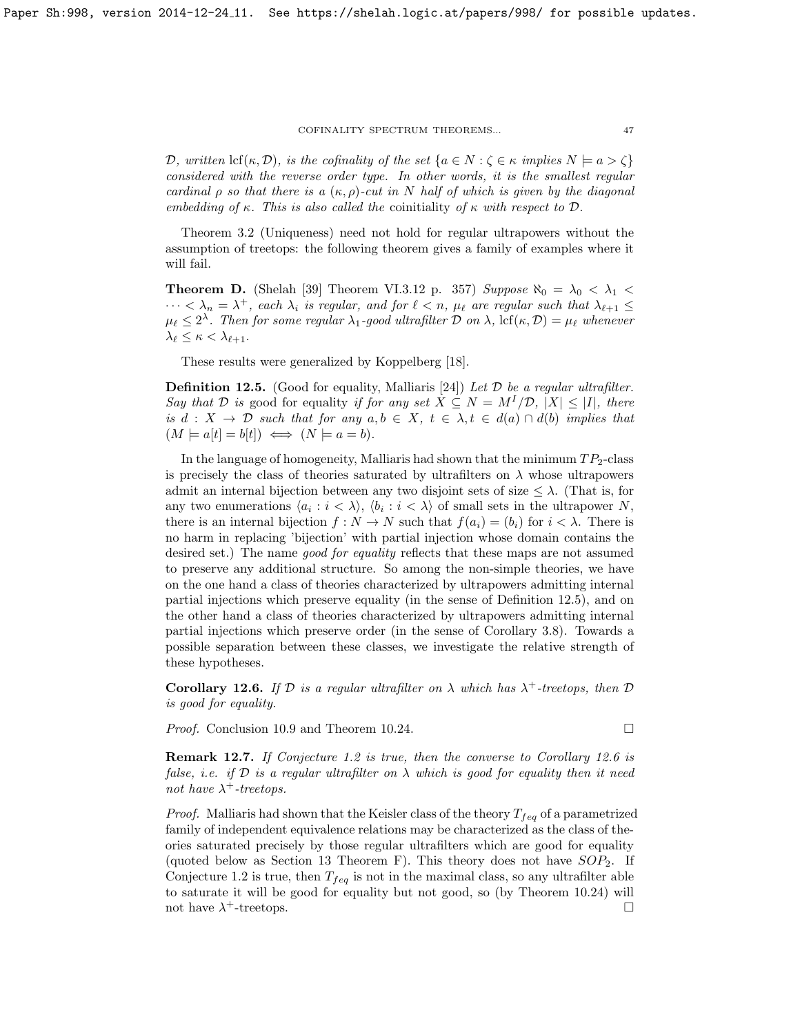*$\mathcal{D}$, written $\operatorname{lcf}(\kappa, \mathcal{D})$, is the cofinality of the set $\{a \in N : \zeta \in \kappa \text{ implies } N \models a > \zeta\}$ considered with the reverse order type. In other words, it is the smallest regular cardinal $\rho$ so that there is a $(\kappa, \rho)$-cut in $N$ half of which is given by the diagonal embedding of $\kappa$. This is also called the* coinitiality *of $\kappa$ with respect to $\mathcal{D}$.*

Theorem 3.2 (Uniqueness) need not hold for regular ultrapowers without the assumption of treetops: the following theorem gives a family of examples where it will fail.

**Theorem D.** (Shelah [39] Theorem VI.3.12 p. 357) *Suppose $\aleph_0 = \lambda_0 < \lambda_1 < \cdots < \lambda_n = \lambda^+$, each $\lambda_i$ is regular, and for $\ell < n$, $\mu_\ell$ are regular such that $\lambda_{\ell+1} \leq \mu_\ell \leq 2^\lambda$. Then for some regular $\lambda_1$-good ultrafilter $\mathcal{D}$ on $\lambda$, $\operatorname{lcf}(\kappa, \mathcal{D}) = \mu_\ell$ whenever $\lambda_\ell \leq \kappa < \lambda_{\ell+1}$.*

These results were generalized by Koppelberg [18].

**Definition 12.5.** (Good for equality, Malliaris [24]) *Let $\mathcal{D}$ be a regular ultrafilter. Say that $\mathcal{D}$ is* good for equality *if for any set $X \subseteq N = M^I/\mathcal{D}$, $|X| \leq |I|$, there is $d : X \to \mathcal{D}$ such that for any $a, b \in X$, $t \in \lambda, t \in d(a) \cap d(b)$ implies that $(M \models a[t] = b[t]) \iff (N \models a = b)$.*

In the language of homogeneity, Malliaris had shown that the minimum $TP_2$-class is precisely the class of theories saturated by ultrafilters on $\lambda$ whose ultrapowers admit an internal bijection between any two disjoint sets of size $\leq \lambda$. (That is, for any two enumerations $\langle a_i : i < \lambda \rangle$, $\langle b_i : i < \lambda \rangle$ of small sets in the ultrapower $N$, there is an internal bijection $f : N \to N$ such that $f(a_i) = (b_i)$ for $i < \lambda$. There is no harm in replacing 'bijection' with partial injection whose domain contains the desired set.) The name *good for equality* reflects that these maps are not assumed to preserve any additional structure. So among the non-simple theories, we have on the one hand a class of theories characterized by ultrapowers admitting internal partial injections which preserve equality (in the sense of Definition 12.5), and on the other hand a class of theories characterized by ultrapowers admitting internal partial injections which preserve order (in the sense of Corollary 3.8). Towards a possible separation between these classes, we investigate the relative strength of these hypotheses.

**Corollary 12.6.** *If $\mathcal{D}$ is a regular ultrafilter on $\lambda$ which has $\lambda^+$-treetops, then $\mathcal{D}$ is good for equality.*

*Proof.* Conclusion 10.9 and Theorem 10.24. $\square$

**Remark 12.7.** *If Conjecture 1.2 is true, then the converse to Corollary 12.6 is false, i.e. if $\mathcal{D}$ is a regular ultrafilter on $\lambda$ which is good for equality then it need not have $\lambda^+$-treetops.*

*Proof.* Malliaris had shown that the Keisler class of the theory $T_{feq}$ of a parametrized family of independent equivalence relations may be characterized as the class of theories saturated precisely by those regular ultrafilters which are good for equality (quoted below as Section 13 Theorem F). This theory does not have $SOP_2$. If Conjecture 1.2 is true, then $T_{feq}$ is not in the maximal class, so any ultrafilter able to saturate it will be good for equality but not good, so (by Theorem 10.24) will not have $\lambda^+$-treetops. $\square$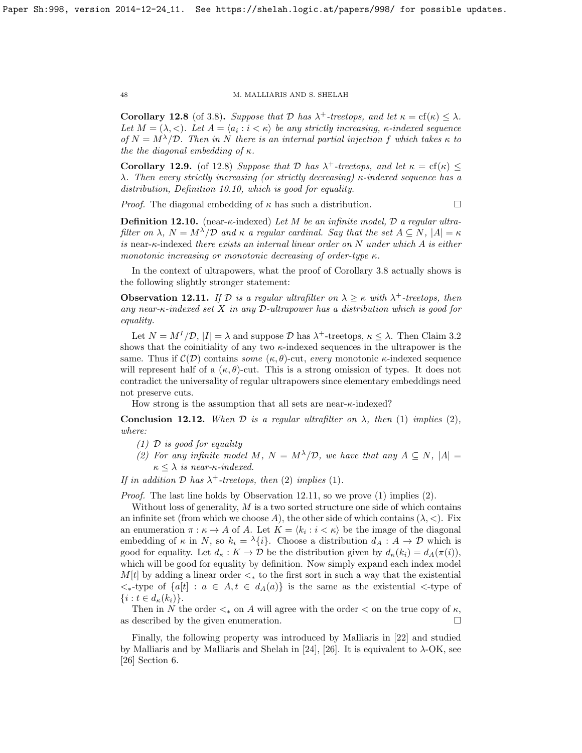**Corollary 12.8** (of 3.8)**.** *Suppose that $\mathcal{D}$ has $\lambda^+$-treetops, and let $\kappa = \mathrm{cf}(\kappa) \leq \lambda$. Let $M = (\lambda, <)$. Let $A = \langle a_i : i < \kappa \rangle$ be any strictly increasing, $\kappa$-indexed sequence of $N = M^\lambda/\mathcal{D}$. Then in $N$ there is an internal partial injection $f$ which takes $\kappa$ to the the diagonal embedding of $\kappa$.*

**Corollary 12.9.** (of 12.8) *Suppose that $\mathcal{D}$ has $\lambda^+$-treetops, and let $\kappa = \mathrm{cf}(\kappa) \leq \lambda$. Then every strictly increasing (or strictly decreasing) $\kappa$-indexed sequence has a distribution, Definition 10.10, which is good for equality.*

*Proof.* The diagonal embedding of $\kappa$ has such a distribution. $\square$

**Definition 12.10.** (near-$\kappa$-indexed) *Let $M$ be an infinite model, $\mathcal{D}$ a regular ultrafilter on $\lambda$, $N = M^\lambda/\mathcal{D}$ and $\kappa$ a regular cardinal. Say that the set $A \subseteq N$, $|A| = \kappa$ is* near-$\kappa$-indexed *there exists an internal linear order on $N$ under which $A$ is either monotonic increasing or monotonic decreasing of order-type $\kappa$.*

In the context of ultrapowers, what the proof of Corollary 3.8 actually shows is the following slightly stronger statement:

**Observation 12.11.** *If $\mathcal{D}$ is a regular ultrafilter on $\lambda \geq \kappa$ with $\lambda^+$-treetops, then any near-$\kappa$-indexed set $X$ in any $\mathcal{D}$-ultrapower has a distribution which is good for equality.*

Let $N = M^I/\mathcal{D}$, $|I| = \lambda$ and suppose $\mathcal{D}$ has $\lambda^+$-treetops, $\kappa \leq \lambda$. Then Claim 3.2 shows that the coinitiality of any two $\kappa$-indexed sequences in the ultrapower is the same. Thus if $\mathcal{C}(\mathcal{D})$ contains *some* $(\kappa, \theta)$-cut, *every* monotonic $\kappa$-indexed sequence will represent half of a $(\kappa, \theta)$-cut. This is a strong omission of types. It does not contradict the universality of regular ultrapowers since elementary embeddings need not preserve cuts.

How strong is the assumption that all sets are near-$\kappa$-indexed?

**Conclusion 12.12.** *When $\mathcal{D}$ is a regular ultrafilter on $\lambda$, then (1) implies (2), where:*

1. *$\mathcal{D}$ is good for equality*
2. *For any infinite model $M$, $N = M^\lambda/\mathcal{D}$, we have that any $A \subseteq N$, $|A| = \kappa \leq \lambda$ is near-$\kappa$-indexed.*

*If in addition $\mathcal{D}$ has $\lambda^+$-treetops, then (2) implies (1).*

*Proof.* The last line holds by Observation 12.11, so we prove (1) implies (2).

Without loss of generality, $M$ is a two sorted structure one side of which contains an infinite set (from which we choose $A$), the other side of which contains $(\lambda, <)$. Fix an enumeration $\pi : \kappa \to A$ of $A$. Let $K = \langle k_i : i < \kappa \rangle$ be the image of the diagonal embedding of $\kappa$ in $N$, so $k_i = {}^\lambda\{i\}$. Choose a distribution $d_A : A \to \mathcal{D}$ which is good for equality. Let $d_\kappa : K \to \mathcal{D}$ be the distribution given by $d_\kappa(k_i) = d_A(\pi(i))$, which will be good for equality by definition. Now simply expand each index model $M[t]$ by adding a linear order $<_*$ to the first sort in such a way that the existential $<_*$-type of $\{a[t] : a \in A, t \in d_A(a)\}$ is the same as the existential $<$-type of $\{i : t \in d_\kappa(k_i)\}$.

Then in $N$ the order $<_*$ on $A$ will agree with the order $<$ on the true copy of $\kappa$, as described by the given enumeration. $\square$

Finally, the following property was introduced by Malliaris in [22] and studied by Malliaris and by Malliaris and Shelah in [24], [26]. It is equivalent to $\lambda$-OK, see [26] Section 6.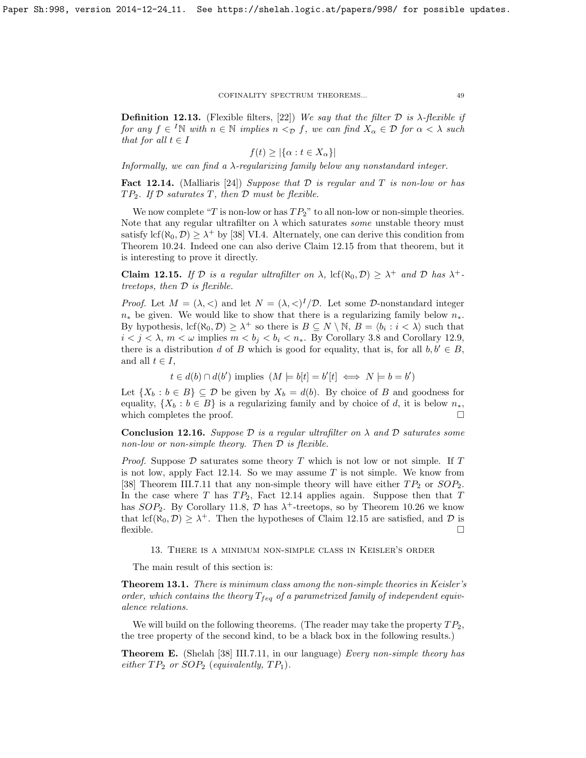**Definition 12.13.** (Flexible filters, [22]) *We say that the filter $\mathcal{D}$ is $\lambda$-flexible if for any $f \in {}^I\mathbb{N}$ with $n \in \mathbb{N}$ implies $n <_{\mathcal{D}} f$, we can find $X_\alpha \in \mathcal{D}$ for $\alpha < \lambda$ such that for all $t \in I$*

$$f(t) \geq |\{\alpha : t \in X_\alpha\}|$$

*Informally, we can find a $\lambda$-regularizing family below any nonstandard integer.*

**Fact 12.14.** (Malliaris [24]) *Suppose that $\mathcal{D}$ is regular and $T$ is non-low or has $TP_2$. If $\mathcal{D}$ saturates $T$, then $\mathcal{D}$ must be flexible.*

We now complete "$T$ is non-low or has $TP_2$" to all non-low or non-simple theories. Note that any regular ultrafilter on $\lambda$ which saturates *some* unstable theory must satisfy $\operatorname{lcf}(\aleph_0, \mathcal{D}) \geq \lambda^+$ by [38] VI.4. Alternately, one can derive this condition from Theorem 10.24. Indeed one can also derive Claim 12.15 from that theorem, but it is interesting to prove it directly.

**Claim 12.15.** *If $\mathcal{D}$ is a regular ultrafilter on $\lambda$, $\operatorname{lcf}(\aleph_0, \mathcal{D}) \geq \lambda^+$ and $\mathcal{D}$ has $\lambda^+$-treetops, then $\mathcal{D}$ is flexible.*

*Proof.* Let $M = (\lambda, <)$ and let $N = (\lambda, <)^I/\mathcal{D}$. Let some $\mathcal{D}$-nonstandard integer $n_*$ be given. We would like to show that there is a regularizing family below $n_*$. By hypothesis, $\operatorname{lcf}(\aleph_0, \mathcal{D}) \geq \lambda^+$ so there is $B \subseteq N \setminus \mathbb{N}$, $B = \langle b_i : i < \lambda \rangle$ such that $i < j < \lambda$, $m < \omega$ implies $m < b_j < b_i < n_*$. By Corollary 3.8 and Corollary 12.9, there is a distribution $d$ of $B$ which is good for equality, that is, for all $b, b' \in B$, and all $t \in I$,

$$t \in d(b) \cap d(b') \text{ implies } (M \models b[t] = b'[t] \iff N \models b = b')$$

Let $\{X_b : b \in B\} \subseteq \mathcal{D}$ be given by $X_b = d(b)$. By choice of $B$ and goodness for equality, $\{X_b : b \in B\}$ is a regularizing family and by choice of $d$, it is below $n_*$, which completes the proof. $\square$

**Conclusion 12.16.** *Suppose $\mathcal{D}$ is a regular ultrafilter on $\lambda$ and $\mathcal{D}$ saturates some non-low or non-simple theory. Then $\mathcal{D}$ is flexible.*

*Proof.* Suppose $\mathcal{D}$ saturates some theory $T$ which is not low or not simple. If $T$ is not low, apply Fact 12.14. So we may assume $T$ is not simple. We know from [38] Theorem III.7.11 that any non-simple theory will have either $TP_2$ or $SOP_2$. In the case where $T$ has $TP_2$, Fact 12.14 applies again. Suppose then that $T$ has $SOP_2$. By Corollary 11.8, $\mathcal{D}$ has $\lambda^+$-treetops, so by Theorem 10.26 we know that $\operatorname{lcf}(\aleph_0, \mathcal{D}) \geq \lambda^+$. Then the hypotheses of Claim 12.15 are satisfied, and $\mathcal{D}$ is flexible. $\square$

## 13. There is a minimum non-simple class in Keisler's order

The main result of this section is:

**Theorem 13.1.** *There is minimum class among the non-simple theories in Keisler's order, which contains the theory $T_{feq}$ of a parametrized family of independent equivalence relations.*

We will build on the following theorems. (The reader may take the property $TP_2$, the tree property of the second kind, to be a black box in the following results.)

**Theorem E.** (Shelah [38] III.7.11, in our language) *Every non-simple theory has either $TP_2$ or $SOP_2$ (equivalently, $TP_1$).*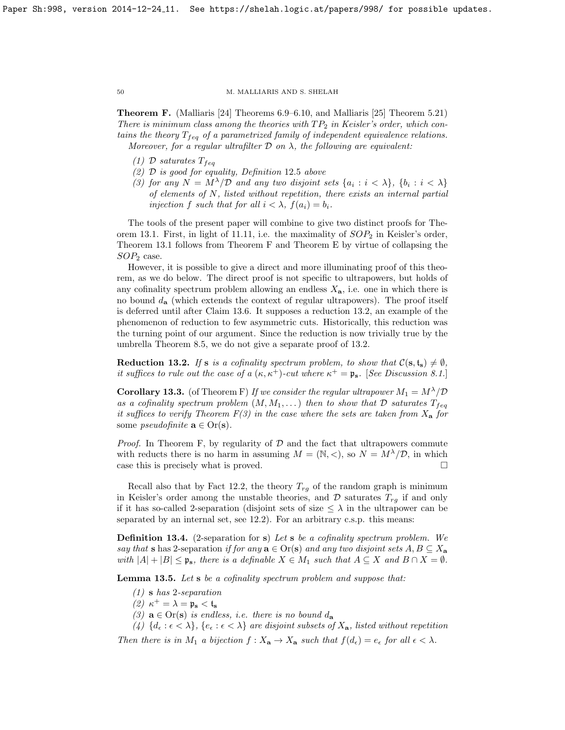**Theorem F.** (Malliaris [24] Theorems 6.9–6.10, and Malliaris [25] Theorem 5.21) *There is minimum class among the theories with $TP_2$ in Keisler's order, which contains the theory $T_{feq}$ of a parametrized family of independent equivalence relations.*

*Moreover, for a regular ultrafilter $\mathcal{D}$ on $\lambda$, the following are equivalent:*

1. *$\mathcal{D}$ saturates $T_{feq}$*
2. *$\mathcal{D}$ is good for equality, Definition 12.5 above*
3. *for any $N = M^\lambda/\mathcal{D}$ and any two disjoint sets $\{a_i : i < \lambda\}$, $\{b_i : i < \lambda\}$ of elements of $N$, listed without repetition, there exists an internal partial injection $f$ such that for all $i < \lambda$, $f(a_i) = b_i$.*

The tools of the present paper will combine to give two distinct proofs for Theorem 13.1. First, in light of 11.11, i.e. the maximality of $SOP_2$ in Keisler's order, Theorem 13.1 follows from Theorem F and Theorem E by virtue of collapsing the $SOP_2$ case.

However, it is possible to give a direct and more illuminating proof of this theorem, as we do below. The direct proof is not specific to ultrapowers, but holds of any cofinality spectrum problem allowing an endless $X_{\mathbf{a}}$, i.e. one in which there is no bound $d_{\mathbf{a}}$ (which extends the context of regular ultrapowers). The proof itself is deferred until after Claim 13.6. It supposes a reduction 13.2, an example of the phenomenon of reduction to few asymmetric cuts. Historically, this reduction was the turning point of our argument. Since the reduction is now trivially true by the umbrella Theorem 8.5, we do not give a separate proof of 13.2.

**Reduction 13.2.** *If $\mathbf{s}$ is a cofinality spectrum problem, to show that $\mathcal{C}(\mathbf{s}, \mathfrak{t}_{\mathbf{s}}) \neq \emptyset$, it suffices to rule out the case of a $(\kappa, \kappa^+)$-cut where $\kappa^+ = \mathfrak{p}_{\mathbf{s}}$. [See Discussion 8.1.]*

**Corollary 13.3.** (of Theorem F) *If we consider the regular ultrapower $M_1 = M^\lambda/\mathcal{D}$ as a cofinality spectrum problem $(M, M_1, \dots)$ then to show that $\mathcal{D}$ saturates $T_{feq}$ it suffices to verify Theorem F(3) in the case where the sets are taken from $X_{\mathbf{a}}$ for* some *pseudofinite* $\mathbf{a} \in \mathrm{Or}(\mathbf{s})$.

*Proof.* In Theorem F, by regularity of $\mathcal{D}$ and the fact that ultrapowers commute with reducts there is no harm in assuming $M = (\mathbb{N}, <)$, so $N = M^\lambda/\mathcal{D}$, in which case this is precisely what is proved. $\square$

Recall also that by Fact 12.2, the theory $T_{rg}$ of the random graph is minimum in Keisler's order among the unstable theories, and $\mathcal{D}$ saturates $T_{rg}$ if and only if it has so-called 2-separation (disjoint sets of size $\leq \lambda$ in the ultrapower can be separated by an internal set, see 12.2). For an arbitrary c.s.p. this means:

**Definition 13.4.** (2-separation for $\mathbf{s}$) *Let $\mathbf{s}$ be a cofinality spectrum problem. We say that* $\mathbf{s}$ has 2-separation *if for any $\mathbf{a} \in \mathrm{Or}(\mathbf{s})$ and any two disjoint sets $A, B \subseteq X_{\mathbf{a}}$ with $|A| + |B| \leq \mathfrak{p}_{\mathbf{s}}$, there is a definable $X \in M_1$ such that $A \subseteq X$ and $B \cap X = \emptyset$.*

**Lemma 13.5.** *Let $\mathbf{s}$ be a cofinality spectrum problem and suppose that:*

1. *$\mathbf{s}$ has 2-separation*
2. *$\kappa^+ = \lambda = \mathfrak{p}_{\mathbf{s}} < \mathfrak{t}_{\mathbf{s}}$*
3. *$\mathbf{a} \in \mathrm{Or}(\mathbf{s})$ is endless, i.e. there is no bound $d_{\mathbf{a}}$*
4. *$\{d_\epsilon : \epsilon < \lambda\}$, $\{e_\epsilon : \epsilon < \lambda\}$ are disjoint subsets of $X_{\mathbf{a}}$, listed without repetition*

*Then there is in $M_1$ a bijection $f : X_{\mathbf{a}} \to X_{\mathbf{a}}$ such that $f(d_\epsilon) = e_\epsilon$ for all $\epsilon < \lambda$.*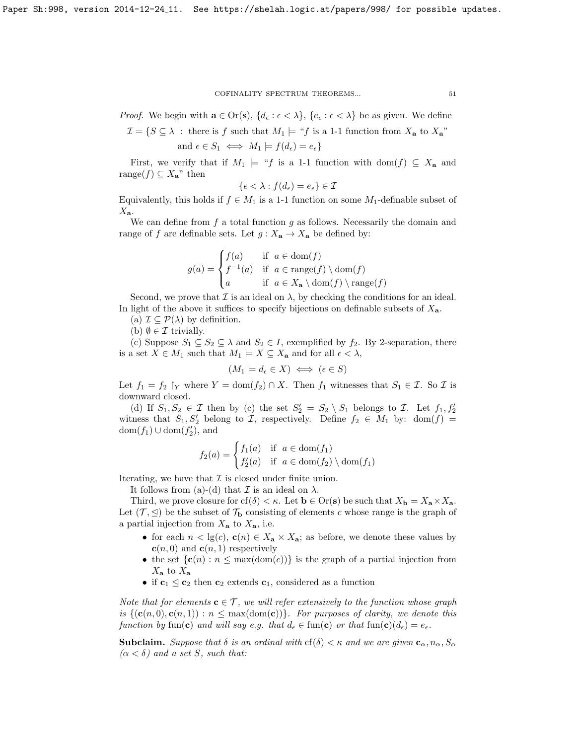*Proof.* We begin with $\mathbf{a} \in \mathrm{Or}(\mathbf{s})$, $\{d_\epsilon : \epsilon < \lambda\}$, $\{e_\epsilon : \epsilon < \lambda\}$ be as given. We define

$$\mathcal{I} = \{S \subseteq \lambda \ : \ \text{there is } f \text{ such that } M_1 \models \text{“}f \text{ is a 1-1 function from } X_{\mathbf{a}} \text{ to } X_{\mathbf{a}}\text{”}$$
$$\text{and } \epsilon \in S_1 \iff M_1 \models f(d_\epsilon) = e_\epsilon\}$$

First, we verify that if $M_1 \models$ “$f$ is a 1-1 function with $\mathrm{dom}(f) \subseteq X_{\mathbf{a}}$ and $\mathrm{range}(f) \subseteq X_{\mathbf{a}}$” then

$$\{\epsilon < \lambda : f(d_\epsilon) = e_\epsilon\} \in \mathcal{I}$$

Equivalently, this holds if $f \in M_1$ is a 1-1 function on some $M_1$-definable subset of $X_{\mathbf{a}}$.

We can define from $f$ a total function $g$ as follows. Necessarily the domain and range of $f$ are definable sets. Let $g : X_{\mathbf{a}} \to X_{\mathbf{a}}$ be defined by:

$$g(a) = \begin{cases} f(a) & \text{if } a \in \mathrm{dom}(f) \\ f^{-1}(a) & \text{if } a \in \mathrm{range}(f) \setminus \mathrm{dom}(f) \\ a & \text{if } a \in X_{\mathbf{a}} \setminus \mathrm{dom}(f) \setminus \mathrm{range}(f) \end{cases}$$

Second, we prove that $\mathcal{I}$ is an ideal on $\lambda$, by checking the conditions for an ideal. In light of the above it suffices to specify bijections on definable subsets of $X_{\mathbf{a}}$.

(a) $\mathcal{I} \subseteq \mathcal{P}(\lambda)$ by definition.

(b) $\emptyset \in \mathcal{I}$ trivially.

(c) Suppose $S_1 \subseteq S_2 \subseteq \lambda$ and $S_2 \in I$, exemplified by $f_2$. By 2-separation, there is a set $X \in M_1$ such that $M_1 \models X \subseteq X_{\mathbf{a}}$ and for all $\epsilon < \lambda$,

$$(M_1 \models d_\epsilon \in X) \iff (\epsilon \in S)$$

Let $f_1 = f_2 \restriction_Y$ where $Y = \mathrm{dom}(f_2) \cap X$. Then $f_1$ witnesses that $S_1 \in \mathcal{I}$. So $\mathcal{I}$ is downward closed.

(d) If $S_1, S_2 \in \mathcal{I}$ then by (c) the set $S_2' = S_2 \setminus S_1$ belongs to $\mathcal{I}$. Let $f_1, f_2'$ witness that $S_1, S_2'$ belong to $\mathcal{I}$, respectively. Define $f_2 \in M_1$ by: $\mathrm{dom}(f) = \mathrm{dom}(f_1) \cup \mathrm{dom}(f_2')$, and

$$f_2(a) = \begin{cases} f_1(a) & \text{if } a \in \mathrm{dom}(f_1) \\ f_2'(a) & \text{if } a \in \mathrm{dom}(f_2) \setminus \mathrm{dom}(f_1) \end{cases}$$

Iterating, we have that $\mathcal{I}$ is closed under finite union.

It follows from (a)-(d) that $\mathcal{I}$ is an ideal on $\lambda$.

Third, we prove closure for $\mathrm{cf}(\delta) < \kappa$. Let $\mathbf{b} \in \mathrm{Or}(\mathbf{s})$ be such that $X_{\mathbf{b}} = X_{\mathbf{a}} \times X_{\mathbf{a}}$. Let $(\mathcal{T}, \trianglelefteq)$ be the subset of $\mathcal{T}_{\mathbf{b}}$ consisting of elements $c$ whose range is the graph of a partial injection from $X_{\mathbf{a}}$ to $X_{\mathbf{a}}$, i.e.

- for each $n < \lg(c)$, $\mathbf{c}(n) \in X_{\mathbf{a}} \times X_{\mathbf{a}}$; as before, we denote these values by $\mathbf{c}(n,0)$ and $\mathbf{c}(n,1)$ respectively
- the set $\{\mathbf{c}(n) : n \leq \max(\mathrm{dom}(\mathbf{c}))\}$ is the graph of a partial injection from $X_{\mathbf{a}}$ to $X_{\mathbf{a}}$
- if $\mathbf{c}_1 \trianglelefteq \mathbf{c}_2$ then $\mathbf{c}_2$ extends $\mathbf{c}_1$, considered as a function

*Note that for elements $\mathbf{c} \in \mathcal{T}$, we will refer extensively to the function whose graph is $\{(\mathbf{c}(n,0), \mathbf{c}(n,1)) : n \leq \max(\mathrm{dom}(\mathbf{c}))\}$. For purposes of clarity, we denote this function by $\mathrm{fun}(\mathbf{c})$ and will say e.g. that $d_\epsilon \in \mathrm{fun}(\mathbf{c})$ or that $\mathrm{fun}(\mathbf{c})(d_\epsilon) = e_\epsilon$.*

**Subclaim.** *Suppose that $\delta$ is an ordinal with $\mathrm{cf}(\delta) < \kappa$ and we are given $\mathbf{c}_\alpha, n_\alpha, S_\alpha$ ($\alpha < \delta$) and a set $S$, such that:*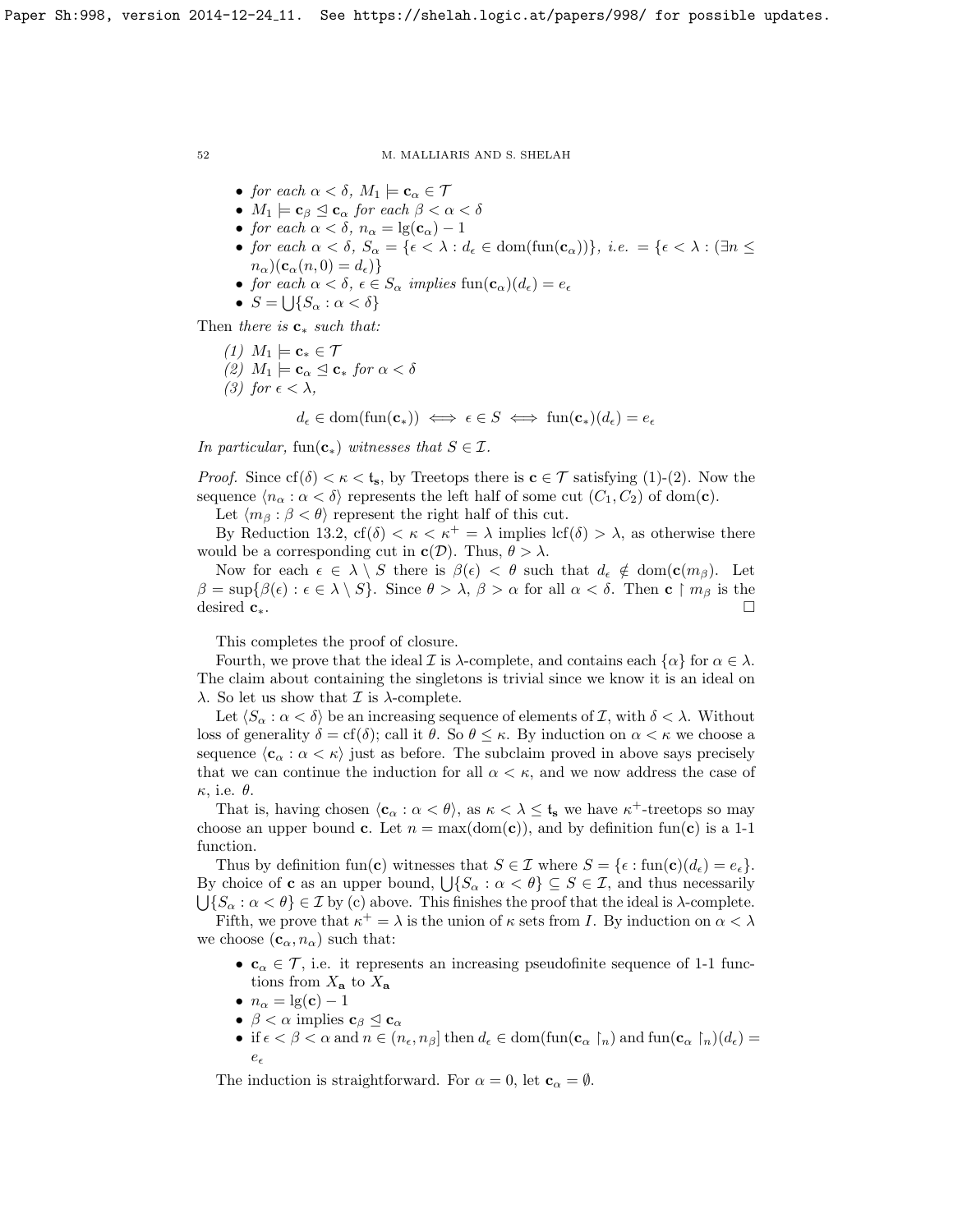- *for each* $\alpha < \delta$, $M_1 \models \mathbf{c}_\alpha \in \mathcal{T}$
- $M_1 \models \mathbf{c}_\beta \trianglelefteq \mathbf{c}_\alpha$ *for each* $\beta < \alpha < \delta$
- *for each* $\alpha < \delta$, $n_\alpha = \lg(\mathbf{c}_\alpha) - 1$
- *for each* $\alpha < \delta$, $S_\alpha = \{\epsilon < \lambda : d_\epsilon \in \mathrm{dom}(\mathrm{fun}(\mathbf{c}_\alpha))\}$, *i.e.* $= \{\epsilon < \lambda : (\exists n \leq n_\alpha)(\mathbf{c}_\alpha(n, 0) = d_\epsilon)\}$
- *for each* $\alpha < \delta$, $\epsilon \in S_\alpha$ *implies* $\mathrm{fun}(\mathbf{c}_\alpha)(d_\epsilon) = e_\epsilon$
- $S = \bigcup\{S_\alpha : \alpha < \delta\}$

Then *there is* $\mathbf{c}_*$ *such that:*

(1) $M_1 \models \mathbf{c}_* \in \mathcal{T}$
(2) $M_1 \models \mathbf{c}_\alpha \trianglelefteq \mathbf{c}_*$ *for* $\alpha < \delta$
(3) *for* $\epsilon < \lambda$,

$$d_\epsilon \in \mathrm{dom}(\mathrm{fun}(\mathbf{c}_*)) \iff \epsilon \in S \iff \mathrm{fun}(\mathbf{c}_*)(d_\epsilon) = e_\epsilon$$

*In particular,* $\mathrm{fun}(\mathbf{c}_*)$ *witnesses that* $S \in \mathcal{I}$.

*Proof.* Since $\mathrm{cf}(\delta) < \kappa < \mathfrak{t}_\mathbf{s}$, by Treetops there is $\mathbf{c} \in \mathcal{T}$ satisfying (1)-(2). Now the sequence $\langle n_\alpha : \alpha < \delta \rangle$ represents the left half of some cut $(C_1, C_2)$ of $\mathrm{dom}(\mathbf{c})$.

Let $\langle m_\beta : \beta < \theta \rangle$ represent the right half of this cut.

By Reduction 13.2, $\mathrm{cf}(\delta) < \kappa < \kappa^+ = \lambda$ implies $\mathrm{lcf}(\delta) > \lambda$, as otherwise there would be a corresponding cut in $\mathbf{c}(\mathcal{D})$. Thus, $\theta > \lambda$.

Now for each $\epsilon \in \lambda \setminus S$ there is $\beta(\epsilon) < \theta$ such that $d_\epsilon \notin \mathrm{dom}(\mathbf{c}(m_\beta))$. Let $\beta = \sup\{\beta(\epsilon) : \epsilon \in \lambda \setminus S\}$. Since $\theta > \lambda$, $\beta > \alpha$ for all $\alpha < \delta$. Then $\mathbf{c} \restriction m_\beta$ is the desired $\mathbf{c}_*$. $\square$

This completes the proof of closure.

Fourth, we prove that the ideal $\mathcal{I}$ is $\lambda$-complete, and contains each $\{\alpha\}$ for $\alpha \in \lambda$. The claim about containing the singletons is trivial since we know it is an ideal on $\lambda$. So let us show that $\mathcal{I}$ is $\lambda$-complete.

Let $\langle S_\alpha : \alpha < \delta \rangle$ be an increasing sequence of elements of $\mathcal{I}$, with $\delta < \lambda$. Without loss of generality $\delta = \mathrm{cf}(\delta)$; call it $\theta$. So $\theta \leq \kappa$. By induction on $\alpha < \kappa$ we choose a sequence $\langle \mathbf{c}_\alpha : \alpha < \kappa \rangle$ just as before. The subclaim proved in above says precisely that we can continue the induction for all $\alpha < \kappa$, and we now address the case of $\kappa$, i.e. $\theta$.

That is, having chosen $\langle \mathbf{c}_\alpha : \alpha < \theta \rangle$, as $\kappa < \lambda \leq \mathfrak{t}_\mathbf{s}$ we have $\kappa^+$-treetops so may choose an upper bound $\mathbf{c}$. Let $n = \max(\mathrm{dom}(\mathbf{c}))$, and by definition $\mathrm{fun}(\mathbf{c})$ is a 1-1 function.

Thus by definition $\mathrm{fun}(\mathbf{c})$ witnesses that $S \in \mathcal{I}$ where $S = \{\epsilon : \mathrm{fun}(\mathbf{c})(d_\epsilon) = e_\epsilon\}$. By choice of $\mathbf{c}$ as an upper bound, $\bigcup\{S_\alpha : \alpha < \theta\} \subseteq S \in \mathcal{I}$, and thus necessarily $\bigcup\{S_\alpha : \alpha < \theta\} \in \mathcal{I}$ by (c) above. This finishes the proof that the ideal is $\lambda$-complete.

Fifth, we prove that $\kappa^+ = \lambda$ is the union of $\kappa$ sets from $I$. By induction on $\alpha < \lambda$ we choose $(\mathbf{c}_\alpha, n_\alpha)$ such that:

- $\mathbf{c}_\alpha \in \mathcal{T}$, i.e. it represents an increasing pseudofinite sequence of 1-1 functions from $X_\mathbf{a}$ to $X_\mathbf{a}$
- $n_\alpha = \lg(\mathbf{c}) - 1$
- $\beta < \alpha$ implies $\mathbf{c}_\beta \trianglelefteq \mathbf{c}_\alpha$
- if $\epsilon < \beta < \alpha$ and $n \in (n_\epsilon, n_\beta]$ then $d_\epsilon \in \mathrm{dom}(\mathrm{fun}(\mathbf{c}_\alpha \restriction_n)$ and $\mathrm{fun}(\mathbf{c}_\alpha \restriction_n)(d_\epsilon) = e_\epsilon$

The induction is straightforward. For $\alpha = 0$, let $\mathbf{c}_\alpha = \emptyset$.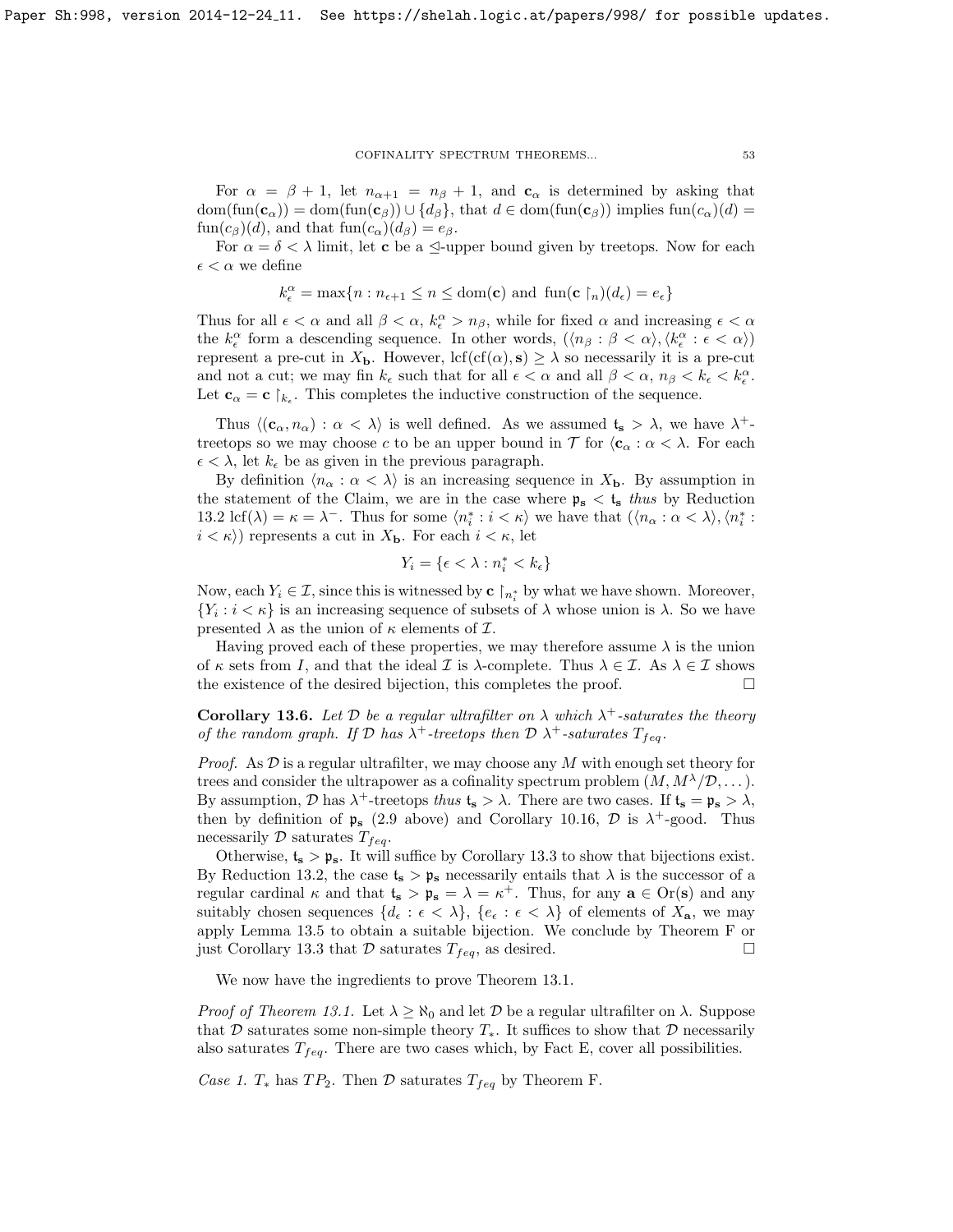For $\alpha = \beta + 1$, let $n_{\alpha+1} = n_\beta + 1$, and $\mathbf{c}_\alpha$ is determined by asking that $\text{dom}(\text{fun}(\mathbf{c}_\alpha)) = \text{dom}(\text{fun}(\mathbf{c}_\beta)) \cup \{d_\beta\}$, that $d \in \text{dom}(\text{fun}(\mathbf{c}_\beta))$ implies $\text{fun}(c_\alpha)(d) = \text{fun}(c_\beta)(d)$, and that $\text{fun}(c_\alpha)(d_\beta) = e_\beta$.

For $\alpha = \delta < \lambda$ limit, let $\mathbf{c}$ be a $\trianglelefteq$-upper bound given by treetops. Now for each $\epsilon < \alpha$ we define

$$k^\alpha_\epsilon = \max\{n : n_{\epsilon+1} \leq n \leq \text{dom}(\mathbf{c}) \text{ and } \text{fun}(\mathbf{c} \restriction_n)(d_\epsilon) = e_\epsilon\}$$

Thus for all $\epsilon < \alpha$ and all $\beta < \alpha$, $k^\alpha_\epsilon > n_\beta$, while for fixed $\alpha$ and increasing $\epsilon < \alpha$ the $k^\alpha_\epsilon$ form a descending sequence. In other words, $(\langle n_\beta : \beta < \alpha \rangle, \langle k^\alpha_\epsilon : \epsilon < \alpha \rangle)$ represent a pre-cut in $X_\mathbf{b}$. However, $\text{lcf}(\text{cf}(\alpha), \mathbf{s}) \geq \lambda$ so necessarily it is a pre-cut and not a cut; we may fin $k_\epsilon$ such that for all $\epsilon < \alpha$ and all $\beta < \alpha$, $n_\beta < k_\epsilon < k^\alpha_\epsilon$. Let $\mathbf{c}_\alpha = \mathbf{c} \restriction_{k_\epsilon}$. This completes the inductive construction of the sequence.

Thus $\langle (\mathbf{c}_\alpha, n_\alpha) : \alpha < \lambda \rangle$ is well defined. As we assumed $\mathfrak{t}_\mathbf{s} > \lambda$, we have $\lambda^+$-treetops so we may choose $c$ to be an upper bound in $\mathcal{T}$ for $\langle \mathbf{c}_\alpha : \alpha < \lambda$. For each $\epsilon < \lambda$, let $k_\epsilon$ be as given in the previous paragraph.

By definition $\langle n_\alpha : \alpha < \lambda \rangle$ is an increasing sequence in $X_\mathbf{b}$. By assumption in the statement of the Claim, we are in the case where $\mathfrak{p}_\mathbf{s} < \mathfrak{t}_\mathbf{s}$ *thus* by Reduction 13.2 $\text{lcf}(\lambda) = \kappa = \lambda^-$. Thus for some $\langle n^*_i : i < \kappa \rangle$ we have that $(\langle n_\alpha : \alpha < \lambda \rangle, \langle n^*_i : i < \kappa \rangle)$ represents a cut in $X_\mathbf{b}$. For each $i < \kappa$, let

$$Y_i = \{\epsilon < \lambda : n^*_i < k_\epsilon\}$$

Now, each $Y_i \in \mathcal{I}$, since this is witnessed by $\mathbf{c} \restriction_{n^*_i}$ by what we have shown. Moreover, $\{Y_i : i < \kappa\}$ is an increasing sequence of subsets of $\lambda$ whose union is $\lambda$. So we have presented $\lambda$ as the union of $\kappa$ elements of $\mathcal{I}$.

Having proved each of these properties, we may therefore assume $\lambda$ is the union of $\kappa$ sets from $I$, and that the ideal $\mathcal{I}$ is $\lambda$-complete. Thus $\lambda \in \mathcal{I}$. As $\lambda \in \mathcal{I}$ shows the existence of the desired bijection, this completes the proof. $\square$

**Corollary 13.6.** *Let $\mathcal{D}$ be a regular ultrafilter on $\lambda$ which $\lambda^+$-saturates the theory of the random graph. If $\mathcal{D}$ has $\lambda^+$-treetops then $\mathcal{D}$ $\lambda^+$-saturates $T_{feq}$.*

*Proof.* As $\mathcal{D}$ is a regular ultrafilter, we may choose any $M$ with enough set theory for trees and consider the ultrapower as a cofinality spectrum problem $(M, M^\lambda/\mathcal{D}, \dots)$. By assumption, $\mathcal{D}$ has $\lambda^+$-treetops *thus* $\mathfrak{t}_\mathbf{s} > \lambda$. There are two cases. If $\mathfrak{t}_\mathbf{s} = \mathfrak{p}_\mathbf{s} > \lambda$, then by definition of $\mathfrak{p}_\mathbf{s}$ (2.9 above) and Corollary 10.16, $\mathcal{D}$ is $\lambda^+$-good. Thus necessarily $\mathcal{D}$ saturates $T_{feq}$.

Otherwise, $\mathfrak{t}_\mathbf{s} > \mathfrak{p}_\mathbf{s}$. It will suffice by Corollary 13.3 to show that bijections exist. By Reduction 13.2, the case $\mathfrak{t}_\mathbf{s} > \mathfrak{p}_\mathbf{s}$ necessarily entails that $\lambda$ is the successor of a regular cardinal $\kappa$ and that $\mathfrak{t}_\mathbf{s} > \mathfrak{p}_\mathbf{s} = \lambda = \kappa^+$. Thus, for any $\mathbf{a} \in \text{Or}(\mathbf{s})$ and any suitably chosen sequences $\{d_\epsilon : \epsilon < \lambda\}$, $\{e_\epsilon : \epsilon < \lambda\}$ of elements of $X_\mathbf{a}$, we may apply Lemma 13.5 to obtain a suitable bijection. We conclude by Theorem F or just Corollary 13.3 that $\mathcal{D}$ saturates $T_{feq}$, as desired. $\square$

We now have the ingredients to prove Theorem 13.1.

*Proof of Theorem 13.1.* Let $\lambda \geq \aleph_0$ and let $\mathcal{D}$ be a regular ultrafilter on $\lambda$. Suppose that $\mathcal{D}$ saturates some non-simple theory $T_*$. It suffices to show that $\mathcal{D}$ necessarily also saturates $T_{feq}$. There are two cases which, by Fact E, cover all possibilities.

*Case 1.* $T_*$ has $TP_2$. Then $\mathcal{D}$ saturates $T_{feq}$ by Theorem F.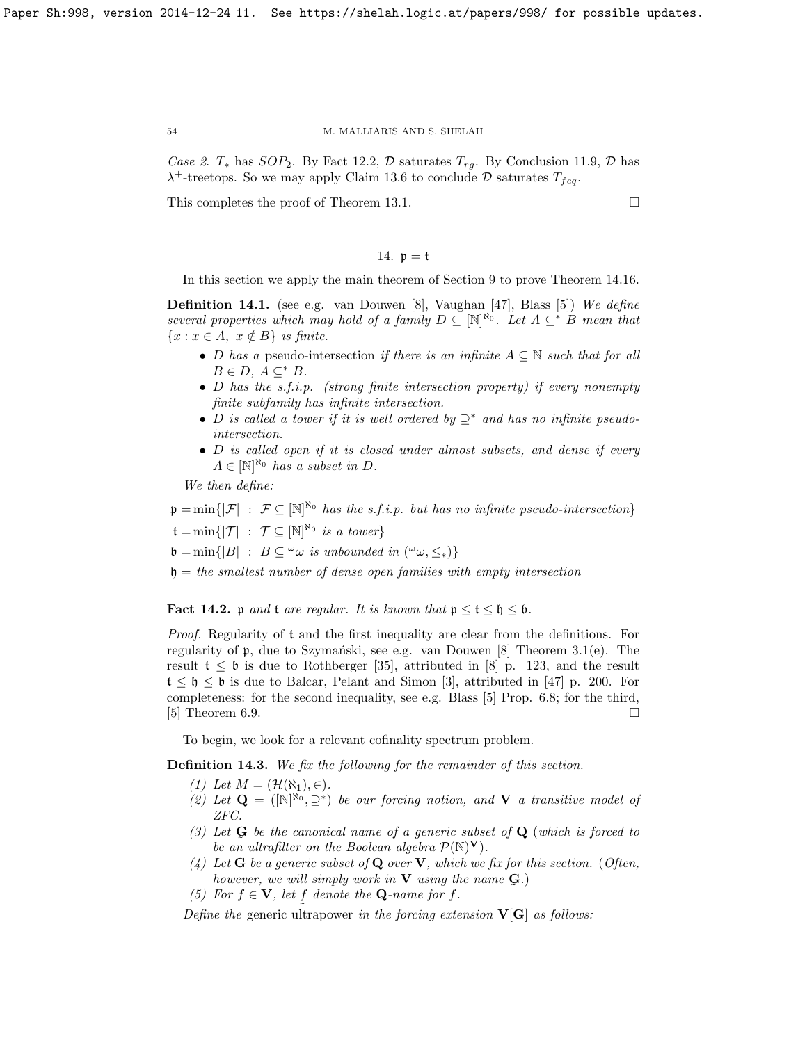*Case 2.* $T_*$ has $SOP_2$. By Fact 12.2, $\mathcal{D}$ saturates $T_{rg}$. By Conclusion 11.9, $\mathcal{D}$ has $\lambda^+$-treetops. So we may apply Claim 13.6 to conclude $\mathcal{D}$ saturates $T_{feq}$.

This completes the proof of Theorem 13.1. $\square$

## 14. $\mathfrak{p} = \mathfrak{t}$

In this section we apply the main theorem of Section 9 to prove Theorem 14.16.

**Definition 14.1.** (see e.g. van Douwen [8], Vaughan [47], Blass [5]) *We define several properties which may hold of a family $D \subseteq [\mathbb{N}]^{\aleph_0}$. Let $A \subseteq^* B$ mean that $\{x : x \in A,\ x \notin B\}$ is finite.*

- *$D$ has a* pseudo-intersection *if there is an infinite $A \subseteq \mathbb{N}$ such that for all $B \in D$, $A \subseteq^* B$.*
- *$D$ has the s.f.i.p. (strong finite intersection property) if every nonempty finite subfamily has infinite intersection.*
- *$D$ is called a tower if it is well ordered by $\supseteq^*$ and has no infinite pseudo-intersection.*
- *$D$ is called open if it is closed under almost subsets, and dense if every $A \in [\mathbb{N}]^{\aleph_0}$ has a subset in $D$.*

*We then define:*

$\mathfrak{p} = \min\{|\mathcal{F}| \ : \ \mathcal{F} \subseteq [\mathbb{N}]^{\aleph_0}$ *has the s.f.i.p. but has no infinite pseudo-intersection*$\}$

$\mathfrak{t} = \min\{|\mathcal{T}| \ : \ \mathcal{T} \subseteq [\mathbb{N}]^{\aleph_0}$ *is a tower*$\}$

$\mathfrak{b} = \min\{|B| \ : \ B \subseteq {}^{\omega}\omega$ *is unbounded in* $({}^{\omega}\omega, \leq_*)\}$

$\mathfrak{h} =$ *the smallest number of dense open families with empty intersection*

**Fact 14.2.** *$\mathfrak{p}$ and $\mathfrak{t}$ are regular. It is known that $\mathfrak{p} \leq \mathfrak{t} \leq \mathfrak{h} \leq \mathfrak{b}$.*

*Proof.* Regularity of $\mathfrak{t}$ and the first inequality are clear from the definitions. For regularity of $\mathfrak{p}$, due to Szymański, see e.g. van Douwen [8] Theorem 3.1(e). The result $\mathfrak{t} \leq \mathfrak{b}$ is due to Rothberger [35], attributed in [8] p. 123, and the result $\mathfrak{t} \leq \mathfrak{h} \leq \mathfrak{b}$ is due to Balcar, Pelant and Simon [3], attributed in [47] p. 200. For completeness: for the second inequality, see e.g. Blass [5] Prop. 6.8; for the third, [5] Theorem 6.9. $\square$

To begin, we look for a relevant cofinality spectrum problem.

**Definition 14.3.** *We fix the following for the remainder of this section.*

1. *Let $M = (\mathcal{H}(\aleph_1), \in)$.*
2. *Let $\mathbf{Q} = ([\mathbb{N}]^{\aleph_0}, \supseteq^*)$ be our forcing notion, and $\mathbf{V}$ a transitive model of ZFC.*
3. *Let $\underset{\sim}{\mathbf{G}}$ be the canonical name of a generic subset of $\mathbf{Q}$ (which is forced to be an ultrafilter on the Boolean algebra $\mathcal{P}(\mathbb{N})^{\mathbf{V}}$).*
4. *Let $\mathbf{G}$ be a generic subset of $\mathbf{Q}$ over $\mathbf{V}$, which we fix for this section. (Often, however, we will simply work in $\mathbf{V}$ using the name $\underset{\sim}{\mathbf{G}}$.)*
5. *For $f \in \mathbf{V}$, let $\underset{\sim}{f}$ denote the $\mathbf{Q}$-name for $f$.*

*Define the* generic ultrapower *in the forcing extension $\mathbf{V}[\mathbf{G}]$ as follows:*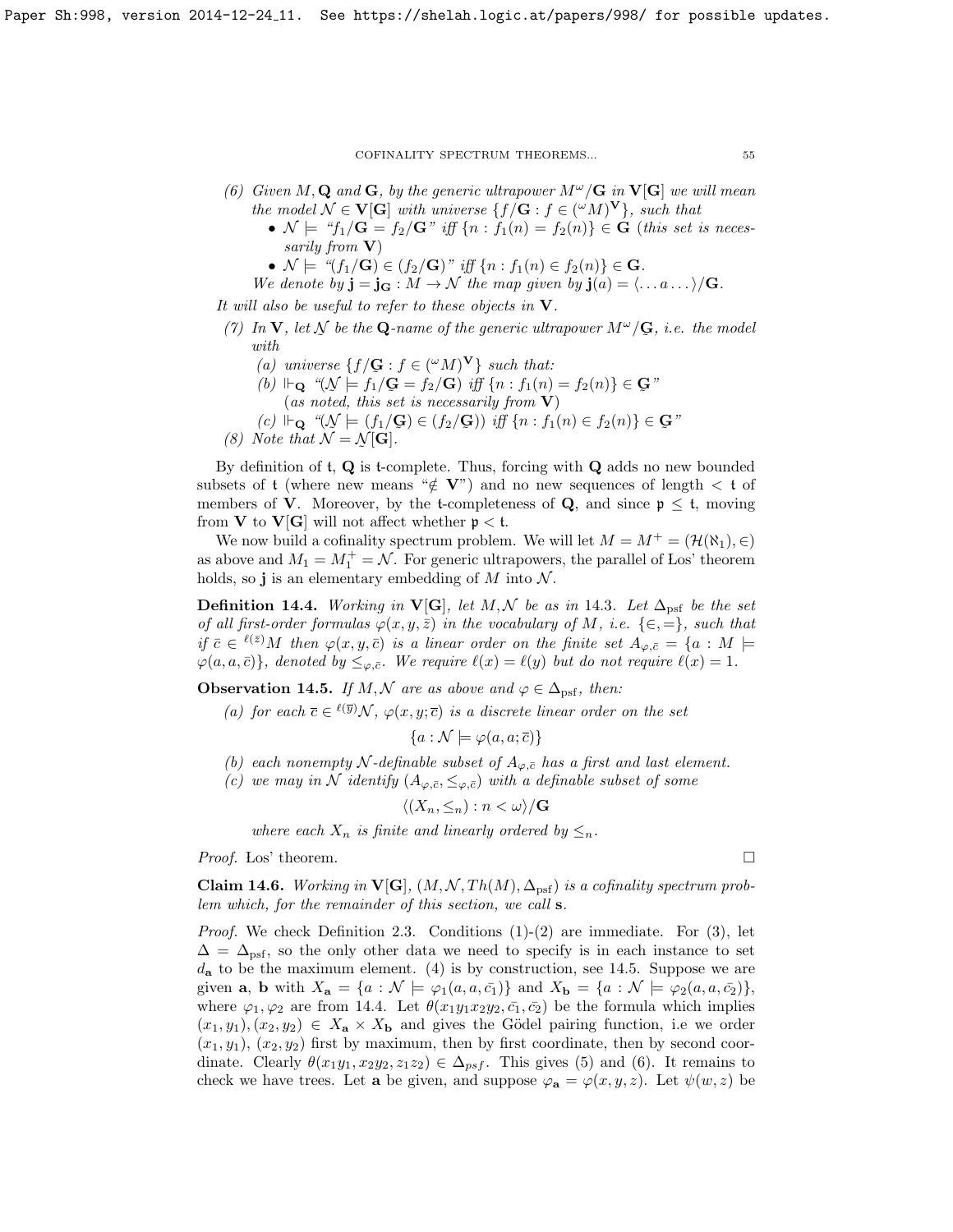(6) *Given $M, \mathbf{Q}$ and $\mathbf{G}$, by the generic ultrapower $M^\omega/\mathbf{G}$ in $\mathbf{V}[\mathbf{G}]$ we will mean the model $\mathcal{N} \in \mathbf{V}[\mathbf{G}]$ with universe $\{f/\mathbf{G} : f \in ({}^\omega M)^\mathbf{V}\}$, such that*
   - $\mathcal{N} \models$ *"$f_1/\mathbf{G} = f_2/\mathbf{G}$" iff $\{n : f_1(n) = f_2(n)\} \in \mathbf{G}$ (this set is necessarily from $\mathbf{V}$)*
   - $\mathcal{N} \models$ *"$(f_1/\mathbf{G}) \in (f_2/\mathbf{G})$" iff $\{n : f_1(n) \in f_2(n)\} \in \mathbf{G}$.*

   *We denote by $\mathbf{j} = \mathbf{j}_\mathbf{G} : M \to \mathcal{N}$ the map given by $\mathbf{j}(a) = \langle \ldots a \ldots \rangle/\mathbf{G}$.*

*It will also be useful to refer to these objects in $\mathbf{V}$.*

(7) *In $\mathbf{V}$, let $\underset{\sim}{\mathcal{N}}$ be the $\mathbf{Q}$-name of the generic ultrapower $M^\omega/\underset{\sim}{\mathbf{G}}$, i.e. the model with*
   (a) *universe $\{f/\underset{\sim}{\mathbf{G}} : f \in ({}^\omega M)^\mathbf{V}\}$ such that:*
   (b) $\Vdash_\mathbf{Q}$ *"$(\underset{\sim}{\mathcal{N}} \models f_1/\underset{\sim}{\mathbf{G}} = f_2/\underset{\sim}{\mathbf{G}})$ iff $\{n : f_1(n) = f_2(n)\} \in \underset{\sim}{\mathbf{G}}$"*
   *(as noted, this set is necessarily from $\mathbf{V}$)*
   (c) $\Vdash_\mathbf{Q}$ *"$(\underset{\sim}{\mathcal{N}} \models (f_1/\underset{\sim}{\mathbf{G}}) \in (f_2/\underset{\sim}{\mathbf{G}}))$ iff $\{n : f_1(n) \in f_2(n)\} \in \underset{\sim}{\mathbf{G}}$"*

(8) *Note that $\mathcal{N} = \underset{\sim}{\mathcal{N}}[\mathbf{G}]$.*

By definition of $\mathfrak{t}$, $\mathbf{Q}$ is $\mathfrak{t}$-complete. Thus, forcing with $\mathbf{Q}$ adds no new bounded subsets of $\mathfrak{t}$ (where new means "$\notin \mathbf{V}$") and no new sequences of length $< \mathfrak{t}$ of members of $\mathbf{V}$. Moreover, by the $\mathfrak{t}$-completeness of $\mathbf{Q}$, and since $\mathfrak{p} \leq \mathfrak{t}$, moving from $\mathbf{V}$ to $\mathbf{V}[\mathbf{G}]$ will not affect whether $\mathfrak{p} < \mathfrak{t}$.

We now build a cofinality spectrum problem. We will let $M = M^+ = (\mathcal{H}(\aleph_1), \in)$ as above and $M_1 = M_1^+ = \mathcal{N}$. For generic ultrapowers, the parallel of Łos' theorem holds, so $\mathbf{j}$ is an elementary embedding of $M$ into $\mathcal{N}$.

**Definition 14.4.** *Working in $\mathbf{V}[\mathbf{G}]$, let $M, \mathcal{N}$ be as in 14.3. Let $\Delta_{\mathrm{psf}}$ be the set of all first-order formulas $\varphi(x, y, \bar{z})$ in the vocabulary of $M$, i.e. $\{\in, =\}$, such that if $\bar{c} \in {}^{\ell(\bar{z})}M$ then $\varphi(x, y, \bar{c})$ is a linear order on the finite set $A_{\varphi,\bar{c}} = \{a : M \models \varphi(a, a, \bar{c})\}$, denoted by $\leq_{\varphi,\bar{c}}$. We require $\ell(x) = \ell(y)$ but do not require $\ell(x) = 1$.*

**Observation 14.5.** *If $M, \mathcal{N}$ are as above and $\varphi \in \Delta_{\mathrm{psf}}$, then:*

(a) *for each $\overline{c} \in {}^{\ell(\overline{y})}\mathcal{N}$, $\varphi(x, y; \overline{c})$ is a discrete linear order on the set*
$$\{a : \mathcal{N} \models \varphi(a, a; \overline{c})\}$$
(b) *each nonempty $\mathcal{N}$-definable subset of $A_{\varphi,\bar{c}}$ has a first and last element.*

(c) *we may in $\mathcal{N}$ identify $(A_{\varphi,\bar{c}}, \leq_{\varphi,\bar{c}})$ with a definable subset of some*
$$\langle (X_n, \leq_n) : n < \omega \rangle/\mathbf{G}$$
*where each $X_n$ is finite and linearly ordered by $\leq_n$.*

*Proof.* Łos' theorem. $\square$

**Claim 14.6.** *Working in $\mathbf{V}[\mathbf{G}]$, $(M, \mathcal{N}, Th(M), \Delta_{\mathrm{psf}})$ is a cofinality spectrum problem which, for the remainder of this section, we call $\mathbf{s}$.*

*Proof.* We check Definition 2.3. Conditions (1)-(2) are immediate. For (3), let $\Delta = \Delta_{\mathrm{psf}}$, so the only other data we need to specify is in each instance to set $d_\mathbf{a}$ to be the maximum element. (4) is by construction, see 14.5. Suppose we are given $\mathbf{a}$, $\mathbf{b}$ with $X_\mathbf{a} = \{a : \mathcal{N} \models \varphi_1(a, a, \bar{c_1})\}$ and $X_\mathbf{b} = \{a : \mathcal{N} \models \varphi_2(a, a, \bar{c_2})\}$, where $\varphi_1, \varphi_2$ are from 14.4. Let $\theta(x_1 y_1 x_2 y_2, \bar{c_1}, \bar{c_2})$ be the formula which implies $(x_1, y_1), (x_2, y_2) \in X_\mathbf{a} \times X_\mathbf{b}$ and gives the Gödel pairing function, i.e we order $(x_1, y_1)$, $(x_2, y_2)$ first by maximum, then by first coordinate, then by second coordinate. Clearly $\theta(x_1 y_1, x_2 y_2, z_1 z_2) \in \Delta_{psf}$. This gives (5) and (6). It remains to check we have trees. Let $\mathbf{a}$ be given, and suppose $\varphi_\mathbf{a} = \varphi(x, y, z)$. Let $\psi(w, z)$ be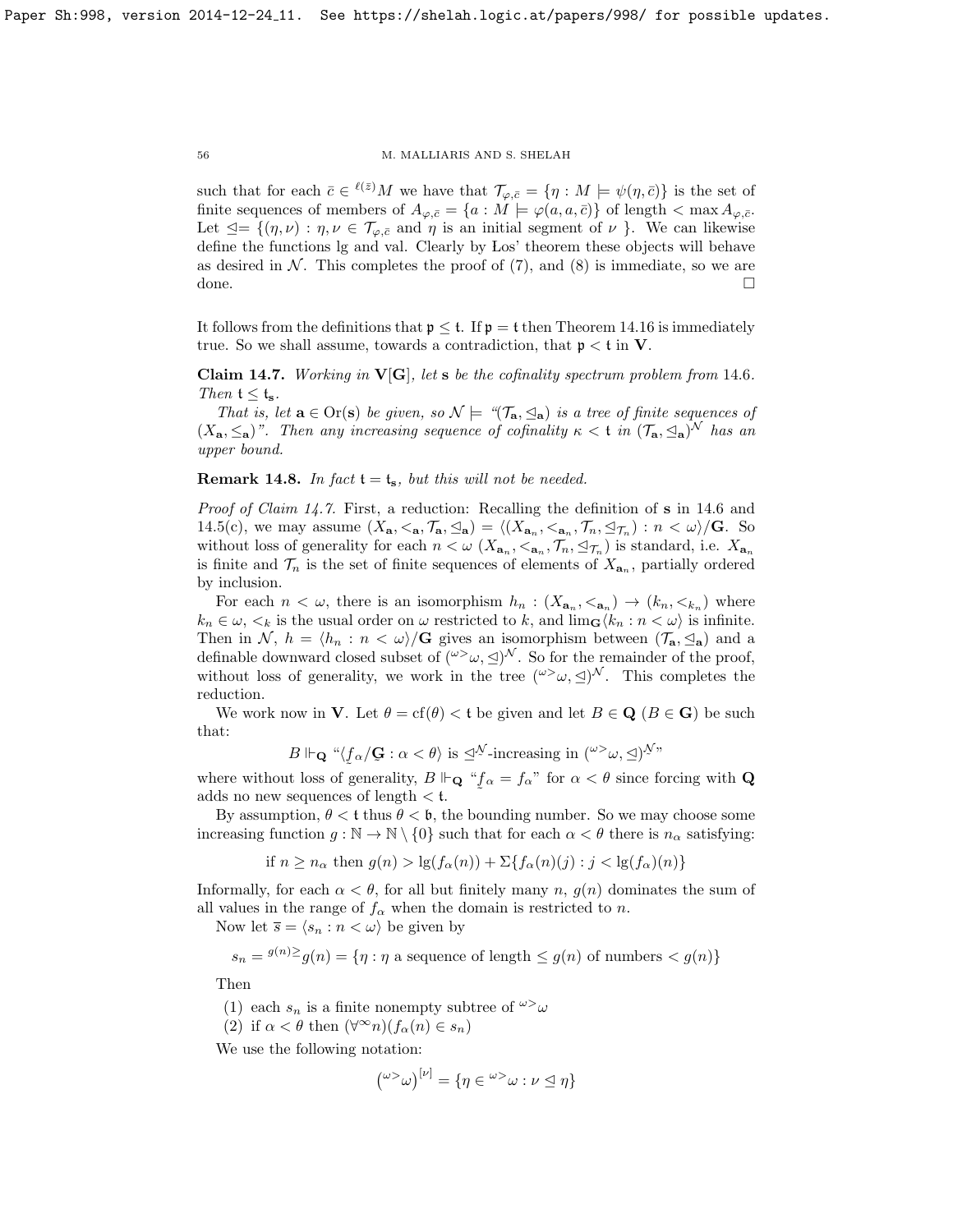such that for each $\bar{c} \in {}^{\ell(\bar{z})}M$ we have that $\mathcal{T}_{\varphi,\bar{c}} = \{\eta : M \models \psi(\eta, \bar{c})\}$ is the set of finite sequences of members of $A_{\varphi,\bar{c}} = \{a : M \models \varphi(a, a, \bar{c})\}$ of length $< \max A_{\varphi,\bar{c}}$. Let $\trianglelefteq = \{(\eta, \nu) : \eta, \nu \in \mathcal{T}_{\varphi,\bar{c}}$ and $\eta$ is an initial segment of $\nu$ $\}$. We can likewise define the functions lg and val. Clearly by Łos' theorem these objects will behave as desired in $\mathcal{N}$. This completes the proof of (7), and (8) is immediate, so we are done. $\square$

It follows from the definitions that $\mathfrak{p} \leq \mathfrak{t}$. If $\mathfrak{p} = \mathfrak{t}$ then Theorem 14.16 is immediately true. So we shall assume, towards a contradiction, that $\mathfrak{p} < \mathfrak{t}$ in $\mathbf{V}$.

**Claim 14.7.** *Working in $\mathbf{V}[\mathbf{G}]$, let $\mathbf{s}$ be the cofinality spectrum problem from 14.6. Then $\mathfrak{t} \leq \mathfrak{t}_{\mathbf{s}}$.*

*That is, let $\mathbf{a} \in \mathrm{Or}(\mathbf{s})$ be given, so $\mathcal{N} \models$ "$(\mathcal{T}_{\mathbf{a}}, \trianglelefteq_{\mathbf{a}})$ is a tree of finite sequences of $(X_{\mathbf{a}}, \leq_{\mathbf{a}})$". Then any increasing sequence of cofinality $\kappa < \mathfrak{t}$ in $(\mathcal{T}_{\mathbf{a}}, \trianglelefteq_{\mathbf{a}})^{\mathcal{N}}$ has an upper bound.*

**Remark 14.8.** *In fact $\mathfrak{t} = \mathfrak{t}_{\mathbf{s}}$, but this will not be needed.*

*Proof of Claim 14.7.* First, a reduction: Recalling the definition of $\mathbf{s}$ in 14.6 and 14.5(c), we may assume $(X_{\mathbf{a}}, <_{\mathbf{a}}, \mathcal{T}_{\mathbf{a}}, \trianglelefteq_{\mathbf{a}}) = \langle (X_{\mathbf{a}_n}, <_{\mathbf{a}_n}, \mathcal{T}_n, \trianglelefteq_{\mathcal{T}_n}) : n < \omega \rangle / \mathbf{G}$. So without loss of generality for each $n < \omega$ $(X_{\mathbf{a}_n}, <_{\mathbf{a}_n}, \mathcal{T}_n, \trianglelefteq_{\mathcal{T}_n})$ is standard, i.e. $X_{\mathbf{a}_n}$ is finite and $\mathcal{T}_n$ is the set of finite sequences of elements of $X_{\mathbf{a}_n}$, partially ordered by inclusion.

For each $n < \omega$, there is an isomorphism $h_n : (X_{\mathbf{a}_n}, <_{\mathbf{a}_n}) \rightarrow (k_n, <_{k_n})$ where $k_n \in \omega$, $<_k$ is the usual order on $\omega$ restricted to $k$, and $\lim_{\mathbf{G}} \langle k_n : n < \omega \rangle$ is infinite. Then in $\mathcal{N}$, $h = \langle h_n : n < \omega \rangle / \mathbf{G}$ gives an isomorphism between $(\mathcal{T}_{\mathbf{a}}, \trianglelefteq_{\mathbf{a}})$ and a definable downward closed subset of $({}^{\omega >}\omega, \trianglelefteq)^{\mathcal{N}}$. So for the remainder of the proof, without loss of generality, we work in the tree $({}^{\omega >}\omega, \trianglelefteq)^{\mathcal{N}}$. This completes the reduction.

We work now in $\mathbf{V}$. Let $\theta = \mathrm{cf}(\theta) < \mathfrak{t}$ be given and let $B \in \mathbf{Q}$ ($B \in \mathbf{G}$) be such that:

$$B \Vdash_{\mathbf{Q}} \text{"}\langle \underset{\sim}{f}_\alpha / \underset{\sim}{\mathbf{G}} : \alpha < \theta \rangle \text{ is } \trianglelefteq^{\mathcal{N}}\text{-increasing in } ({}^{\omega >}\omega, \trianglelefteq)^{\mathcal{N}}\text{"}$$

where without loss of generality, $B \Vdash_{\mathbf{Q}}$ "$\underset{\sim}{f}_\alpha = f_\alpha$" for $\alpha < \theta$ since forcing with $\mathbf{Q}$ adds no new sequences of length $< \mathfrak{t}$.

By assumption, $\theta < \mathfrak{t}$ thus $\theta < \mathfrak{b}$, the bounding number. So we may choose some increasing function $g : \mathbb{N} \rightarrow \mathbb{N} \setminus \{0\}$ such that for each $\alpha < \theta$ there is $n_\alpha$ satisfying:

$$\text{if } n \geq n_\alpha \text{ then } g(n) > \mathrm{lg}(f_\alpha(n)) + \Sigma\{f_\alpha(n)(j) : j < \mathrm{lg}(f_\alpha)(n)\}$$

Informally, for each $\alpha < \theta$, for all but finitely many $n$, $g(n)$ dominates the sum of all values in the range of $f_\alpha$ when the domain is restricted to $n$.

Now let $\bar{s} = \langle s_n : n < \omega \rangle$ be given by

$$s_n = {}^{g(n) \geq} g(n) = \{\eta : \eta \text{ a sequence of length} \leq g(n) \text{ of numbers} < g(n)\}$$

Then

(1) each $s_n$ is a finite nonempty subtree of ${}^{\omega >}\omega$
(2) if $\alpha < \theta$ then $(\forall^\infty n)(f_\alpha(n) \in s_n)$

We use the following notation:

$$\left({}^{\omega >}\omega\right)^{[\nu]} = \{\eta \in {}^{\omega >}\omega : \nu \trianglelefteq \eta\}$$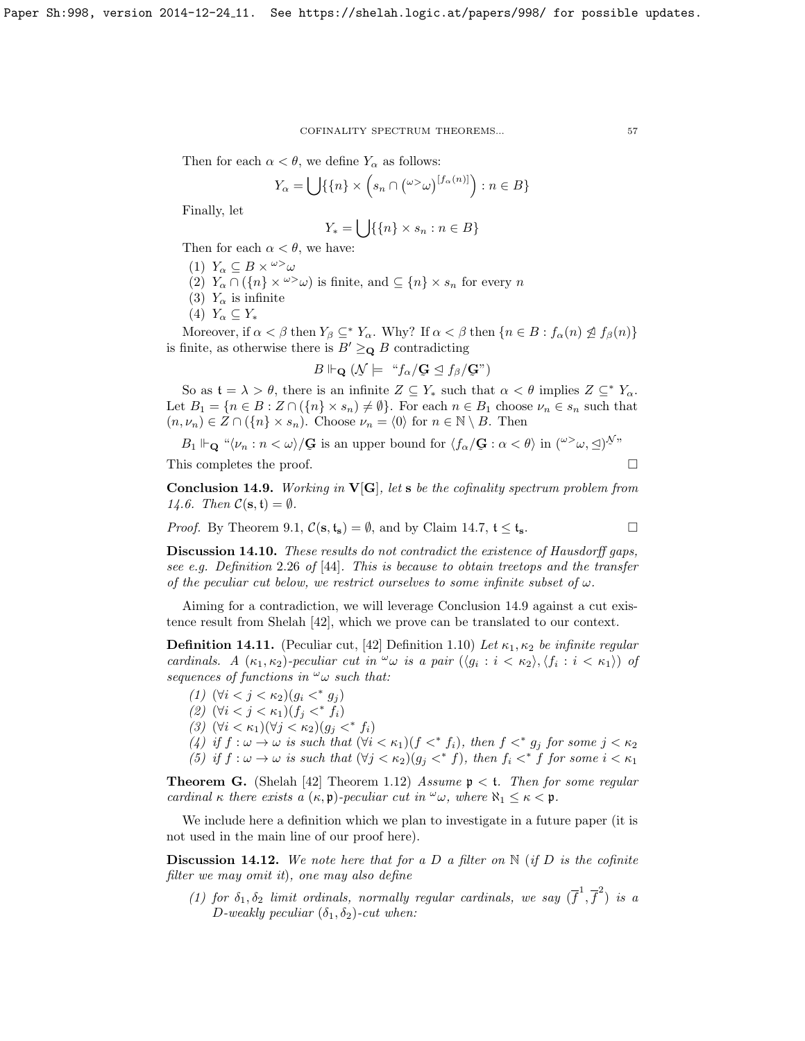Then for each $\alpha < \theta$, we define $Y_\alpha$ as follows:

$$Y_\alpha = \bigcup \{\{n\} \times \left(s_n \cap \left({}^{\omega>}\omega\right)^{[f_\alpha(n)]}\right) : n \in B\}$$

Finally, let

$$Y_* = \bigcup \{\{n\} \times s_n : n \in B\}$$

Then for each $\alpha < \theta$, we have:

(1) $Y_\alpha \subseteq B \times {}^{\omega>}\omega$
(2) $Y_\alpha \cap (\{n\} \times {}^{\omega>}\omega)$ is finite, and $\subseteq \{n\} \times s_n$ for every $n$
(3) $Y_\alpha$ is infinite
(4) $Y_\alpha \subseteq Y_*$

Moreover, if $\alpha < \beta$ then $Y_\beta \subseteq^* Y_\alpha$. Why? If $\alpha < \beta$ then $\{n \in B : f_\alpha(n) \not\trianglelefteq f_\beta(n)\}$ is finite, as otherwise there is $B' \geq_{\mathbf{Q}} B$ contradicting

$$B \Vdash_{\mathbf{Q}} (\mathcal{N} \models \text{“}f_\alpha/\mathbf{G} \trianglelefteq f_\beta/\mathbf{G}\text{”})$$

So as $\mathfrak{t} = \lambda > \theta$, there is an infinite $Z \subseteq Y_*$ such that $\alpha < \theta$ implies $Z \subseteq^* Y_\alpha$. Let $B_1 = \{n \in B : Z \cap (\{n\} \times s_n) \neq \emptyset\}$. For each $n \in B_1$ choose $\nu_n \in s_n$ such that $(n, \nu_n) \in Z \cap (\{n\} \times s_n)$. Choose $\nu_n = \langle 0 \rangle$ for $n \in \mathbb{N} \setminus B$. Then

$B_1 \Vdash_{\mathbf{Q}}$ “$\langle \nu_n : n < \omega \rangle / \mathbf{G}$ is an upper bound for $\langle f_\alpha/\mathbf{G} : \alpha < \theta \rangle$ in $({}^{\omega>}\omega, \trianglelefteq)^{\mathcal{N}}$”

This completes the proof. $\square$

**Conclusion 14.9.** *Working in* $\mathbf{V}[\mathbf{G}]$, *let* $\mathbf{s}$ *be the cofinality spectrum problem from 14.6. Then* $\mathcal{C}(\mathbf{s}, \mathfrak{t}) = \emptyset$.

*Proof.* By Theorem 9.1, $\mathcal{C}(\mathbf{s}, \mathfrak{t}_\mathbf{s}) = \emptyset$, and by Claim 14.7, $\mathfrak{t} \leq \mathfrak{t}_\mathbf{s}$. $\square$

**Discussion 14.10.** *These results do not contradict the existence of Hausdorff gaps, see e.g. Definition 2.26 of [44]. This is because to obtain treetops and the transfer of the peculiar cut below, we restrict ourselves to some infinite subset of* $\omega$.

Aiming for a contradiction, we will leverage Conclusion 14.9 against a cut existence result from Shelah [42], which we prove can be translated to our context.

**Definition 14.11.** (Peculiar cut, [42] Definition 1.10) *Let* $\kappa_1, \kappa_2$ *be infinite regular cardinals. A* $(\kappa_1, \kappa_2)$*-peculiar cut in* ${}^\omega\omega$ *is a pair* $(\langle g_i : i < \kappa_2 \rangle, \langle f_i : i < \kappa_1 \rangle)$ *of sequences of functions in* ${}^\omega\omega$ *such that:*

*(1)* $(\forall i < j < \kappa_2)(g_i <^* g_j)$
*(2)* $(\forall i < j < \kappa_1)(f_j <^* f_i)$
*(3)* $(\forall i < \kappa_1)(\forall j < \kappa_2)(g_j <^* f_i)$
*(4) if* $f : \omega \to \omega$ *is such that* $(\forall i < \kappa_1)(f <^* f_i)$, *then* $f <^* g_j$ *for some* $j < \kappa_2$
*(5) if* $f : \omega \to \omega$ *is such that* $(\forall j < \kappa_2)(g_j <^* f)$, *then* $f_i <^* f$ *for some* $i < \kappa_1$

**Theorem G.** (Shelah [42] Theorem 1.12) *Assume* $\mathfrak{p} < \mathfrak{t}$. *Then for some regular cardinal* $\kappa$ *there exists a* $(\kappa, \mathfrak{p})$*-peculiar cut in* ${}^\omega\omega$, *where* $\aleph_1 \leq \kappa < \mathfrak{p}$.

We include here a definition which we plan to investigate in a future paper (it is not used in the main line of our proof here).

**Discussion 14.12.** *We note here that for a* $D$ *a filter on* $\mathbb{N}$ *(if* $D$ *is the cofinite filter we may omit it), one may also define*

*(1) for* $\delta_1, \delta_2$ *limit ordinals, normally regular cardinals, we say* $(\overline{f}^1, \overline{f}^2)$ *is a* $D$*-weakly peculiar* $(\delta_1, \delta_2)$*-cut when:*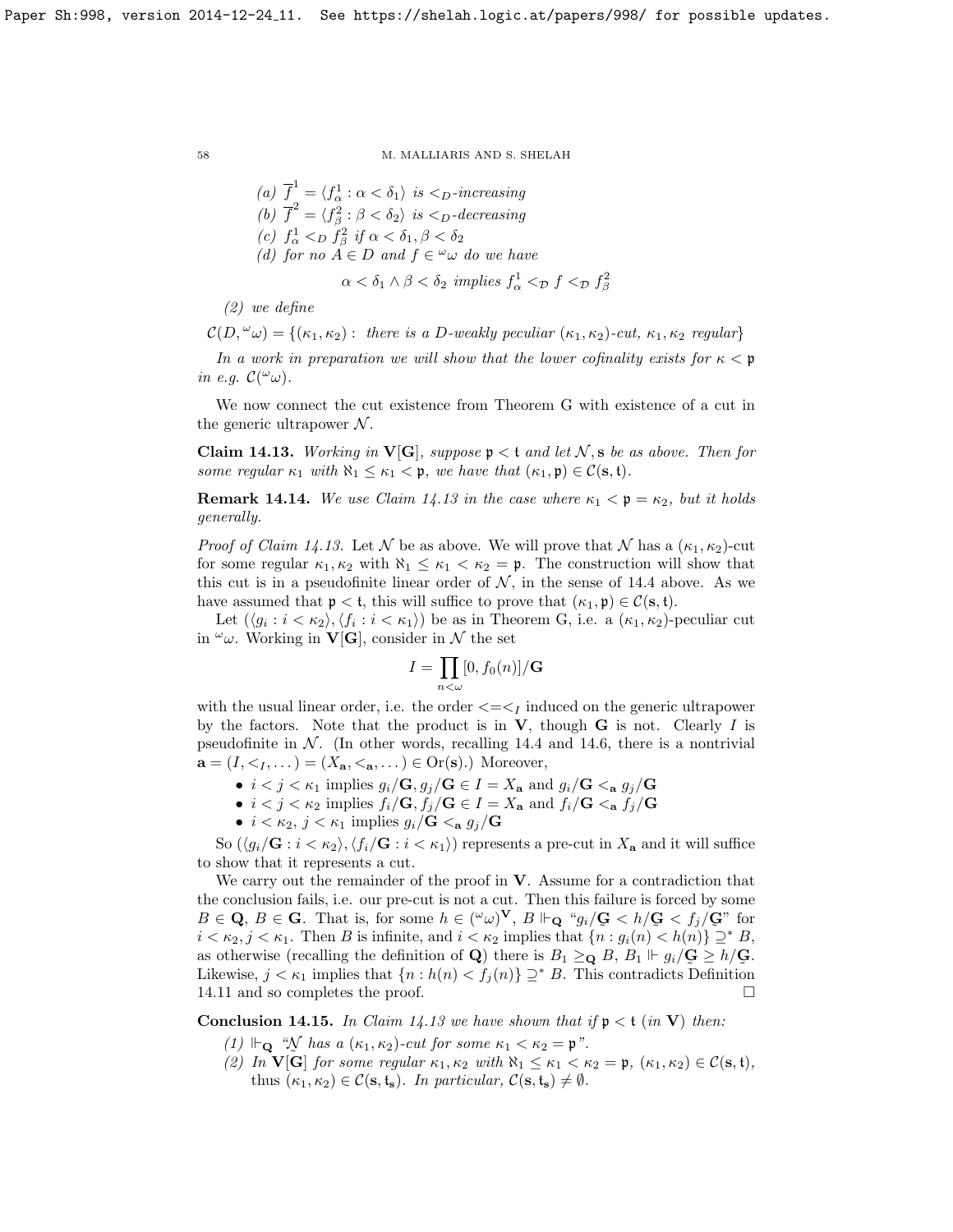(a) $\overline{f}^1 = \langle f^1_\alpha : \alpha < \delta_1 \rangle$ *is* $<_D$*-increasing*

(b) $\overline{f}^2 = \langle f^2_\beta : \beta < \delta_2 \rangle$ *is* $<_D$*-decreasing*

(c) $f^1_\alpha <_D f^2_\beta$ *if* $\alpha < \delta_1, \beta < \delta_2$

(d) *for no* $A \in D$ *and* $f \in {}^\omega\omega$ *do we have*

$$\alpha < \delta_1 \wedge \beta < \delta_2 \text{ implies } f^1_\alpha <_{\mathcal{D}} f <_{\mathcal{D}} f^2_\beta$$

(2) *we define*

$\mathcal{C}(D, {}^\omega\omega) = \{(\kappa_1, \kappa_2) :$ *there is a $D$-weakly peculiar $(\kappa_1, \kappa_2)$-cut, $\kappa_1, \kappa_2$ regular*$\}$

*In a work in preparation we will show that the lower cofinality exists for $\kappa < \mathfrak{p}$ in e.g. $\mathcal{C}({}^\omega\omega)$.*

We now connect the cut existence from Theorem G with existence of a cut in the generic ultrapower $\mathcal{N}$.

**Claim 14.13.** *Working in $\mathbf{V}[\mathbf{G}]$, suppose $\mathfrak{p} < \mathfrak{t}$ and let $\mathcal{N}, \mathbf{s}$ be as above. Then for some regular $\kappa_1$ with $\aleph_1 \leq \kappa_1 < \mathfrak{p}$, we have that $(\kappa_1, \mathfrak{p}) \in \mathcal{C}(\mathbf{s}, \mathfrak{t})$.*

**Remark 14.14.** *We use Claim 14.13 in the case where $\kappa_1 < \mathfrak{p} = \kappa_2$, but it holds generally.*

*Proof of Claim 14.13.* Let $\mathcal{N}$ be as above. We will prove that $\mathcal{N}$ has a $(\kappa_1, \kappa_2)$-cut for some regular $\kappa_1, \kappa_2$ with $\aleph_1 \leq \kappa_1 < \kappa_2 = \mathfrak{p}$. The construction will show that this cut is in a pseudofinite linear order of $\mathcal{N}$, in the sense of 14.4 above. As we have assumed that $\mathfrak{p} < \mathfrak{t}$, this will suffice to prove that $(\kappa_1, \mathfrak{p}) \in \mathcal{C}(\mathbf{s}, \mathfrak{t})$.

Let $(\langle g_i : i < \kappa_2 \rangle, \langle f_i : i < \kappa_1 \rangle)$ be as in Theorem G, i.e. a $(\kappa_1, \kappa_2)$-peculiar cut in ${}^\omega\omega$. Working in $\mathbf{V}[\mathbf{G}]$, consider in $\mathcal{N}$ the set

$$I = \prod_{n<\omega} [0, f_0(n)]/\mathbf{G}$$

with the usual linear order, i.e. the order $< = <_I$ induced on the generic ultrapower by the factors. Note that the product is in $\mathbf{V}$, though $\mathbf{G}$ is not. Clearly $I$ is pseudofinite in $\mathcal{N}$. (In other words, recalling 14.4 and 14.6, there is a nontrivial $\mathbf{a} = (I, <_I, \dots) = (X_\mathbf{a}, <_\mathbf{a}, \dots) \in \mathrm{Or}(\mathbf{s})$.) Moreover,

- $i < j < \kappa_1$ implies $g_i/\mathbf{G}, g_j/\mathbf{G} \in I = X_\mathbf{a}$ and $g_i/\mathbf{G} <_\mathbf{a} g_j/\mathbf{G}$
- $i < j < \kappa_2$ implies $f_i/\mathbf{G}, f_j/\mathbf{G} \in I = X_\mathbf{a}$ and $f_i/\mathbf{G} <_\mathbf{a} f_j/\mathbf{G}$
- $i < \kappa_2$, $j < \kappa_1$ implies $g_i/\mathbf{G} <_\mathbf{a} g_j/\mathbf{G}$

So $(\langle g_i/\mathbf{G} : i < \kappa_2 \rangle, \langle f_i/\mathbf{G} : i < \kappa_1 \rangle)$ represents a pre-cut in $X_\mathbf{a}$ and it will suffice to show that it represents a cut.

We carry out the remainder of the proof in $\mathbf{V}$. Assume for a contradiction that the conclusion fails, i.e. our pre-cut is not a cut. Then this failure is forced by some $B \in \mathbf{Q}$, $B \in \mathbf{G}$. That is, for some $h \in ({}^\omega\omega)^\mathbf{V}$, $B \Vdash_\mathbf{Q}$ "$g_i/\underset{\sim}{\mathbf{G}} < h/\underset{\sim}{\mathbf{G}} < f_j/\underset{\sim}{\mathbf{G}}$" for $i < \kappa_2, j < \kappa_1$. Then $B$ is infinite, and $i < \kappa_2$ implies that $\{n : g_i(n) < h(n)\} \supseteq^* B$, as otherwise (recalling the definition of $\mathbf{Q}$) there is $B_1 \geq_\mathbf{Q} B$, $B_1 \Vdash g_i/\underset{\sim}{\mathbf{G}} \geq h/\underset{\sim}{\mathbf{G}}$. Likewise, $j < \kappa_1$ implies that $\{n : h(n) < f_j(n)\} \supseteq^* B$. This contradicts Definition 14.11 and so completes the proof. $\square$

**Conclusion 14.15.** *In Claim 14.13 we have shown that if $\mathfrak{p} < \mathfrak{t}$ (in $\mathbf{V}$) then:*

(1) $\Vdash_\mathbf{Q}$ *"$\mathcal{N}$ has a $(\kappa_1, \kappa_2)$-cut for some $\kappa_1 < \kappa_2 = \mathfrak{p}$".*

(2) *In $\mathbf{V}[\mathbf{G}]$ for some regular $\kappa_1, \kappa_2$ with $\aleph_1 \leq \kappa_1 < \kappa_2 = \mathfrak{p}$, $(\kappa_1, \kappa_2) \in \mathcal{C}(\mathbf{s}, \mathfrak{t})$, thus $(\kappa_1, \kappa_2) \in \mathcal{C}(\mathbf{s}, \mathfrak{t}_\mathbf{s})$. In particular, $\mathcal{C}(\mathbf{s}, \mathfrak{t}_\mathbf{s}) \neq \emptyset$.*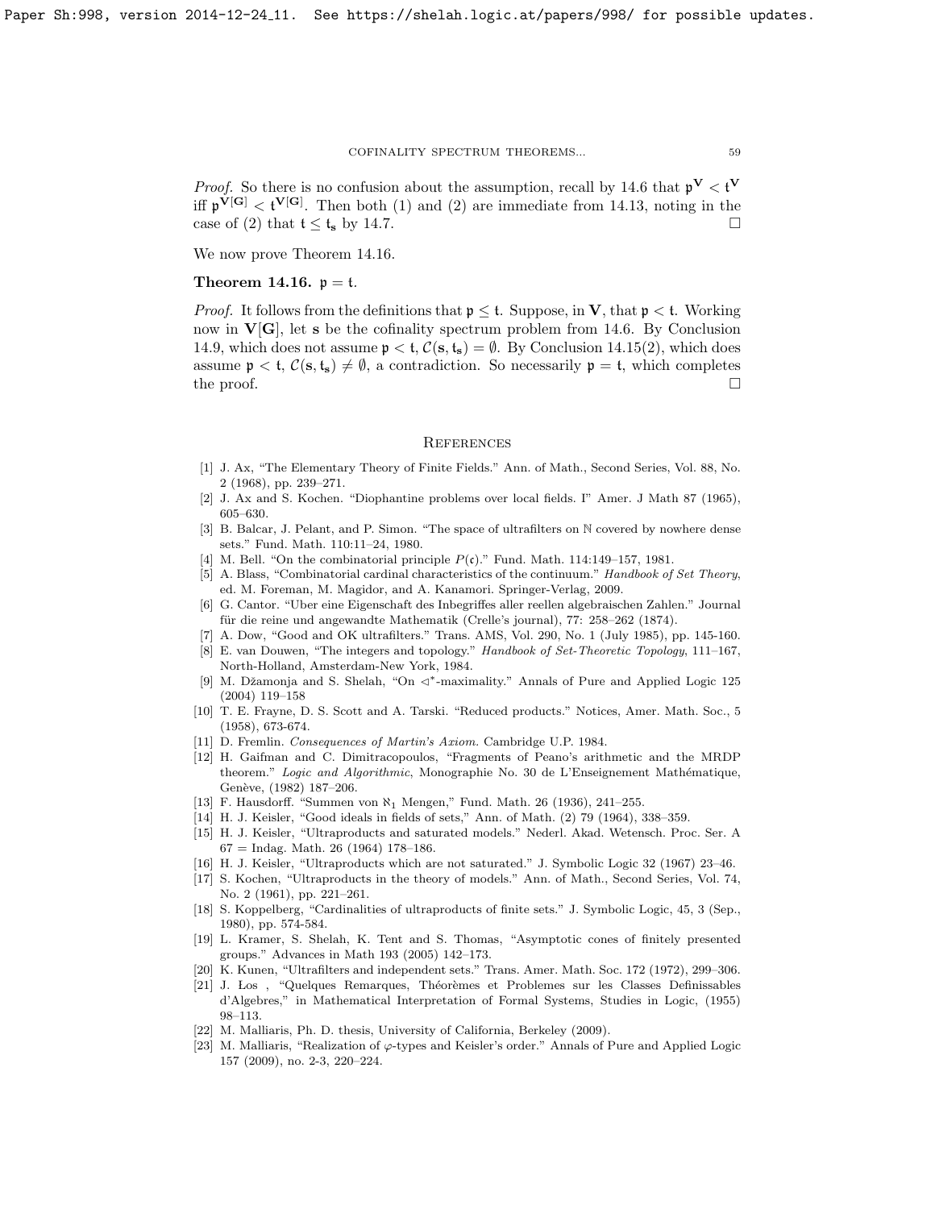*Proof.* So there is no confusion about the assumption, recall by 14.6 that $\mathfrak{p}^{\mathbf{V}} < \mathfrak{t}^{\mathbf{V}}$ iff $\mathfrak{p}^{\mathbf{V}[\mathbf{G}]} < \mathfrak{t}^{\mathbf{V}[\mathbf{G}]}$. Then both (1) and (2) are immediate from 14.13, noting in the case of (2) that $\mathfrak{t} \leq \mathfrak{t}_{\mathbf{s}}$ by 14.7. □

We now prove Theorem 14.16.

**Theorem 14.16.** $\mathfrak{p} = \mathfrak{t}$.

*Proof.* It follows from the definitions that $\mathfrak{p} \leq \mathfrak{t}$. Suppose, in $\mathbf{V}$, that $\mathfrak{p} < \mathfrak{t}$. Working now in $\mathbf{V}[\mathbf{G}]$, let $\mathbf{s}$ be the cofinality spectrum problem from 14.6. By Conclusion 14.9, which does not assume $\mathfrak{p} < \mathfrak{t}$, $\mathcal{C}(\mathbf{s}, \mathfrak{t}_{\mathbf{s}}) = \emptyset$. By Conclusion 14.15(2), which does assume $\mathfrak{p} < \mathfrak{t}$, $\mathcal{C}(\mathbf{s}, \mathfrak{t}_{\mathbf{s}}) \neq \emptyset$, a contradiction. So necessarily $\mathfrak{p} = \mathfrak{t}$, which completes the proof. □

## References

[1] J. Ax, "The Elementary Theory of Finite Fields." Ann. of Math., Second Series, Vol. 88, No. 2 (1968), pp. 239–271.

[2] J. Ax and S. Kochen. "Diophantine problems over local fields. I" Amer. J Math 87 (1965), 605–630.

[3] B. Balcar, J. Pelant, and P. Simon. "The space of ultrafilters on ℕ covered by nowhere dense sets." Fund. Math. 110:11–24, 1980.

[4] M. Bell. "On the combinatorial principle $P(\mathfrak{c})$." Fund. Math. 114:149–157, 1981.

[5] A. Blass, "Combinatorial cardinal characteristics of the continuum." *Handbook of Set Theory*, ed. M. Foreman, M. Magidor, and A. Kanamori. Springer-Verlag, 2009.

[6] G. Cantor. "Uber eine Eigenschaft des Inbegriffes aller reellen algebraischen Zahlen." Journal für die reine und angewandte Mathematik (Crelle's journal), 77: 258–262 (1874).

[7] A. Dow, "Good and OK ultrafilters." Trans. AMS, Vol. 290, No. 1 (July 1985), pp. 145-160.

[8] E. van Douwen, "The integers and topology." *Handbook of Set-Theoretic Topology*, 111–167, North-Holland, Amsterdam-New York, 1984.

[9] M. Džamonja and S. Shelah, "On $\triangleleft^*$-maximality." Annals of Pure and Applied Logic 125 (2004) 119–158

[10] T. E. Frayne, D. S. Scott and A. Tarski. "Reduced products." Notices, Amer. Math. Soc., 5 (1958), 673-674.

[11] D. Fremlin. *Consequences of Martin's Axiom.* Cambridge U.P. 1984.

[12] H. Gaifman and C. Dimitracopoulos, "Fragments of Peano's arithmetic and the MRDP theorem." *Logic and Algorithmic*, Monographie No. 30 de L'Enseignement Mathématique, Genève, (1982) 187–206.

[13] F. Hausdorff. "Summen von $\aleph_1$ Mengen," Fund. Math. 26 (1936), 241–255.

[14] H. J. Keisler, "Good ideals in fields of sets," Ann. of Math. (2) 79 (1964), 338–359.

[15] H. J. Keisler, "Ultraproducts and saturated models." Nederl. Akad. Wetensch. Proc. Ser. A 67 = Indag. Math. 26 (1964) 178–186.

[16] H. J. Keisler, "Ultraproducts which are not saturated." J. Symbolic Logic 32 (1967) 23–46.

[17] S. Kochen, "Ultraproducts in the theory of models." Ann. of Math., Second Series, Vol. 74, No. 2 (1961), pp. 221–261.

[18] S. Koppelberg, "Cardinalities of ultraproducts of finite sets." J. Symbolic Logic, 45, 3 (Sep., 1980), pp. 574-584.

[19] L. Kramer, S. Shelah, K. Tent and S. Thomas, "Asymptotic cones of finitely presented groups." Advances in Math 193 (2005) 142–173.

[20] K. Kunen, "Ultrafilters and independent sets." Trans. Amer. Math. Soc. 172 (1972), 299–306.

[21] J. Łos , "Quelques Remarques, Théorèmes et Problemes sur les Classes Definissables d'Algebres," in Mathematical Interpretation of Formal Systems, Studies in Logic, (1955) 98–113.

[22] M. Malliaris, Ph. D. thesis, University of California, Berkeley (2009).

[23] M. Malliaris, "Realization of $\varphi$-types and Keisler's order." Annals of Pure and Applied Logic 157 (2009), no. 2-3, 220–224.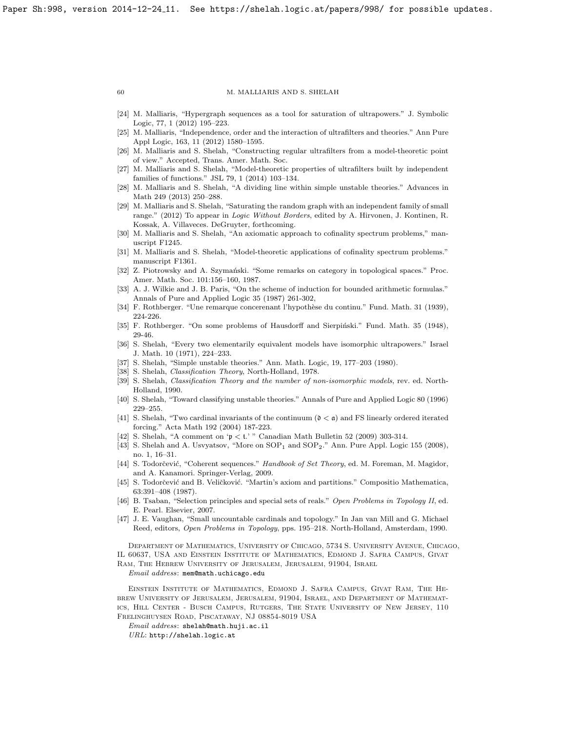[24] M. Malliaris, "Hypergraph sequences as a tool for saturation of ultrapowers." J. Symbolic Logic, 77, 1 (2012) 195–223.

[25] M. Malliaris, "Independence, order and the interaction of ultrafilters and theories." Ann Pure Appl Logic, 163, 11 (2012) 1580–1595.

[26] M. Malliaris and S. Shelah, "Constructing regular ultrafilters from a model-theoretic point of view." Accepted, Trans. Amer. Math. Soc.

[27] M. Malliaris and S. Shelah, "Model-theoretic properties of ultrafilters built by independent families of functions." JSL 79, 1 (2014) 103–134.

[28] M. Malliaris and S. Shelah, "A dividing line within simple unstable theories." Advances in Math 249 (2013) 250–288.

[29] M. Malliaris and S. Shelah, "Saturating the random graph with an independent family of small range." (2012) To appear in *Logic Without Borders*, edited by A. Hirvonen, J. Kontinen, R. Kossak, A. Villaveces. DeGruyter, forthcoming.

[30] M. Malliaris and S. Shelah, "An axiomatic approach to cofinality spectrum problems," manuscript F1245.

[31] M. Malliaris and S. Shelah, "Model-theoretic applications of cofinality spectrum problems." manuscript F1361.

[32] Z. Piotrowsky and A. Szymański. "Some remarks on category in topological spaces." Proc. Amer. Math. Soc. 101:156–160, 1987.

[33] A. J. Wilkie and J. B. Paris, "On the scheme of induction for bounded arithmetic formulas." Annals of Pure and Applied Logic 35 (1987) 261-302,

[34] F. Rothberger. "Une remarque concerenant l'hypothèse du continu." Fund. Math. 31 (1939), 224-226.

[35] F. Rothberger. "On some problems of Hausdorff and Sierpiński." Fund. Math. 35 (1948), 29-46.

[36] S. Shelah, "Every two elementarily equivalent models have isomorphic ultrapowers." Israel J. Math. 10 (1971), 224–233.

[37] S. Shelah, "Simple unstable theories." Ann. Math. Logic, 19, 177–203 (1980).

[38] S. Shelah, *Classification Theory*, North-Holland, 1978.

[39] S. Shelah, *Classification Theory and the number of non-isomorphic models*, rev. ed. North-Holland, 1990.

[40] S. Shelah, "Toward classifying unstable theories." Annals of Pure and Applied Logic 80 (1996) 229–255.

[41] S. Shelah, "Two cardinal invariants of the continuum ($\mathfrak{d} < \mathfrak{a}$) and FS linearly ordered iterated forcing." Acta Math 192 (2004) 187-223.

[42] S. Shelah, "A comment on '$\mathfrak{p} < \mathfrak{t}$.' " Canadian Math Bulletin 52 (2009) 303-314.

[43] S. Shelah and A. Usvyatsov, "More on $\mathrm{SOP}_1$ and $\mathrm{SOP}_2$." Ann. Pure Appl. Logic 155 (2008), no. 1, 16–31.

[44] S. Todorčević, "Coherent sequences." *Handbook of Set Theory*, ed. M. Foreman, M. Magidor, and A. Kanamori. Springer-Verlag, 2009.

[45] S. Todorčević and B. Veličković. "Martin's axiom and partitions." Compositio Mathematica, 63:391–408 (1987).

[46] B. Tsaban, "Selection principles and special sets of reals." *Open Problems in Topology II*, ed. E. Pearl. Elsevier, 2007.

[47] J. E. Vaughan, "Small uncountable cardinals and topology." In Jan van Mill and G. Michael Reed, editors, *Open Problems in Topology*, pps. 195–218. North-Holland, Amsterdam, 1990.

Department of Mathematics, University of Chicago, 5734 S. University Avenue, Chicago, IL 60637, USA and Einstein Institute of Mathematics, Edmond J. Safra Campus, Givat Ram, The Hebrew University of Jerusalem, Jerusalem, 91904, Israel

*Email address*: mem@math.uchicago.edu

Einstein Institute of Mathematics, Edmond J. Safra Campus, Givat Ram, The Hebrew University of Jerusalem, Jerusalem, 91904, Israel, and Department of Mathematics, Hill Center - Busch Campus, Rutgers, The State University of New Jersey, 110 Frelinghuysen Road, Piscataway, NJ 08854-8019 USA

*Email address*: shelah@math.huji.ac.il

*URL*: http://shelah.logic.at